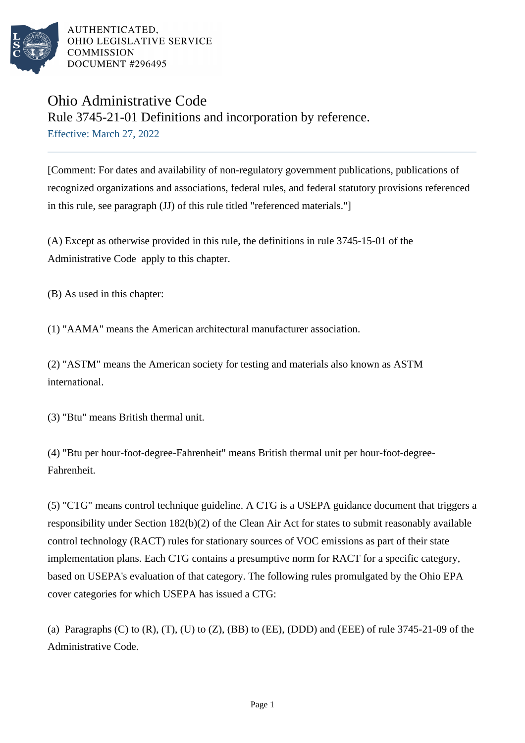AUTHENTICATED,
OHIO LEGISLATIVE SERVICE
COMMISSION
DOCUMENT #296495

# Ohio Administrative Code

## Rule 3745-21-01 Definitions and incorporation by reference.

Effective: March 27, 2022

[Comment: For dates and availability of non-regulatory government publications, publications of recognized organizations and associations, federal rules, and federal statutory provisions referenced in this rule, see paragraph (JJ) of this rule titled "referenced materials."]

(A) Except as otherwise provided in this rule, the definitions in rule 3745-15-01 of the Administrative Code apply to this chapter.

(B) As used in this chapter:

(1) "AAMA" means the American architectural manufacturer association.

(2) "ASTM" means the American society for testing and materials also known as ASTM international.

(3) "Btu" means British thermal unit.

(4) "Btu per hour-foot-degree-Fahrenheit" means British thermal unit per hour-foot-degree-Fahrenheit.

(5) "CTG" means control technique guideline. A CTG is a USEPA guidance document that triggers a responsibility under Section 182(b)(2) of the Clean Air Act for states to submit reasonably available control technology (RACT) rules for stationary sources of VOC emissions as part of their state implementation plans. Each CTG contains a presumptive norm for RACT for a specific category, based on USEPA's evaluation of that category. The following rules promulgated by the Ohio EPA cover categories for which USEPA has issued a CTG:

(a) Paragraphs (C) to (R), (T), (U) to (Z), (BB) to (EE), (DDD) and (EEE) of rule 3745-21-09 of the Administrative Code.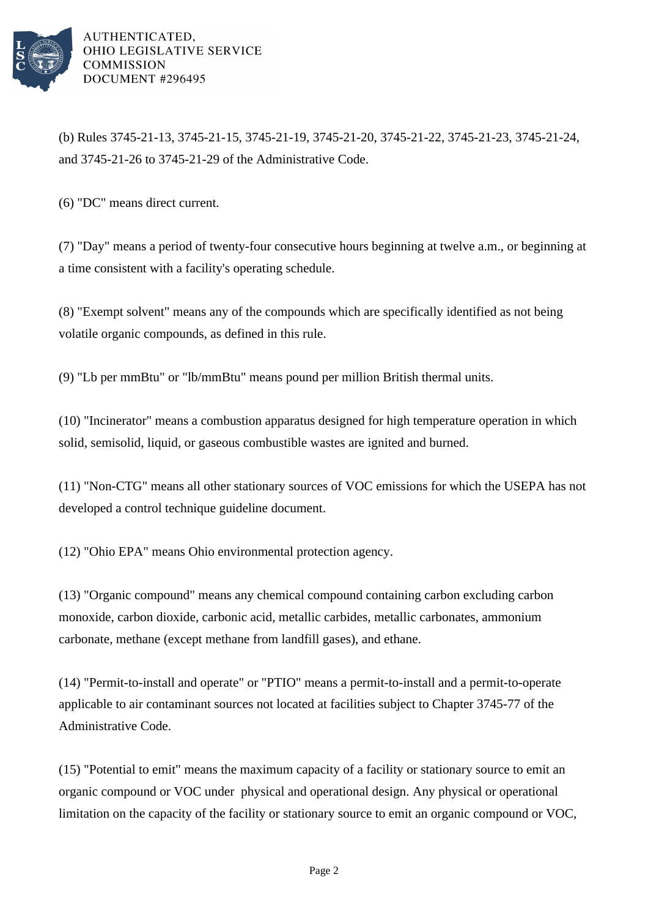(b) Rules 3745-21-13, 3745-21-15, 3745-21-19, 3745-21-20, 3745-21-22, 3745-21-23, 3745-21-24, and 3745-21-26 to 3745-21-29 of the Administrative Code.

(6) "DC" means direct current.

(7) "Day" means a period of twenty-four consecutive hours beginning at twelve a.m., or beginning at a time consistent with a facility's operating schedule.

(8) "Exempt solvent" means any of the compounds which are specifically identified as not being volatile organic compounds, as defined in this rule.

(9) "Lb per mmBtu" or "lb/mmBtu" means pound per million British thermal units.

(10) "Incinerator" means a combustion apparatus designed for high temperature operation in which solid, semisolid, liquid, or gaseous combustible wastes are ignited and burned.

(11) "Non-CTG" means all other stationary sources of VOC emissions for which the USEPA has not developed a control technique guideline document.

(12) "Ohio EPA" means Ohio environmental protection agency.

(13) "Organic compound" means any chemical compound containing carbon excluding carbon monoxide, carbon dioxide, carbonic acid, metallic carbides, metallic carbonates, ammonium carbonate, methane (except methane from landfill gases), and ethane.

(14) "Permit-to-install and operate" or "PTIO" means a permit-to-install and a permit-to-operate applicable to air contaminant sources not located at facilities subject to Chapter 3745-77 of the Administrative Code.

(15) "Potential to emit" means the maximum capacity of a facility or stationary source to emit an organic compound or VOC under physical and operational design. Any physical or operational limitation on the capacity of the facility or stationary source to emit an organic compound or VOC,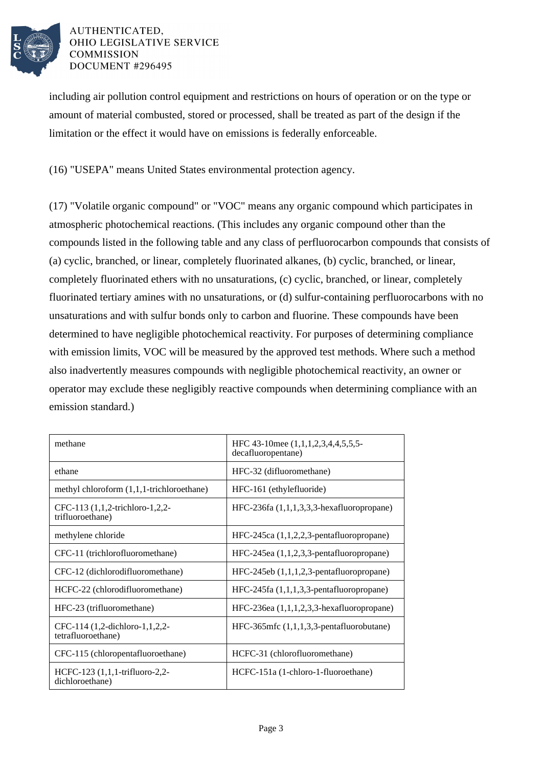including air pollution control equipment and restrictions on hours of operation or on the type or amount of material combusted, stored or processed, shall be treated as part of the design if the limitation or the effect it would have on emissions is federally enforceable.

(16) "USEPA" means United States environmental protection agency.

(17) "Volatile organic compound" or "VOC" means any organic compound which participates in atmospheric photochemical reactions. (This includes any organic compound other than the compounds listed in the following table and any class of perfluorocarbon compounds that consists of (a) cyclic, branched, or linear, completely fluorinated alkanes, (b) cyclic, branched, or linear, completely fluorinated ethers with no unsaturations, (c) cyclic, branched, or linear, completely fluorinated tertiary amines with no unsaturations, or (d) sulfur-containing perfluorocarbons with no unsaturations and with sulfur bonds only to carbon and fluorine. These compounds have been determined to have negligible photochemical reactivity. For purposes of determining compliance with emission limits, VOC will be measured by the approved test methods. Where such a method also inadvertently measures compounds with negligible photochemical reactivity, an owner or operator may exclude these negligibly reactive compounds when determining compliance with an emission standard.)

| | |
|---|---|
| methane | HFC 43-10mee (1,1,1,2,3,4,4,5,5,5-decafluoropentane) |
| ethane | HFC-32 (difluoromethane) |
| methyl chloroform (1,1,1-trichloroethane) | HFC-161 (ethylefluoride) |
| CFC-113 (1,1,2-trichloro-1,2,2-trifluoroethane) | HFC-236fa (1,1,1,3,3,3-hexafluoropropane) |
| methylene chloride | HFC-245ca (1,1,2,2,3-pentafluoropropane) |
| CFC-11 (trichlorofluoromethane) | HFC-245ea (1,1,2,3,3-pentafluoropropane) |
| CFC-12 (dichlorodifluoromethane) | HFC-245eb (1,1,1,2,3-pentafluoropropane) |
| HCFC-22 (chlorodifluoromethane) | HFC-245fa (1,1,1,3,3-pentafluoropropane) |
| HFC-23 (trifluoromethane) | HFC-236ea (1,1,1,2,3,3-hexafluoropropane) |
| CFC-114 (1,2-dichloro-1,1,2,2-tetrafluoroethane) | HFC-365mfc (1,1,1,3,3-pentafluorobutane) |
| CFC-115 (chloropentafluoroethane) | HCFC-31 (chlorofluoromethane) |
| HCFC-123 (1,1,1-trifluoro-2,2-dichloroethane) | HCFC-151a (1-chloro-1-fluoroethane) |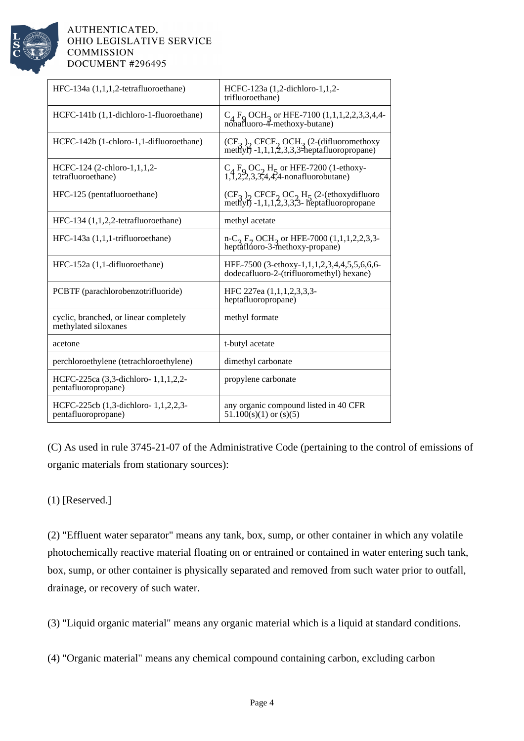| | |
|---|---|
| HFC-134a (1,1,1,2-tetrafluoroethane) | HCFC-123a (1,2-dichloro-1,1,2-trifluoroethane) |
| HCFC-141b (1,1-dichloro-1-fluoroethane) | $C_4F_9OCH_3$ or HFE-7100 (1,1,1,2,2,3,3,4,4-nonafluoro-4-methoxy-butane) |
| HCFC-142b (1-chloro-1,1-difluoroethane) | $(CF_3)_2CFCF_2OCH_3$ (2-(difluoromethoxy methyl) -1,1,1,2,3,3,3-heptafluoropropane) |
| HCFC-124 (2-chloro-1,1,1,2-tetrafluoroethane) | $C_4F_9OC_2H_5$ or HFE-7200 (1-ethoxy-1,1,2,2,3,3,4,4,4-nonafluorobutane) |
| HFC-125 (pentafluoroethane) | $(CF_3)_2CFCF_2OC_2H_5$ (2-(ethoxydifluoro methyl) -1,1,1,2,3,3,3- heptafluoropropane |
| HFC-134 (1,1,2,2-tetrafluoroethane) | methyl acetate |
| HFC-143a (1,1,1-trifluoroethane) | n-$C_3F_7OCH_3$ or HFE-7000 (1,1,1,2,2,3,3-heptafluoro-3-methoxy-propane) |
| HFC-152a (1,1-difluoroethane) | HFE-7500 (3-ethoxy-1,1,1,2,3,4,4,5,5,6,6,6-dodecafluoro-2-(trifluoromethyl) hexane) |
| PCBTF (parachlorobenzotrifluoride) | HFC 227ea (1,1,1,2,3,3,3-heptafluoropropane) |
| cyclic, branched, or linear completely methylated siloxanes | methyl formate |
| acetone | t-butyl acetate |
| perchloroethylene (tetrachloroethylene) | dimethyl carbonate |
| HCFC-225ca (3,3-dichloro- 1,1,1,2,2-pentafluoropropane) | propylene carbonate |
| HCFC-225cb (1,3-dichloro- 1,1,2,2,3-pentafluoropropane) | any organic compound listed in 40 CFR 51.100(s)(1) or (s)(5) |

(C) As used in rule 3745-21-07 of the Administrative Code (pertaining to the control of emissions of organic materials from stationary sources):

(1) [Reserved.]

(2) "Effluent water separator" means any tank, box, sump, or other container in which any volatile photochemically reactive material floating on or entrained or contained in water entering such tank, box, sump, or other container is physically separated and removed from such water prior to outfall, drainage, or recovery of such water.

(3) "Liquid organic material" means any organic material which is a liquid at standard conditions.

(4) "Organic material" means any chemical compound containing carbon, excluding carbon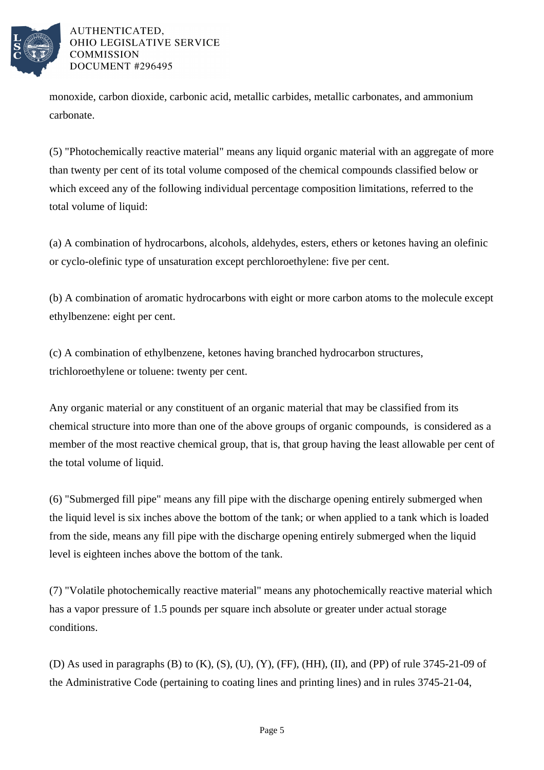monoxide, carbon dioxide, carbonic acid, metallic carbides, metallic carbonates, and ammonium carbonate.

(5) "Photochemically reactive material" means any liquid organic material with an aggregate of more than twenty per cent of its total volume composed of the chemical compounds classified below or which exceed any of the following individual percentage composition limitations, referred to the total volume of liquid:

(a) A combination of hydrocarbons, alcohols, aldehydes, esters, ethers or ketones having an olefinic or cyclo-olefinic type of unsaturation except perchloroethylene: five per cent.

(b) A combination of aromatic hydrocarbons with eight or more carbon atoms to the molecule except ethylbenzene: eight per cent.

(c) A combination of ethylbenzene, ketones having branched hydrocarbon structures, trichloroethylene or toluene: twenty per cent.

Any organic material or any constituent of an organic material that may be classified from its chemical structure into more than one of the above groups of organic compounds, is considered as a member of the most reactive chemical group, that is, that group having the least allowable per cent of the total volume of liquid.

(6) "Submerged fill pipe" means any fill pipe with the discharge opening entirely submerged when the liquid level is six inches above the bottom of the tank; or when applied to a tank which is loaded from the side, means any fill pipe with the discharge opening entirely submerged when the liquid level is eighteen inches above the bottom of the tank.

(7) "Volatile photochemically reactive material" means any photochemically reactive material which has a vapor pressure of 1.5 pounds per square inch absolute or greater under actual storage conditions.

(D) As used in paragraphs (B) to (K), (S), (U), (Y), (FF), (HH), (II), and (PP) of rule 3745-21-09 of the Administrative Code (pertaining to coating lines and printing lines) and in rules 3745-21-04,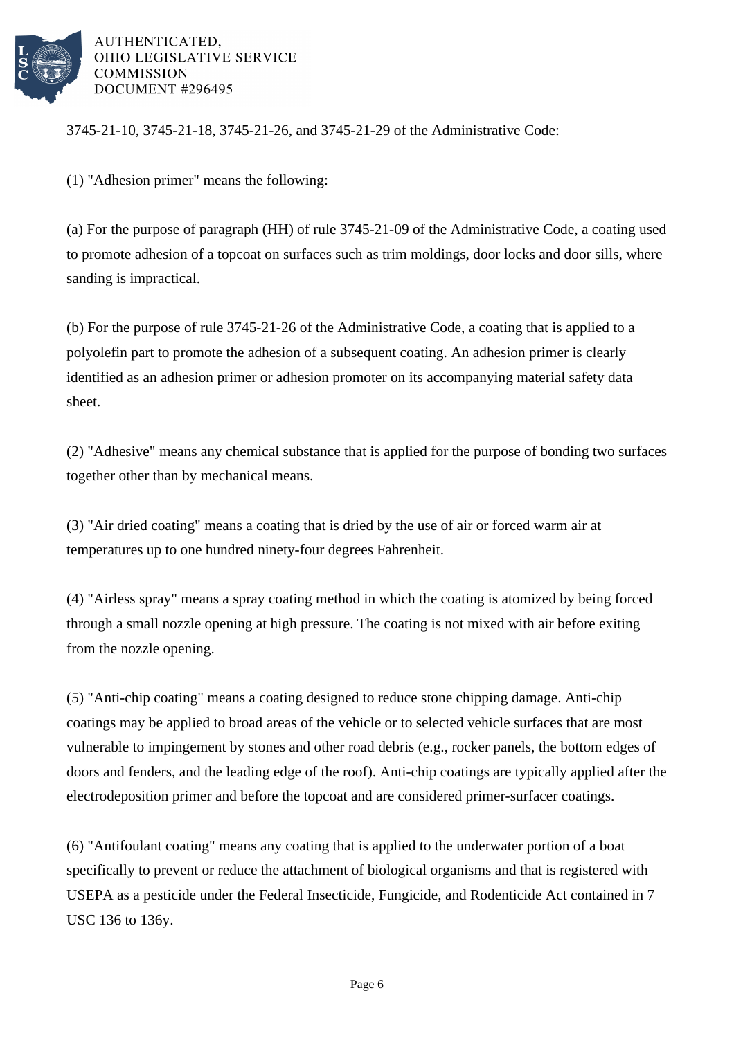3745-21-10, 3745-21-18, 3745-21-26, and 3745-21-29 of the Administrative Code:

(1) "Adhesion primer" means the following:

(a) For the purpose of paragraph (HH) of rule 3745-21-09 of the Administrative Code, a coating used to promote adhesion of a topcoat on surfaces such as trim moldings, door locks and door sills, where sanding is impractical.

(b) For the purpose of rule 3745-21-26 of the Administrative Code, a coating that is applied to a polyolefin part to promote the adhesion of a subsequent coating. An adhesion primer is clearly identified as an adhesion primer or adhesion promoter on its accompanying material safety data sheet.

(2) "Adhesive" means any chemical substance that is applied for the purpose of bonding two surfaces together other than by mechanical means.

(3) "Air dried coating" means a coating that is dried by the use of air or forced warm air at temperatures up to one hundred ninety-four degrees Fahrenheit.

(4) "Airless spray" means a spray coating method in which the coating is atomized by being forced through a small nozzle opening at high pressure. The coating is not mixed with air before exiting from the nozzle opening.

(5) "Anti-chip coating" means a coating designed to reduce stone chipping damage. Anti-chip coatings may be applied to broad areas of the vehicle or to selected vehicle surfaces that are most vulnerable to impingement by stones and other road debris (e.g., rocker panels, the bottom edges of doors and fenders, and the leading edge of the roof). Anti-chip coatings are typically applied after the electrodeposition primer and before the topcoat and are considered primer-surfacer coatings.

(6) "Antifoulant coating" means any coating that is applied to the underwater portion of a boat specifically to prevent or reduce the attachment of biological organisms and that is registered with USEPA as a pesticide under the Federal Insecticide, Fungicide, and Rodenticide Act contained in 7 USC 136 to 136y.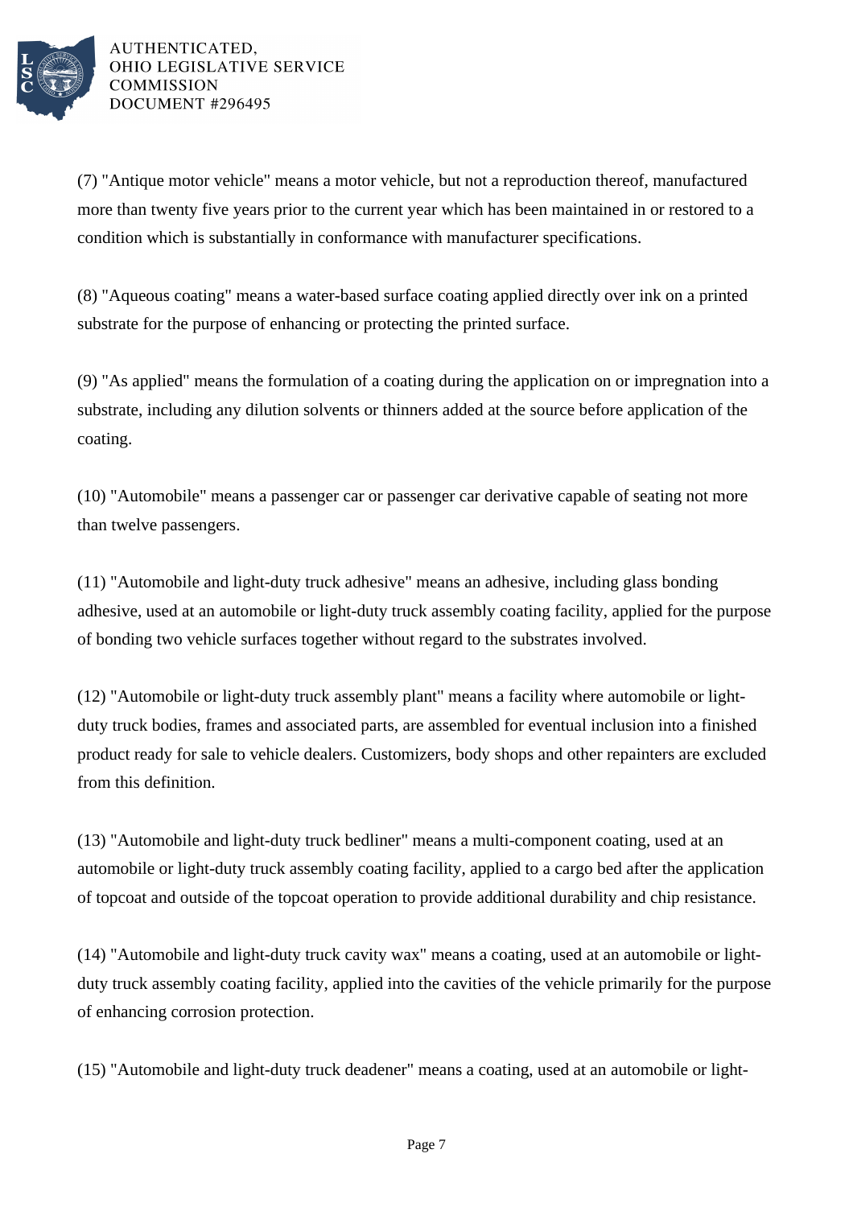(7) "Antique motor vehicle" means a motor vehicle, but not a reproduction thereof, manufactured more than twenty five years prior to the current year which has been maintained in or restored to a condition which is substantially in conformance with manufacturer specifications.

(8) "Aqueous coating" means a water-based surface coating applied directly over ink on a printed substrate for the purpose of enhancing or protecting the printed surface.

(9) "As applied" means the formulation of a coating during the application on or impregnation into a substrate, including any dilution solvents or thinners added at the source before application of the coating.

(10) "Automobile" means a passenger car or passenger car derivative capable of seating not more than twelve passengers.

(11) "Automobile and light-duty truck adhesive" means an adhesive, including glass bonding adhesive, used at an automobile or light-duty truck assembly coating facility, applied for the purpose of bonding two vehicle surfaces together without regard to the substrates involved.

(12) "Automobile or light-duty truck assembly plant" means a facility where automobile or light-duty truck bodies, frames and associated parts, are assembled for eventual inclusion into a finished product ready for sale to vehicle dealers. Customizers, body shops and other repainters are excluded from this definition.

(13) "Automobile and light-duty truck bedliner" means a multi-component coating, used at an automobile or light-duty truck assembly coating facility, applied to a cargo bed after the application of topcoat and outside of the topcoat operation to provide additional durability and chip resistance.

(14) "Automobile and light-duty truck cavity wax" means a coating, used at an automobile or light-duty truck assembly coating facility, applied into the cavities of the vehicle primarily for the purpose of enhancing corrosion protection.

(15) "Automobile and light-duty truck deadener" means a coating, used at an automobile or light-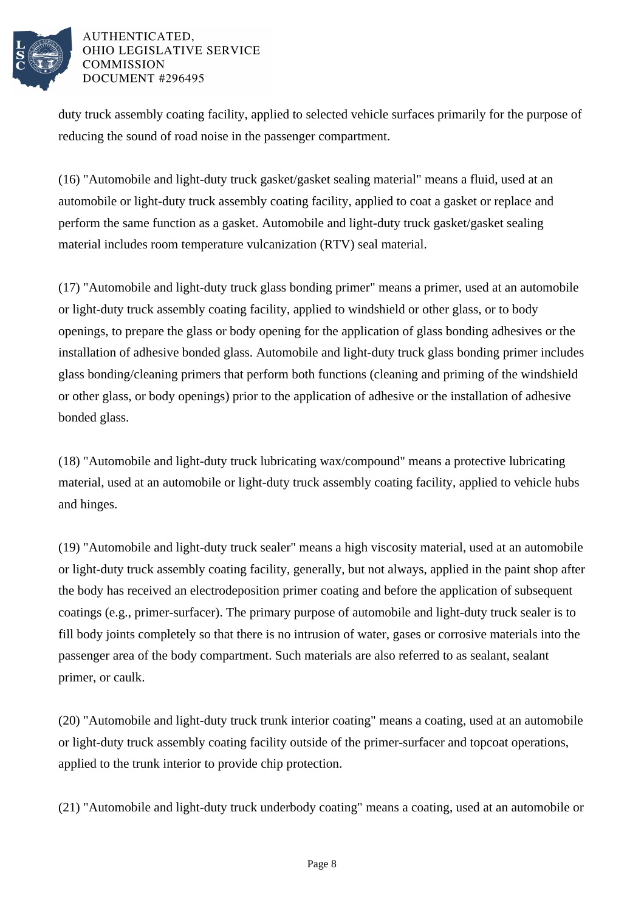duty truck assembly coating facility, applied to selected vehicle surfaces primarily for the purpose of reducing the sound of road noise in the passenger compartment.

(16) "Automobile and light-duty truck gasket/gasket sealing material" means a fluid, used at an automobile or light-duty truck assembly coating facility, applied to coat a gasket or replace and perform the same function as a gasket. Automobile and light-duty truck gasket/gasket sealing material includes room temperature vulcanization (RTV) seal material.

(17) "Automobile and light-duty truck glass bonding primer" means a primer, used at an automobile or light-duty truck assembly coating facility, applied to windshield or other glass, or to body openings, to prepare the glass or body opening for the application of glass bonding adhesives or the installation of adhesive bonded glass. Automobile and light-duty truck glass bonding primer includes glass bonding/cleaning primers that perform both functions (cleaning and priming of the windshield or other glass, or body openings) prior to the application of adhesive or the installation of adhesive bonded glass.

(18) "Automobile and light-duty truck lubricating wax/compound" means a protective lubricating material, used at an automobile or light-duty truck assembly coating facility, applied to vehicle hubs and hinges.

(19) "Automobile and light-duty truck sealer" means a high viscosity material, used at an automobile or light-duty truck assembly coating facility, generally, but not always, applied in the paint shop after the body has received an electrodeposition primer coating and before the application of subsequent coatings (e.g., primer-surfacer). The primary purpose of automobile and light-duty truck sealer is to fill body joints completely so that there is no intrusion of water, gases or corrosive materials into the passenger area of the body compartment. Such materials are also referred to as sealant, sealant primer, or caulk.

(20) "Automobile and light-duty truck trunk interior coating" means a coating, used at an automobile or light-duty truck assembly coating facility outside of the primer-surfacer and topcoat operations, applied to the trunk interior to provide chip protection.

(21) "Automobile and light-duty truck underbody coating" means a coating, used at an automobile or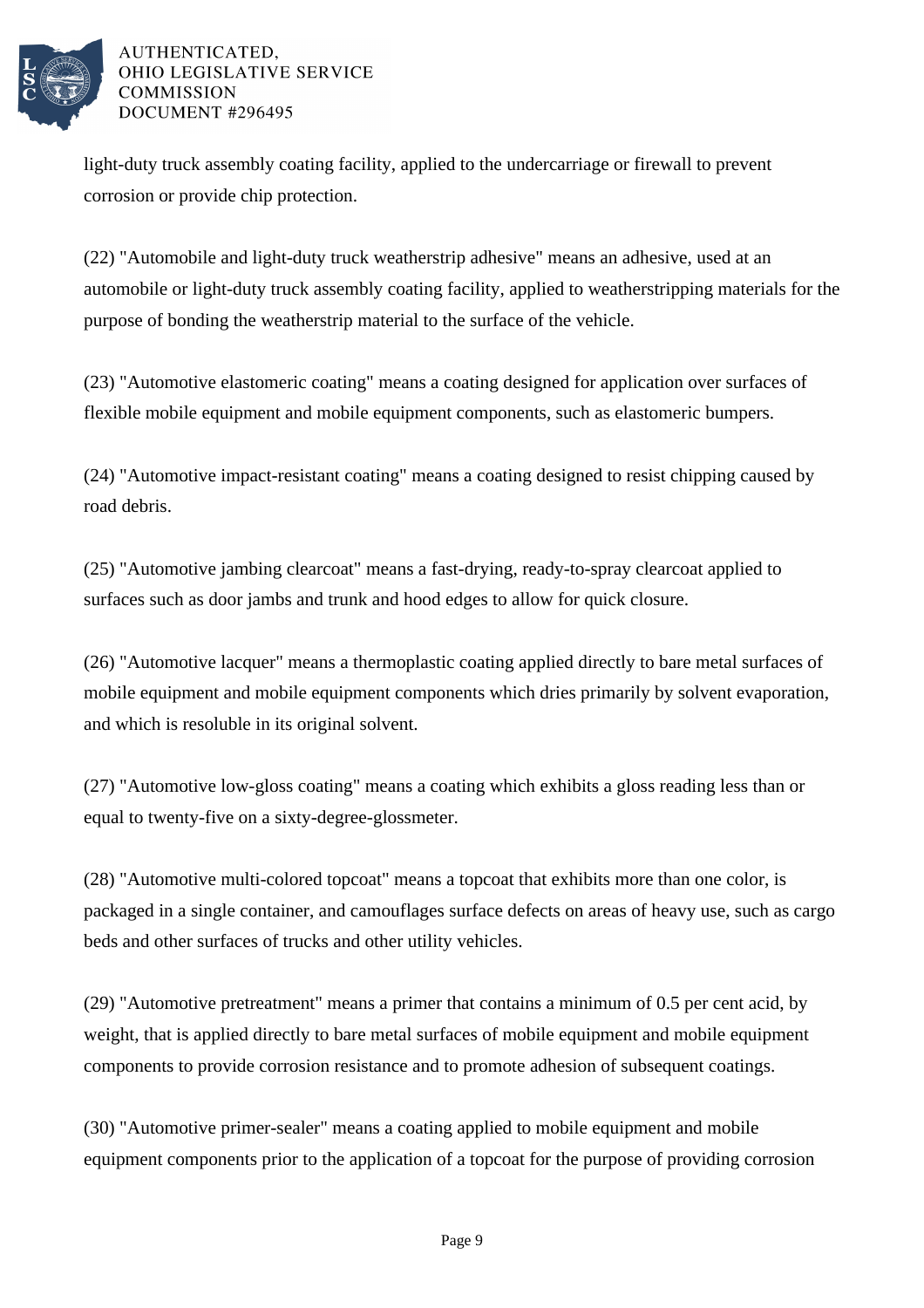light-duty truck assembly coating facility, applied to the undercarriage or firewall to prevent corrosion or provide chip protection.

(22) "Automobile and light-duty truck weatherstrip adhesive" means an adhesive, used at an automobile or light-duty truck assembly coating facility, applied to weatherstripping materials for the purpose of bonding the weatherstrip material to the surface of the vehicle.

(23) "Automotive elastomeric coating" means a coating designed for application over surfaces of flexible mobile equipment and mobile equipment components, such as elastomeric bumpers.

(24) "Automotive impact-resistant coating" means a coating designed to resist chipping caused by road debris.

(25) "Automotive jambing clearcoat" means a fast-drying, ready-to-spray clearcoat applied to surfaces such as door jambs and trunk and hood edges to allow for quick closure.

(26) "Automotive lacquer" means a thermoplastic coating applied directly to bare metal surfaces of mobile equipment and mobile equipment components which dries primarily by solvent evaporation, and which is resoluble in its original solvent.

(27) "Automotive low-gloss coating" means a coating which exhibits a gloss reading less than or equal to twenty-five on a sixty-degree-glossmeter.

(28) "Automotive multi-colored topcoat" means a topcoat that exhibits more than one color, is packaged in a single container, and camouflages surface defects on areas of heavy use, such as cargo beds and other surfaces of trucks and other utility vehicles.

(29) "Automotive pretreatment" means a primer that contains a minimum of 0.5 per cent acid, by weight, that is applied directly to bare metal surfaces of mobile equipment and mobile equipment components to provide corrosion resistance and to promote adhesion of subsequent coatings.

(30) "Automotive primer-sealer" means a coating applied to mobile equipment and mobile equipment components prior to the application of a topcoat for the purpose of providing corrosion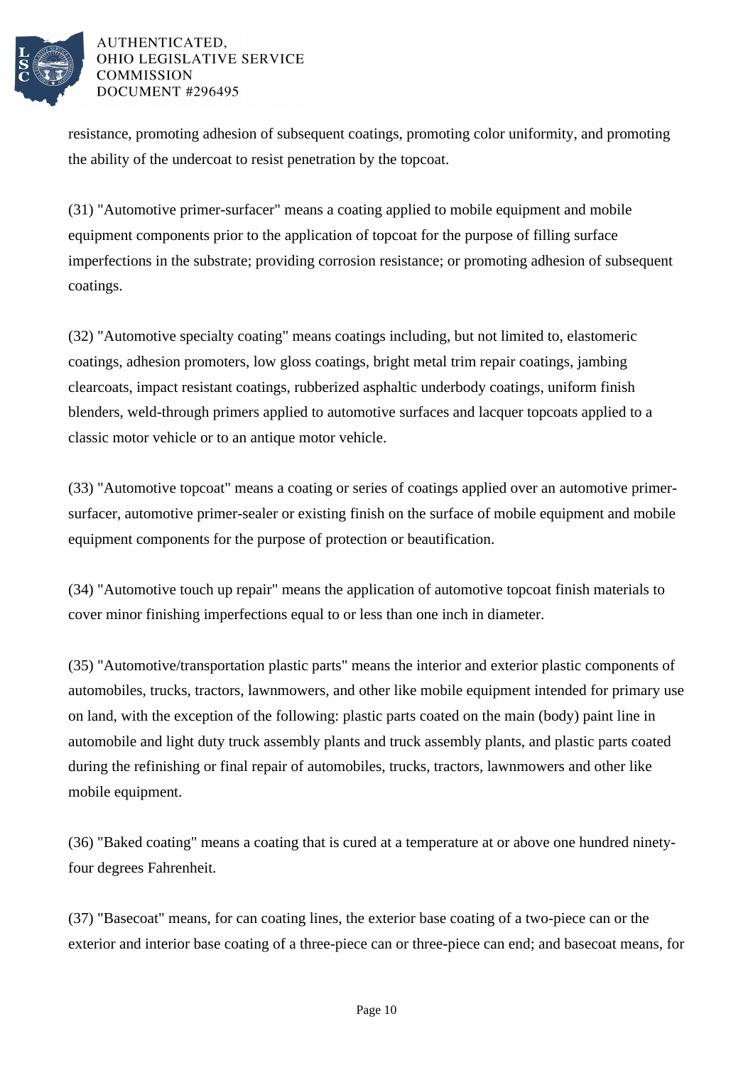resistance, promoting adhesion of subsequent coatings, promoting color uniformity, and promoting the ability of the undercoat to resist penetration by the topcoat.

(31) "Automotive primer-surfacer" means a coating applied to mobile equipment and mobile equipment components prior to the application of topcoat for the purpose of filling surface imperfections in the substrate; providing corrosion resistance; or promoting adhesion of subsequent coatings.

(32) "Automotive specialty coating" means coatings including, but not limited to, elastomeric coatings, adhesion promoters, low gloss coatings, bright metal trim repair coatings, jambing clearcoats, impact resistant coatings, rubberized asphaltic underbody coatings, uniform finish blenders, weld-through primers applied to automotive surfaces and lacquer topcoats applied to a classic motor vehicle or to an antique motor vehicle.

(33) "Automotive topcoat" means a coating or series of coatings applied over an automotive primer-surfacer, automotive primer-sealer or existing finish on the surface of mobile equipment and mobile equipment components for the purpose of protection or beautification.

(34) "Automotive touch up repair" means the application of automotive topcoat finish materials to cover minor finishing imperfections equal to or less than one inch in diameter.

(35) "Automotive/transportation plastic parts" means the interior and exterior plastic components of automobiles, trucks, tractors, lawnmowers, and other like mobile equipment intended for primary use on land, with the exception of the following: plastic parts coated on the main (body) paint line in automobile and light duty truck assembly plants and truck assembly plants, and plastic parts coated during the refinishing or final repair of automobiles, trucks, tractors, lawnmowers and other like mobile equipment.

(36) "Baked coating" means a coating that is cured at a temperature at or above one hundred ninety-four degrees Fahrenheit.

(37) "Basecoat" means, for can coating lines, the exterior base coating of a two-piece can or the exterior and interior base coating of a three-piece can or three-piece can end; and basecoat means, for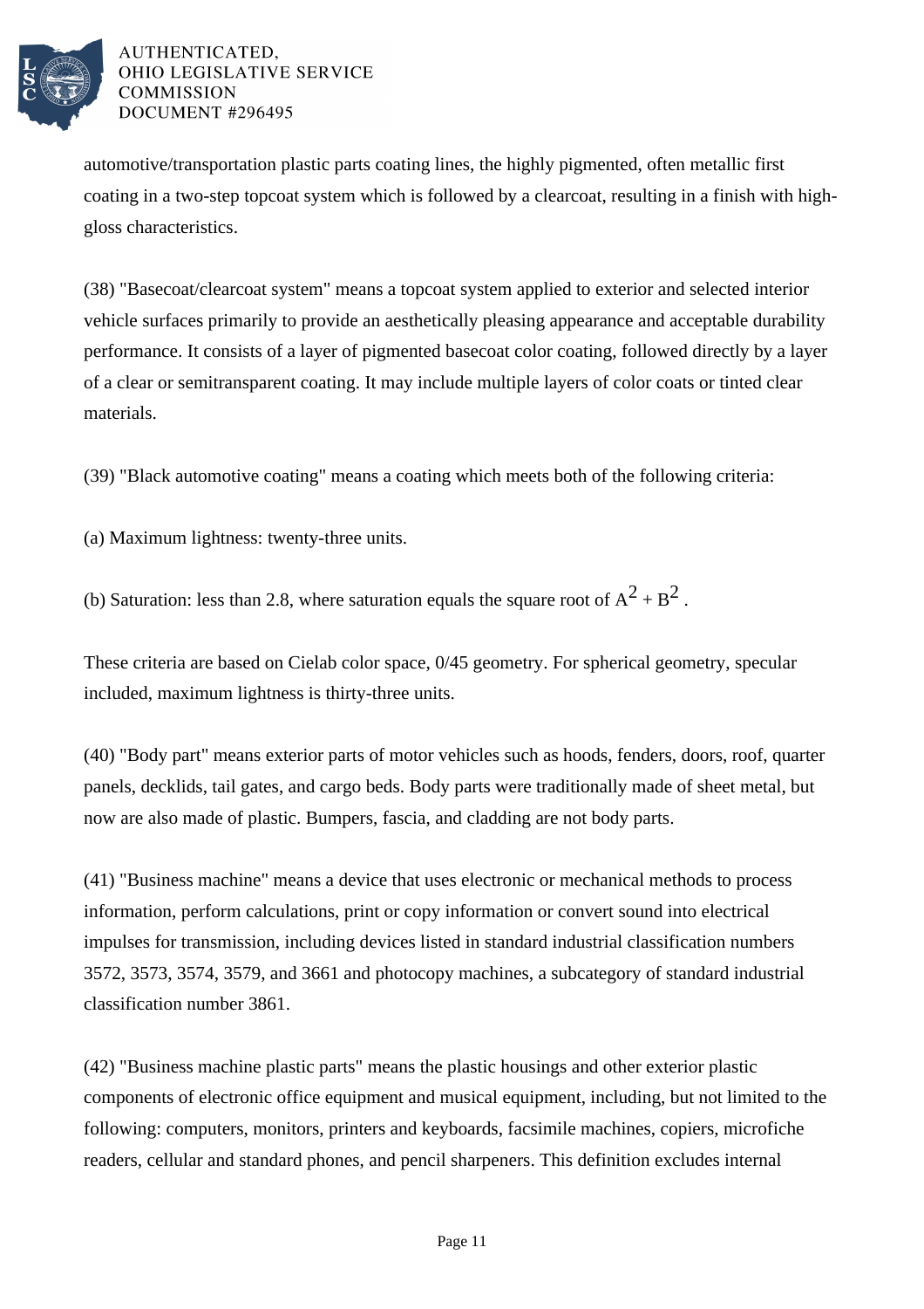automotive/transportation plastic parts coating lines, the highly pigmented, often metallic first coating in a two-step topcoat system which is followed by a clearcoat, resulting in a finish with high-gloss characteristics.

(38) "Basecoat/clearcoat system" means a topcoat system applied to exterior and selected interior vehicle surfaces primarily to provide an aesthetically pleasing appearance and acceptable durability performance. It consists of a layer of pigmented basecoat color coating, followed directly by a layer of a clear or semitransparent coating. It may include multiple layers of color coats or tinted clear materials.

(39) "Black automotive coating" means a coating which meets both of the following criteria:

(a) Maximum lightness: twenty-three units.

(b) Saturation: less than 2.8, where saturation equals the square root of $A^2 + B^2$ .

These criteria are based on Cielab color space, 0/45 geometry. For spherical geometry, specular included, maximum lightness is thirty-three units.

(40) "Body part" means exterior parts of motor vehicles such as hoods, fenders, doors, roof, quarter panels, decklids, tail gates, and cargo beds. Body parts were traditionally made of sheet metal, but now are also made of plastic. Bumpers, fascia, and cladding are not body parts.

(41) "Business machine" means a device that uses electronic or mechanical methods to process information, perform calculations, print or copy information or convert sound into electrical impulses for transmission, including devices listed in standard industrial classification numbers 3572, 3573, 3574, 3579, and 3661 and photocopy machines, a subcategory of standard industrial classification number 3861.

(42) "Business machine plastic parts" means the plastic housings and other exterior plastic components of electronic office equipment and musical equipment, including, but not limited to the following: computers, monitors, printers and keyboards, facsimile machines, copiers, microfiche readers, cellular and standard phones, and pencil sharpeners. This definition excludes internal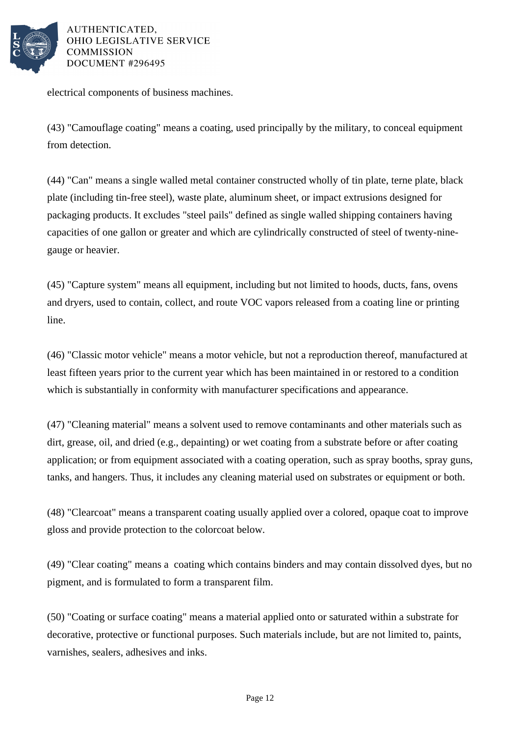electrical components of business machines.

(43) "Camouflage coating" means a coating, used principally by the military, to conceal equipment from detection.

(44) "Can" means a single walled metal container constructed wholly of tin plate, terne plate, black plate (including tin-free steel), waste plate, aluminum sheet, or impact extrusions designed for packaging products. It excludes "steel pails" defined as single walled shipping containers having capacities of one gallon or greater and which are cylindrically constructed of steel of twenty-nine-gauge or heavier.

(45) "Capture system" means all equipment, including but not limited to hoods, ducts, fans, ovens and dryers, used to contain, collect, and route VOC vapors released from a coating line or printing line.

(46) "Classic motor vehicle" means a motor vehicle, but not a reproduction thereof, manufactured at least fifteen years prior to the current year which has been maintained in or restored to a condition which is substantially in conformity with manufacturer specifications and appearance.

(47) "Cleaning material" means a solvent used to remove contaminants and other materials such as dirt, grease, oil, and dried (e.g., depainting) or wet coating from a substrate before or after coating application; or from equipment associated with a coating operation, such as spray booths, spray guns, tanks, and hangers. Thus, it includes any cleaning material used on substrates or equipment or both.

(48) "Clearcoat" means a transparent coating usually applied over a colored, opaque coat to improve gloss and provide protection to the colorcoat below.

(49) "Clear coating" means a coating which contains binders and may contain dissolved dyes, but no pigment, and is formulated to form a transparent film.

(50) "Coating or surface coating" means a material applied onto or saturated within a substrate for decorative, protective or functional purposes. Such materials include, but are not limited to, paints, varnishes, sealers, adhesives and inks.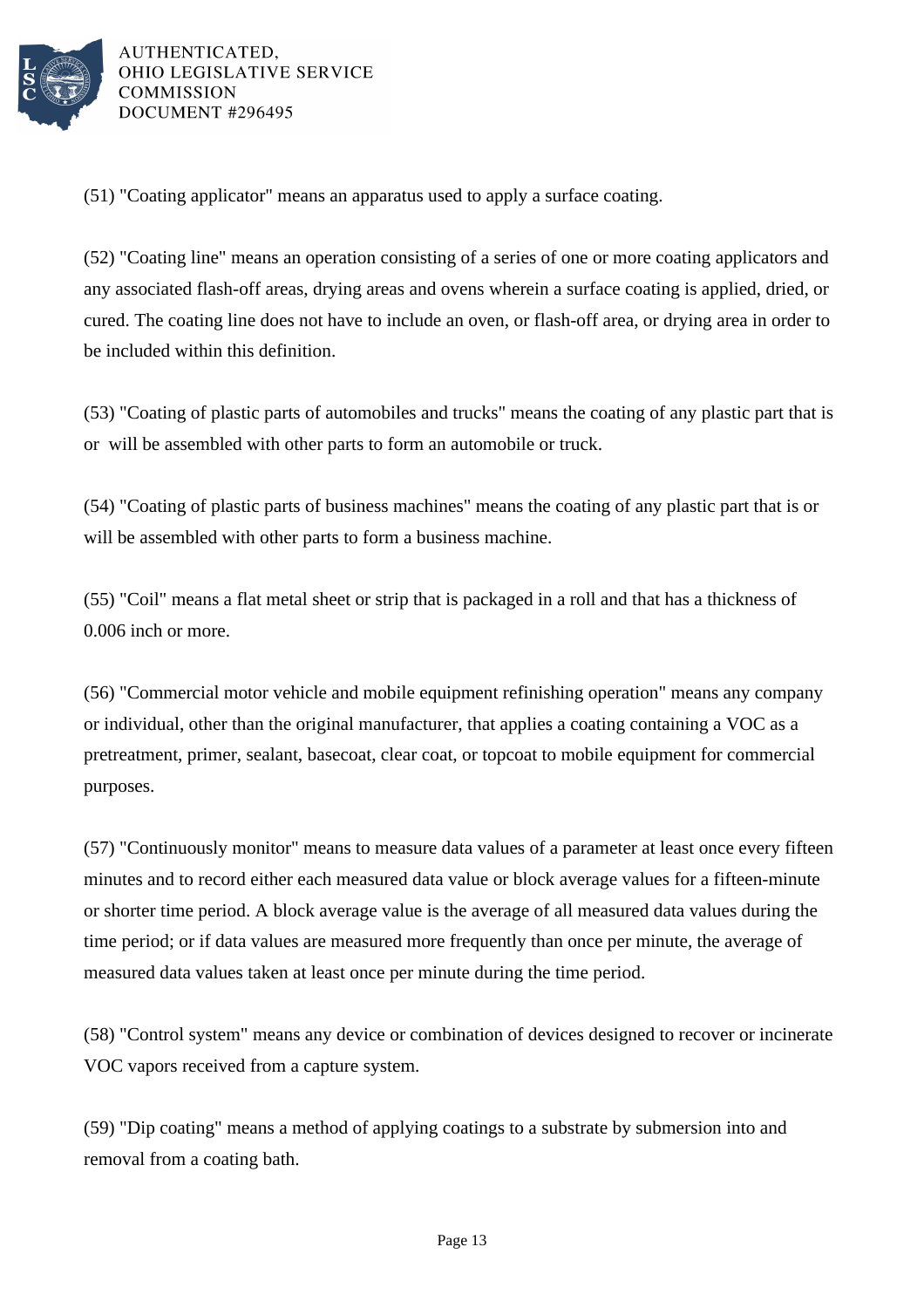(51) "Coating applicator" means an apparatus used to apply a surface coating.

(52) "Coating line" means an operation consisting of a series of one or more coating applicators and any associated flash-off areas, drying areas and ovens wherein a surface coating is applied, dried, or cured. The coating line does not have to include an oven, or flash-off area, or drying area in order to be included within this definition.

(53) "Coating of plastic parts of automobiles and trucks" means the coating of any plastic part that is or will be assembled with other parts to form an automobile or truck.

(54) "Coating of plastic parts of business machines" means the coating of any plastic part that is or will be assembled with other parts to form a business machine.

(55) "Coil" means a flat metal sheet or strip that is packaged in a roll and that has a thickness of 0.006 inch or more.

(56) "Commercial motor vehicle and mobile equipment refinishing operation" means any company or individual, other than the original manufacturer, that applies a coating containing a VOC as a pretreatment, primer, sealant, basecoat, clear coat, or topcoat to mobile equipment for commercial purposes.

(57) "Continuously monitor" means to measure data values of a parameter at least once every fifteen minutes and to record either each measured data value or block average values for a fifteen-minute or shorter time period. A block average value is the average of all measured data values during the time period; or if data values are measured more frequently than once per minute, the average of measured data values taken at least once per minute during the time period.

(58) "Control system" means any device or combination of devices designed to recover or incinerate VOC vapors received from a capture system.

(59) "Dip coating" means a method of applying coatings to a substrate by submersion into and removal from a coating bath.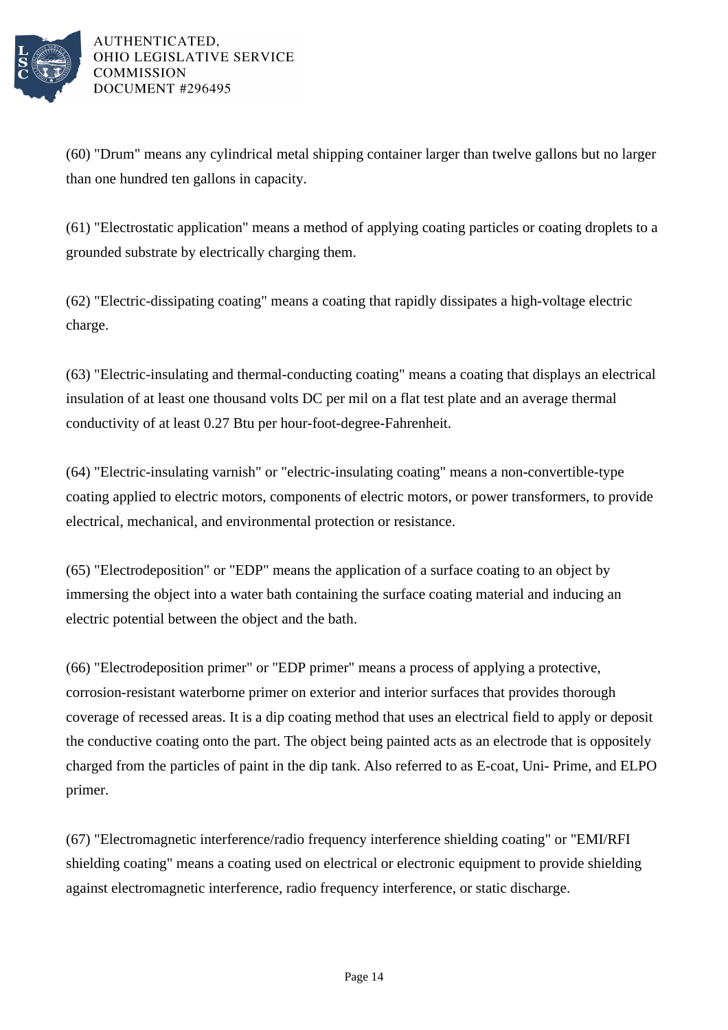(60) "Drum" means any cylindrical metal shipping container larger than twelve gallons but no larger than one hundred ten gallons in capacity.

(61) "Electrostatic application" means a method of applying coating particles or coating droplets to a grounded substrate by electrically charging them.

(62) "Electric-dissipating coating" means a coating that rapidly dissipates a high-voltage electric charge.

(63) "Electric-insulating and thermal-conducting coating" means a coating that displays an electrical insulation of at least one thousand volts DC per mil on a flat test plate and an average thermal conductivity of at least 0.27 Btu per hour-foot-degree-Fahrenheit.

(64) "Electric-insulating varnish" or "electric-insulating coating" means a non-convertible-type coating applied to electric motors, components of electric motors, or power transformers, to provide electrical, mechanical, and environmental protection or resistance.

(65) "Electrodeposition" or "EDP" means the application of a surface coating to an object by immersing the object into a water bath containing the surface coating material and inducing an electric potential between the object and the bath.

(66) "Electrodeposition primer" or "EDP primer" means a process of applying a protective, corrosion-resistant waterborne primer on exterior and interior surfaces that provides thorough coverage of recessed areas. It is a dip coating method that uses an electrical field to apply or deposit the conductive coating onto the part. The object being painted acts as an electrode that is oppositely charged from the particles of paint in the dip tank. Also referred to as E-coat, Uni- Prime, and ELPO primer.

(67) "Electromagnetic interference/radio frequency interference shielding coating" or "EMI/RFI shielding coating" means a coating used on electrical or electronic equipment to provide shielding against electromagnetic interference, radio frequency interference, or static discharge.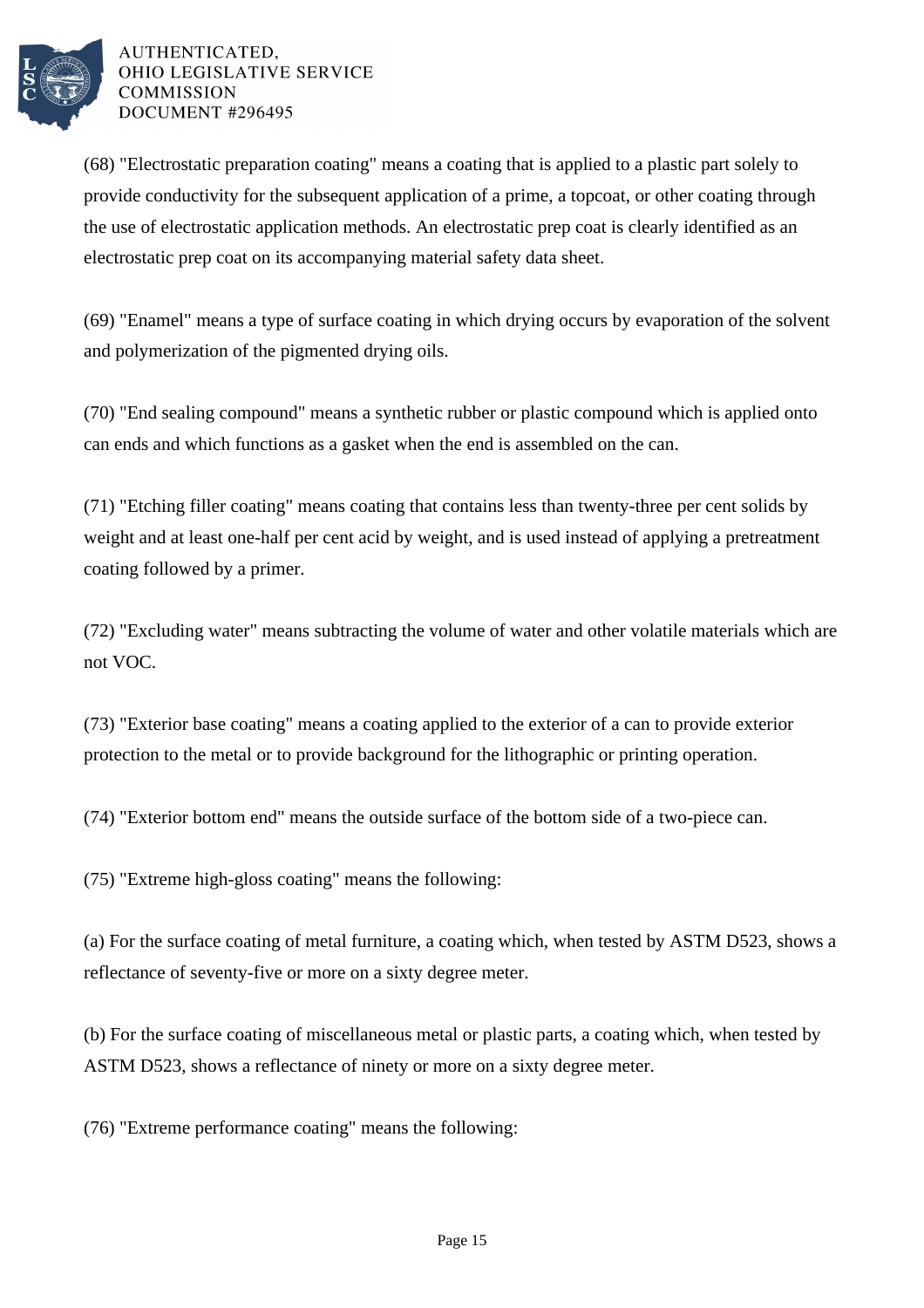(68) "Electrostatic preparation coating" means a coating that is applied to a plastic part solely to provide conductivity for the subsequent application of a prime, a topcoat, or other coating through the use of electrostatic application methods. An electrostatic prep coat is clearly identified as an electrostatic prep coat on its accompanying material safety data sheet.

(69) "Enamel" means a type of surface coating in which drying occurs by evaporation of the solvent and polymerization of the pigmented drying oils.

(70) "End sealing compound" means a synthetic rubber or plastic compound which is applied onto can ends and which functions as a gasket when the end is assembled on the can.

(71) "Etching filler coating" means coating that contains less than twenty-three per cent solids by weight and at least one-half per cent acid by weight, and is used instead of applying a pretreatment coating followed by a primer.

(72) "Excluding water" means subtracting the volume of water and other volatile materials which are not VOC.

(73) "Exterior base coating" means a coating applied to the exterior of a can to provide exterior protection to the metal or to provide background for the lithographic or printing operation.

(74) "Exterior bottom end" means the outside surface of the bottom side of a two-piece can.

(75) "Extreme high-gloss coating" means the following:

(a) For the surface coating of metal furniture, a coating which, when tested by ASTM D523, shows a reflectance of seventy-five or more on a sixty degree meter.

(b) For the surface coating of miscellaneous metal or plastic parts, a coating which, when tested by ASTM D523, shows a reflectance of ninety or more on a sixty degree meter.

(76) "Extreme performance coating" means the following: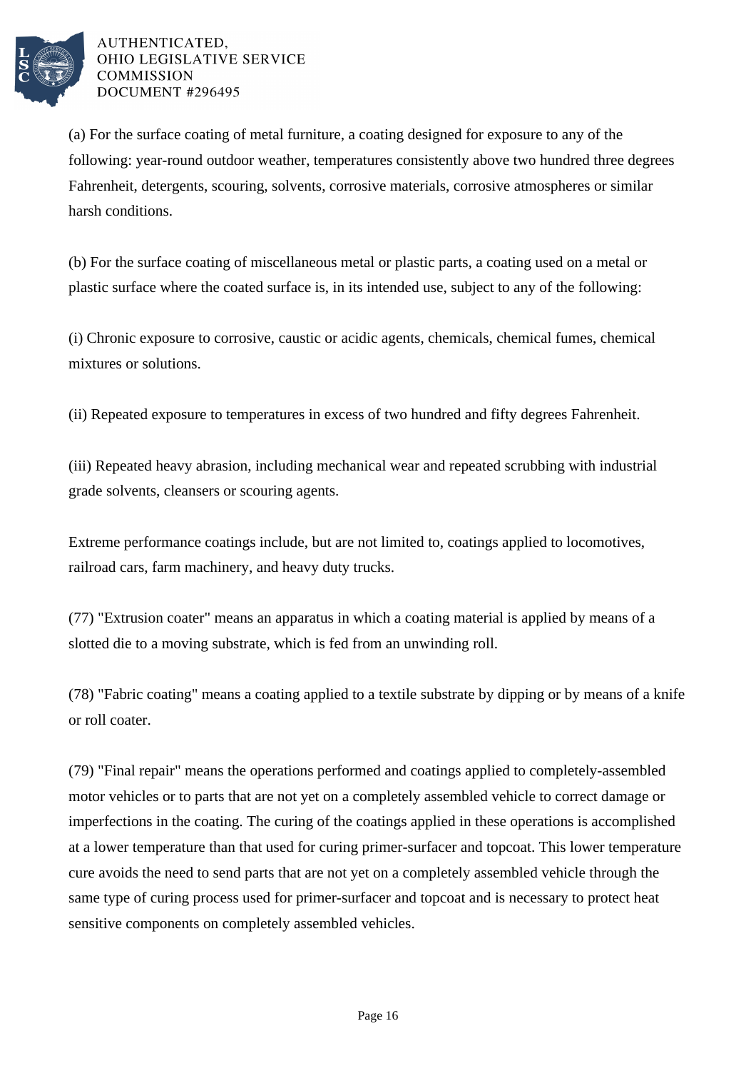(a) For the surface coating of metal furniture, a coating designed for exposure to any of the following: year-round outdoor weather, temperatures consistently above two hundred three degrees Fahrenheit, detergents, scouring, solvents, corrosive materials, corrosive atmospheres or similar harsh conditions.

(b) For the surface coating of miscellaneous metal or plastic parts, a coating used on a metal or plastic surface where the coated surface is, in its intended use, subject to any of the following:

(i) Chronic exposure to corrosive, caustic or acidic agents, chemicals, chemical fumes, chemical mixtures or solutions.

(ii) Repeated exposure to temperatures in excess of two hundred and fifty degrees Fahrenheit.

(iii) Repeated heavy abrasion, including mechanical wear and repeated scrubbing with industrial grade solvents, cleansers or scouring agents.

Extreme performance coatings include, but are not limited to, coatings applied to locomotives, railroad cars, farm machinery, and heavy duty trucks.

(77) "Extrusion coater" means an apparatus in which a coating material is applied by means of a slotted die to a moving substrate, which is fed from an unwinding roll.

(78) "Fabric coating" means a coating applied to a textile substrate by dipping or by means of a knife or roll coater.

(79) "Final repair" means the operations performed and coatings applied to completely-assembled motor vehicles or to parts that are not yet on a completely assembled vehicle to correct damage or imperfections in the coating. The curing of the coatings applied in these operations is accomplished at a lower temperature than that used for curing primer-surfacer and topcoat. This lower temperature cure avoids the need to send parts that are not yet on a completely assembled vehicle through the same type of curing process used for primer-surfacer and topcoat and is necessary to protect heat sensitive components on completely assembled vehicles.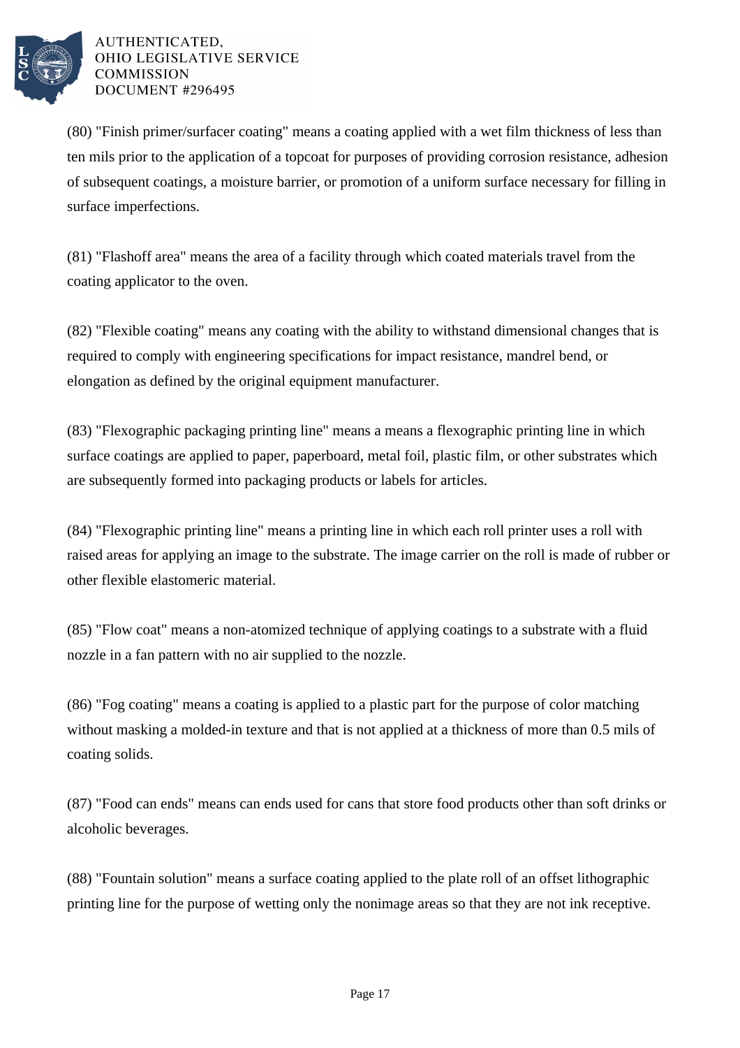(80) "Finish primer/surfacer coating" means a coating applied with a wet film thickness of less than ten mils prior to the application of a topcoat for purposes of providing corrosion resistance, adhesion of subsequent coatings, a moisture barrier, or promotion of a uniform surface necessary for filling in surface imperfections.

(81) "Flashoff area" means the area of a facility through which coated materials travel from the coating applicator to the oven.

(82) "Flexible coating" means any coating with the ability to withstand dimensional changes that is required to comply with engineering specifications for impact resistance, mandrel bend, or elongation as defined by the original equipment manufacturer.

(83) "Flexographic packaging printing line" means a means a flexographic printing line in which surface coatings are applied to paper, paperboard, metal foil, plastic film, or other substrates which are subsequently formed into packaging products or labels for articles.

(84) "Flexographic printing line" means a printing line in which each roll printer uses a roll with raised areas for applying an image to the substrate. The image carrier on the roll is made of rubber or other flexible elastomeric material.

(85) "Flow coat" means a non-atomized technique of applying coatings to a substrate with a fluid nozzle in a fan pattern with no air supplied to the nozzle.

(86) "Fog coating" means a coating is applied to a plastic part for the purpose of color matching without masking a molded-in texture and that is not applied at a thickness of more than 0.5 mils of coating solids.

(87) "Food can ends" means can ends used for cans that store food products other than soft drinks or alcoholic beverages.

(88) "Fountain solution" means a surface coating applied to the plate roll of an offset lithographic printing line for the purpose of wetting only the nonimage areas so that they are not ink receptive.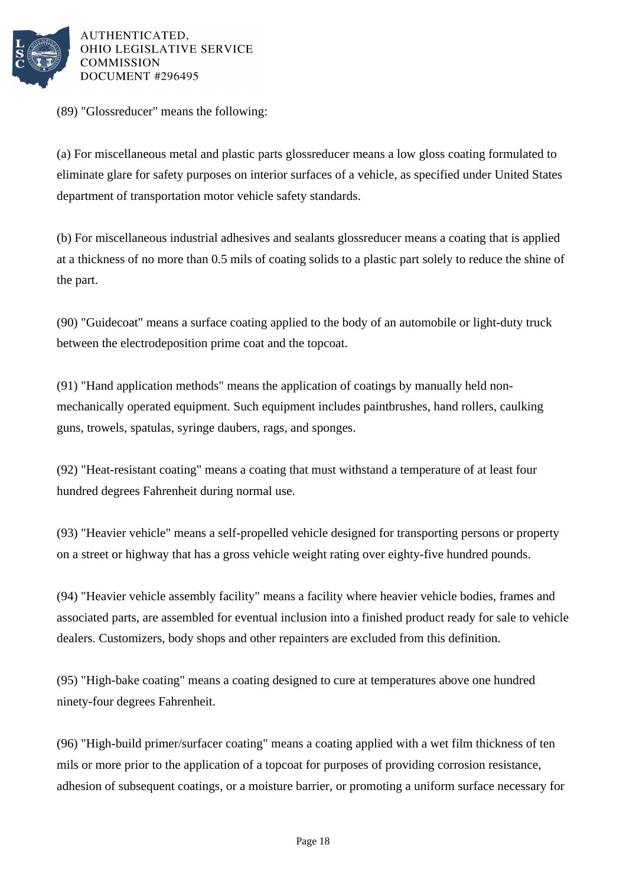(89) "Glossreducer" means the following:

(a) For miscellaneous metal and plastic parts glossreducer means a low gloss coating formulated to eliminate glare for safety purposes on interior surfaces of a vehicle, as specified under United States department of transportation motor vehicle safety standards.

(b) For miscellaneous industrial adhesives and sealants glossreducer means a coating that is applied at a thickness of no more than 0.5 mils of coating solids to a plastic part solely to reduce the shine of the part.

(90) "Guidecoat" means a surface coating applied to the body of an automobile or light-duty truck between the electrodeposition prime coat and the topcoat.

(91) "Hand application methods" means the application of coatings by manually held non-mechanically operated equipment. Such equipment includes paintbrushes, hand rollers, caulking guns, trowels, spatulas, syringe daubers, rags, and sponges.

(92) "Heat-resistant coating" means a coating that must withstand a temperature of at least four hundred degrees Fahrenheit during normal use.

(93) "Heavier vehicle" means a self-propelled vehicle designed for transporting persons or property on a street or highway that has a gross vehicle weight rating over eighty-five hundred pounds.

(94) "Heavier vehicle assembly facility" means a facility where heavier vehicle bodies, frames and associated parts, are assembled for eventual inclusion into a finished product ready for sale to vehicle dealers. Customizers, body shops and other repainters are excluded from this definition.

(95) "High-bake coating" means a coating designed to cure at temperatures above one hundred ninety-four degrees Fahrenheit.

(96) "High-build primer/surfacer coating" means a coating applied with a wet film thickness of ten mils or more prior to the application of a topcoat for purposes of providing corrosion resistance, adhesion of subsequent coatings, or a moisture barrier, or promoting a uniform surface necessary for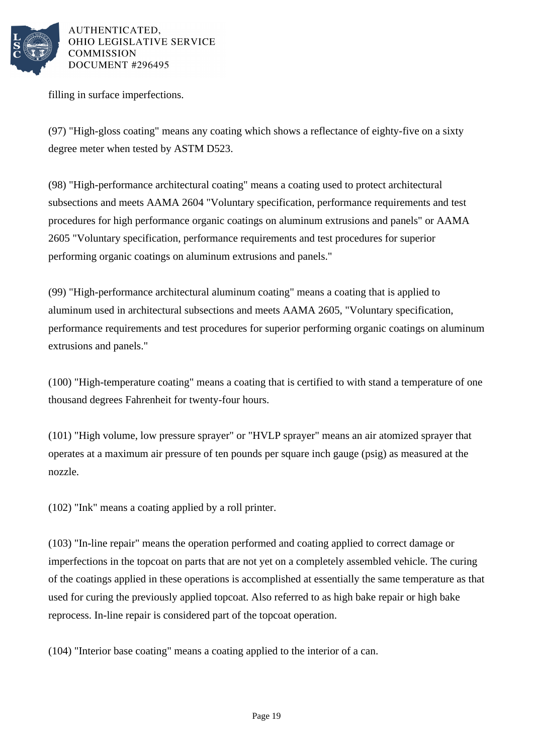filling in surface imperfections.

(97) "High-gloss coating" means any coating which shows a reflectance of eighty-five on a sixty degree meter when tested by ASTM D523.

(98) "High-performance architectural coating" means a coating used to protect architectural subsections and meets AAMA 2604 "Voluntary specification, performance requirements and test procedures for high performance organic coatings on aluminum extrusions and panels" or AAMA 2605 "Voluntary specification, performance requirements and test procedures for superior performing organic coatings on aluminum extrusions and panels."

(99) "High-performance architectural aluminum coating" means a coating that is applied to aluminum used in architectural subsections and meets AAMA 2605, "Voluntary specification, performance requirements and test procedures for superior performing organic coatings on aluminum extrusions and panels."

(100) "High-temperature coating" means a coating that is certified to with stand a temperature of one thousand degrees Fahrenheit for twenty-four hours.

(101) "High volume, low pressure sprayer" or "HVLP sprayer" means an air atomized sprayer that operates at a maximum air pressure of ten pounds per square inch gauge (psig) as measured at the nozzle.

(102) "Ink" means a coating applied by a roll printer.

(103) "In-line repair" means the operation performed and coating applied to correct damage or imperfections in the topcoat on parts that are not yet on a completely assembled vehicle. The curing of the coatings applied in these operations is accomplished at essentially the same temperature as that used for curing the previously applied topcoat. Also referred to as high bake repair or high bake reprocess. In-line repair is considered part of the topcoat operation.

(104) "Interior base coating" means a coating applied to the interior of a can.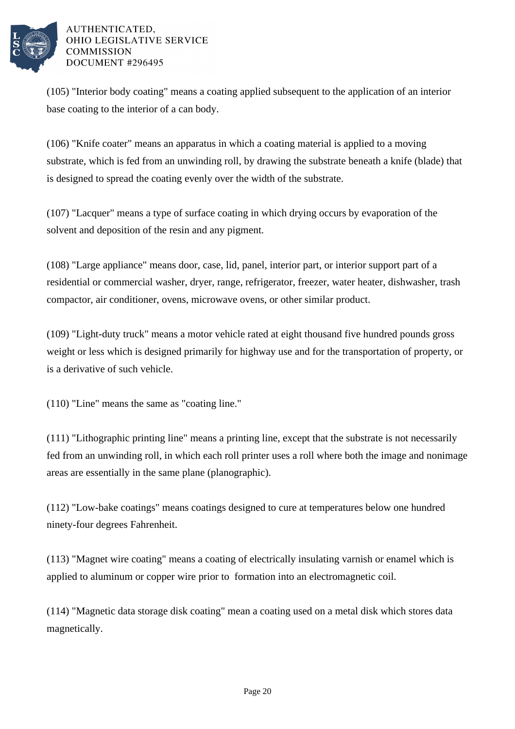(105) "Interior body coating" means a coating applied subsequent to the application of an interior base coating to the interior of a can body.

(106) "Knife coater" means an apparatus in which a coating material is applied to a moving substrate, which is fed from an unwinding roll, by drawing the substrate beneath a knife (blade) that is designed to spread the coating evenly over the width of the substrate.

(107) "Lacquer" means a type of surface coating in which drying occurs by evaporation of the solvent and deposition of the resin and any pigment.

(108) "Large appliance" means door, case, lid, panel, interior part, or interior support part of a residential or commercial washer, dryer, range, refrigerator, freezer, water heater, dishwasher, trash compactor, air conditioner, ovens, microwave ovens, or other similar product.

(109) "Light-duty truck" means a motor vehicle rated at eight thousand five hundred pounds gross weight or less which is designed primarily for highway use and for the transportation of property, or is a derivative of such vehicle.

(110) "Line" means the same as "coating line."

(111) "Lithographic printing line" means a printing line, except that the substrate is not necessarily fed from an unwinding roll, in which each roll printer uses a roll where both the image and nonimage areas are essentially in the same plane (planographic).

(112) "Low-bake coatings" means coatings designed to cure at temperatures below one hundred ninety-four degrees Fahrenheit.

(113) "Magnet wire coating" means a coating of electrically insulating varnish or enamel which is applied to aluminum or copper wire prior to formation into an electromagnetic coil.

(114) "Magnetic data storage disk coating" mean a coating used on a metal disk which stores data magnetically.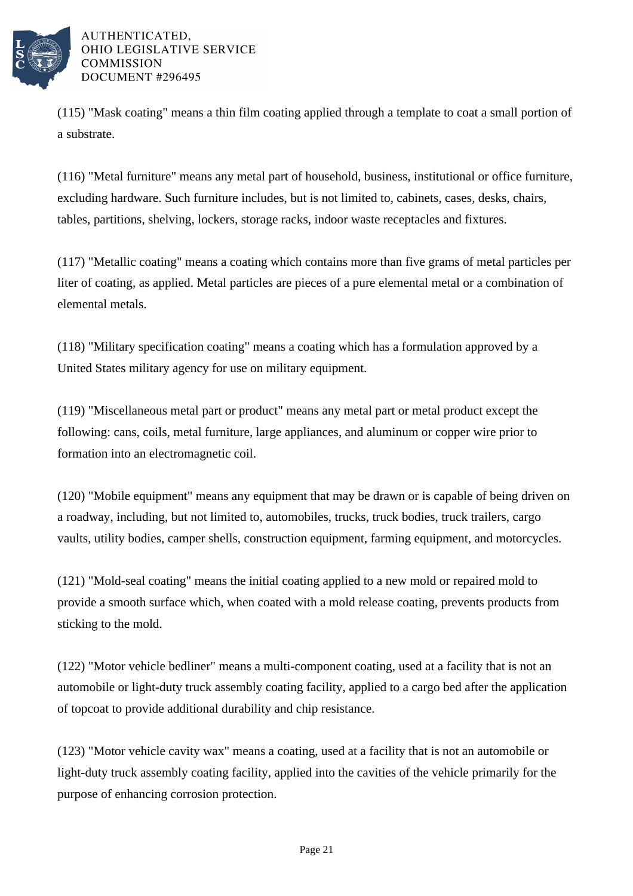(115) "Mask coating" means a thin film coating applied through a template to coat a small portion of a substrate.

(116) "Metal furniture" means any metal part of household, business, institutional or office furniture, excluding hardware. Such furniture includes, but is not limited to, cabinets, cases, desks, chairs, tables, partitions, shelving, lockers, storage racks, indoor waste receptacles and fixtures.

(117) "Metallic coating" means a coating which contains more than five grams of metal particles per liter of coating, as applied. Metal particles are pieces of a pure elemental metal or a combination of elemental metals.

(118) "Military specification coating" means a coating which has a formulation approved by a United States military agency for use on military equipment.

(119) "Miscellaneous metal part or product" means any metal part or metal product except the following: cans, coils, metal furniture, large appliances, and aluminum or copper wire prior to formation into an electromagnetic coil.

(120) "Mobile equipment" means any equipment that may be drawn or is capable of being driven on a roadway, including, but not limited to, automobiles, trucks, truck bodies, truck trailers, cargo vaults, utility bodies, camper shells, construction equipment, farming equipment, and motorcycles.

(121) "Mold-seal coating" means the initial coating applied to a new mold or repaired mold to provide a smooth surface which, when coated with a mold release coating, prevents products from sticking to the mold.

(122) "Motor vehicle bedliner" means a multi-component coating, used at a facility that is not an automobile or light-duty truck assembly coating facility, applied to a cargo bed after the application of topcoat to provide additional durability and chip resistance.

(123) "Motor vehicle cavity wax" means a coating, used at a facility that is not an automobile or light-duty truck assembly coating facility, applied into the cavities of the vehicle primarily for the purpose of enhancing corrosion protection.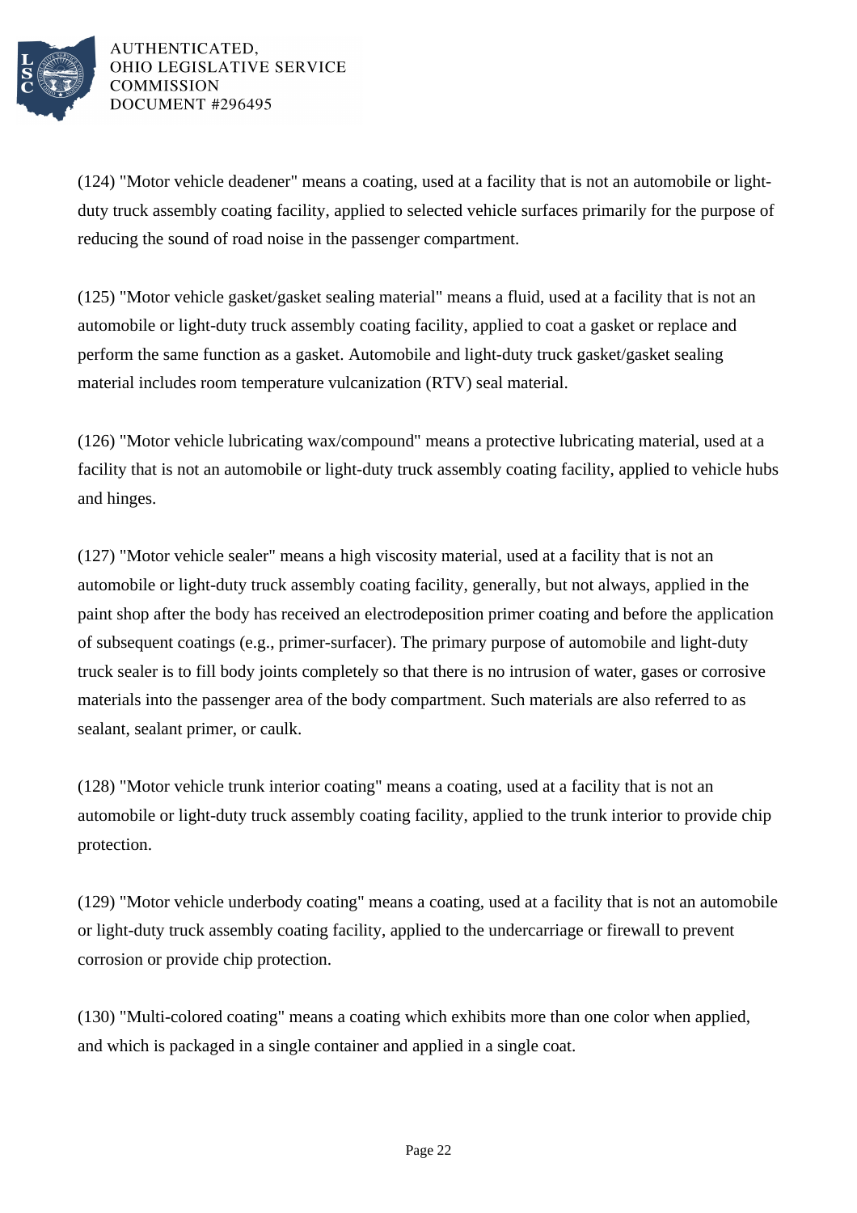(124) "Motor vehicle deadener" means a coating, used at a facility that is not an automobile or light-duty truck assembly coating facility, applied to selected vehicle surfaces primarily for the purpose of reducing the sound of road noise in the passenger compartment.

(125) "Motor vehicle gasket/gasket sealing material" means a fluid, used at a facility that is not an automobile or light-duty truck assembly coating facility, applied to coat a gasket or replace and perform the same function as a gasket. Automobile and light-duty truck gasket/gasket sealing material includes room temperature vulcanization (RTV) seal material.

(126) "Motor vehicle lubricating wax/compound" means a protective lubricating material, used at a facility that is not an automobile or light-duty truck assembly coating facility, applied to vehicle hubs and hinges.

(127) "Motor vehicle sealer" means a high viscosity material, used at a facility that is not an automobile or light-duty truck assembly coating facility, generally, but not always, applied in the paint shop after the body has received an electrodeposition primer coating and before the application of subsequent coatings (e.g., primer-surfacer). The primary purpose of automobile and light-duty truck sealer is to fill body joints completely so that there is no intrusion of water, gases or corrosive materials into the passenger area of the body compartment. Such materials are also referred to as sealant, sealant primer, or caulk.

(128) "Motor vehicle trunk interior coating" means a coating, used at a facility that is not an automobile or light-duty truck assembly coating facility, applied to the trunk interior to provide chip protection.

(129) "Motor vehicle underbody coating" means a coating, used at a facility that is not an automobile or light-duty truck assembly coating facility, applied to the undercarriage or firewall to prevent corrosion or provide chip protection.

(130) "Multi-colored coating" means a coating which exhibits more than one color when applied, and which is packaged in a single container and applied in a single coat.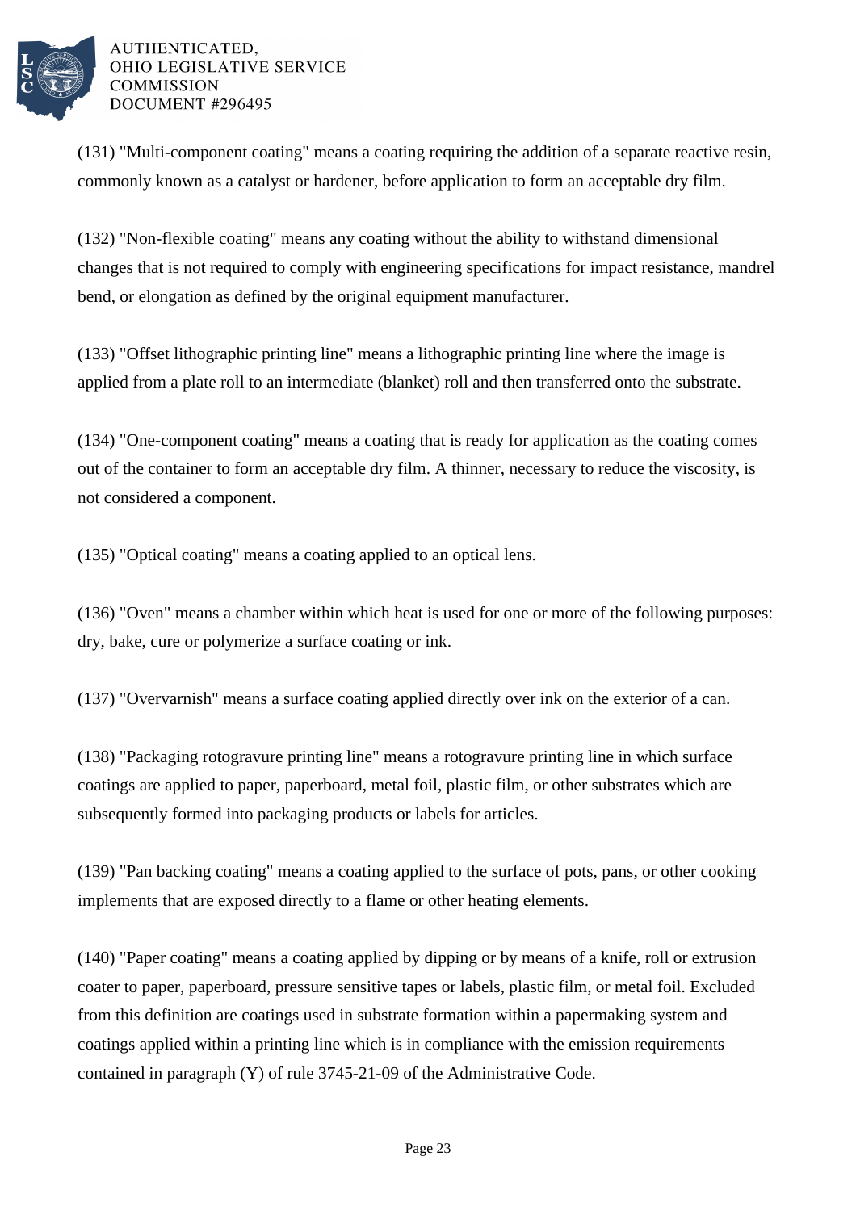(131) "Multi-component coating" means a coating requiring the addition of a separate reactive resin, commonly known as a catalyst or hardener, before application to form an acceptable dry film.

(132) "Non-flexible coating" means any coating without the ability to withstand dimensional changes that is not required to comply with engineering specifications for impact resistance, mandrel bend, or elongation as defined by the original equipment manufacturer.

(133) "Offset lithographic printing line" means a lithographic printing line where the image is applied from a plate roll to an intermediate (blanket) roll and then transferred onto the substrate.

(134) "One-component coating" means a coating that is ready for application as the coating comes out of the container to form an acceptable dry film. A thinner, necessary to reduce the viscosity, is not considered a component.

(135) "Optical coating" means a coating applied to an optical lens.

(136) "Oven" means a chamber within which heat is used for one or more of the following purposes: dry, bake, cure or polymerize a surface coating or ink.

(137) "Overvarnish" means a surface coating applied directly over ink on the exterior of a can.

(138) "Packaging rotogravure printing line" means a rotogravure printing line in which surface coatings are applied to paper, paperboard, metal foil, plastic film, or other substrates which are subsequently formed into packaging products or labels for articles.

(139) "Pan backing coating" means a coating applied to the surface of pots, pans, or other cooking implements that are exposed directly to a flame or other heating elements.

(140) "Paper coating" means a coating applied by dipping or by means of a knife, roll or extrusion coater to paper, paperboard, pressure sensitive tapes or labels, plastic film, or metal foil. Excluded from this definition are coatings used in substrate formation within a papermaking system and coatings applied within a printing line which is in compliance with the emission requirements contained in paragraph (Y) of rule 3745-21-09 of the Administrative Code.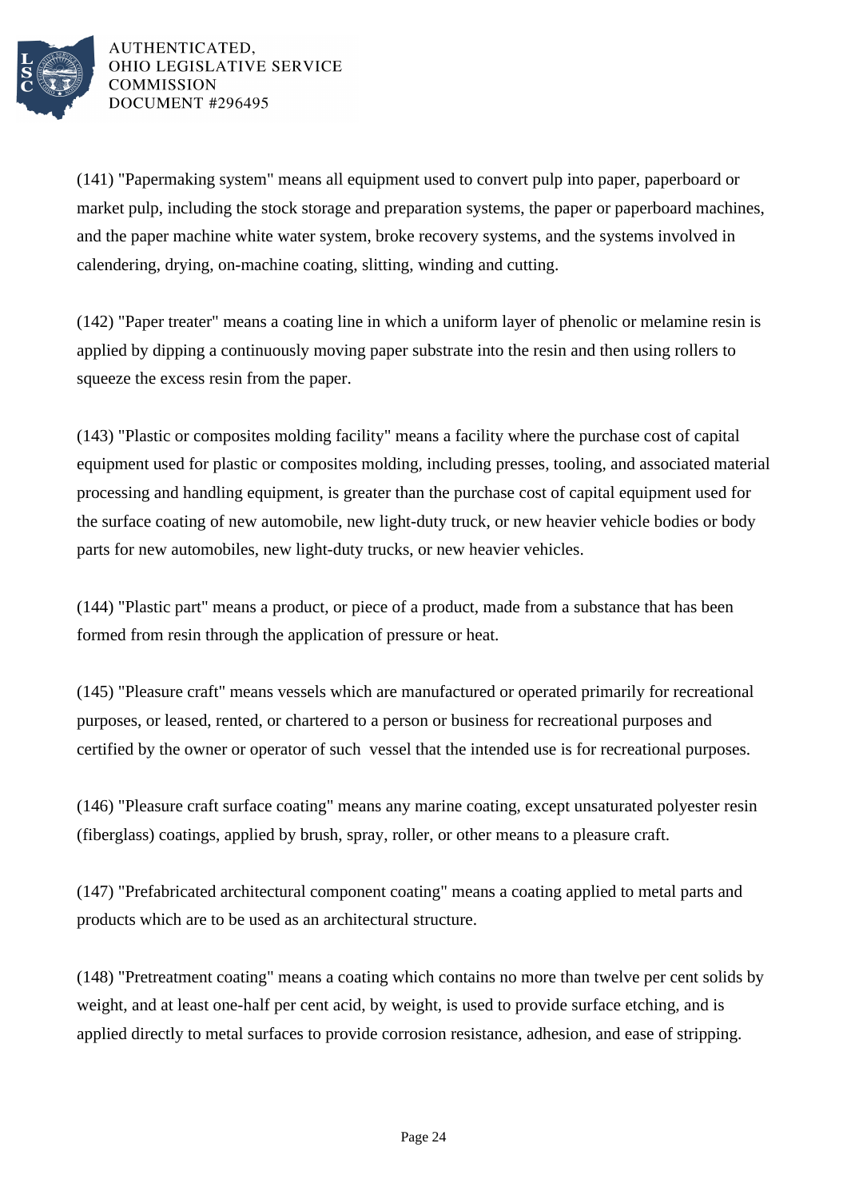(141) "Papermaking system" means all equipment used to convert pulp into paper, paperboard or market pulp, including the stock storage and preparation systems, the paper or paperboard machines, and the paper machine white water system, broke recovery systems, and the systems involved in calendering, drying, on-machine coating, slitting, winding and cutting.

(142) "Paper treater" means a coating line in which a uniform layer of phenolic or melamine resin is applied by dipping a continuously moving paper substrate into the resin and then using rollers to squeeze the excess resin from the paper.

(143) "Plastic or composites molding facility" means a facility where the purchase cost of capital equipment used for plastic or composites molding, including presses, tooling, and associated material processing and handling equipment, is greater than the purchase cost of capital equipment used for the surface coating of new automobile, new light-duty truck, or new heavier vehicle bodies or body parts for new automobiles, new light-duty trucks, or new heavier vehicles.

(144) "Plastic part" means a product, or piece of a product, made from a substance that has been formed from resin through the application of pressure or heat.

(145) "Pleasure craft" means vessels which are manufactured or operated primarily for recreational purposes, or leased, rented, or chartered to a person or business for recreational purposes and certified by the owner or operator of such vessel that the intended use is for recreational purposes.

(146) "Pleasure craft surface coating" means any marine coating, except unsaturated polyester resin (fiberglass) coatings, applied by brush, spray, roller, or other means to a pleasure craft.

(147) "Prefabricated architectural component coating" means a coating applied to metal parts and products which are to be used as an architectural structure.

(148) "Pretreatment coating" means a coating which contains no more than twelve per cent solids by weight, and at least one-half per cent acid, by weight, is used to provide surface etching, and is applied directly to metal surfaces to provide corrosion resistance, adhesion, and ease of stripping.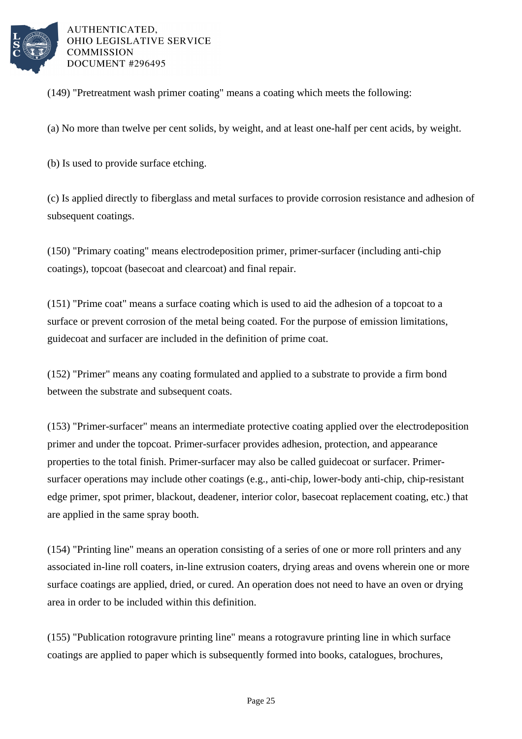(149) "Pretreatment wash primer coating" means a coating which meets the following:

(a) No more than twelve per cent solids, by weight, and at least one-half per cent acids, by weight.

(b) Is used to provide surface etching.

(c) Is applied directly to fiberglass and metal surfaces to provide corrosion resistance and adhesion of subsequent coatings.

(150) "Primary coating" means electrodeposition primer, primer-surfacer (including anti-chip coatings), topcoat (basecoat and clearcoat) and final repair.

(151) "Prime coat" means a surface coating which is used to aid the adhesion of a topcoat to a surface or prevent corrosion of the metal being coated. For the purpose of emission limitations, guidecoat and surfacer are included in the definition of prime coat.

(152) "Primer" means any coating formulated and applied to a substrate to provide a firm bond between the substrate and subsequent coats.

(153) "Primer-surfacer" means an intermediate protective coating applied over the electrodeposition primer and under the topcoat. Primer-surfacer provides adhesion, protection, and appearance properties to the total finish. Primer-surfacer may also be called guidecoat or surfacer. Primer-surfacer operations may include other coatings (e.g., anti-chip, lower-body anti-chip, chip-resistant edge primer, spot primer, blackout, deadener, interior color, basecoat replacement coating, etc.) that are applied in the same spray booth.

(154) "Printing line" means an operation consisting of a series of one or more roll printers and any associated in-line roll coaters, in-line extrusion coaters, drying areas and ovens wherein one or more surface coatings are applied, dried, or cured. An operation does not need to have an oven or drying area in order to be included within this definition.

(155) "Publication rotogravure printing line" means a rotogravure printing line in which surface coatings are applied to paper which is subsequently formed into books, catalogues, brochures,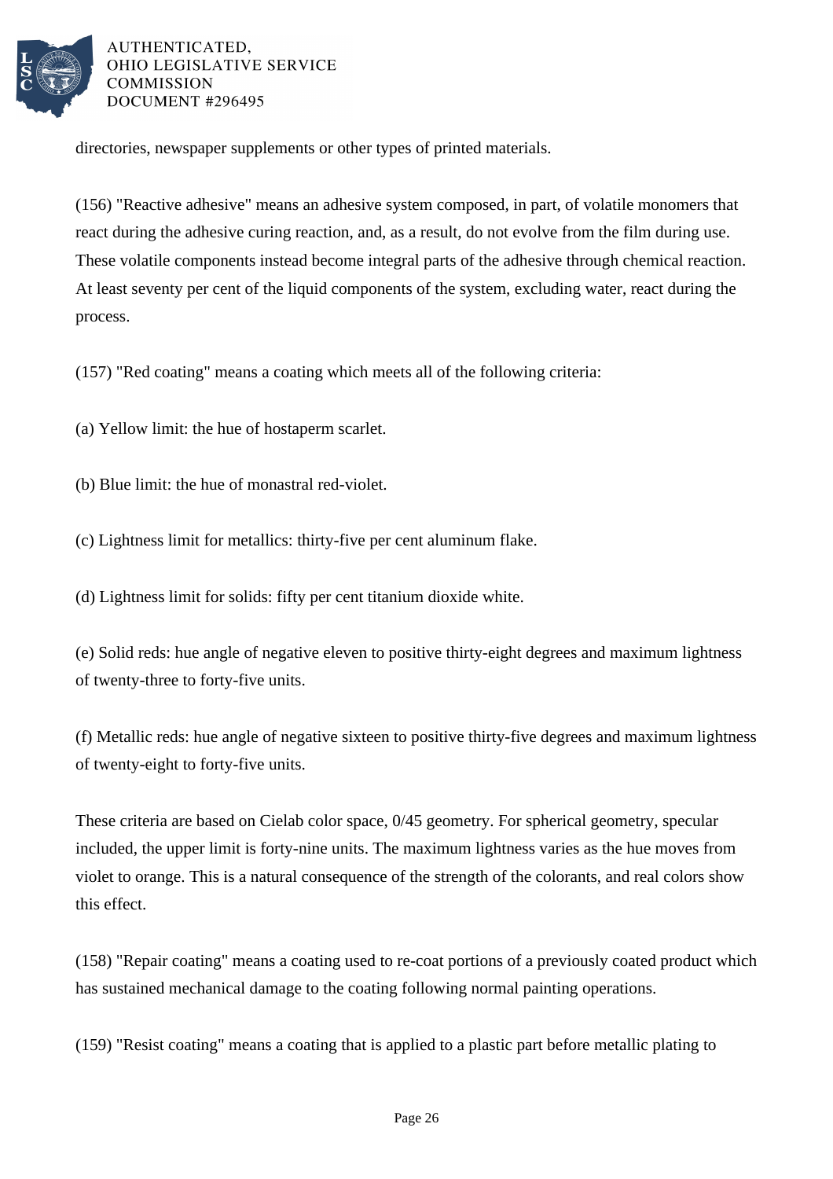directories, newspaper supplements or other types of printed materials.

(156) "Reactive adhesive" means an adhesive system composed, in part, of volatile monomers that react during the adhesive curing reaction, and, as a result, do not evolve from the film during use. These volatile components instead become integral parts of the adhesive through chemical reaction. At least seventy per cent of the liquid components of the system, excluding water, react during the process.

(157) "Red coating" means a coating which meets all of the following criteria:

(a) Yellow limit: the hue of hostaperm scarlet.

(b) Blue limit: the hue of monastral red-violet.

(c) Lightness limit for metallics: thirty-five per cent aluminum flake.

(d) Lightness limit for solids: fifty per cent titanium dioxide white.

(e) Solid reds: hue angle of negative eleven to positive thirty-eight degrees and maximum lightness of twenty-three to forty-five units.

(f) Metallic reds: hue angle of negative sixteen to positive thirty-five degrees and maximum lightness of twenty-eight to forty-five units.

These criteria are based on Cielab color space, 0/45 geometry. For spherical geometry, specular included, the upper limit is forty-nine units. The maximum lightness varies as the hue moves from violet to orange. This is a natural consequence of the strength of the colorants, and real colors show this effect.

(158) "Repair coating" means a coating used to re-coat portions of a previously coated product which has sustained mechanical damage to the coating following normal painting operations.

(159) "Resist coating" means a coating that is applied to a plastic part before metallic plating to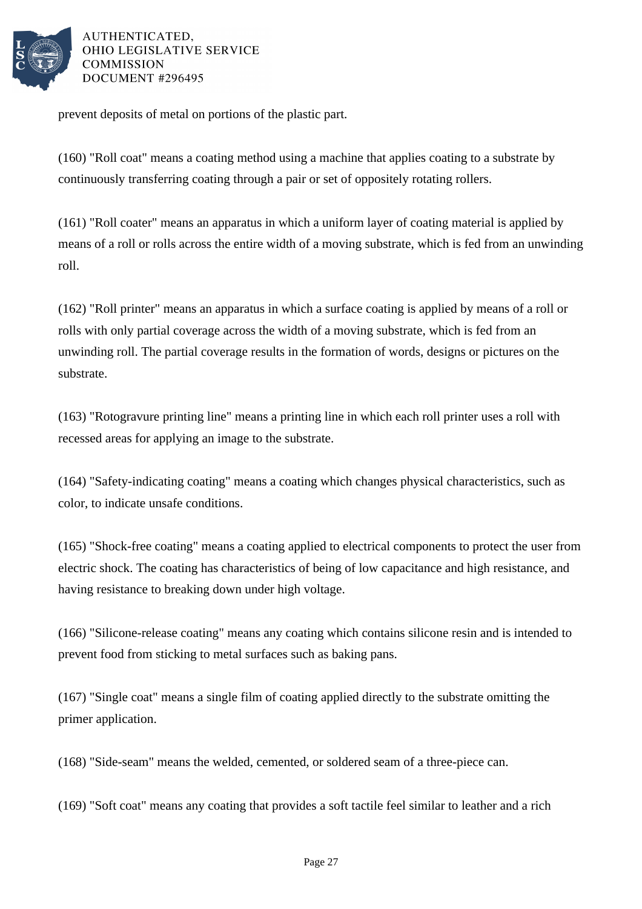prevent deposits of metal on portions of the plastic part.

(160) "Roll coat" means a coating method using a machine that applies coating to a substrate by continuously transferring coating through a pair or set of oppositely rotating rollers.

(161) "Roll coater" means an apparatus in which a uniform layer of coating material is applied by means of a roll or rolls across the entire width of a moving substrate, which is fed from an unwinding roll.

(162) "Roll printer" means an apparatus in which a surface coating is applied by means of a roll or rolls with only partial coverage across the width of a moving substrate, which is fed from an unwinding roll. The partial coverage results in the formation of words, designs or pictures on the substrate.

(163) "Rotogravure printing line" means a printing line in which each roll printer uses a roll with recessed areas for applying an image to the substrate.

(164) "Safety-indicating coating" means a coating which changes physical characteristics, such as color, to indicate unsafe conditions.

(165) "Shock-free coating" means a coating applied to electrical components to protect the user from electric shock. The coating has characteristics of being of low capacitance and high resistance, and having resistance to breaking down under high voltage.

(166) "Silicone-release coating" means any coating which contains silicone resin and is intended to prevent food from sticking to metal surfaces such as baking pans.

(167) "Single coat" means a single film of coating applied directly to the substrate omitting the primer application.

(168) "Side-seam" means the welded, cemented, or soldered seam of a three-piece can.

(169) "Soft coat" means any coating that provides a soft tactile feel similar to leather and a rich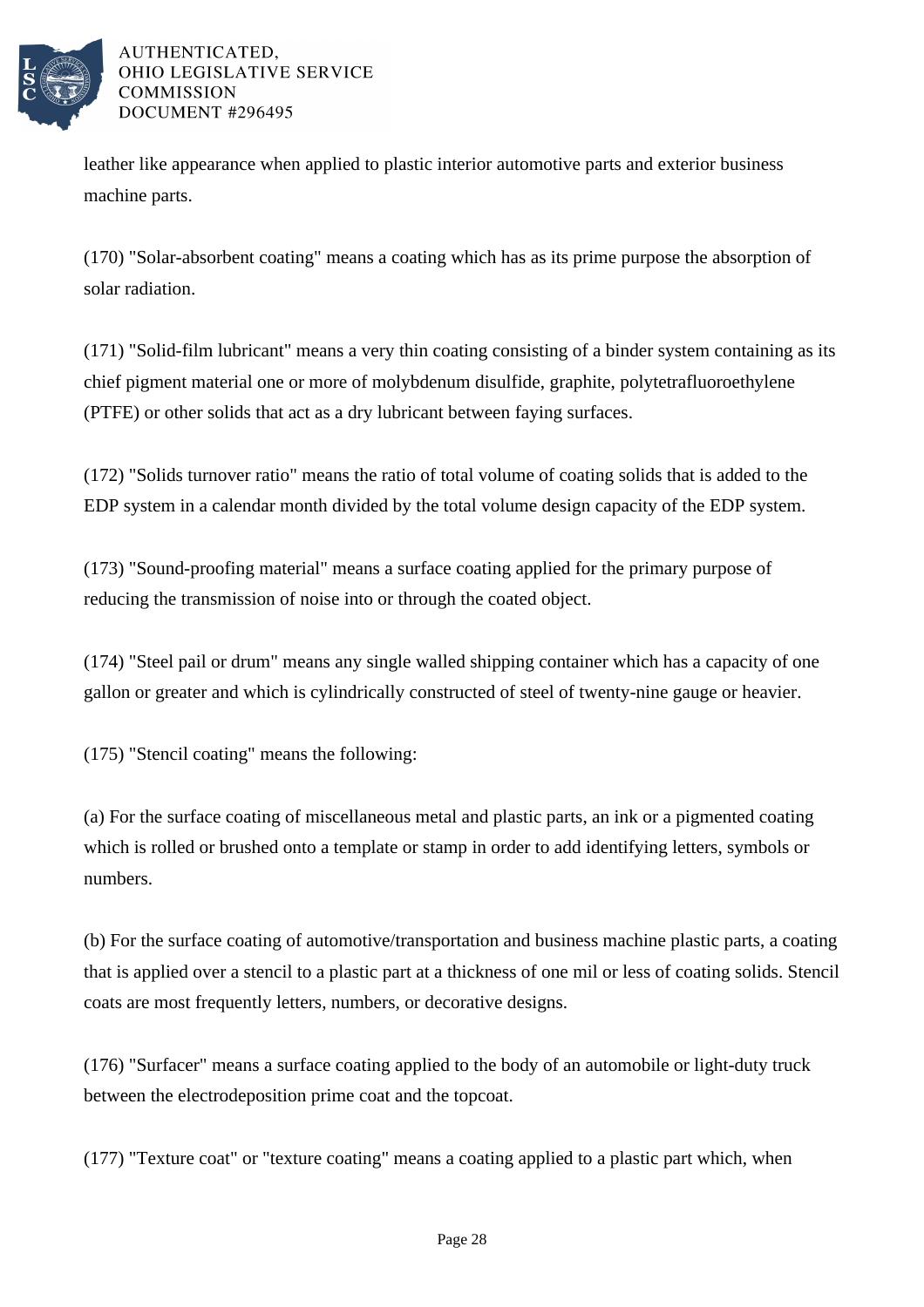leather like appearance when applied to plastic interior automotive parts and exterior business machine parts.

(170) "Solar-absorbent coating" means a coating which has as its prime purpose the absorption of solar radiation.

(171) "Solid-film lubricant" means a very thin coating consisting of a binder system containing as its chief pigment material one or more of molybdenum disulfide, graphite, polytetrafluoroethylene (PTFE) or other solids that act as a dry lubricant between faying surfaces.

(172) "Solids turnover ratio" means the ratio of total volume of coating solids that is added to the EDP system in a calendar month divided by the total volume design capacity of the EDP system.

(173) "Sound-proofing material" means a surface coating applied for the primary purpose of reducing the transmission of noise into or through the coated object.

(174) "Steel pail or drum" means any single walled shipping container which has a capacity of one gallon or greater and which is cylindrically constructed of steel of twenty-nine gauge or heavier.

(175) "Stencil coating" means the following:

(a) For the surface coating of miscellaneous metal and plastic parts, an ink or a pigmented coating which is rolled or brushed onto a template or stamp in order to add identifying letters, symbols or numbers.

(b) For the surface coating of automotive/transportation and business machine plastic parts, a coating that is applied over a stencil to a plastic part at a thickness of one mil or less of coating solids. Stencil coats are most frequently letters, numbers, or decorative designs.

(176) "Surfacer" means a surface coating applied to the body of an automobile or light-duty truck between the electrodeposition prime coat and the topcoat.

(177) "Texture coat" or "texture coating" means a coating applied to a plastic part which, when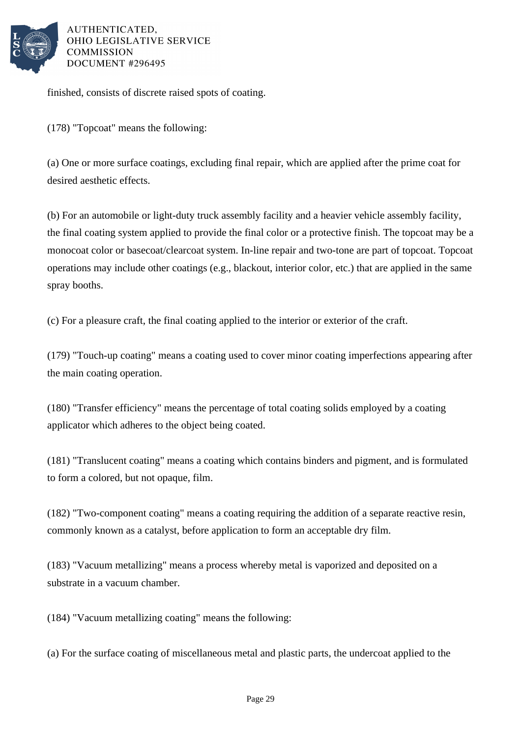finished, consists of discrete raised spots of coating.

(178) "Topcoat" means the following:

(a) One or more surface coatings, excluding final repair, which are applied after the prime coat for desired aesthetic effects.

(b) For an automobile or light-duty truck assembly facility and a heavier vehicle assembly facility, the final coating system applied to provide the final color or a protective finish. The topcoat may be a monocoat color or basecoat/clearcoat system. In-line repair and two-tone are part of topcoat. Topcoat operations may include other coatings (e.g., blackout, interior color, etc.) that are applied in the same spray booths.

(c) For a pleasure craft, the final coating applied to the interior or exterior of the craft.

(179) "Touch-up coating" means a coating used to cover minor coating imperfections appearing after the main coating operation.

(180) "Transfer efficiency" means the percentage of total coating solids employed by a coating applicator which adheres to the object being coated.

(181) "Translucent coating" means a coating which contains binders and pigment, and is formulated to form a colored, but not opaque, film.

(182) "Two-component coating" means a coating requiring the addition of a separate reactive resin, commonly known as a catalyst, before application to form an acceptable dry film.

(183) "Vacuum metallizing" means a process whereby metal is vaporized and deposited on a substrate in a vacuum chamber.

(184) "Vacuum metallizing coating" means the following:

(a) For the surface coating of miscellaneous metal and plastic parts, the undercoat applied to the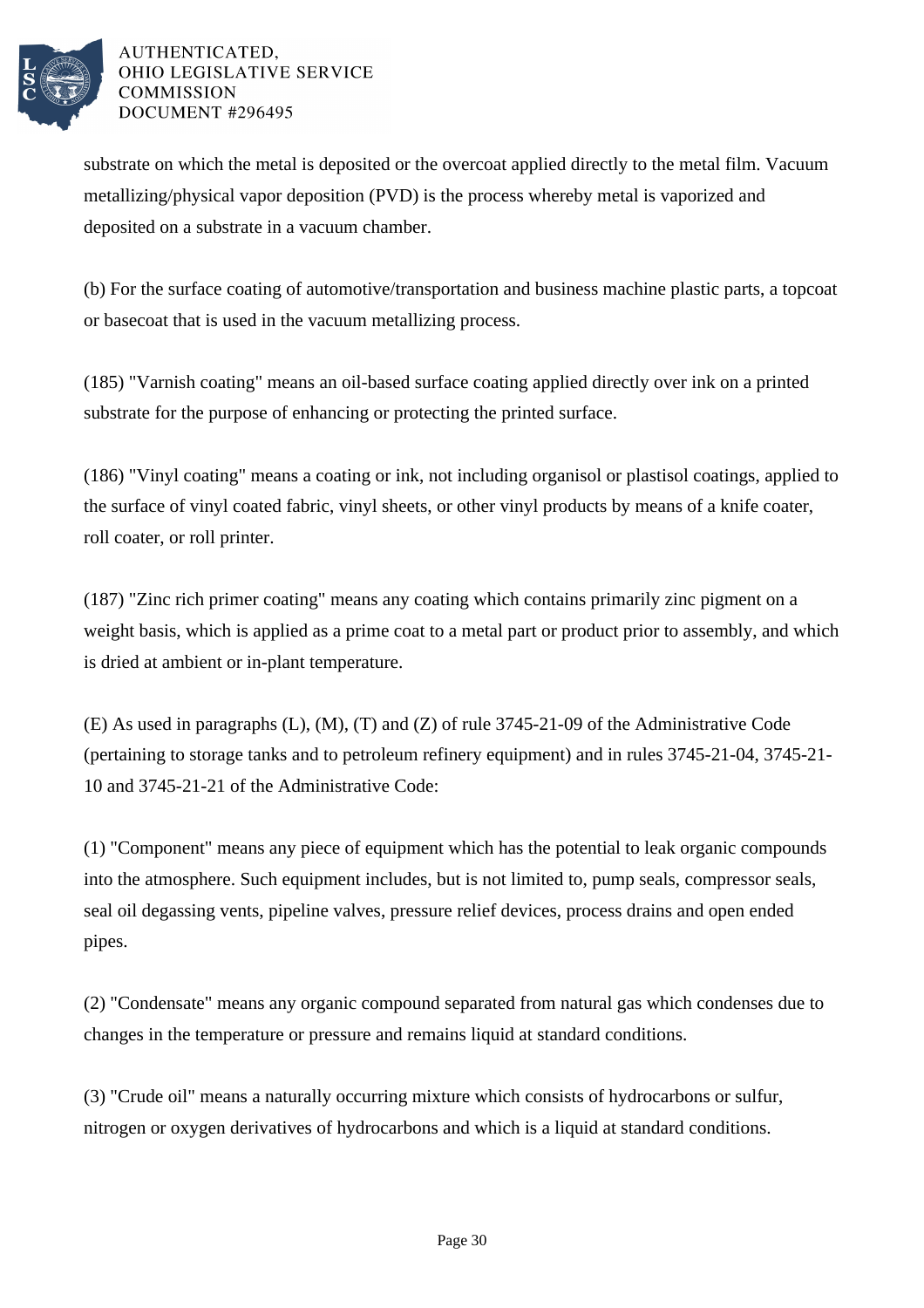substrate on which the metal is deposited or the overcoat applied directly to the metal film. Vacuum metallizing/physical vapor deposition (PVD) is the process whereby metal is vaporized and deposited on a substrate in a vacuum chamber.

(b) For the surface coating of automotive/transportation and business machine plastic parts, a topcoat or basecoat that is used in the vacuum metallizing process.

(185) "Varnish coating" means an oil-based surface coating applied directly over ink on a printed substrate for the purpose of enhancing or protecting the printed surface.

(186) "Vinyl coating" means a coating or ink, not including organisol or plastisol coatings, applied to the surface of vinyl coated fabric, vinyl sheets, or other vinyl products by means of a knife coater, roll coater, or roll printer.

(187) "Zinc rich primer coating" means any coating which contains primarily zinc pigment on a weight basis, which is applied as a prime coat to a metal part or product prior to assembly, and which is dried at ambient or in-plant temperature.

(E) As used in paragraphs (L), (M), (T) and (Z) of rule 3745-21-09 of the Administrative Code (pertaining to storage tanks and to petroleum refinery equipment) and in rules 3745-21-04, 3745-21-10 and 3745-21-21 of the Administrative Code:

(1) "Component" means any piece of equipment which has the potential to leak organic compounds into the atmosphere. Such equipment includes, but is not limited to, pump seals, compressor seals, seal oil degassing vents, pipeline valves, pressure relief devices, process drains and open ended pipes.

(2) "Condensate" means any organic compound separated from natural gas which condenses due to changes in the temperature or pressure and remains liquid at standard conditions.

(3) "Crude oil" means a naturally occurring mixture which consists of hydrocarbons or sulfur, nitrogen or oxygen derivatives of hydrocarbons and which is a liquid at standard conditions.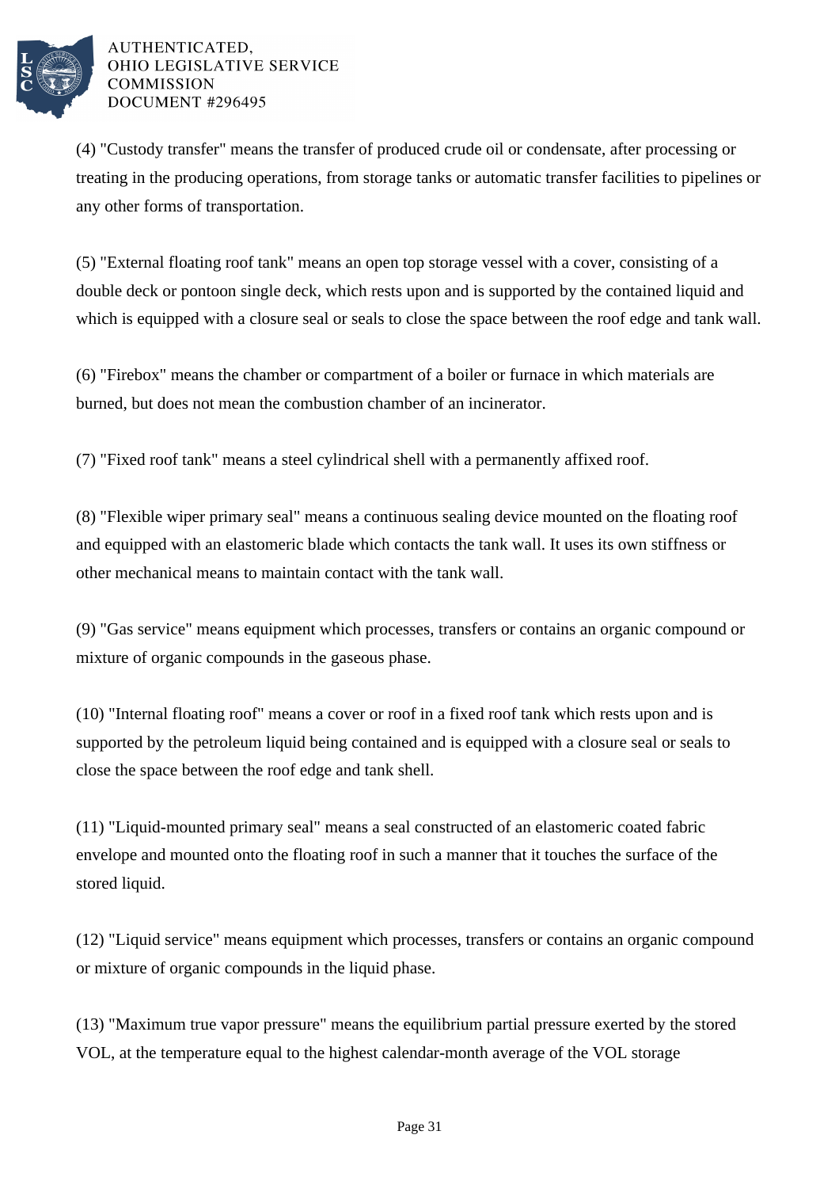(4) "Custody transfer" means the transfer of produced crude oil or condensate, after processing or treating in the producing operations, from storage tanks or automatic transfer facilities to pipelines or any other forms of transportation.

(5) "External floating roof tank" means an open top storage vessel with a cover, consisting of a double deck or pontoon single deck, which rests upon and is supported by the contained liquid and which is equipped with a closure seal or seals to close the space between the roof edge and tank wall.

(6) "Firebox" means the chamber or compartment of a boiler or furnace in which materials are burned, but does not mean the combustion chamber of an incinerator.

(7) "Fixed roof tank" means a steel cylindrical shell with a permanently affixed roof.

(8) "Flexible wiper primary seal" means a continuous sealing device mounted on the floating roof and equipped with an elastomeric blade which contacts the tank wall. It uses its own stiffness or other mechanical means to maintain contact with the tank wall.

(9) "Gas service" means equipment which processes, transfers or contains an organic compound or mixture of organic compounds in the gaseous phase.

(10) "Internal floating roof" means a cover or roof in a fixed roof tank which rests upon and is supported by the petroleum liquid being contained and is equipped with a closure seal or seals to close the space between the roof edge and tank shell.

(11) "Liquid-mounted primary seal" means a seal constructed of an elastomeric coated fabric envelope and mounted onto the floating roof in such a manner that it touches the surface of the stored liquid.

(12) "Liquid service" means equipment which processes, transfers or contains an organic compound or mixture of organic compounds in the liquid phase.

(13) "Maximum true vapor pressure" means the equilibrium partial pressure exerted by the stored VOL, at the temperature equal to the highest calendar-month average of the VOL storage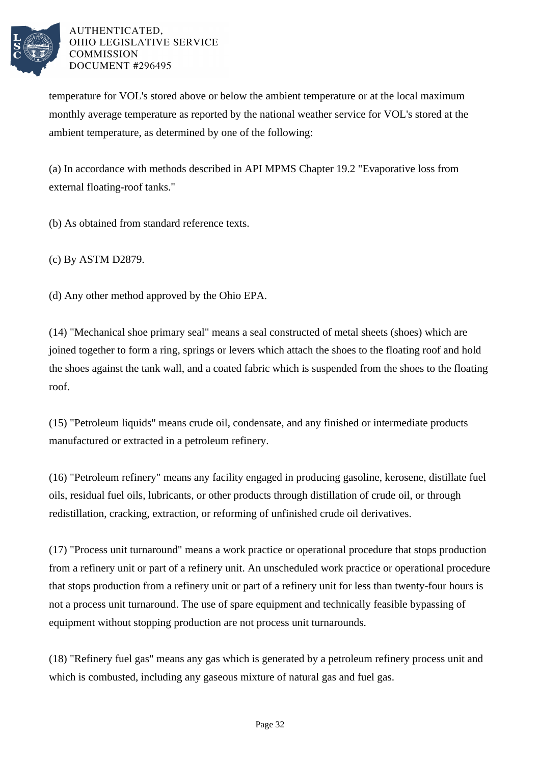temperature for VOL's stored above or below the ambient temperature or at the local maximum monthly average temperature as reported by the national weather service for VOL's stored at the ambient temperature, as determined by one of the following:

(a) In accordance with methods described in API MPMS Chapter 19.2 "Evaporative loss from external floating-roof tanks."

(b) As obtained from standard reference texts.

(c) By ASTM D2879.

(d) Any other method approved by the Ohio EPA.

(14) "Mechanical shoe primary seal" means a seal constructed of metal sheets (shoes) which are joined together to form a ring, springs or levers which attach the shoes to the floating roof and hold the shoes against the tank wall, and a coated fabric which is suspended from the shoes to the floating roof.

(15) "Petroleum liquids" means crude oil, condensate, and any finished or intermediate products manufactured or extracted in a petroleum refinery.

(16) "Petroleum refinery" means any facility engaged in producing gasoline, kerosene, distillate fuel oils, residual fuel oils, lubricants, or other products through distillation of crude oil, or through redistillation, cracking, extraction, or reforming of unfinished crude oil derivatives.

(17) "Process unit turnaround" means a work practice or operational procedure that stops production from a refinery unit or part of a refinery unit. An unscheduled work practice or operational procedure that stops production from a refinery unit or part of a refinery unit for less than twenty-four hours is not a process unit turnaround. The use of spare equipment and technically feasible bypassing of equipment without stopping production are not process unit turnarounds.

(18) "Refinery fuel gas" means any gas which is generated by a petroleum refinery process unit and which is combusted, including any gaseous mixture of natural gas and fuel gas.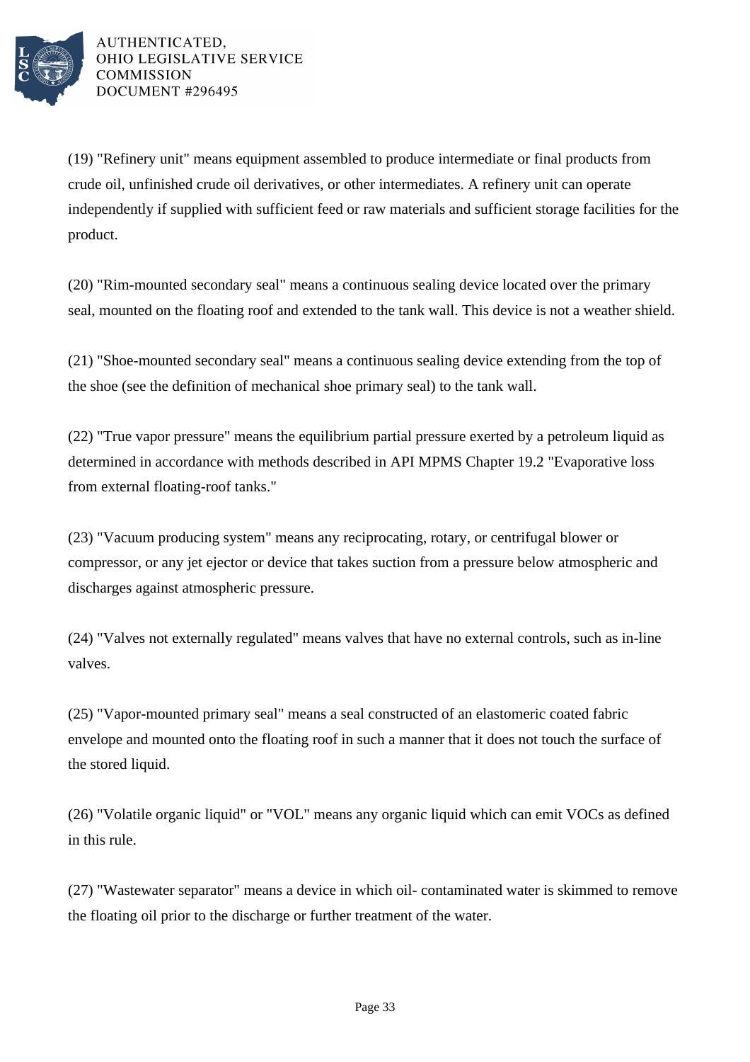(19) "Refinery unit" means equipment assembled to produce intermediate or final products from crude oil, unfinished crude oil derivatives, or other intermediates. A refinery unit can operate independently if supplied with sufficient feed or raw materials and sufficient storage facilities for the product.

(20) "Rim-mounted secondary seal" means a continuous sealing device located over the primary seal, mounted on the floating roof and extended to the tank wall. This device is not a weather shield.

(21) "Shoe-mounted secondary seal" means a continuous sealing device extending from the top of the shoe (see the definition of mechanical shoe primary seal) to the tank wall.

(22) "True vapor pressure" means the equilibrium partial pressure exerted by a petroleum liquid as determined in accordance with methods described in API MPMS Chapter 19.2 "Evaporative loss from external floating-roof tanks."

(23) "Vacuum producing system" means any reciprocating, rotary, or centrifugal blower or compressor, or any jet ejector or device that takes suction from a pressure below atmospheric and discharges against atmospheric pressure.

(24) "Valves not externally regulated" means valves that have no external controls, such as in-line valves.

(25) "Vapor-mounted primary seal" means a seal constructed of an elastomeric coated fabric envelope and mounted onto the floating roof in such a manner that it does not touch the surface of the stored liquid.

(26) "Volatile organic liquid" or "VOL" means any organic liquid which can emit VOCs as defined in this rule.

(27) "Wastewater separator" means a device in which oil- contaminated water is skimmed to remove the floating oil prior to the discharge or further treatment of the water.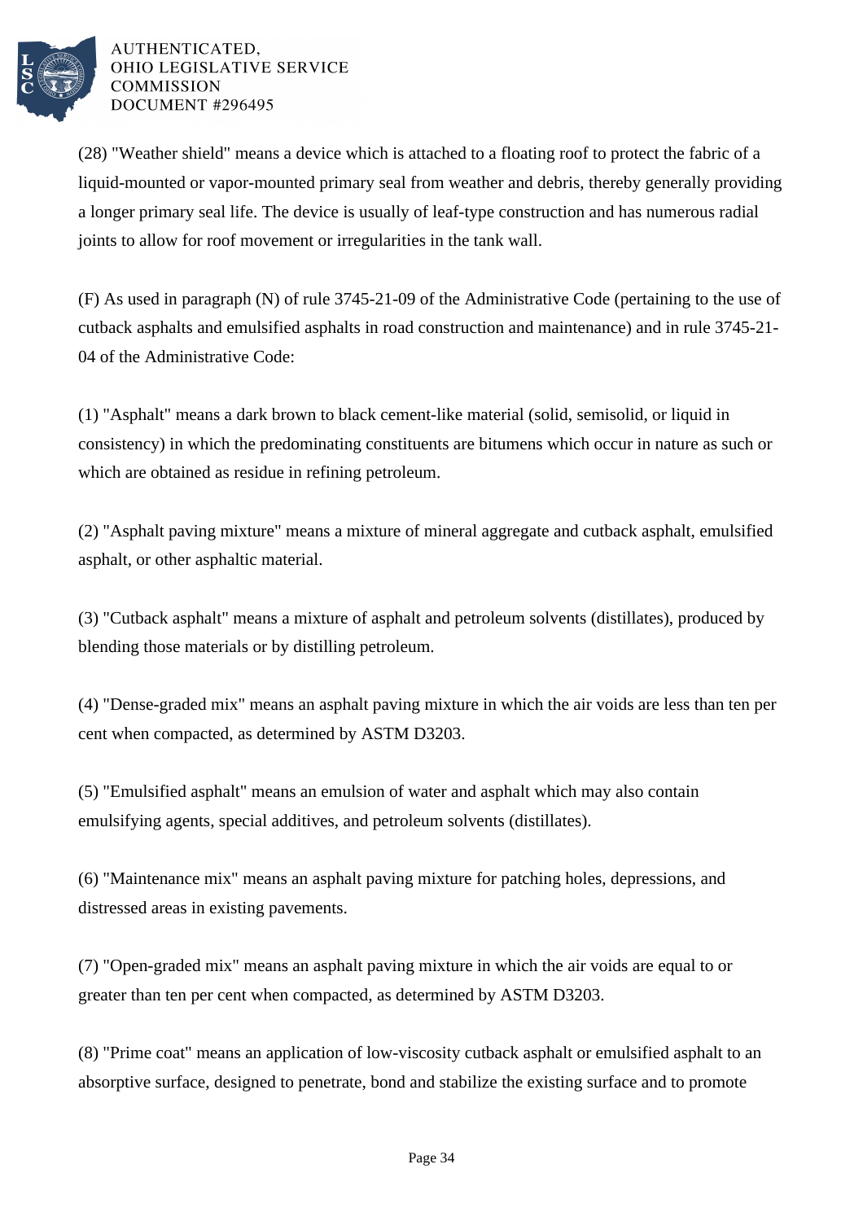(28) "Weather shield" means a device which is attached to a floating roof to protect the fabric of a liquid-mounted or vapor-mounted primary seal from weather and debris, thereby generally providing a longer primary seal life. The device is usually of leaf-type construction and has numerous radial joints to allow for roof movement or irregularities in the tank wall.

(F) As used in paragraph (N) of rule 3745-21-09 of the Administrative Code (pertaining to the use of cutback asphalts and emulsified asphalts in road construction and maintenance) and in rule 3745-21-04 of the Administrative Code:

(1) "Asphalt" means a dark brown to black cement-like material (solid, semisolid, or liquid in consistency) in which the predominating constituents are bitumens which occur in nature as such or which are obtained as residue in refining petroleum.

(2) "Asphalt paving mixture" means a mixture of mineral aggregate and cutback asphalt, emulsified asphalt, or other asphaltic material.

(3) "Cutback asphalt" means a mixture of asphalt and petroleum solvents (distillates), produced by blending those materials or by distilling petroleum.

(4) "Dense-graded mix" means an asphalt paving mixture in which the air voids are less than ten per cent when compacted, as determined by ASTM D3203.

(5) "Emulsified asphalt" means an emulsion of water and asphalt which may also contain emulsifying agents, special additives, and petroleum solvents (distillates).

(6) "Maintenance mix" means an asphalt paving mixture for patching holes, depressions, and distressed areas in existing pavements.

(7) "Open-graded mix" means an asphalt paving mixture in which the air voids are equal to or greater than ten per cent when compacted, as determined by ASTM D3203.

(8) "Prime coat" means an application of low-viscosity cutback asphalt or emulsified asphalt to an absorptive surface, designed to penetrate, bond and stabilize the existing surface and to promote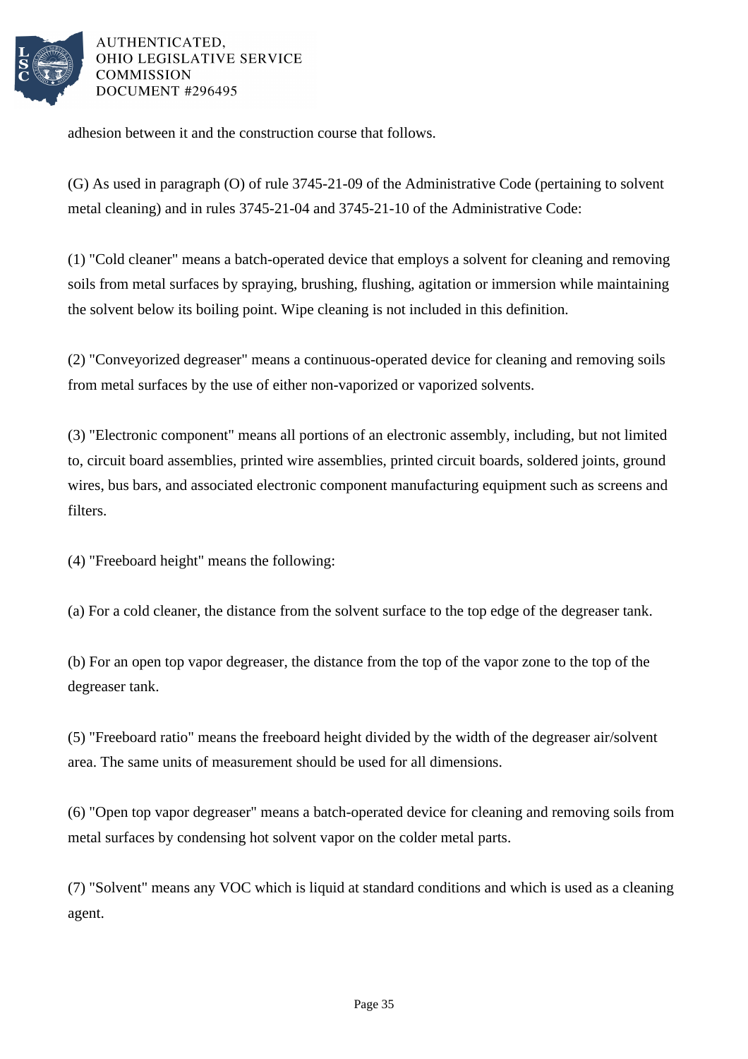adhesion between it and the construction course that follows.

(G) As used in paragraph (O) of rule 3745-21-09 of the Administrative Code (pertaining to solvent metal cleaning) and in rules 3745-21-04 and 3745-21-10 of the Administrative Code:

(1) "Cold cleaner" means a batch-operated device that employs a solvent for cleaning and removing soils from metal surfaces by spraying, brushing, flushing, agitation or immersion while maintaining the solvent below its boiling point. Wipe cleaning is not included in this definition.

(2) "Conveyorized degreaser" means a continuous-operated device for cleaning and removing soils from metal surfaces by the use of either non-vaporized or vaporized solvents.

(3) "Electronic component" means all portions of an electronic assembly, including, but not limited to, circuit board assemblies, printed wire assemblies, printed circuit boards, soldered joints, ground wires, bus bars, and associated electronic component manufacturing equipment such as screens and filters.

(4) "Freeboard height" means the following:

(a) For a cold cleaner, the distance from the solvent surface to the top edge of the degreaser tank.

(b) For an open top vapor degreaser, the distance from the top of the vapor zone to the top of the degreaser tank.

(5) "Freeboard ratio" means the freeboard height divided by the width of the degreaser air/solvent area. The same units of measurement should be used for all dimensions.

(6) "Open top vapor degreaser" means a batch-operated device for cleaning and removing soils from metal surfaces by condensing hot solvent vapor on the colder metal parts.

(7) "Solvent" means any VOC which is liquid at standard conditions and which is used as a cleaning agent.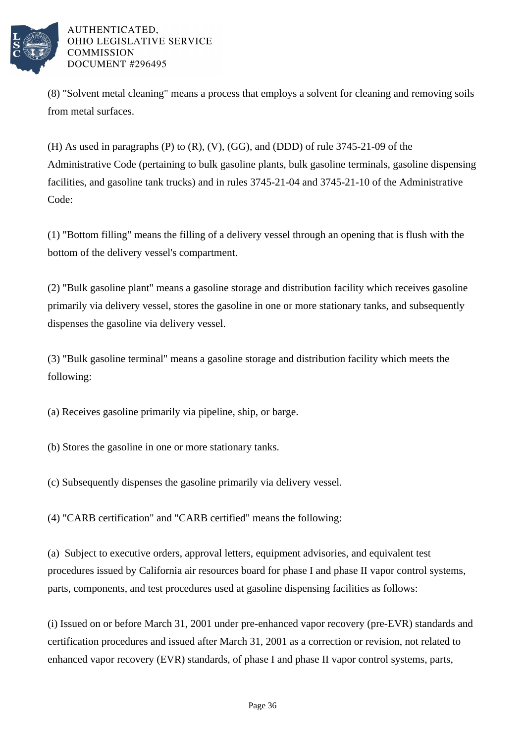(8) "Solvent metal cleaning" means a process that employs a solvent for cleaning and removing soils from metal surfaces.

(H) As used in paragraphs (P) to (R), (V), (GG), and (DDD) of rule 3745-21-09 of the Administrative Code (pertaining to bulk gasoline plants, bulk gasoline terminals, gasoline dispensing facilities, and gasoline tank trucks) and in rules 3745-21-04 and 3745-21-10 of the Administrative Code:

(1) "Bottom filling" means the filling of a delivery vessel through an opening that is flush with the bottom of the delivery vessel's compartment.

(2) "Bulk gasoline plant" means a gasoline storage and distribution facility which receives gasoline primarily via delivery vessel, stores the gasoline in one or more stationary tanks, and subsequently dispenses the gasoline via delivery vessel.

(3) "Bulk gasoline terminal" means a gasoline storage and distribution facility which meets the following:

(a) Receives gasoline primarily via pipeline, ship, or barge.

(b) Stores the gasoline in one or more stationary tanks.

(c) Subsequently dispenses the gasoline primarily via delivery vessel.

(4) "CARB certification" and "CARB certified" means the following:

(a) Subject to executive orders, approval letters, equipment advisories, and equivalent test procedures issued by California air resources board for phase I and phase II vapor control systems, parts, components, and test procedures used at gasoline dispensing facilities as follows:

(i) Issued on or before March 31, 2001 under pre-enhanced vapor recovery (pre-EVR) standards and certification procedures and issued after March 31, 2001 as a correction or revision, not related to enhanced vapor recovery (EVR) standards, of phase I and phase II vapor control systems, parts,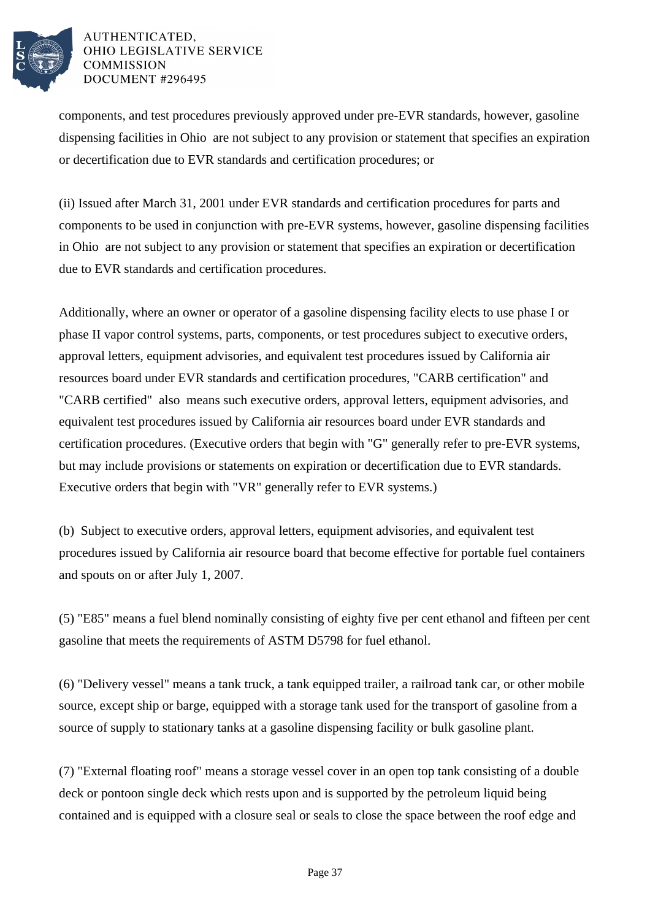components, and test procedures previously approved under pre-EVR standards, however, gasoline dispensing facilities in Ohio are not subject to any provision or statement that specifies an expiration or decertification due to EVR standards and certification procedures; or

(ii) Issued after March 31, 2001 under EVR standards and certification procedures for parts and components to be used in conjunction with pre-EVR systems, however, gasoline dispensing facilities in Ohio are not subject to any provision or statement that specifies an expiration or decertification due to EVR standards and certification procedures.

Additionally, where an owner or operator of a gasoline dispensing facility elects to use phase I or phase II vapor control systems, parts, components, or test procedures subject to executive orders, approval letters, equipment advisories, and equivalent test procedures issued by California air resources board under EVR standards and certification procedures, "CARB certification" and "CARB certified" also means such executive orders, approval letters, equipment advisories, and equivalent test procedures issued by California air resources board under EVR standards and certification procedures. (Executive orders that begin with "G" generally refer to pre-EVR systems, but may include provisions or statements on expiration or decertification due to EVR standards. Executive orders that begin with "VR" generally refer to EVR systems.)

(b) Subject to executive orders, approval letters, equipment advisories, and equivalent test procedures issued by California air resource board that become effective for portable fuel containers and spouts on or after July 1, 2007.

(5) "E85" means a fuel blend nominally consisting of eighty five per cent ethanol and fifteen per cent gasoline that meets the requirements of ASTM D5798 for fuel ethanol.

(6) "Delivery vessel" means a tank truck, a tank equipped trailer, a railroad tank car, or other mobile source, except ship or barge, equipped with a storage tank used for the transport of gasoline from a source of supply to stationary tanks at a gasoline dispensing facility or bulk gasoline plant.

(7) "External floating roof" means a storage vessel cover in an open top tank consisting of a double deck or pontoon single deck which rests upon and is supported by the petroleum liquid being contained and is equipped with a closure seal or seals to close the space between the roof edge and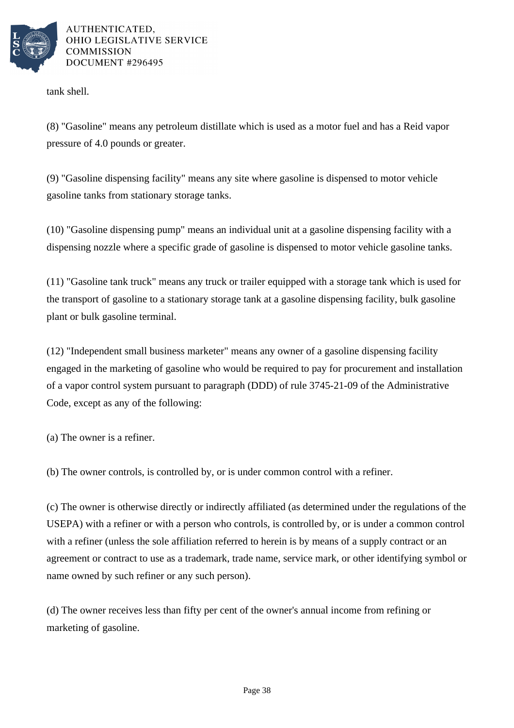tank shell.

(8) "Gasoline" means any petroleum distillate which is used as a motor fuel and has a Reid vapor pressure of 4.0 pounds or greater.

(9) "Gasoline dispensing facility" means any site where gasoline is dispensed to motor vehicle gasoline tanks from stationary storage tanks.

(10) "Gasoline dispensing pump" means an individual unit at a gasoline dispensing facility with a dispensing nozzle where a specific grade of gasoline is dispensed to motor vehicle gasoline tanks.

(11) "Gasoline tank truck" means any truck or trailer equipped with a storage tank which is used for the transport of gasoline to a stationary storage tank at a gasoline dispensing facility, bulk gasoline plant or bulk gasoline terminal.

(12) "Independent small business marketer" means any owner of a gasoline dispensing facility engaged in the marketing of gasoline who would be required to pay for procurement and installation of a vapor control system pursuant to paragraph (DDD) of rule 3745-21-09 of the Administrative Code, except as any of the following:

(a) The owner is a refiner.

(b) The owner controls, is controlled by, or is under common control with a refiner.

(c) The owner is otherwise directly or indirectly affiliated (as determined under the regulations of the USEPA) with a refiner or with a person who controls, is controlled by, or is under a common control with a refiner (unless the sole affiliation referred to herein is by means of a supply contract or an agreement or contract to use as a trademark, trade name, service mark, or other identifying symbol or name owned by such refiner or any such person).

(d) The owner receives less than fifty per cent of the owner's annual income from refining or marketing of gasoline.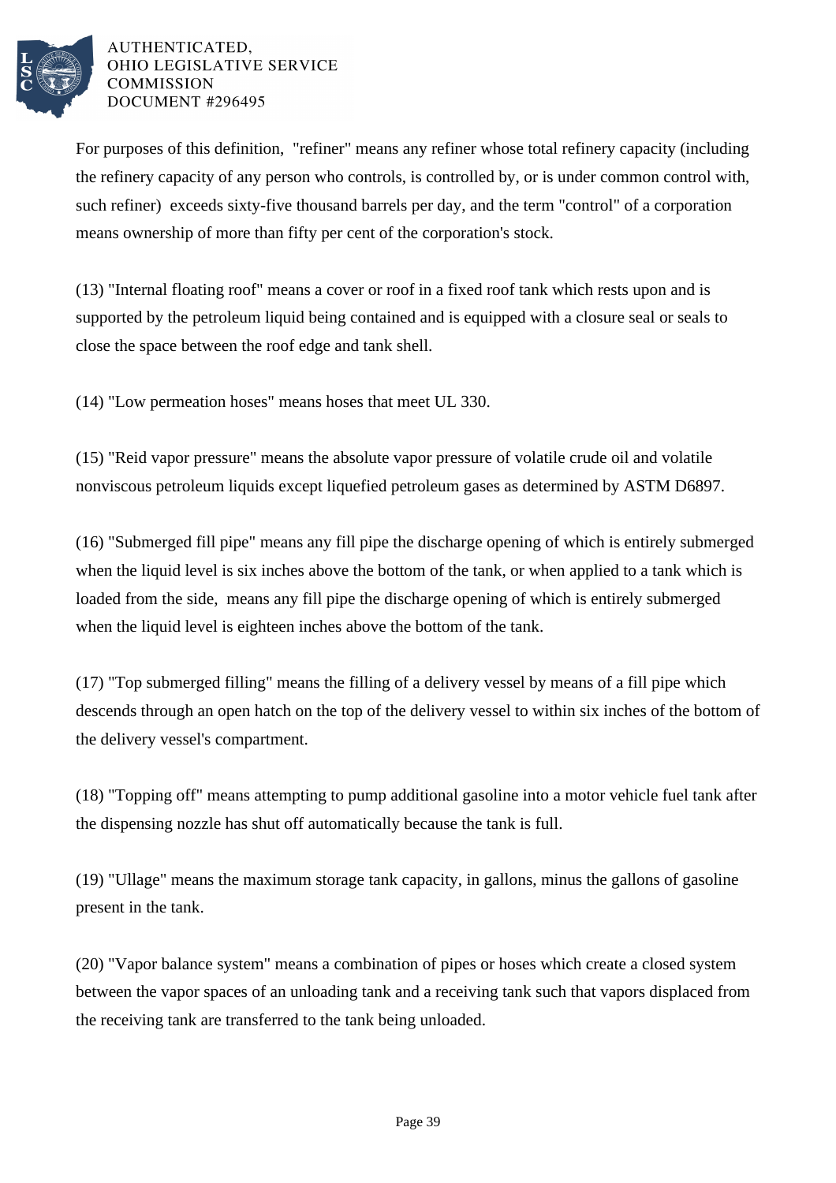For purposes of this definition, "refiner" means any refiner whose total refinery capacity (including the refinery capacity of any person who controls, is controlled by, or is under common control with, such refiner) exceeds sixty-five thousand barrels per day, and the term "control" of a corporation means ownership of more than fifty per cent of the corporation's stock.

(13) "Internal floating roof" means a cover or roof in a fixed roof tank which rests upon and is supported by the petroleum liquid being contained and is equipped with a closure seal or seals to close the space between the roof edge and tank shell.

(14) "Low permeation hoses" means hoses that meet UL 330.

(15) "Reid vapor pressure" means the absolute vapor pressure of volatile crude oil and volatile nonviscous petroleum liquids except liquefied petroleum gases as determined by ASTM D6897.

(16) "Submerged fill pipe" means any fill pipe the discharge opening of which is entirely submerged when the liquid level is six inches above the bottom of the tank, or when applied to a tank which is loaded from the side, means any fill pipe the discharge opening of which is entirely submerged when the liquid level is eighteen inches above the bottom of the tank.

(17) "Top submerged filling" means the filling of a delivery vessel by means of a fill pipe which descends through an open hatch on the top of the delivery vessel to within six inches of the bottom of the delivery vessel's compartment.

(18) "Topping off" means attempting to pump additional gasoline into a motor vehicle fuel tank after the dispensing nozzle has shut off automatically because the tank is full.

(19) "Ullage" means the maximum storage tank capacity, in gallons, minus the gallons of gasoline present in the tank.

(20) "Vapor balance system" means a combination of pipes or hoses which create a closed system between the vapor spaces of an unloading tank and a receiving tank such that vapors displaced from the receiving tank are transferred to the tank being unloaded.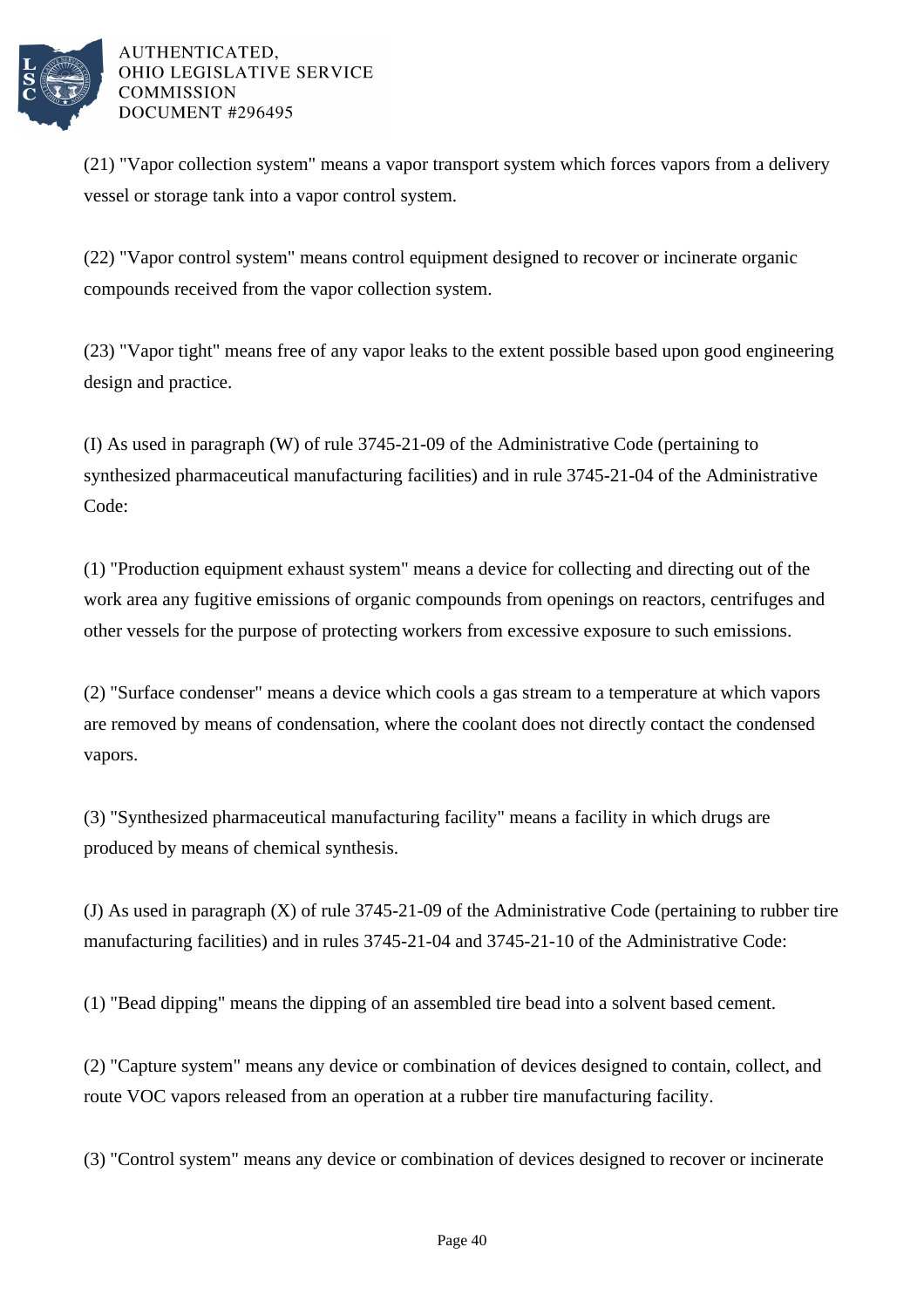(21) "Vapor collection system" means a vapor transport system which forces vapors from a delivery vessel or storage tank into a vapor control system.

(22) "Vapor control system" means control equipment designed to recover or incinerate organic compounds received from the vapor collection system.

(23) "Vapor tight" means free of any vapor leaks to the extent possible based upon good engineering design and practice.

(I) As used in paragraph (W) of rule 3745-21-09 of the Administrative Code (pertaining to synthesized pharmaceutical manufacturing facilities) and in rule 3745-21-04 of the Administrative Code:

(1) "Production equipment exhaust system" means a device for collecting and directing out of the work area any fugitive emissions of organic compounds from openings on reactors, centrifuges and other vessels for the purpose of protecting workers from excessive exposure to such emissions.

(2) "Surface condenser" means a device which cools a gas stream to a temperature at which vapors are removed by means of condensation, where the coolant does not directly contact the condensed vapors.

(3) "Synthesized pharmaceutical manufacturing facility" means a facility in which drugs are produced by means of chemical synthesis.

(J) As used in paragraph (X) of rule 3745-21-09 of the Administrative Code (pertaining to rubber tire manufacturing facilities) and in rules 3745-21-04 and 3745-21-10 of the Administrative Code:

(1) "Bead dipping" means the dipping of an assembled tire bead into a solvent based cement.

(2) "Capture system" means any device or combination of devices designed to contain, collect, and route VOC vapors released from an operation at a rubber tire manufacturing facility.

(3) "Control system" means any device or combination of devices designed to recover or incinerate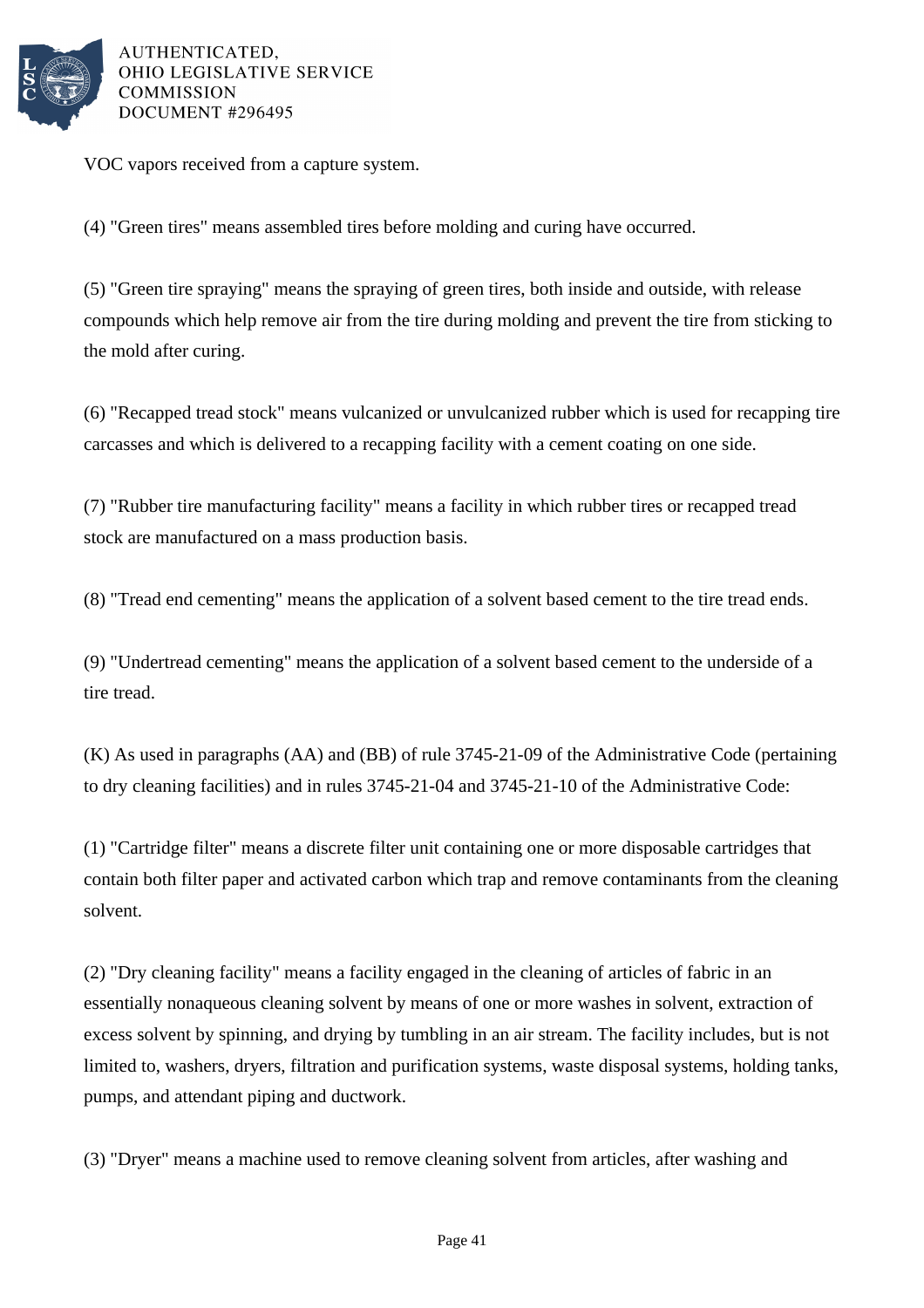VOC vapors received from a capture system.

(4) "Green tires" means assembled tires before molding and curing have occurred.

(5) "Green tire spraying" means the spraying of green tires, both inside and outside, with release compounds which help remove air from the tire during molding and prevent the tire from sticking to the mold after curing.

(6) "Recapped tread stock" means vulcanized or unvulcanized rubber which is used for recapping tire carcasses and which is delivered to a recapping facility with a cement coating on one side.

(7) "Rubber tire manufacturing facility" means a facility in which rubber tires or recapped tread stock are manufactured on a mass production basis.

(8) "Tread end cementing" means the application of a solvent based cement to the tire tread ends.

(9) "Undertread cementing" means the application of a solvent based cement to the underside of a tire tread.

(K) As used in paragraphs (AA) and (BB) of rule 3745-21-09 of the Administrative Code (pertaining to dry cleaning facilities) and in rules 3745-21-04 and 3745-21-10 of the Administrative Code:

(1) "Cartridge filter" means a discrete filter unit containing one or more disposable cartridges that contain both filter paper and activated carbon which trap and remove contaminants from the cleaning solvent.

(2) "Dry cleaning facility" means a facility engaged in the cleaning of articles of fabric in an essentially nonaqueous cleaning solvent by means of one or more washes in solvent, extraction of excess solvent by spinning, and drying by tumbling in an air stream. The facility includes, but is not limited to, washers, dryers, filtration and purification systems, waste disposal systems, holding tanks, pumps, and attendant piping and ductwork.

(3) "Dryer" means a machine used to remove cleaning solvent from articles, after washing and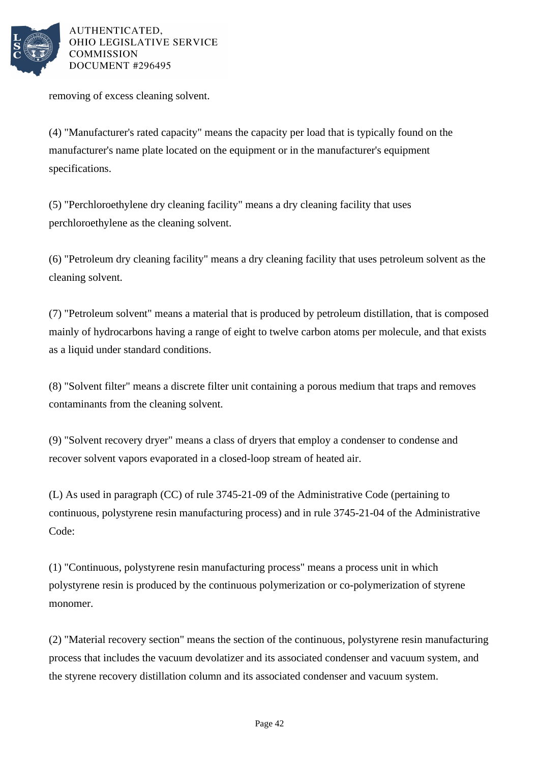removing of excess cleaning solvent.

(4) "Manufacturer's rated capacity" means the capacity per load that is typically found on the manufacturer's name plate located on the equipment or in the manufacturer's equipment specifications.

(5) "Perchloroethylene dry cleaning facility" means a dry cleaning facility that uses perchloroethylene as the cleaning solvent.

(6) "Petroleum dry cleaning facility" means a dry cleaning facility that uses petroleum solvent as the cleaning solvent.

(7) "Petroleum solvent" means a material that is produced by petroleum distillation, that is composed mainly of hydrocarbons having a range of eight to twelve carbon atoms per molecule, and that exists as a liquid under standard conditions.

(8) "Solvent filter" means a discrete filter unit containing a porous medium that traps and removes contaminants from the cleaning solvent.

(9) "Solvent recovery dryer" means a class of dryers that employ a condenser to condense and recover solvent vapors evaporated in a closed-loop stream of heated air.

(L) As used in paragraph (CC) of rule 3745-21-09 of the Administrative Code (pertaining to continuous, polystyrene resin manufacturing process) and in rule 3745-21-04 of the Administrative Code:

(1) "Continuous, polystyrene resin manufacturing process" means a process unit in which polystyrene resin is produced by the continuous polymerization or co-polymerization of styrene monomer.

(2) "Material recovery section" means the section of the continuous, polystyrene resin manufacturing process that includes the vacuum devolatizer and its associated condenser and vacuum system, and the styrene recovery distillation column and its associated condenser and vacuum system.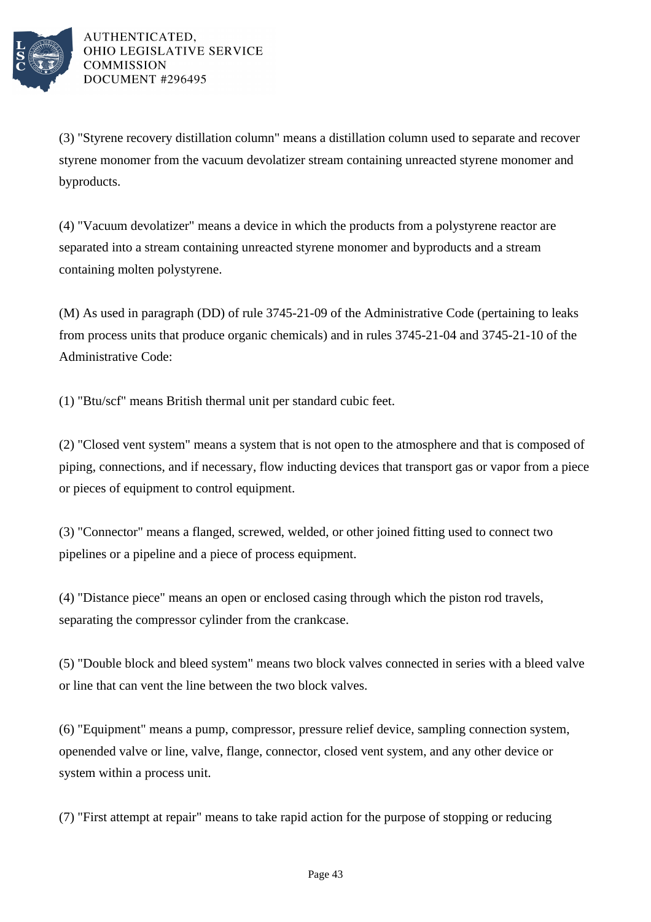(3) "Styrene recovery distillation column" means a distillation column used to separate and recover styrene monomer from the vacuum devolatizer stream containing unreacted styrene monomer and byproducts.

(4) "Vacuum devolatizer" means a device in which the products from a polystyrene reactor are separated into a stream containing unreacted styrene monomer and byproducts and a stream containing molten polystyrene.

(M) As used in paragraph (DD) of rule 3745-21-09 of the Administrative Code (pertaining to leaks from process units that produce organic chemicals) and in rules 3745-21-04 and 3745-21-10 of the Administrative Code:

(1) "Btu/scf" means British thermal unit per standard cubic feet.

(2) "Closed vent system" means a system that is not open to the atmosphere and that is composed of piping, connections, and if necessary, flow inducting devices that transport gas or vapor from a piece or pieces of equipment to control equipment.

(3) "Connector" means a flanged, screwed, welded, or other joined fitting used to connect two pipelines or a pipeline and a piece of process equipment.

(4) "Distance piece" means an open or enclosed casing through which the piston rod travels, separating the compressor cylinder from the crankcase.

(5) "Double block and bleed system" means two block valves connected in series with a bleed valve or line that can vent the line between the two block valves.

(6) "Equipment" means a pump, compressor, pressure relief device, sampling connection system, openended valve or line, valve, flange, connector, closed vent system, and any other device or system within a process unit.

(7) "First attempt at repair" means to take rapid action for the purpose of stopping or reducing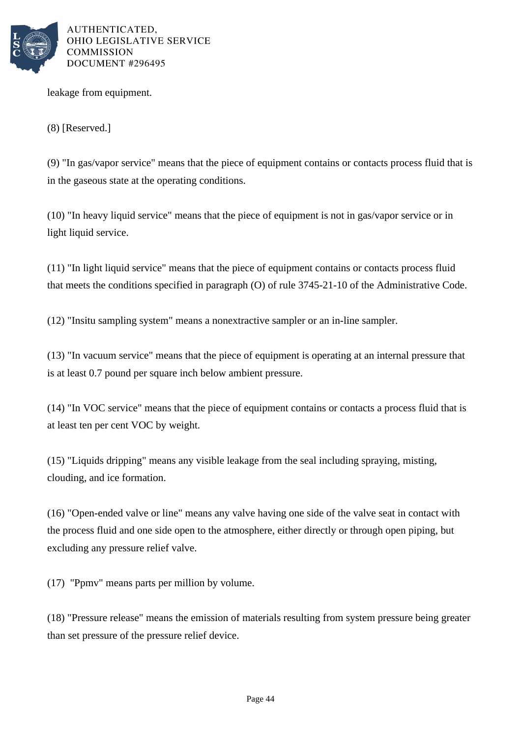leakage from equipment.

(8) [Reserved.]

(9) "In gas/vapor service" means that the piece of equipment contains or contacts process fluid that is in the gaseous state at the operating conditions.

(10) "In heavy liquid service" means that the piece of equipment is not in gas/vapor service or in light liquid service.

(11) "In light liquid service" means that the piece of equipment contains or contacts process fluid that meets the conditions specified in paragraph (O) of rule 3745-21-10 of the Administrative Code.

(12) "Insitu sampling system" means a nonextractive sampler or an in-line sampler.

(13) "In vacuum service" means that the piece of equipment is operating at an internal pressure that is at least 0.7 pound per square inch below ambient pressure.

(14) "In VOC service" means that the piece of equipment contains or contacts a process fluid that is at least ten per cent VOC by weight.

(15) "Liquids dripping" means any visible leakage from the seal including spraying, misting, clouding, and ice formation.

(16) "Open-ended valve or line" means any valve having one side of the valve seat in contact with the process fluid and one side open to the atmosphere, either directly or through open piping, but excluding any pressure relief valve.

(17) "Ppmv" means parts per million by volume.

(18) "Pressure release" means the emission of materials resulting from system pressure being greater than set pressure of the pressure relief device.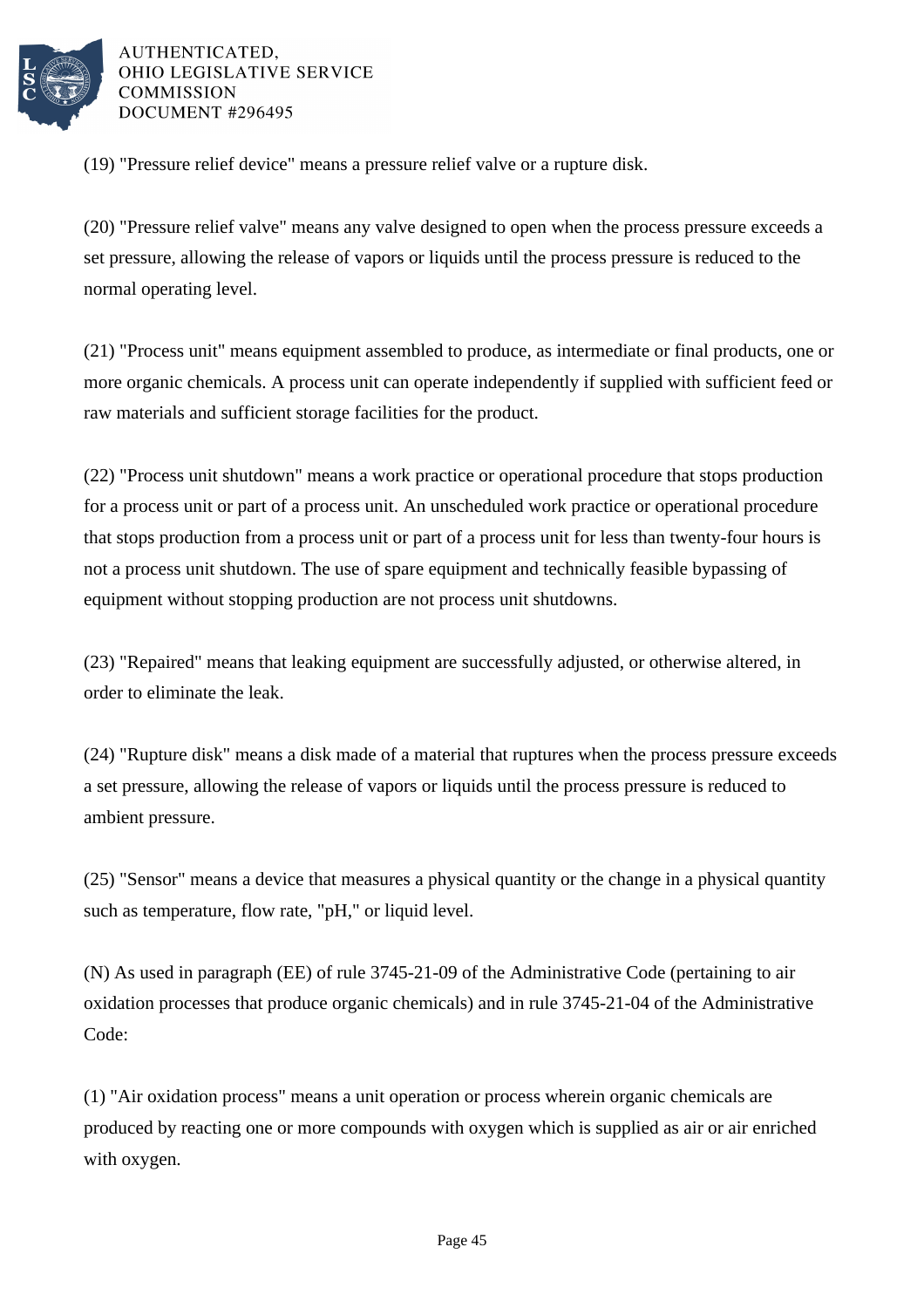(19) "Pressure relief device" means a pressure relief valve or a rupture disk.

(20) "Pressure relief valve" means any valve designed to open when the process pressure exceeds a set pressure, allowing the release of vapors or liquids until the process pressure is reduced to the normal operating level.

(21) "Process unit" means equipment assembled to produce, as intermediate or final products, one or more organic chemicals. A process unit can operate independently if supplied with sufficient feed or raw materials and sufficient storage facilities for the product.

(22) "Process unit shutdown" means a work practice or operational procedure that stops production for a process unit or part of a process unit. An unscheduled work practice or operational procedure that stops production from a process unit or part of a process unit for less than twenty-four hours is not a process unit shutdown. The use of spare equipment and technically feasible bypassing of equipment without stopping production are not process unit shutdowns.

(23) "Repaired" means that leaking equipment are successfully adjusted, or otherwise altered, in order to eliminate the leak.

(24) "Rupture disk" means a disk made of a material that ruptures when the process pressure exceeds a set pressure, allowing the release of vapors or liquids until the process pressure is reduced to ambient pressure.

(25) "Sensor" means a device that measures a physical quantity or the change in a physical quantity such as temperature, flow rate, "pH," or liquid level.

(N) As used in paragraph (EE) of rule 3745-21-09 of the Administrative Code (pertaining to air oxidation processes that produce organic chemicals) and in rule 3745-21-04 of the Administrative Code:

(1) "Air oxidation process" means a unit operation or process wherein organic chemicals are produced by reacting one or more compounds with oxygen which is supplied as air or air enriched with oxygen.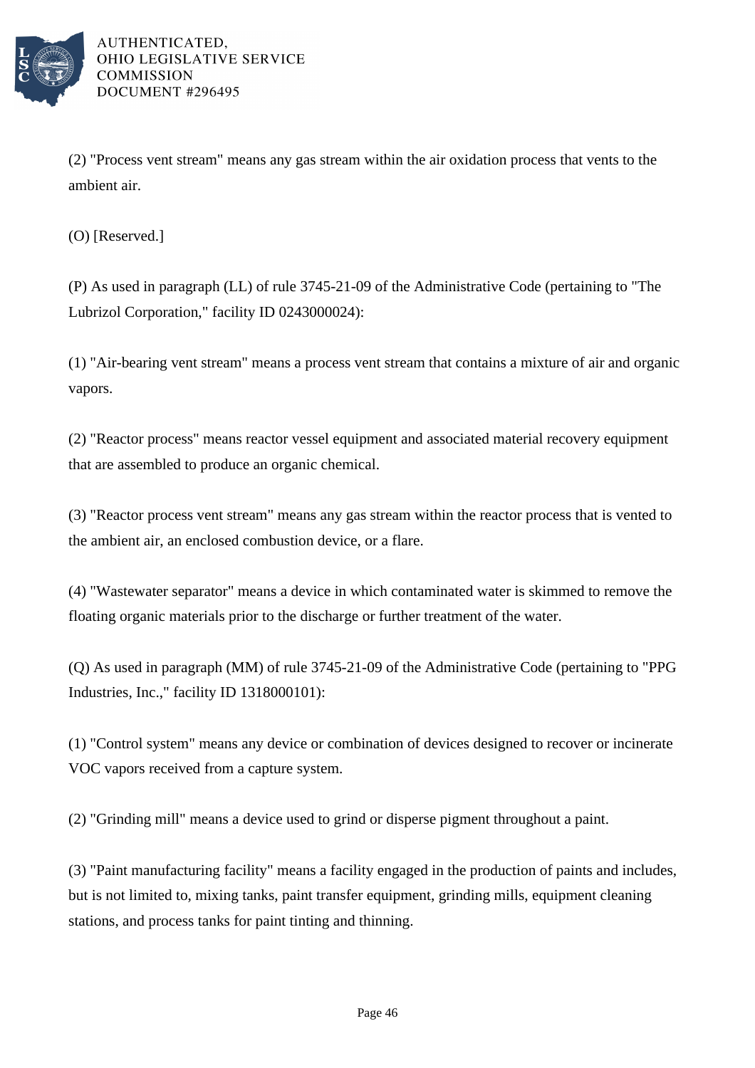(2) "Process vent stream" means any gas stream within the air oxidation process that vents to the ambient air.

(O) [Reserved.]

(P) As used in paragraph (LL) of rule 3745-21-09 of the Administrative Code (pertaining to "The Lubrizol Corporation," facility ID 0243000024):

(1) "Air-bearing vent stream" means a process vent stream that contains a mixture of air and organic vapors.

(2) "Reactor process" means reactor vessel equipment and associated material recovery equipment that are assembled to produce an organic chemical.

(3) "Reactor process vent stream" means any gas stream within the reactor process that is vented to the ambient air, an enclosed combustion device, or a flare.

(4) "Wastewater separator" means a device in which contaminated water is skimmed to remove the floating organic materials prior to the discharge or further treatment of the water.

(Q) As used in paragraph (MM) of rule 3745-21-09 of the Administrative Code (pertaining to "PPG Industries, Inc.," facility ID 1318000101):

(1) "Control system" means any device or combination of devices designed to recover or incinerate VOC vapors received from a capture system.

(2) "Grinding mill" means a device used to grind or disperse pigment throughout a paint.

(3) "Paint manufacturing facility" means a facility engaged in the production of paints and includes, but is not limited to, mixing tanks, paint transfer equipment, grinding mills, equipment cleaning stations, and process tanks for paint tinting and thinning.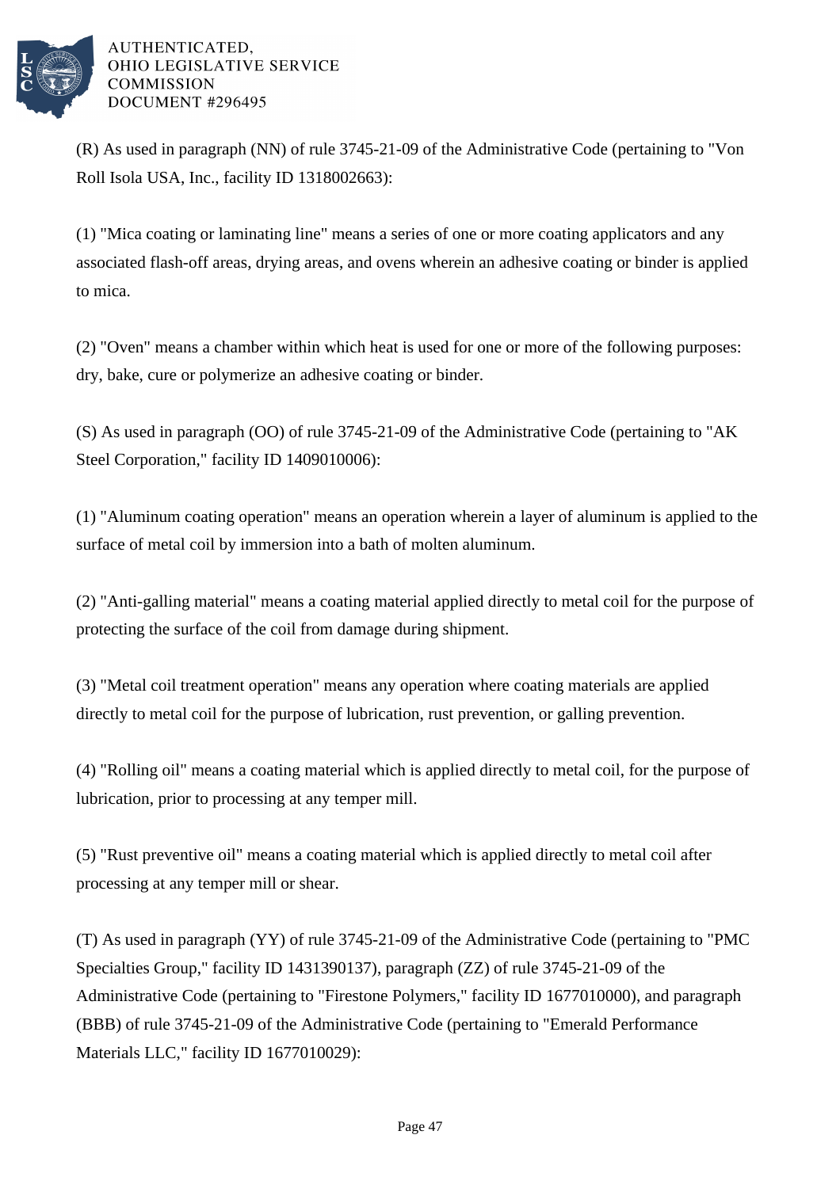(R) As used in paragraph (NN) of rule 3745-21-09 of the Administrative Code (pertaining to "Von Roll Isola USA, Inc., facility ID 1318002663):

(1) "Mica coating or laminating line" means a series of one or more coating applicators and any associated flash-off areas, drying areas, and ovens wherein an adhesive coating or binder is applied to mica.

(2) "Oven" means a chamber within which heat is used for one or more of the following purposes: dry, bake, cure or polymerize an adhesive coating or binder.

(S) As used in paragraph (OO) of rule 3745-21-09 of the Administrative Code (pertaining to "AK Steel Corporation," facility ID 1409010006):

(1) "Aluminum coating operation" means an operation wherein a layer of aluminum is applied to the surface of metal coil by immersion into a bath of molten aluminum.

(2) "Anti-galling material" means a coating material applied directly to metal coil for the purpose of protecting the surface of the coil from damage during shipment.

(3) "Metal coil treatment operation" means any operation where coating materials are applied directly to metal coil for the purpose of lubrication, rust prevention, or galling prevention.

(4) "Rolling oil" means a coating material which is applied directly to metal coil, for the purpose of lubrication, prior to processing at any temper mill.

(5) "Rust preventive oil" means a coating material which is applied directly to metal coil after processing at any temper mill or shear.

(T) As used in paragraph (YY) of rule 3745-21-09 of the Administrative Code (pertaining to "PMC Specialties Group," facility ID 1431390137), paragraph (ZZ) of rule 3745-21-09 of the Administrative Code (pertaining to "Firestone Polymers," facility ID 1677010000), and paragraph (BBB) of rule 3745-21-09 of the Administrative Code (pertaining to "Emerald Performance Materials LLC," facility ID 1677010029):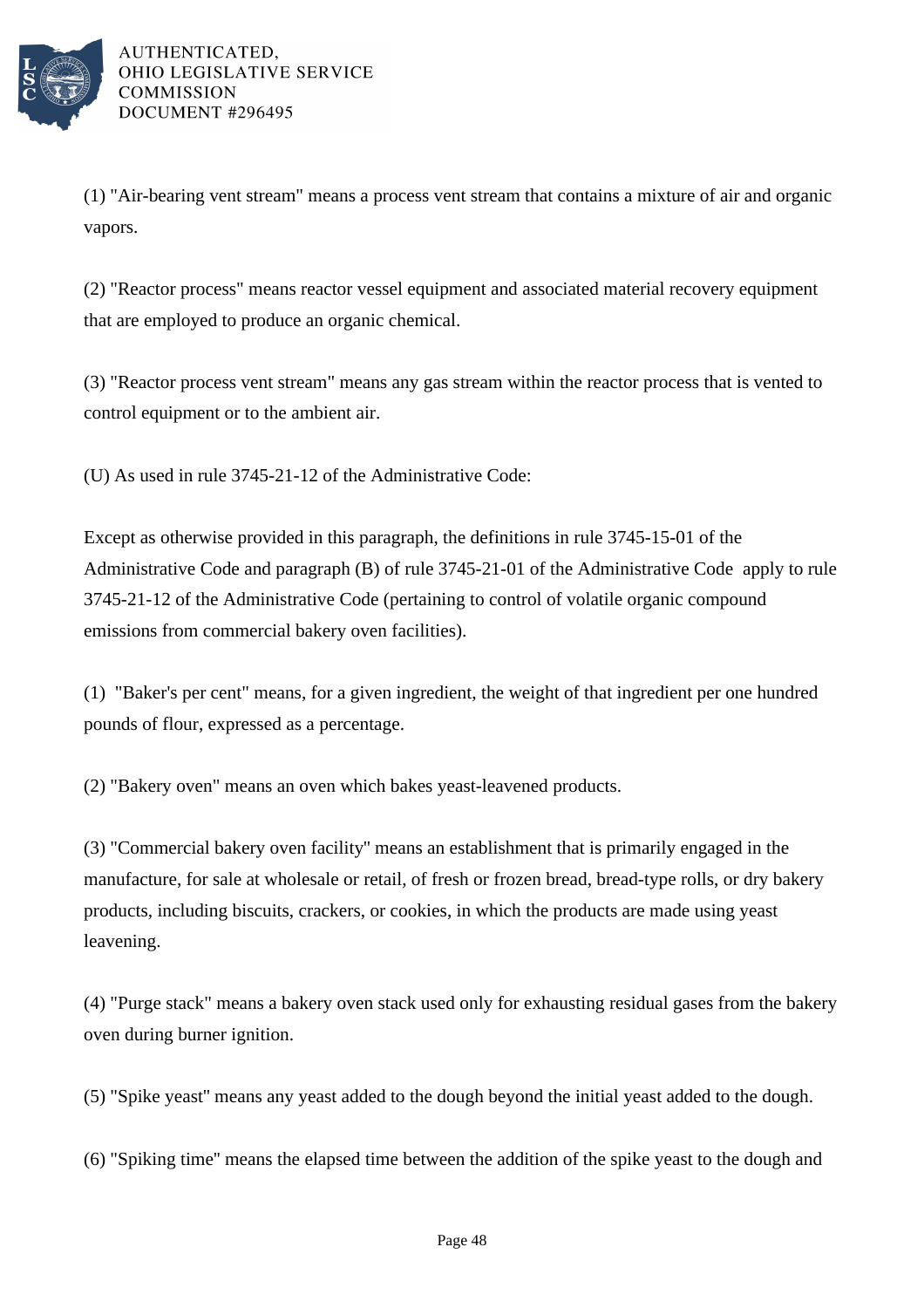(1) "Air-bearing vent stream" means a process vent stream that contains a mixture of air and organic vapors.

(2) "Reactor process" means reactor vessel equipment and associated material recovery equipment that are employed to produce an organic chemical.

(3) "Reactor process vent stream" means any gas stream within the reactor process that is vented to control equipment or to the ambient air.

(U) As used in rule 3745-21-12 of the Administrative Code:

Except as otherwise provided in this paragraph, the definitions in rule 3745-15-01 of the Administrative Code and paragraph (B) of rule 3745-21-01 of the Administrative Code apply to rule 3745-21-12 of the Administrative Code (pertaining to control of volatile organic compound emissions from commercial bakery oven facilities).

(1) "Baker's per cent" means, for a given ingredient, the weight of that ingredient per one hundred pounds of flour, expressed as a percentage.

(2) "Bakery oven" means an oven which bakes yeast-leavened products.

(3) "Commercial bakery oven facility" means an establishment that is primarily engaged in the manufacture, for sale at wholesale or retail, of fresh or frozen bread, bread-type rolls, or dry bakery products, including biscuits, crackers, or cookies, in which the products are made using yeast leavening.

(4) "Purge stack" means a bakery oven stack used only for exhausting residual gases from the bakery oven during burner ignition.

(5) "Spike yeast" means any yeast added to the dough beyond the initial yeast added to the dough.

(6) "Spiking time" means the elapsed time between the addition of the spike yeast to the dough and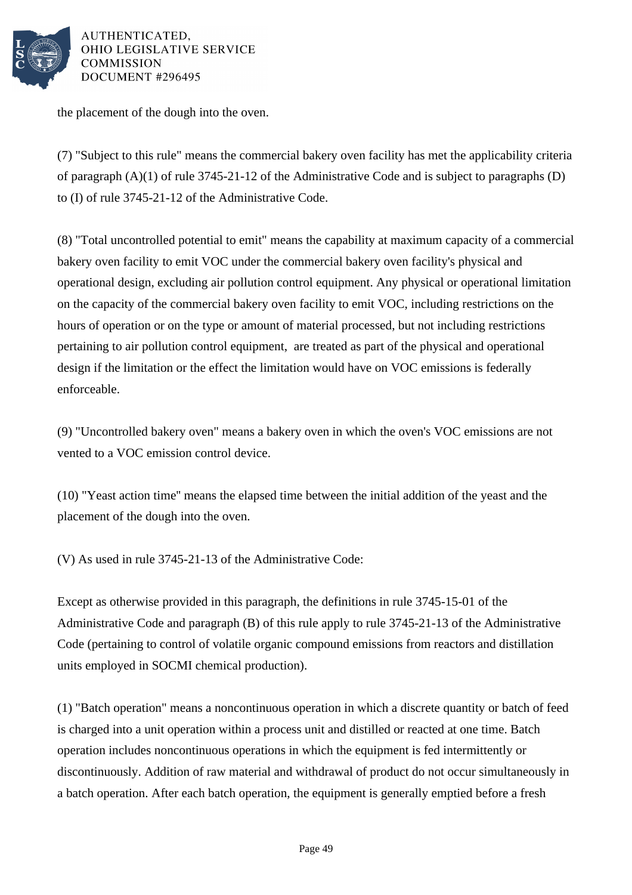the placement of the dough into the oven.

(7) "Subject to this rule" means the commercial bakery oven facility has met the applicability criteria of paragraph (A)(1) of rule 3745-21-12 of the Administrative Code and is subject to paragraphs (D) to (I) of rule 3745-21-12 of the Administrative Code.

(8) "Total uncontrolled potential to emit" means the capability at maximum capacity of a commercial bakery oven facility to emit VOC under the commercial bakery oven facility's physical and operational design, excluding air pollution control equipment. Any physical or operational limitation on the capacity of the commercial bakery oven facility to emit VOC, including restrictions on the hours of operation or on the type or amount of material processed, but not including restrictions pertaining to air pollution control equipment, are treated as part of the physical and operational design if the limitation or the effect the limitation would have on VOC emissions is federally enforceable.

(9) "Uncontrolled bakery oven" means a bakery oven in which the oven's VOC emissions are not vented to a VOC emission control device.

(10) "Yeast action time" means the elapsed time between the initial addition of the yeast and the placement of the dough into the oven.

(V) As used in rule 3745-21-13 of the Administrative Code:

Except as otherwise provided in this paragraph, the definitions in rule 3745-15-01 of the Administrative Code and paragraph (B) of this rule apply to rule 3745-21-13 of the Administrative Code (pertaining to control of volatile organic compound emissions from reactors and distillation units employed in SOCMI chemical production).

(1) "Batch operation" means a noncontinuous operation in which a discrete quantity or batch of feed is charged into a unit operation within a process unit and distilled or reacted at one time. Batch operation includes noncontinuous operations in which the equipment is fed intermittently or discontinuously. Addition of raw material and withdrawal of product do not occur simultaneously in a batch operation. After each batch operation, the equipment is generally emptied before a fresh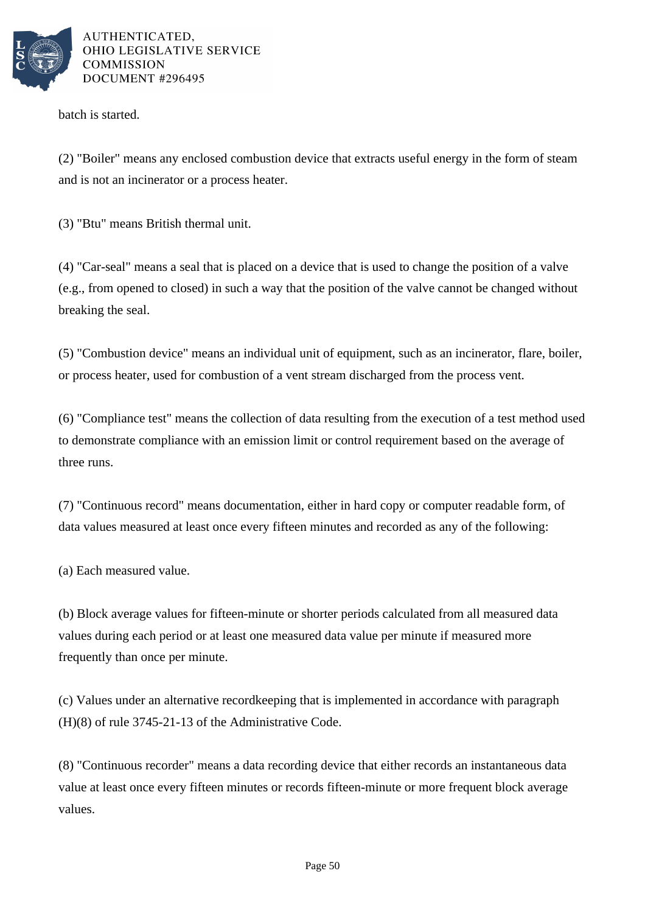batch is started.

(2) "Boiler" means any enclosed combustion device that extracts useful energy in the form of steam and is not an incinerator or a process heater.

(3) "Btu" means British thermal unit.

(4) "Car-seal" means a seal that is placed on a device that is used to change the position of a valve (e.g., from opened to closed) in such a way that the position of the valve cannot be changed without breaking the seal.

(5) "Combustion device" means an individual unit of equipment, such as an incinerator, flare, boiler, or process heater, used for combustion of a vent stream discharged from the process vent.

(6) "Compliance test" means the collection of data resulting from the execution of a test method used to demonstrate compliance with an emission limit or control requirement based on the average of three runs.

(7) "Continuous record" means documentation, either in hard copy or computer readable form, of data values measured at least once every fifteen minutes and recorded as any of the following:

(a) Each measured value.

(b) Block average values for fifteen-minute or shorter periods calculated from all measured data values during each period or at least one measured data value per minute if measured more frequently than once per minute.

(c) Values under an alternative recordkeeping that is implemented in accordance with paragraph (H)(8) of rule 3745-21-13 of the Administrative Code.

(8) "Continuous recorder" means a data recording device that either records an instantaneous data value at least once every fifteen minutes or records fifteen-minute or more frequent block average values.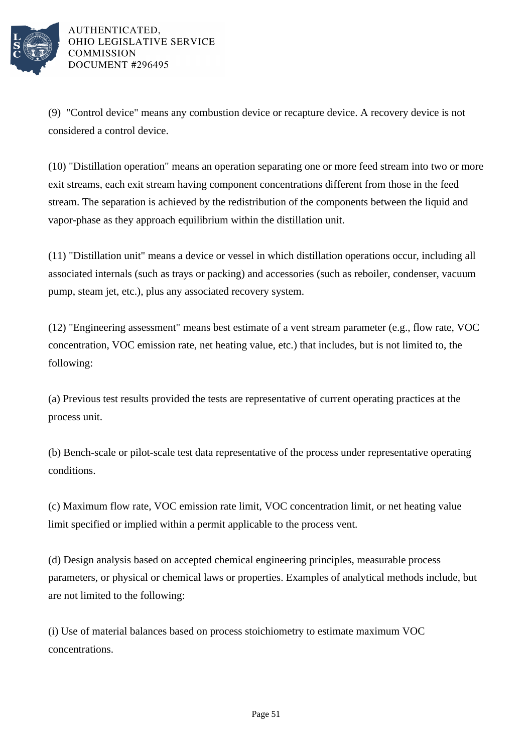(9) "Control device" means any combustion device or recapture device. A recovery device is not considered a control device.

(10) "Distillation operation" means an operation separating one or more feed stream into two or more exit streams, each exit stream having component concentrations different from those in the feed stream. The separation is achieved by the redistribution of the components between the liquid and vapor-phase as they approach equilibrium within the distillation unit.

(11) "Distillation unit" means a device or vessel in which distillation operations occur, including all associated internals (such as trays or packing) and accessories (such as reboiler, condenser, vacuum pump, steam jet, etc.), plus any associated recovery system.

(12) "Engineering assessment" means best estimate of a vent stream parameter (e.g., flow rate, VOC concentration, VOC emission rate, net heating value, etc.) that includes, but is not limited to, the following:

(a) Previous test results provided the tests are representative of current operating practices at the process unit.

(b) Bench-scale or pilot-scale test data representative of the process under representative operating conditions.

(c) Maximum flow rate, VOC emission rate limit, VOC concentration limit, or net heating value limit specified or implied within a permit applicable to the process vent.

(d) Design analysis based on accepted chemical engineering principles, measurable process parameters, or physical or chemical laws or properties. Examples of analytical methods include, but are not limited to the following:

(i) Use of material balances based on process stoichiometry to estimate maximum VOC concentrations.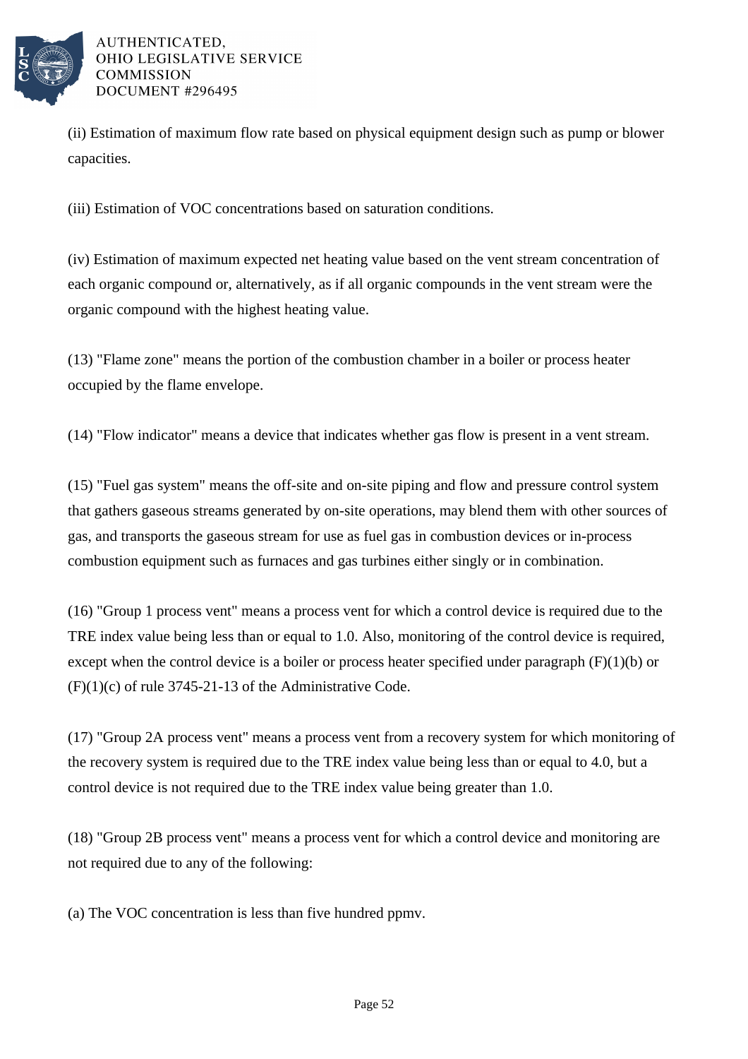(ii) Estimation of maximum flow rate based on physical equipment design such as pump or blower capacities.

(iii) Estimation of VOC concentrations based on saturation conditions.

(iv) Estimation of maximum expected net heating value based on the vent stream concentration of each organic compound or, alternatively, as if all organic compounds in the vent stream were the organic compound with the highest heating value.

(13) "Flame zone" means the portion of the combustion chamber in a boiler or process heater occupied by the flame envelope.

(14) "Flow indicator" means a device that indicates whether gas flow is present in a vent stream.

(15) "Fuel gas system" means the off-site and on-site piping and flow and pressure control system that gathers gaseous streams generated by on-site operations, may blend them with other sources of gas, and transports the gaseous stream for use as fuel gas in combustion devices or in-process combustion equipment such as furnaces and gas turbines either singly or in combination.

(16) "Group 1 process vent" means a process vent for which a control device is required due to the TRE index value being less than or equal to 1.0. Also, monitoring of the control device is required, except when the control device is a boiler or process heater specified under paragraph (F)(1)(b) or (F)(1)(c) of rule 3745-21-13 of the Administrative Code.

(17) "Group 2A process vent" means a process vent from a recovery system for which monitoring of the recovery system is required due to the TRE index value being less than or equal to 4.0, but a control device is not required due to the TRE index value being greater than 1.0.

(18) "Group 2B process vent" means a process vent for which a control device and monitoring are not required due to any of the following:

(a) The VOC concentration is less than five hundred ppmv.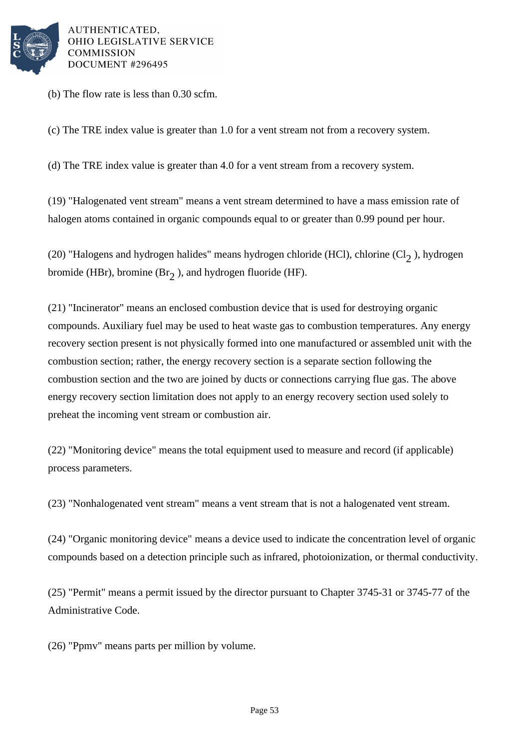(b) The flow rate is less than 0.30 scfm.

(c) The TRE index value is greater than 1.0 for a vent stream not from a recovery system.

(d) The TRE index value is greater than 4.0 for a vent stream from a recovery system.

(19) "Halogenated vent stream" means a vent stream determined to have a mass emission rate of halogen atoms contained in organic compounds equal to or greater than 0.99 pound per hour.

(20) "Halogens and hydrogen halides" means hydrogen chloride (HCl), chlorine ($Cl_2$), hydrogen bromide (HBr), bromine ($Br_2$), and hydrogen fluoride (HF).

(21) "Incinerator" means an enclosed combustion device that is used for destroying organic compounds. Auxiliary fuel may be used to heat waste gas to combustion temperatures. Any energy recovery section present is not physically formed into one manufactured or assembled unit with the combustion section; rather, the energy recovery section is a separate section following the combustion section and the two are joined by ducts or connections carrying flue gas. The above energy recovery section limitation does not apply to an energy recovery section used solely to preheat the incoming vent stream or combustion air.

(22) "Monitoring device" means the total equipment used to measure and record (if applicable) process parameters.

(23) "Nonhalogenated vent stream" means a vent stream that is not a halogenated vent stream.

(24) "Organic monitoring device" means a device used to indicate the concentration level of organic compounds based on a detection principle such as infrared, photoionization, or thermal conductivity.

(25) "Permit" means a permit issued by the director pursuant to Chapter 3745-31 or 3745-77 of the Administrative Code.

(26) "Ppmv" means parts per million by volume.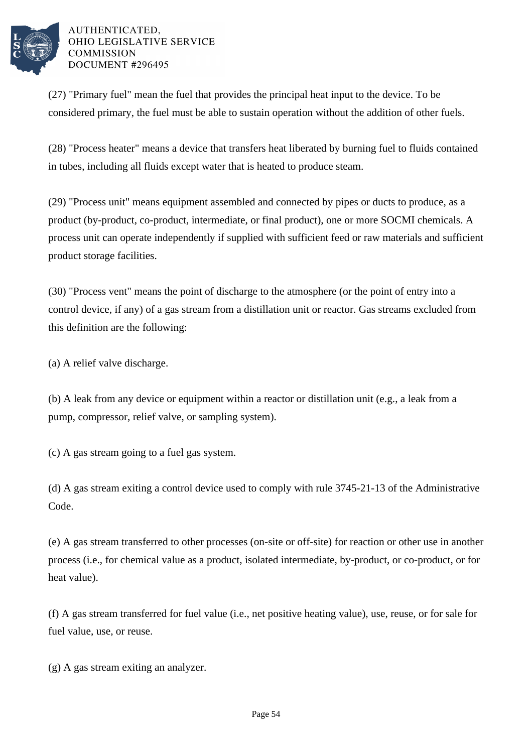(27) "Primary fuel" mean the fuel that provides the principal heat input to the device. To be considered primary, the fuel must be able to sustain operation without the addition of other fuels.

(28) "Process heater" means a device that transfers heat liberated by burning fuel to fluids contained in tubes, including all fluids except water that is heated to produce steam.

(29) "Process unit" means equipment assembled and connected by pipes or ducts to produce, as a product (by-product, co-product, intermediate, or final product), one or more SOCMI chemicals. A process unit can operate independently if supplied with sufficient feed or raw materials and sufficient product storage facilities.

(30) "Process vent" means the point of discharge to the atmosphere (or the point of entry into a control device, if any) of a gas stream from a distillation unit or reactor. Gas streams excluded from this definition are the following:

(a) A relief valve discharge.

(b) A leak from any device or equipment within a reactor or distillation unit (e.g., a leak from a pump, compressor, relief valve, or sampling system).

(c) A gas stream going to a fuel gas system.

(d) A gas stream exiting a control device used to comply with rule 3745-21-13 of the Administrative Code.

(e) A gas stream transferred to other processes (on-site or off-site) for reaction or other use in another process (i.e., for chemical value as a product, isolated intermediate, by-product, or co-product, or for heat value).

(f) A gas stream transferred for fuel value (i.e., net positive heating value), use, reuse, or for sale for fuel value, use, or reuse.

(g) A gas stream exiting an analyzer.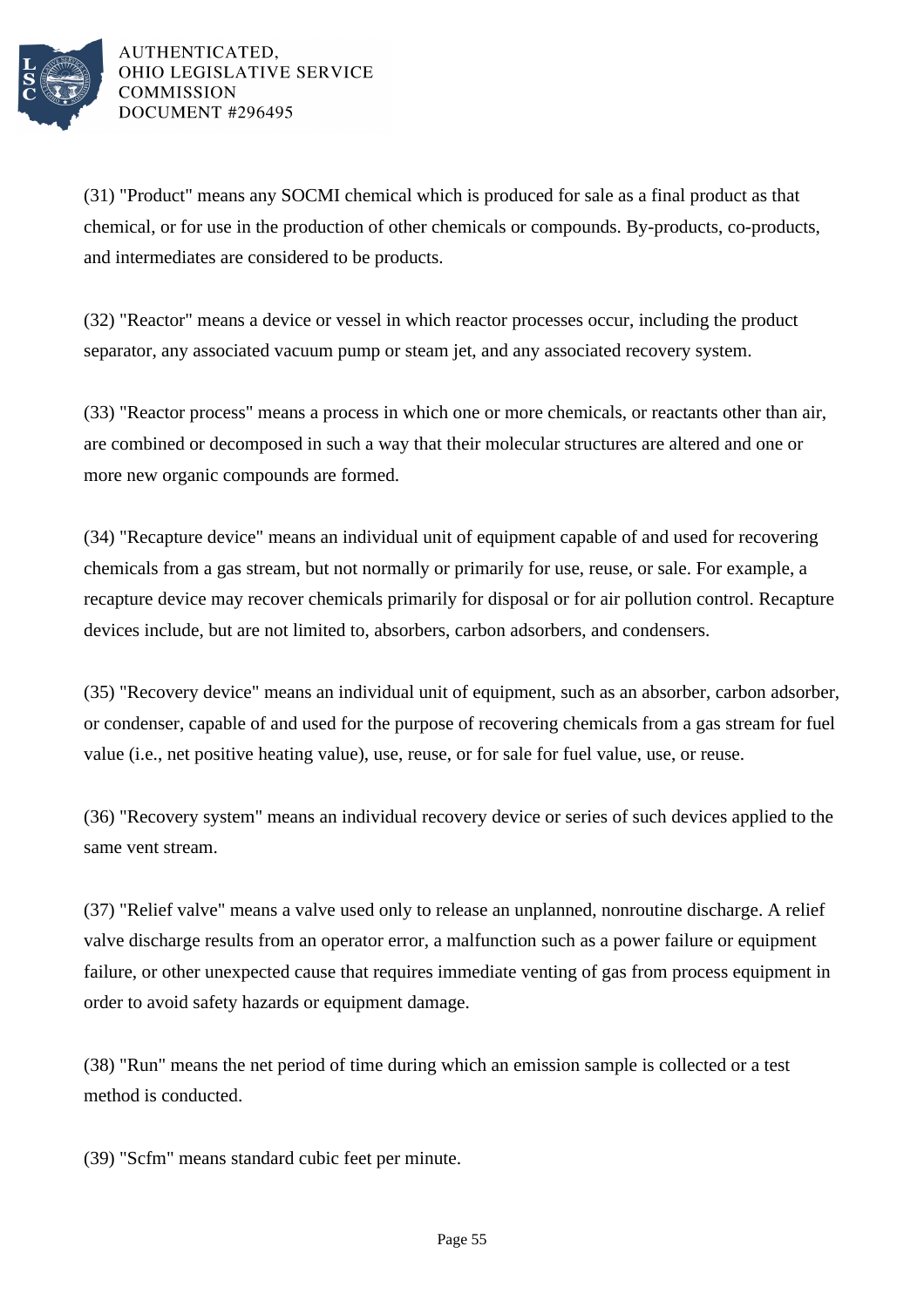(31) "Product" means any SOCMI chemical which is produced for sale as a final product as that chemical, or for use in the production of other chemicals or compounds. By-products, co-products, and intermediates are considered to be products.

(32) "Reactor" means a device or vessel in which reactor processes occur, including the product separator, any associated vacuum pump or steam jet, and any associated recovery system.

(33) "Reactor process" means a process in which one or more chemicals, or reactants other than air, are combined or decomposed in such a way that their molecular structures are altered and one or more new organic compounds are formed.

(34) "Recapture device" means an individual unit of equipment capable of and used for recovering chemicals from a gas stream, but not normally or primarily for use, reuse, or sale. For example, a recapture device may recover chemicals primarily for disposal or for air pollution control. Recapture devices include, but are not limited to, absorbers, carbon adsorbers, and condensers.

(35) "Recovery device" means an individual unit of equipment, such as an absorber, carbon adsorber, or condenser, capable of and used for the purpose of recovering chemicals from a gas stream for fuel value (i.e., net positive heating value), use, reuse, or for sale for fuel value, use, or reuse.

(36) "Recovery system" means an individual recovery device or series of such devices applied to the same vent stream.

(37) "Relief valve" means a valve used only to release an unplanned, nonroutine discharge. A relief valve discharge results from an operator error, a malfunction such as a power failure or equipment failure, or other unexpected cause that requires immediate venting of gas from process equipment in order to avoid safety hazards or equipment damage.

(38) "Run" means the net period of time during which an emission sample is collected or a test method is conducted.

(39) "Scfm" means standard cubic feet per minute.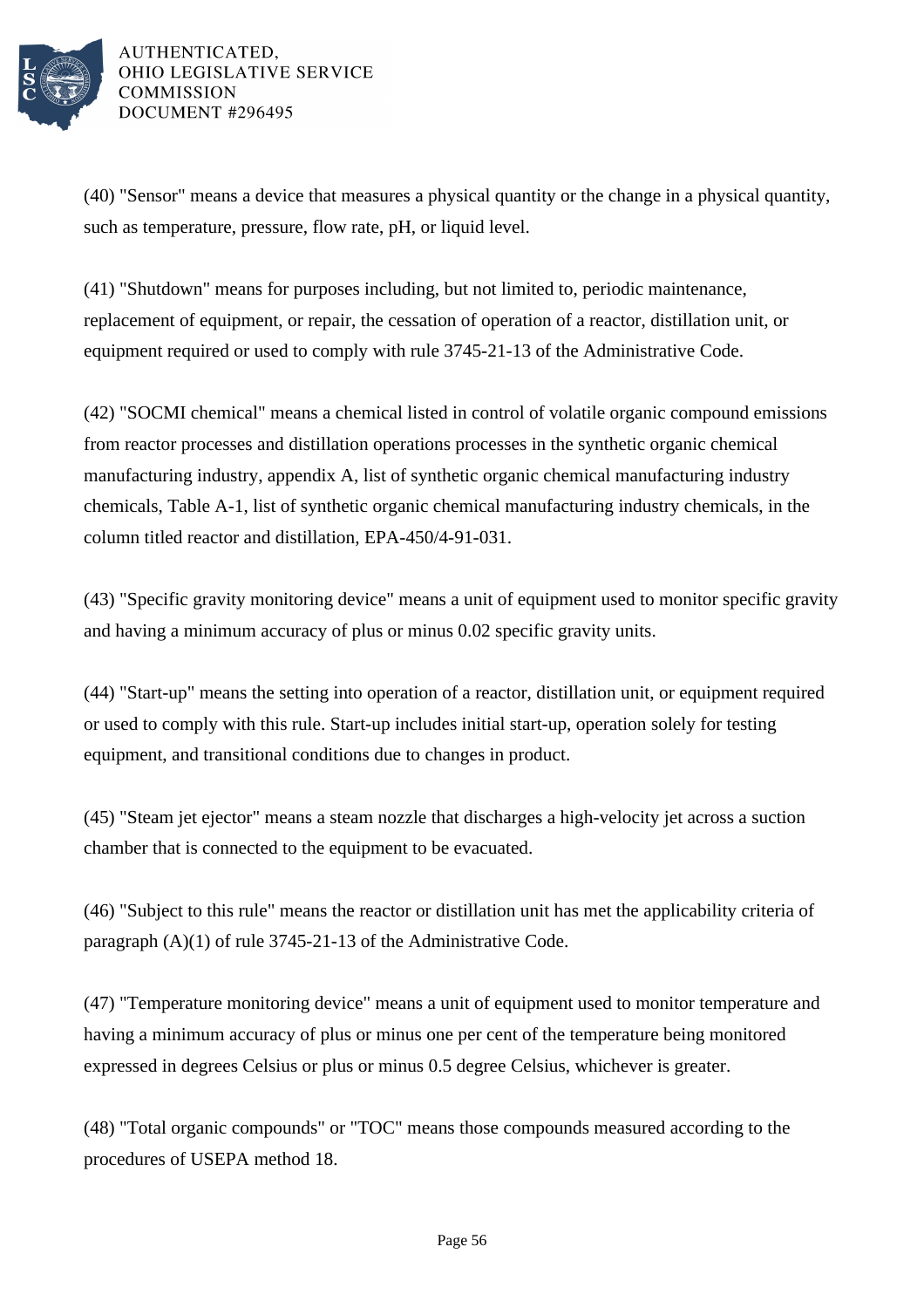(40) "Sensor" means a device that measures a physical quantity or the change in a physical quantity, such as temperature, pressure, flow rate, pH, or liquid level.

(41) "Shutdown" means for purposes including, but not limited to, periodic maintenance, replacement of equipment, or repair, the cessation of operation of a reactor, distillation unit, or equipment required or used to comply with rule 3745-21-13 of the Administrative Code.

(42) "SOCMI chemical" means a chemical listed in control of volatile organic compound emissions from reactor processes and distillation operations processes in the synthetic organic chemical manufacturing industry, appendix A, list of synthetic organic chemical manufacturing industry chemicals, Table A-1, list of synthetic organic chemical manufacturing industry chemicals, in the column titled reactor and distillation, EPA-450/4-91-031.

(43) "Specific gravity monitoring device" means a unit of equipment used to monitor specific gravity and having a minimum accuracy of plus or minus 0.02 specific gravity units.

(44) "Start-up" means the setting into operation of a reactor, distillation unit, or equipment required or used to comply with this rule. Start-up includes initial start-up, operation solely for testing equipment, and transitional conditions due to changes in product.

(45) "Steam jet ejector" means a steam nozzle that discharges a high-velocity jet across a suction chamber that is connected to the equipment to be evacuated.

(46) "Subject to this rule" means the reactor or distillation unit has met the applicability criteria of paragraph (A)(1) of rule 3745-21-13 of the Administrative Code.

(47) "Temperature monitoring device" means a unit of equipment used to monitor temperature and having a minimum accuracy of plus or minus one per cent of the temperature being monitored expressed in degrees Celsius or plus or minus 0.5 degree Celsius, whichever is greater.

(48) "Total organic compounds" or "TOC" means those compounds measured according to the procedures of USEPA method 18.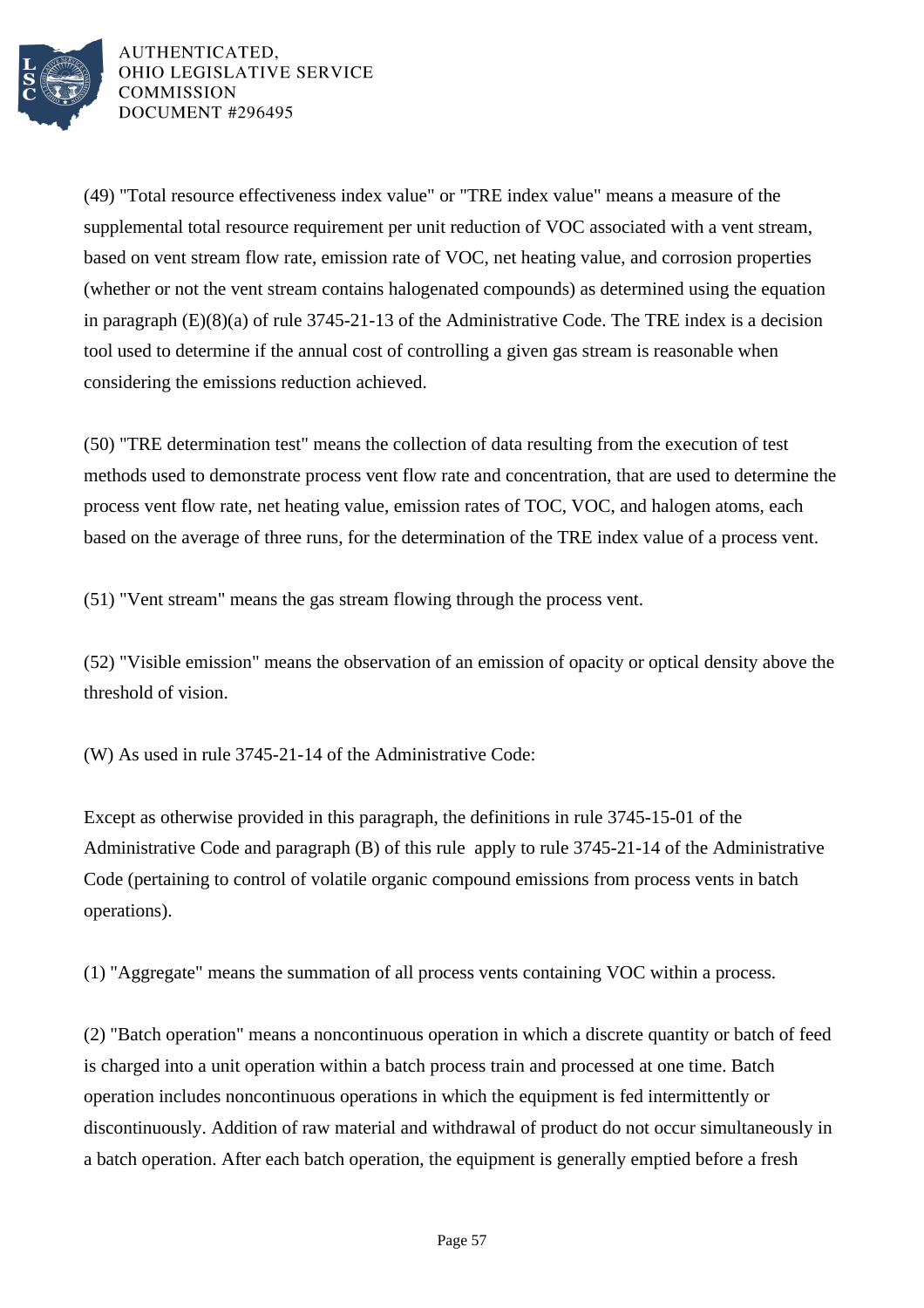(49) "Total resource effectiveness index value" or "TRE index value" means a measure of the supplemental total resource requirement per unit reduction of VOC associated with a vent stream, based on vent stream flow rate, emission rate of VOC, net heating value, and corrosion properties (whether or not the vent stream contains halogenated compounds) as determined using the equation in paragraph (E)(8)(a) of rule 3745-21-13 of the Administrative Code. The TRE index is a decision tool used to determine if the annual cost of controlling a given gas stream is reasonable when considering the emissions reduction achieved.

(50) "TRE determination test" means the collection of data resulting from the execution of test methods used to demonstrate process vent flow rate and concentration, that are used to determine the process vent flow rate, net heating value, emission rates of TOC, VOC, and halogen atoms, each based on the average of three runs, for the determination of the TRE index value of a process vent.

(51) "Vent stream" means the gas stream flowing through the process vent.

(52) "Visible emission" means the observation of an emission of opacity or optical density above the threshold of vision.

(W) As used in rule 3745-21-14 of the Administrative Code:

Except as otherwise provided in this paragraph, the definitions in rule 3745-15-01 of the Administrative Code and paragraph (B) of this rule apply to rule 3745-21-14 of the Administrative Code (pertaining to control of volatile organic compound emissions from process vents in batch operations).

(1) "Aggregate" means the summation of all process vents containing VOC within a process.

(2) "Batch operation" means a noncontinuous operation in which a discrete quantity or batch of feed is charged into a unit operation within a batch process train and processed at one time. Batch operation includes noncontinuous operations in which the equipment is fed intermittently or discontinuously. Addition of raw material and withdrawal of product do not occur simultaneously in a batch operation. After each batch operation, the equipment is generally emptied before a fresh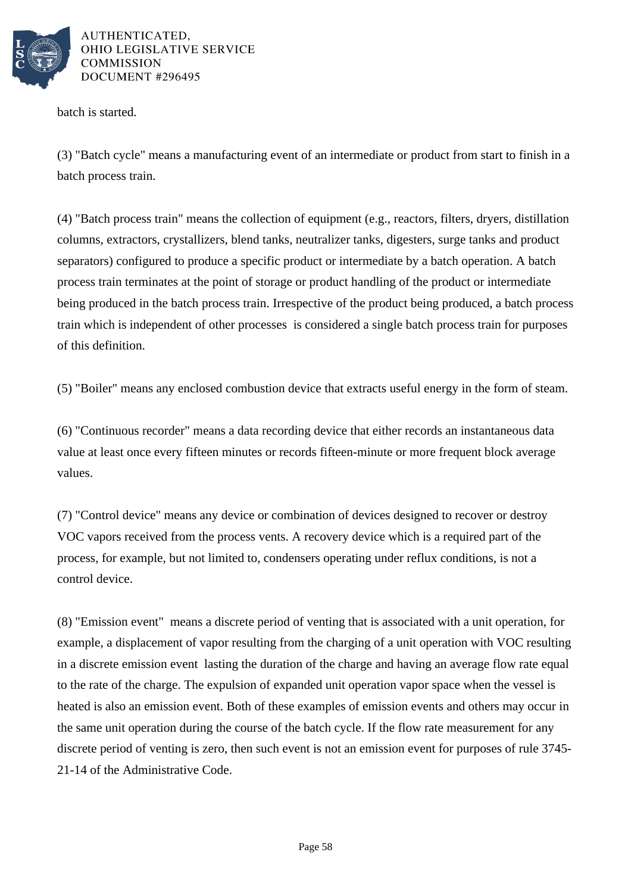batch is started.

(3) "Batch cycle" means a manufacturing event of an intermediate or product from start to finish in a batch process train.

(4) "Batch process train" means the collection of equipment (e.g., reactors, filters, dryers, distillation columns, extractors, crystallizers, blend tanks, neutralizer tanks, digesters, surge tanks and product separators) configured to produce a specific product or intermediate by a batch operation. A batch process train terminates at the point of storage or product handling of the product or intermediate being produced in the batch process train. Irrespective of the product being produced, a batch process train which is independent of other processes is considered a single batch process train for purposes of this definition.

(5) "Boiler" means any enclosed combustion device that extracts useful energy in the form of steam.

(6) "Continuous recorder" means a data recording device that either records an instantaneous data value at least once every fifteen minutes or records fifteen-minute or more frequent block average values.

(7) "Control device" means any device or combination of devices designed to recover or destroy VOC vapors received from the process vents. A recovery device which is a required part of the process, for example, but not limited to, condensers operating under reflux conditions, is not a control device.

(8) "Emission event" means a discrete period of venting that is associated with a unit operation, for example, a displacement of vapor resulting from the charging of a unit operation with VOC resulting in a discrete emission event lasting the duration of the charge and having an average flow rate equal to the rate of the charge. The expulsion of expanded unit operation vapor space when the vessel is heated is also an emission event. Both of these examples of emission events and others may occur in the same unit operation during the course of the batch cycle. If the flow rate measurement for any discrete period of venting is zero, then such event is not an emission event for purposes of rule 3745-21-14 of the Administrative Code.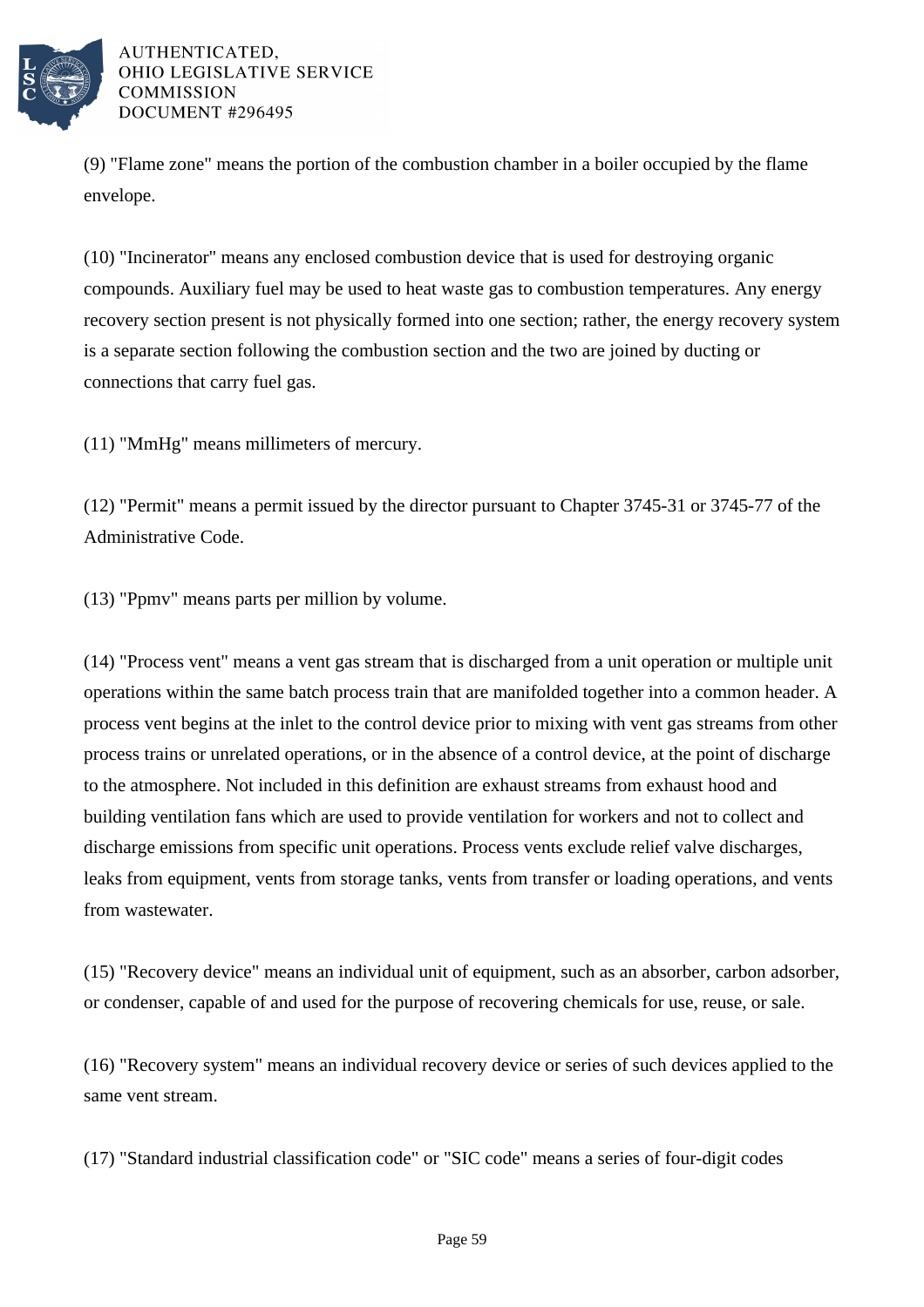(9) "Flame zone" means the portion of the combustion chamber in a boiler occupied by the flame envelope.

(10) "Incinerator" means any enclosed combustion device that is used for destroying organic compounds. Auxiliary fuel may be used to heat waste gas to combustion temperatures. Any energy recovery section present is not physically formed into one section; rather, the energy recovery system is a separate section following the combustion section and the two are joined by ducting or connections that carry fuel gas.

(11) "MmHg" means millimeters of mercury.

(12) "Permit" means a permit issued by the director pursuant to Chapter 3745-31 or 3745-77 of the Administrative Code.

(13) "Ppmv" means parts per million by volume.

(14) "Process vent" means a vent gas stream that is discharged from a unit operation or multiple unit operations within the same batch process train that are manifolded together into a common header. A process vent begins at the inlet to the control device prior to mixing with vent gas streams from other process trains or unrelated operations, or in the absence of a control device, at the point of discharge to the atmosphere. Not included in this definition are exhaust streams from exhaust hood and building ventilation fans which are used to provide ventilation for workers and not to collect and discharge emissions from specific unit operations. Process vents exclude relief valve discharges, leaks from equipment, vents from storage tanks, vents from transfer or loading operations, and vents from wastewater.

(15) "Recovery device" means an individual unit of equipment, such as an absorber, carbon adsorber, or condenser, capable of and used for the purpose of recovering chemicals for use, reuse, or sale.

(16) "Recovery system" means an individual recovery device or series of such devices applied to the same vent stream.

(17) "Standard industrial classification code" or "SIC code" means a series of four-digit codes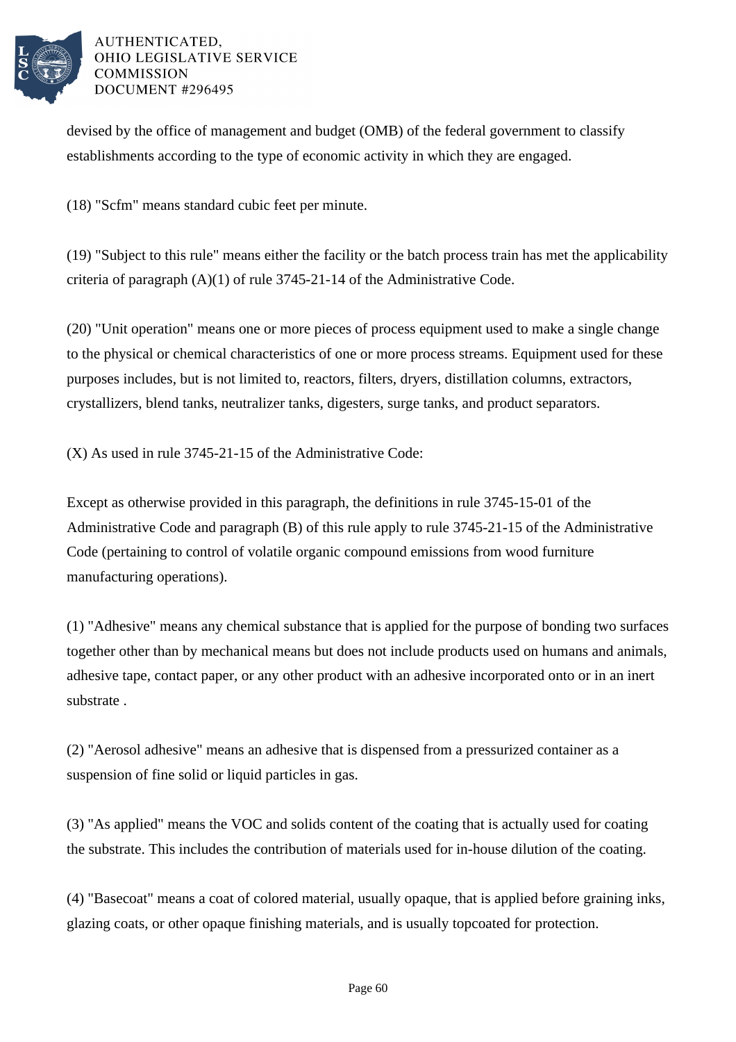devised by the office of management and budget (OMB) of the federal government to classify establishments according to the type of economic activity in which they are engaged.

(18) "Scfm" means standard cubic feet per minute.

(19) "Subject to this rule" means either the facility or the batch process train has met the applicability criteria of paragraph (A)(1) of rule 3745-21-14 of the Administrative Code.

(20) "Unit operation" means one or more pieces of process equipment used to make a single change to the physical or chemical characteristics of one or more process streams. Equipment used for these purposes includes, but is not limited to, reactors, filters, dryers, distillation columns, extractors, crystallizers, blend tanks, neutralizer tanks, digesters, surge tanks, and product separators.

(X) As used in rule 3745-21-15 of the Administrative Code:

Except as otherwise provided in this paragraph, the definitions in rule 3745-15-01 of the Administrative Code and paragraph (B) of this rule apply to rule 3745-21-15 of the Administrative Code (pertaining to control of volatile organic compound emissions from wood furniture manufacturing operations).

(1) "Adhesive" means any chemical substance that is applied for the purpose of bonding two surfaces together other than by mechanical means but does not include products used on humans and animals, adhesive tape, contact paper, or any other product with an adhesive incorporated onto or in an inert substrate .

(2) "Aerosol adhesive" means an adhesive that is dispensed from a pressurized container as a suspension of fine solid or liquid particles in gas.

(3) "As applied" means the VOC and solids content of the coating that is actually used for coating the substrate. This includes the contribution of materials used for in-house dilution of the coating.

(4) "Basecoat" means a coat of colored material, usually opaque, that is applied before graining inks, glazing coats, or other opaque finishing materials, and is usually topcoated for protection.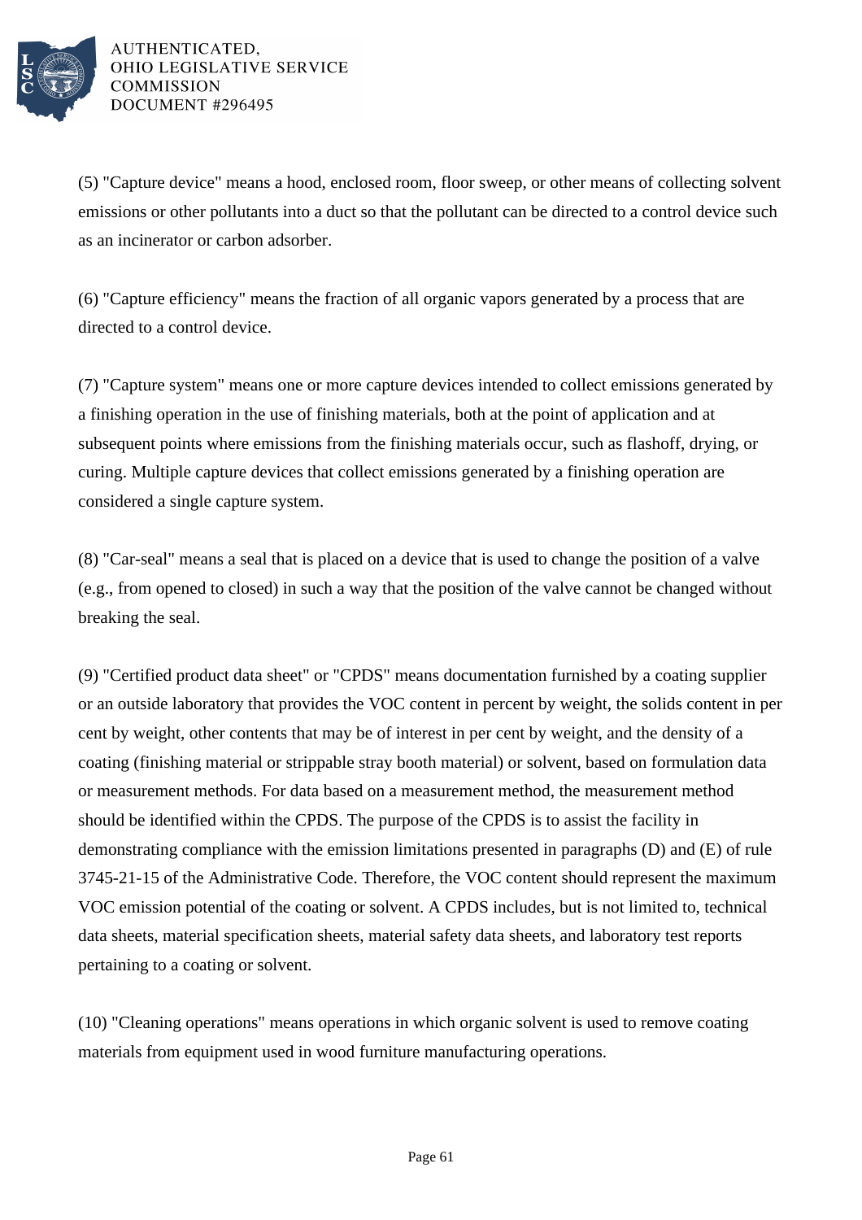(5) "Capture device" means a hood, enclosed room, floor sweep, or other means of collecting solvent emissions or other pollutants into a duct so that the pollutant can be directed to a control device such as an incinerator or carbon adsorber.

(6) "Capture efficiency" means the fraction of all organic vapors generated by a process that are directed to a control device.

(7) "Capture system" means one or more capture devices intended to collect emissions generated by a finishing operation in the use of finishing materials, both at the point of application and at subsequent points where emissions from the finishing materials occur, such as flashoff, drying, or curing. Multiple capture devices that collect emissions generated by a finishing operation are considered a single capture system.

(8) "Car-seal" means a seal that is placed on a device that is used to change the position of a valve (e.g., from opened to closed) in such a way that the position of the valve cannot be changed without breaking the seal.

(9) "Certified product data sheet" or "CPDS" means documentation furnished by a coating supplier or an outside laboratory that provides the VOC content in percent by weight, the solids content in per cent by weight, other contents that may be of interest in per cent by weight, and the density of a coating (finishing material or strippable stray booth material) or solvent, based on formulation data or measurement methods. For data based on a measurement method, the measurement method should be identified within the CPDS. The purpose of the CPDS is to assist the facility in demonstrating compliance with the emission limitations presented in paragraphs (D) and (E) of rule 3745-21-15 of the Administrative Code. Therefore, the VOC content should represent the maximum VOC emission potential of the coating or solvent. A CPDS includes, but is not limited to, technical data sheets, material specification sheets, material safety data sheets, and laboratory test reports pertaining to a coating or solvent.

(10) "Cleaning operations" means operations in which organic solvent is used to remove coating materials from equipment used in wood furniture manufacturing operations.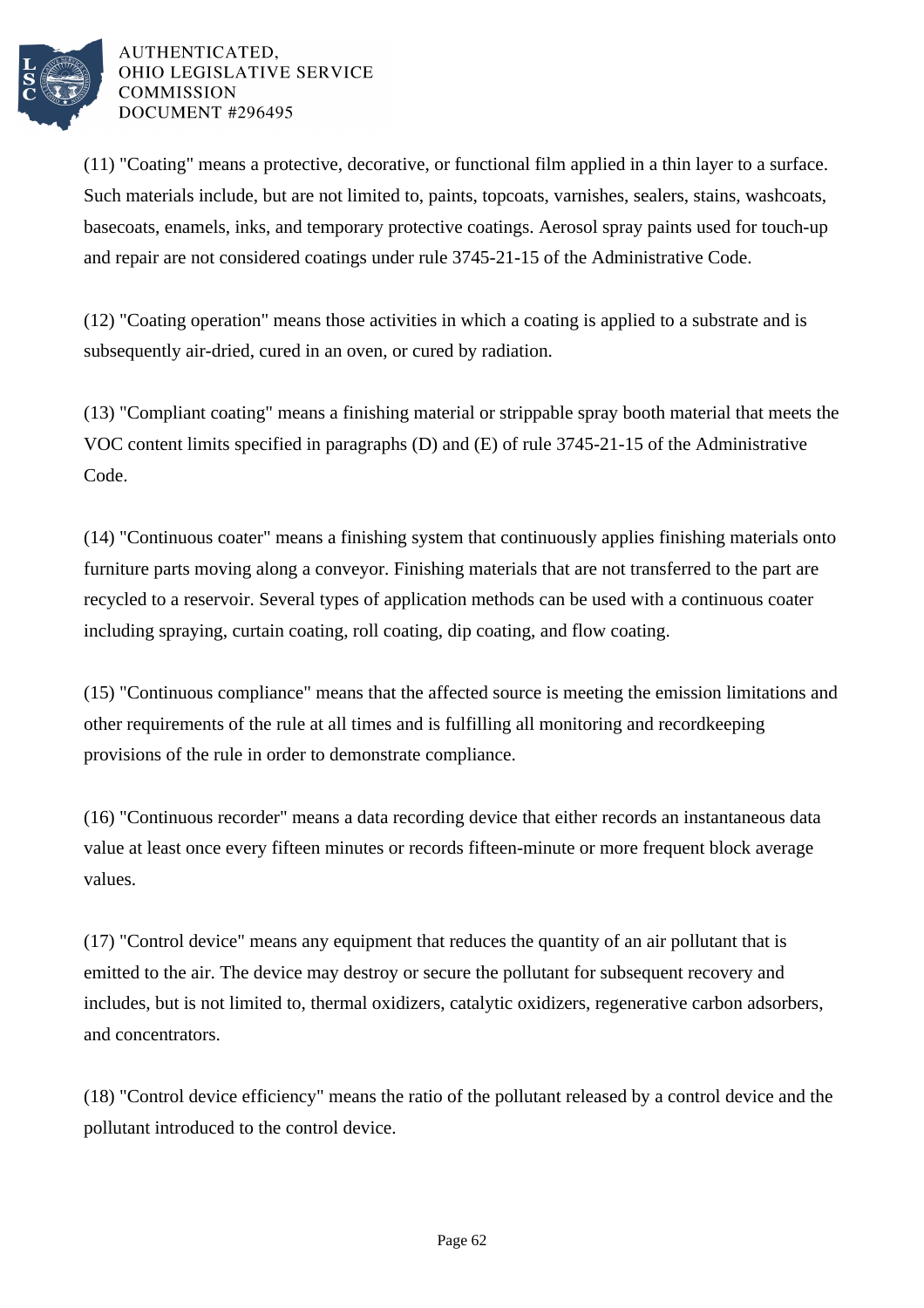(11) "Coating" means a protective, decorative, or functional film applied in a thin layer to a surface. Such materials include, but are not limited to, paints, topcoats, varnishes, sealers, stains, washcoats, basecoats, enamels, inks, and temporary protective coatings. Aerosol spray paints used for touch-up and repair are not considered coatings under rule 3745-21-15 of the Administrative Code.

(12) "Coating operation" means those activities in which a coating is applied to a substrate and is subsequently air-dried, cured in an oven, or cured by radiation.

(13) "Compliant coating" means a finishing material or strippable spray booth material that meets the VOC content limits specified in paragraphs (D) and (E) of rule 3745-21-15 of the Administrative Code.

(14) "Continuous coater" means a finishing system that continuously applies finishing materials onto furniture parts moving along a conveyor. Finishing materials that are not transferred to the part are recycled to a reservoir. Several types of application methods can be used with a continuous coater including spraying, curtain coating, roll coating, dip coating, and flow coating.

(15) "Continuous compliance" means that the affected source is meeting the emission limitations and other requirements of the rule at all times and is fulfilling all monitoring and recordkeeping provisions of the rule in order to demonstrate compliance.

(16) "Continuous recorder" means a data recording device that either records an instantaneous data value at least once every fifteen minutes or records fifteen-minute or more frequent block average values.

(17) "Control device" means any equipment that reduces the quantity of an air pollutant that is emitted to the air. The device may destroy or secure the pollutant for subsequent recovery and includes, but is not limited to, thermal oxidizers, catalytic oxidizers, regenerative carbon adsorbers, and concentrators.

(18) "Control device efficiency" means the ratio of the pollutant released by a control device and the pollutant introduced to the control device.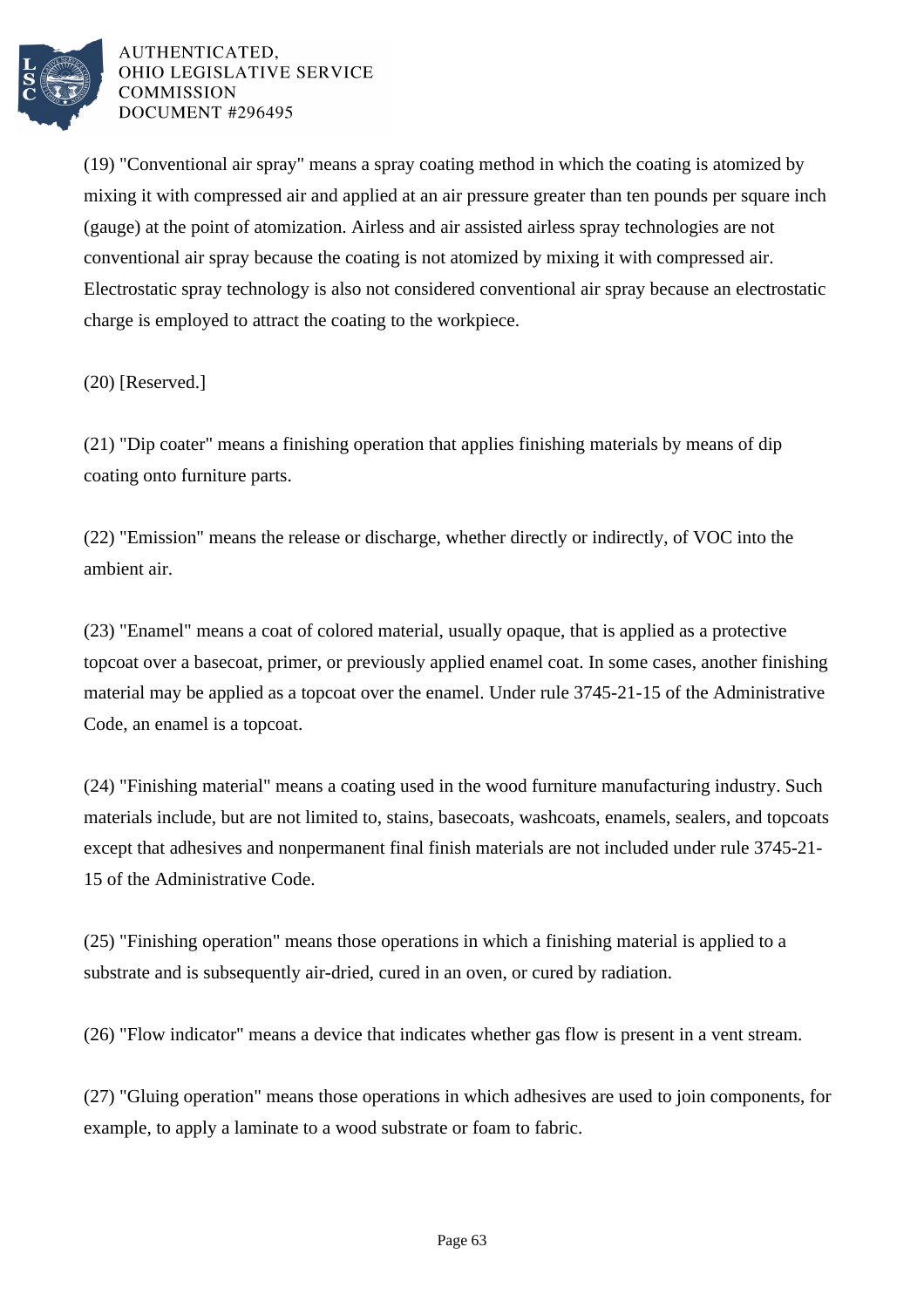(19) "Conventional air spray" means a spray coating method in which the coating is atomized by mixing it with compressed air and applied at an air pressure greater than ten pounds per square inch (gauge) at the point of atomization. Airless and air assisted airless spray technologies are not conventional air spray because the coating is not atomized by mixing it with compressed air. Electrostatic spray technology is also not considered conventional air spray because an electrostatic charge is employed to attract the coating to the workpiece.

(20) [Reserved.]

(21) "Dip coater" means a finishing operation that applies finishing materials by means of dip coating onto furniture parts.

(22) "Emission" means the release or discharge, whether directly or indirectly, of VOC into the ambient air.

(23) "Enamel" means a coat of colored material, usually opaque, that is applied as a protective topcoat over a basecoat, primer, or previously applied enamel coat. In some cases, another finishing material may be applied as a topcoat over the enamel. Under rule 3745-21-15 of the Administrative Code, an enamel is a topcoat.

(24) "Finishing material" means a coating used in the wood furniture manufacturing industry. Such materials include, but are not limited to, stains, basecoats, washcoats, enamels, sealers, and topcoats except that adhesives and nonpermanent final finish materials are not included under rule 3745-21-15 of the Administrative Code.

(25) "Finishing operation" means those operations in which a finishing material is applied to a substrate and is subsequently air-dried, cured in an oven, or cured by radiation.

(26) "Flow indicator" means a device that indicates whether gas flow is present in a vent stream.

(27) "Gluing operation" means those operations in which adhesives are used to join components, for example, to apply a laminate to a wood substrate or foam to fabric.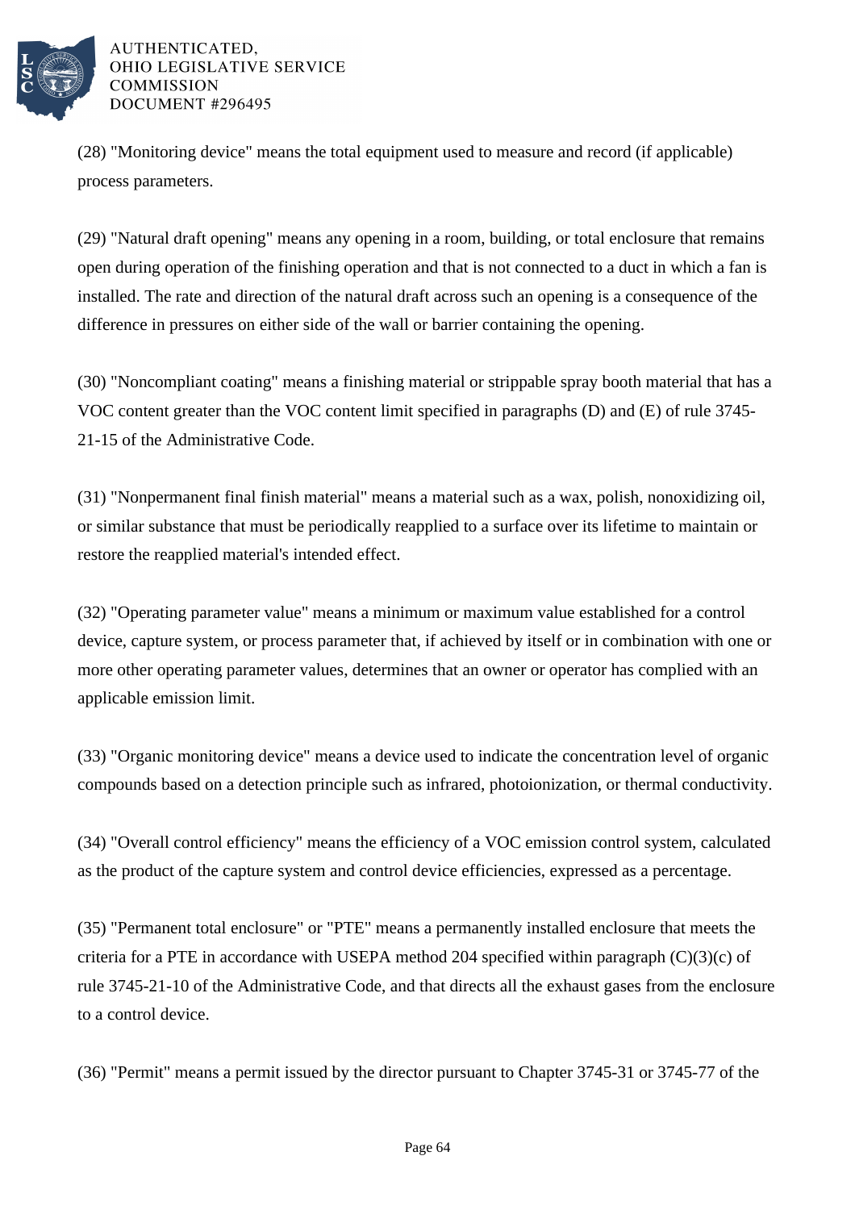(28) "Monitoring device" means the total equipment used to measure and record (if applicable) process parameters.

(29) "Natural draft opening" means any opening in a room, building, or total enclosure that remains open during operation of the finishing operation and that is not connected to a duct in which a fan is installed. The rate and direction of the natural draft across such an opening is a consequence of the difference in pressures on either side of the wall or barrier containing the opening.

(30) "Noncompliant coating" means a finishing material or strippable spray booth material that has a VOC content greater than the VOC content limit specified in paragraphs (D) and (E) of rule 3745-21-15 of the Administrative Code.

(31) "Nonpermanent final finish material" means a material such as a wax, polish, nonoxidizing oil, or similar substance that must be periodically reapplied to a surface over its lifetime to maintain or restore the reapplied material's intended effect.

(32) "Operating parameter value" means a minimum or maximum value established for a control device, capture system, or process parameter that, if achieved by itself or in combination with one or more other operating parameter values, determines that an owner or operator has complied with an applicable emission limit.

(33) "Organic monitoring device" means a device used to indicate the concentration level of organic compounds based on a detection principle such as infrared, photoionization, or thermal conductivity.

(34) "Overall control efficiency" means the efficiency of a VOC emission control system, calculated as the product of the capture system and control device efficiencies, expressed as a percentage.

(35) "Permanent total enclosure" or "PTE" means a permanently installed enclosure that meets the criteria for a PTE in accordance with USEPA method 204 specified within paragraph (C)(3)(c) of rule 3745-21-10 of the Administrative Code, and that directs all the exhaust gases from the enclosure to a control device.

(36) "Permit" means a permit issued by the director pursuant to Chapter 3745-31 or 3745-77 of the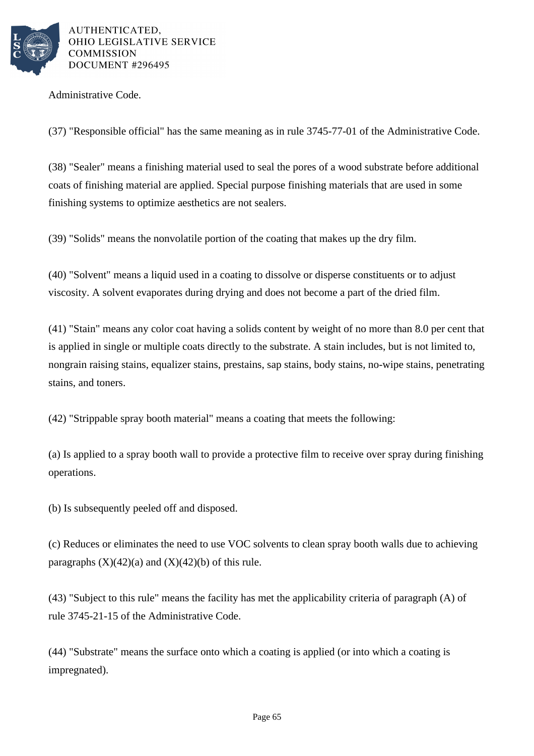Administrative Code.

(37) "Responsible official" has the same meaning as in rule 3745-77-01 of the Administrative Code.

(38) "Sealer" means a finishing material used to seal the pores of a wood substrate before additional coats of finishing material are applied. Special purpose finishing materials that are used in some finishing systems to optimize aesthetics are not sealers.

(39) "Solids" means the nonvolatile portion of the coating that makes up the dry film.

(40) "Solvent" means a liquid used in a coating to dissolve or disperse constituents or to adjust viscosity. A solvent evaporates during drying and does not become a part of the dried film.

(41) "Stain" means any color coat having a solids content by weight of no more than 8.0 per cent that is applied in single or multiple coats directly to the substrate. A stain includes, but is not limited to, nongrain raising stains, equalizer stains, prestains, sap stains, body stains, no-wipe stains, penetrating stains, and toners.

(42) "Strippable spray booth material" means a coating that meets the following:

(a) Is applied to a spray booth wall to provide a protective film to receive over spray during finishing operations.

(b) Is subsequently peeled off and disposed.

(c) Reduces or eliminates the need to use VOC solvents to clean spray booth walls due to achieving paragraphs (X)(42)(a) and (X)(42)(b) of this rule.

(43) "Subject to this rule" means the facility has met the applicability criteria of paragraph (A) of rule 3745-21-15 of the Administrative Code.

(44) "Substrate" means the surface onto which a coating is applied (or into which a coating is impregnated).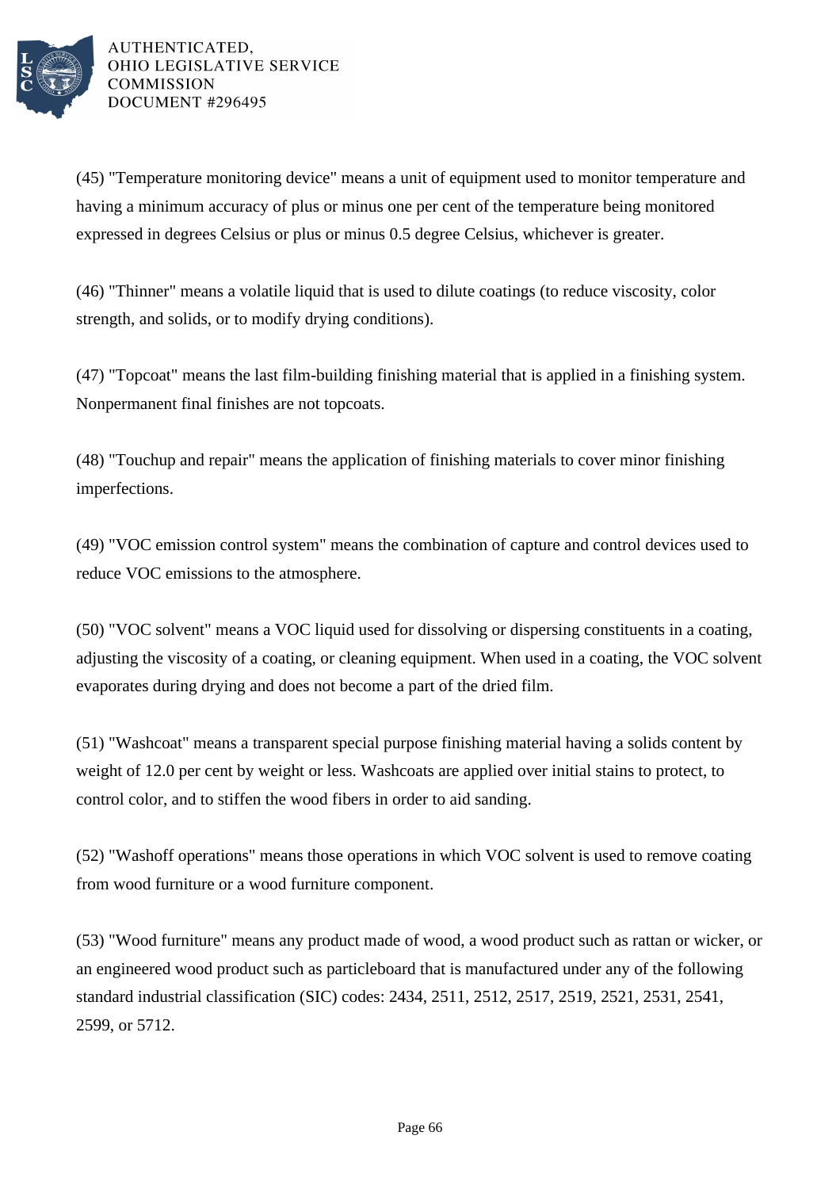(45) "Temperature monitoring device" means a unit of equipment used to monitor temperature and having a minimum accuracy of plus or minus one per cent of the temperature being monitored expressed in degrees Celsius or plus or minus 0.5 degree Celsius, whichever is greater.

(46) "Thinner" means a volatile liquid that is used to dilute coatings (to reduce viscosity, color strength, and solids, or to modify drying conditions).

(47) "Topcoat" means the last film-building finishing material that is applied in a finishing system. Nonpermanent final finishes are not topcoats.

(48) "Touchup and repair" means the application of finishing materials to cover minor finishing imperfections.

(49) "VOC emission control system" means the combination of capture and control devices used to reduce VOC emissions to the atmosphere.

(50) "VOC solvent" means a VOC liquid used for dissolving or dispersing constituents in a coating, adjusting the viscosity of a coating, or cleaning equipment. When used in a coating, the VOC solvent evaporates during drying and does not become a part of the dried film.

(51) "Washcoat" means a transparent special purpose finishing material having a solids content by weight of 12.0 per cent by weight or less. Washcoats are applied over initial stains to protect, to control color, and to stiffen the wood fibers in order to aid sanding.

(52) "Washoff operations" means those operations in which VOC solvent is used to remove coating from wood furniture or a wood furniture component.

(53) "Wood furniture" means any product made of wood, a wood product such as rattan or wicker, or an engineered wood product such as particleboard that is manufactured under any of the following standard industrial classification (SIC) codes: 2434, 2511, 2512, 2517, 2519, 2521, 2531, 2541, 2599, or 5712.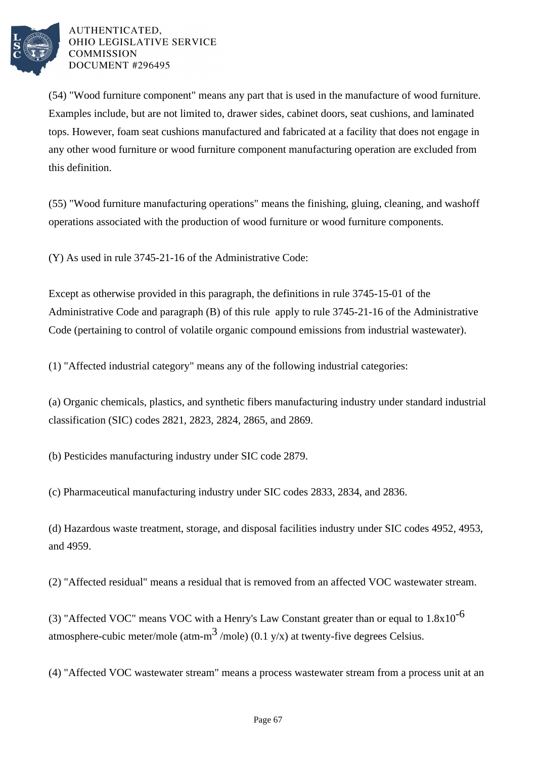(54) "Wood furniture component" means any part that is used in the manufacture of wood furniture. Examples include, but are not limited to, drawer sides, cabinet doors, seat cushions, and laminated tops. However, foam seat cushions manufactured and fabricated at a facility that does not engage in any other wood furniture or wood furniture component manufacturing operation are excluded from this definition.

(55) "Wood furniture manufacturing operations" means the finishing, gluing, cleaning, and washoff operations associated with the production of wood furniture or wood furniture components.

(Y) As used in rule 3745-21-16 of the Administrative Code:

Except as otherwise provided in this paragraph, the definitions in rule 3745-15-01 of the Administrative Code and paragraph (B) of this rule apply to rule 3745-21-16 of the Administrative Code (pertaining to control of volatile organic compound emissions from industrial wastewater).

(1) "Affected industrial category" means any of the following industrial categories:

(a) Organic chemicals, plastics, and synthetic fibers manufacturing industry under standard industrial classification (SIC) codes 2821, 2823, 2824, 2865, and 2869.

(b) Pesticides manufacturing industry under SIC code 2879.

(c) Pharmaceutical manufacturing industry under SIC codes 2833, 2834, and 2836.

(d) Hazardous waste treatment, storage, and disposal facilities industry under SIC codes 4952, 4953, and 4959.

(2) "Affected residual" means a residual that is removed from an affected VOC wastewater stream.

(3) "Affected VOC" means VOC with a Henry's Law Constant greater than or equal to $1.8 \times 10^{-6}$ atmosphere-cubic meter/mole (atm-$m^3$/mole) (0.1 y/x) at twenty-five degrees Celsius.

(4) "Affected VOC wastewater stream" means a process wastewater stream from a process unit at an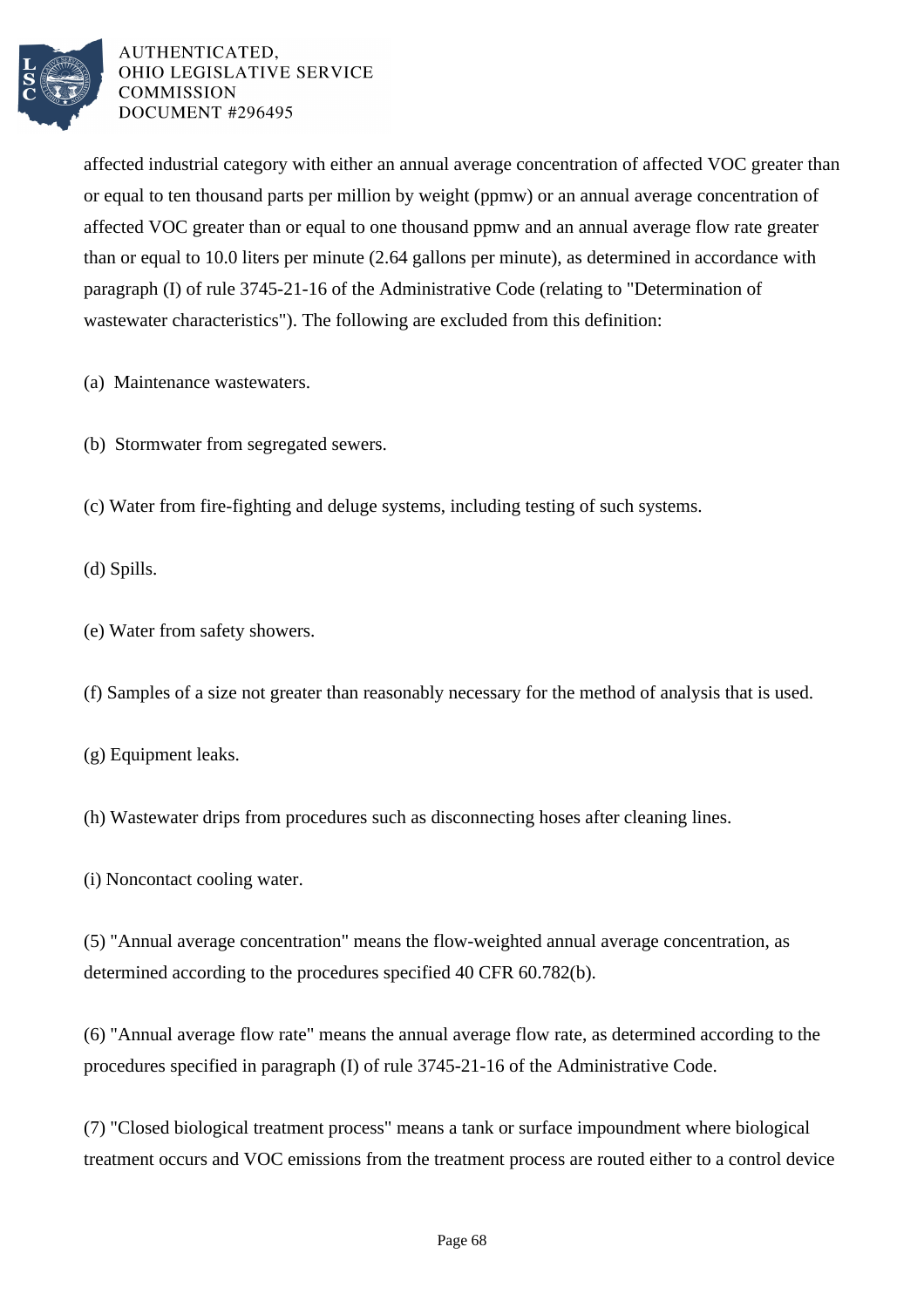affected industrial category with either an annual average concentration of affected VOC greater than or equal to ten thousand parts per million by weight (ppmw) or an annual average concentration of affected VOC greater than or equal to one thousand ppmw and an annual average flow rate greater than or equal to 10.0 liters per minute (2.64 gallons per minute), as determined in accordance with paragraph (I) of rule 3745-21-16 of the Administrative Code (relating to "Determination of wastewater characteristics"). The following are excluded from this definition:

(a) Maintenance wastewaters.

(b) Stormwater from segregated sewers.

(c) Water from fire-fighting and deluge systems, including testing of such systems.

(d) Spills.

(e) Water from safety showers.

(f) Samples of a size not greater than reasonably necessary for the method of analysis that is used.

(g) Equipment leaks.

(h) Wastewater drips from procedures such as disconnecting hoses after cleaning lines.

(i) Noncontact cooling water.

(5) "Annual average concentration" means the flow-weighted annual average concentration, as determined according to the procedures specified 40 CFR 60.782(b).

(6) "Annual average flow rate" means the annual average flow rate, as determined according to the procedures specified in paragraph (I) of rule 3745-21-16 of the Administrative Code.

(7) "Closed biological treatment process" means a tank or surface impoundment where biological treatment occurs and VOC emissions from the treatment process are routed either to a control device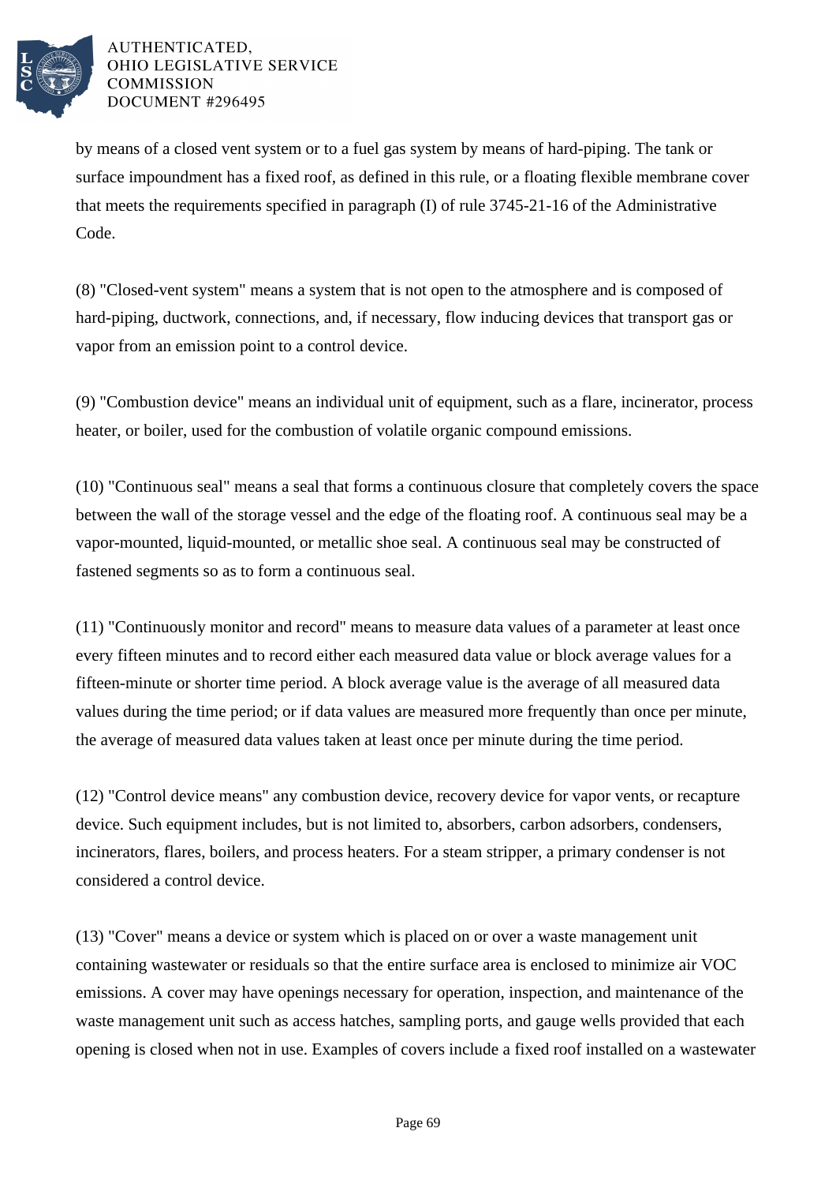by means of a closed vent system or to a fuel gas system by means of hard-piping. The tank or surface impoundment has a fixed roof, as defined in this rule, or a floating flexible membrane cover that meets the requirements specified in paragraph (I) of rule 3745-21-16 of the Administrative Code.

(8) "Closed-vent system" means a system that is not open to the atmosphere and is composed of hard-piping, ductwork, connections, and, if necessary, flow inducing devices that transport gas or vapor from an emission point to a control device.

(9) "Combustion device" means an individual unit of equipment, such as a flare, incinerator, process heater, or boiler, used for the combustion of volatile organic compound emissions.

(10) "Continuous seal" means a seal that forms a continuous closure that completely covers the space between the wall of the storage vessel and the edge of the floating roof. A continuous seal may be a vapor-mounted, liquid-mounted, or metallic shoe seal. A continuous seal may be constructed of fastened segments so as to form a continuous seal.

(11) "Continuously monitor and record" means to measure data values of a parameter at least once every fifteen minutes and to record either each measured data value or block average values for a fifteen-minute or shorter time period. A block average value is the average of all measured data values during the time period; or if data values are measured more frequently than once per minute, the average of measured data values taken at least once per minute during the time period.

(12) "Control device means" any combustion device, recovery device for vapor vents, or recapture device. Such equipment includes, but is not limited to, absorbers, carbon adsorbers, condensers, incinerators, flares, boilers, and process heaters. For a steam stripper, a primary condenser is not considered a control device.

(13) "Cover" means a device or system which is placed on or over a waste management unit containing wastewater or residuals so that the entire surface area is enclosed to minimize air VOC emissions. A cover may have openings necessary for operation, inspection, and maintenance of the waste management unit such as access hatches, sampling ports, and gauge wells provided that each opening is closed when not in use. Examples of covers include a fixed roof installed on a wastewater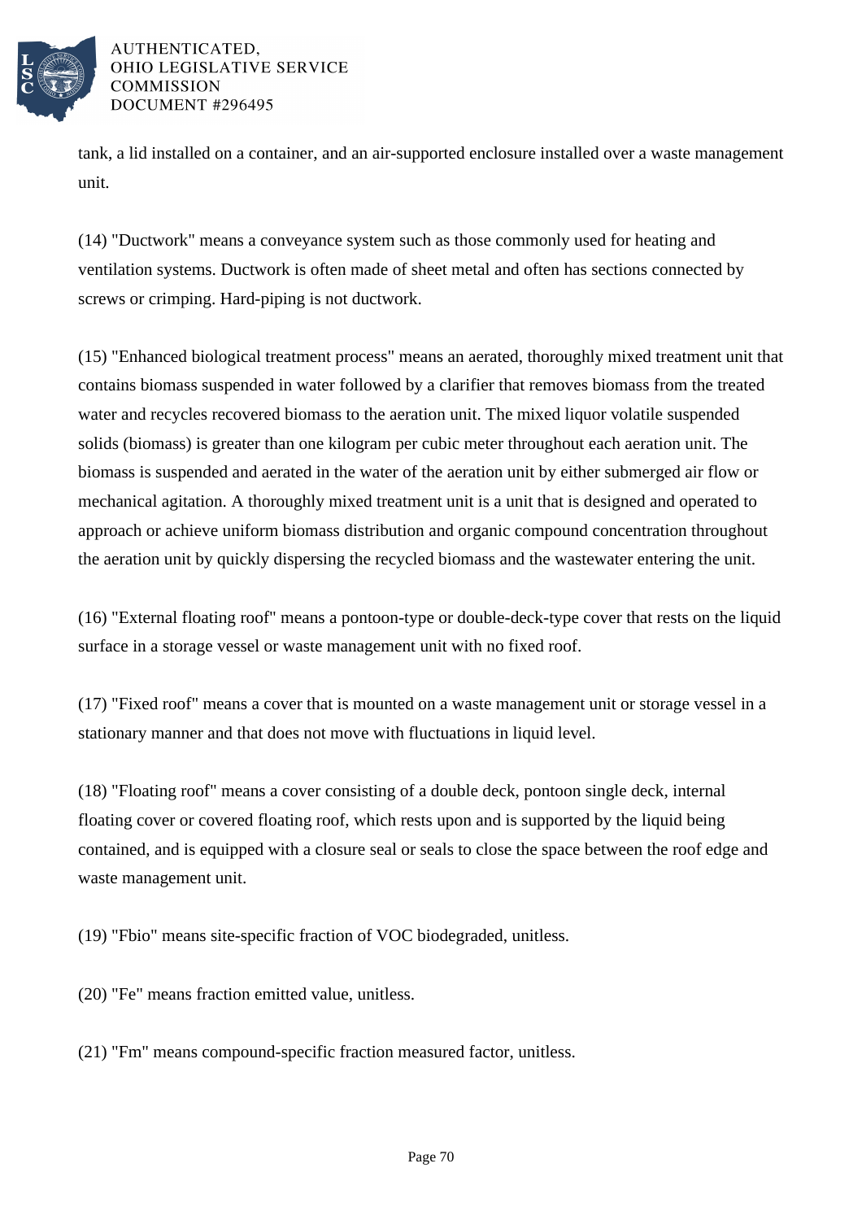tank, a lid installed on a container, and an air-supported enclosure installed over a waste management unit.

(14) "Ductwork" means a conveyance system such as those commonly used for heating and ventilation systems. Ductwork is often made of sheet metal and often has sections connected by screws or crimping. Hard-piping is not ductwork.

(15) "Enhanced biological treatment process" means an aerated, thoroughly mixed treatment unit that contains biomass suspended in water followed by a clarifier that removes biomass from the treated water and recycles recovered biomass to the aeration unit. The mixed liquor volatile suspended solids (biomass) is greater than one kilogram per cubic meter throughout each aeration unit. The biomass is suspended and aerated in the water of the aeration unit by either submerged air flow or mechanical agitation. A thoroughly mixed treatment unit is a unit that is designed and operated to approach or achieve uniform biomass distribution and organic compound concentration throughout the aeration unit by quickly dispersing the recycled biomass and the wastewater entering the unit.

(16) "External floating roof" means a pontoon-type or double-deck-type cover that rests on the liquid surface in a storage vessel or waste management unit with no fixed roof.

(17) "Fixed roof" means a cover that is mounted on a waste management unit or storage vessel in a stationary manner and that does not move with fluctuations in liquid level.

(18) "Floating roof" means a cover consisting of a double deck, pontoon single deck, internal floating cover or covered floating roof, which rests upon and is supported by the liquid being contained, and is equipped with a closure seal or seals to close the space between the roof edge and waste management unit.

(19) "Fbio" means site-specific fraction of VOC biodegraded, unitless.

(20) "Fe" means fraction emitted value, unitless.

(21) "Fm" means compound-specific fraction measured factor, unitless.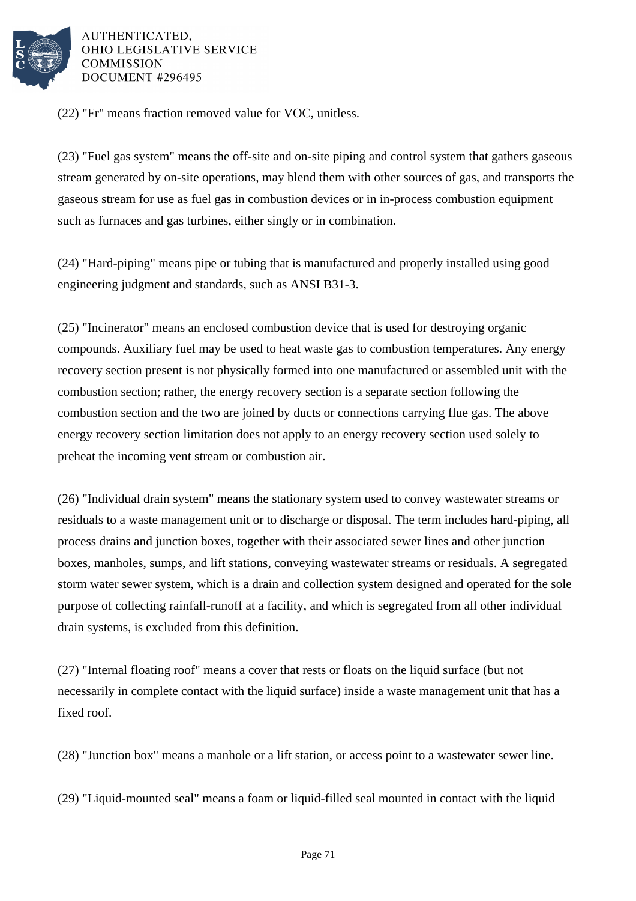(22) "Fr" means fraction removed value for VOC, unitless.

(23) "Fuel gas system" means the off-site and on-site piping and control system that gathers gaseous stream generated by on-site operations, may blend them with other sources of gas, and transports the gaseous stream for use as fuel gas in combustion devices or in in-process combustion equipment such as furnaces and gas turbines, either singly or in combination.

(24) "Hard-piping" means pipe or tubing that is manufactured and properly installed using good engineering judgment and standards, such as ANSI B31-3.

(25) "Incinerator" means an enclosed combustion device that is used for destroying organic compounds. Auxiliary fuel may be used to heat waste gas to combustion temperatures. Any energy recovery section present is not physically formed into one manufactured or assembled unit with the combustion section; rather, the energy recovery section is a separate section following the combustion section and the two are joined by ducts or connections carrying flue gas. The above energy recovery section limitation does not apply to an energy recovery section used solely to preheat the incoming vent stream or combustion air.

(26) "Individual drain system" means the stationary system used to convey wastewater streams or residuals to a waste management unit or to discharge or disposal. The term includes hard-piping, all process drains and junction boxes, together with their associated sewer lines and other junction boxes, manholes, sumps, and lift stations, conveying wastewater streams or residuals. A segregated storm water sewer system, which is a drain and collection system designed and operated for the sole purpose of collecting rainfall-runoff at a facility, and which is segregated from all other individual drain systems, is excluded from this definition.

(27) "Internal floating roof" means a cover that rests or floats on the liquid surface (but not necessarily in complete contact with the liquid surface) inside a waste management unit that has a fixed roof.

(28) "Junction box" means a manhole or a lift station, or access point to a wastewater sewer line.

(29) "Liquid-mounted seal" means a foam or liquid-filled seal mounted in contact with the liquid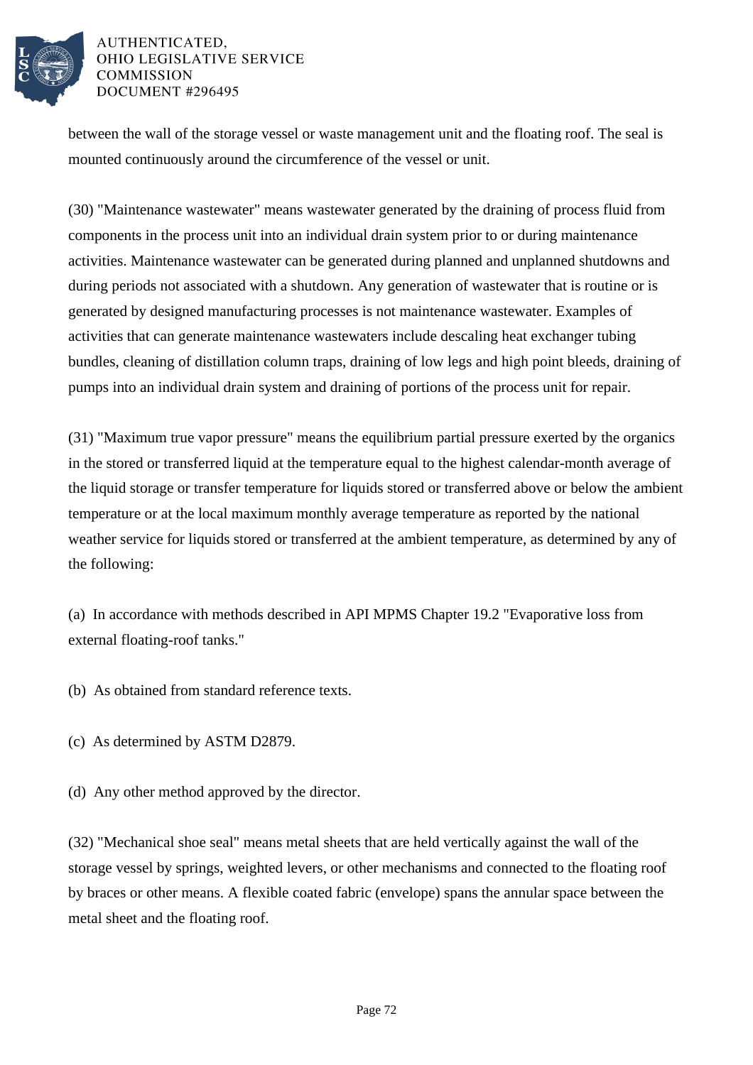between the wall of the storage vessel or waste management unit and the floating roof. The seal is mounted continuously around the circumference of the vessel or unit.

(30) "Maintenance wastewater" means wastewater generated by the draining of process fluid from components in the process unit into an individual drain system prior to or during maintenance activities. Maintenance wastewater can be generated during planned and unplanned shutdowns and during periods not associated with a shutdown. Any generation of wastewater that is routine or is generated by designed manufacturing processes is not maintenance wastewater. Examples of activities that can generate maintenance wastewaters include descaling heat exchanger tubing bundles, cleaning of distillation column traps, draining of low legs and high point bleeds, draining of pumps into an individual drain system and draining of portions of the process unit for repair.

(31) "Maximum true vapor pressure" means the equilibrium partial pressure exerted by the organics in the stored or transferred liquid at the temperature equal to the highest calendar-month average of the liquid storage or transfer temperature for liquids stored or transferred above or below the ambient temperature or at the local maximum monthly average temperature as reported by the national weather service for liquids stored or transferred at the ambient temperature, as determined by any of the following:

(a) In accordance with methods described in API MPMS Chapter 19.2 "Evaporative loss from external floating-roof tanks."

(b) As obtained from standard reference texts.

(c) As determined by ASTM D2879.

(d) Any other method approved by the director.

(32) "Mechanical shoe seal" means metal sheets that are held vertically against the wall of the storage vessel by springs, weighted levers, or other mechanisms and connected to the floating roof by braces or other means. A flexible coated fabric (envelope) spans the annular space between the metal sheet and the floating roof.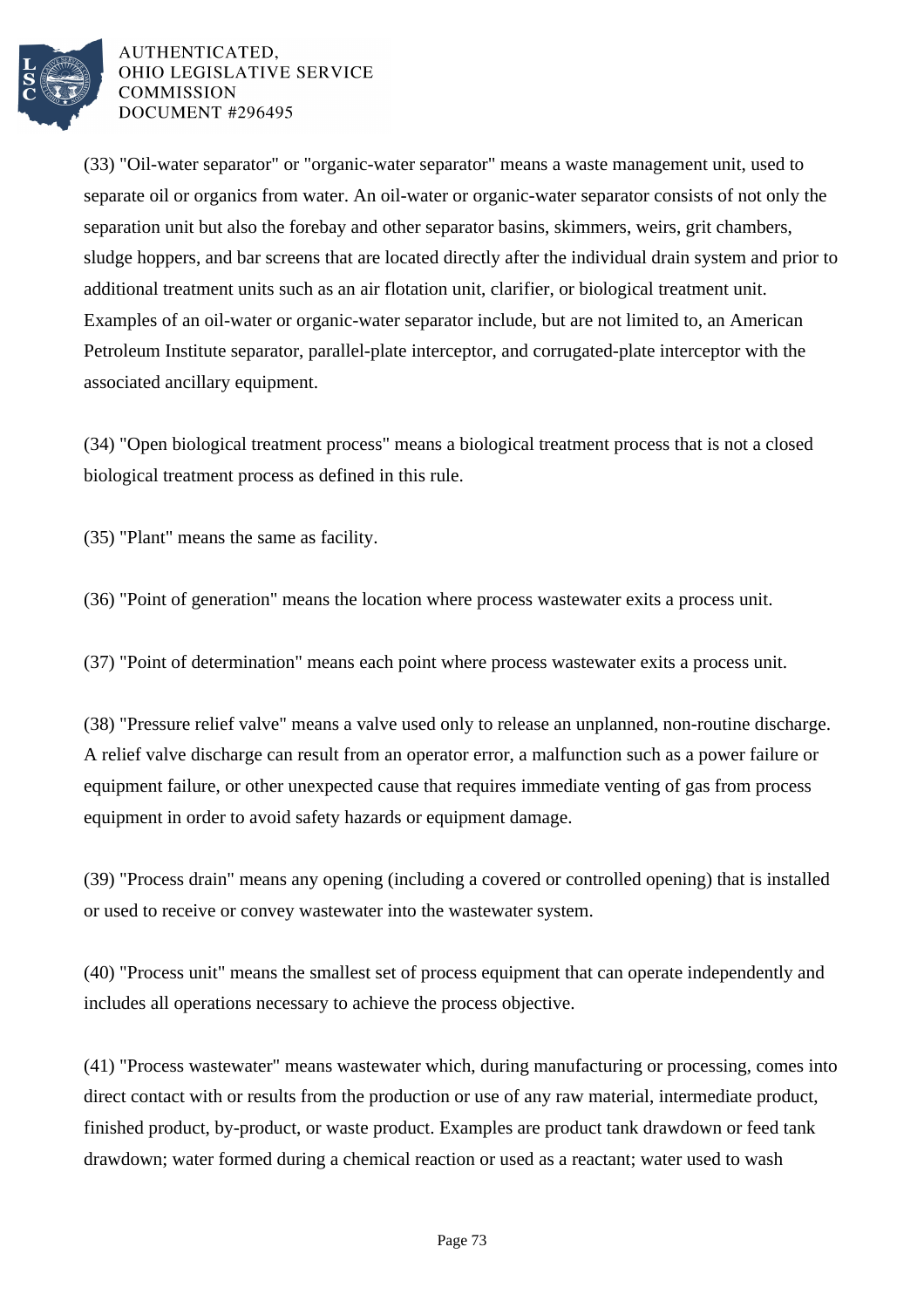(33) "Oil-water separator" or "organic-water separator" means a waste management unit, used to separate oil or organics from water. An oil-water or organic-water separator consists of not only the separation unit but also the forebay and other separator basins, skimmers, weirs, grit chambers, sludge hoppers, and bar screens that are located directly after the individual drain system and prior to additional treatment units such as an air flotation unit, clarifier, or biological treatment unit. Examples of an oil-water or organic-water separator include, but are not limited to, an American Petroleum Institute separator, parallel-plate interceptor, and corrugated-plate interceptor with the associated ancillary equipment.

(34) "Open biological treatment process" means a biological treatment process that is not a closed biological treatment process as defined in this rule.

(35) "Plant" means the same as facility.

(36) "Point of generation" means the location where process wastewater exits a process unit.

(37) "Point of determination" means each point where process wastewater exits a process unit.

(38) "Pressure relief valve" means a valve used only to release an unplanned, non-routine discharge. A relief valve discharge can result from an operator error, a malfunction such as a power failure or equipment failure, or other unexpected cause that requires immediate venting of gas from process equipment in order to avoid safety hazards or equipment damage.

(39) "Process drain" means any opening (including a covered or controlled opening) that is installed or used to receive or convey wastewater into the wastewater system.

(40) "Process unit" means the smallest set of process equipment that can operate independently and includes all operations necessary to achieve the process objective.

(41) "Process wastewater" means wastewater which, during manufacturing or processing, comes into direct contact with or results from the production or use of any raw material, intermediate product, finished product, by-product, or waste product. Examples are product tank drawdown or feed tank drawdown; water formed during a chemical reaction or used as a reactant; water used to wash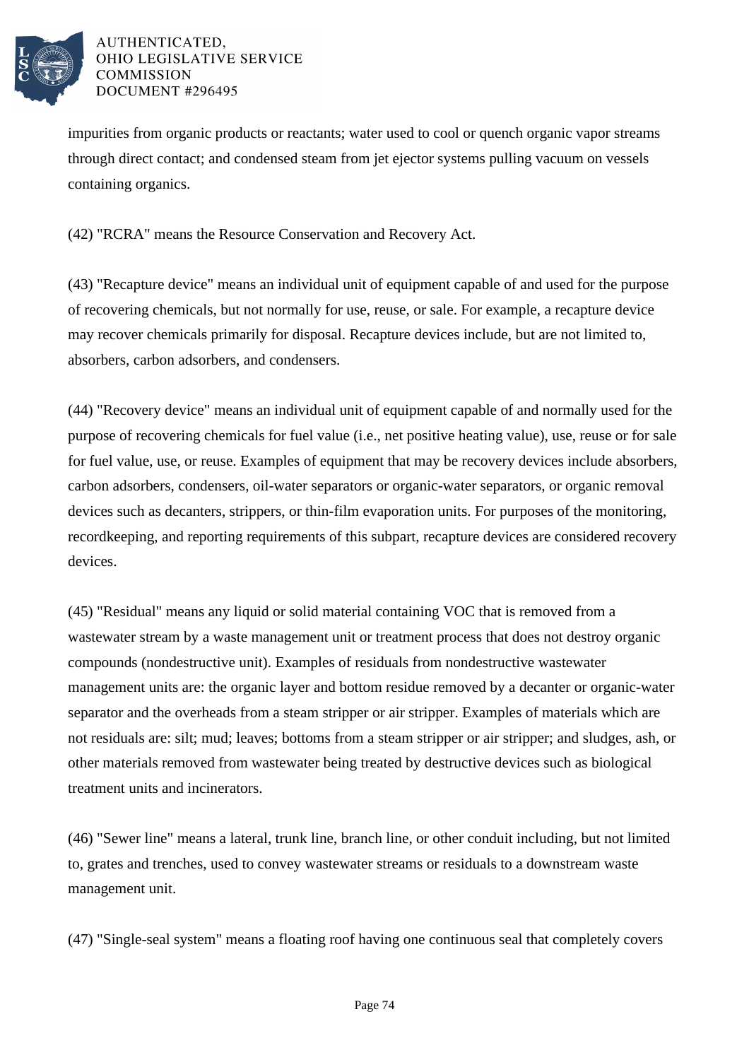impurities from organic products or reactants; water used to cool or quench organic vapor streams through direct contact; and condensed steam from jet ejector systems pulling vacuum on vessels containing organics.

(42) "RCRA" means the Resource Conservation and Recovery Act.

(43) "Recapture device" means an individual unit of equipment capable of and used for the purpose of recovering chemicals, but not normally for use, reuse, or sale. For example, a recapture device may recover chemicals primarily for disposal. Recapture devices include, but are not limited to, absorbers, carbon adsorbers, and condensers.

(44) "Recovery device" means an individual unit of equipment capable of and normally used for the purpose of recovering chemicals for fuel value (i.e., net positive heating value), use, reuse or for sale for fuel value, use, or reuse. Examples of equipment that may be recovery devices include absorbers, carbon adsorbers, condensers, oil-water separators or organic-water separators, or organic removal devices such as decanters, strippers, or thin-film evaporation units. For purposes of the monitoring, recordkeeping, and reporting requirements of this subpart, recapture devices are considered recovery devices.

(45) "Residual" means any liquid or solid material containing VOC that is removed from a wastewater stream by a waste management unit or treatment process that does not destroy organic compounds (nondestructive unit). Examples of residuals from nondestructive wastewater management units are: the organic layer and bottom residue removed by a decanter or organic-water separator and the overheads from a steam stripper or air stripper. Examples of materials which are not residuals are: silt; mud; leaves; bottoms from a steam stripper or air stripper; and sludges, ash, or other materials removed from wastewater being treated by destructive devices such as biological treatment units and incinerators.

(46) "Sewer line" means a lateral, trunk line, branch line, or other conduit including, but not limited to, grates and trenches, used to convey wastewater streams or residuals to a downstream waste management unit.

(47) "Single-seal system" means a floating roof having one continuous seal that completely covers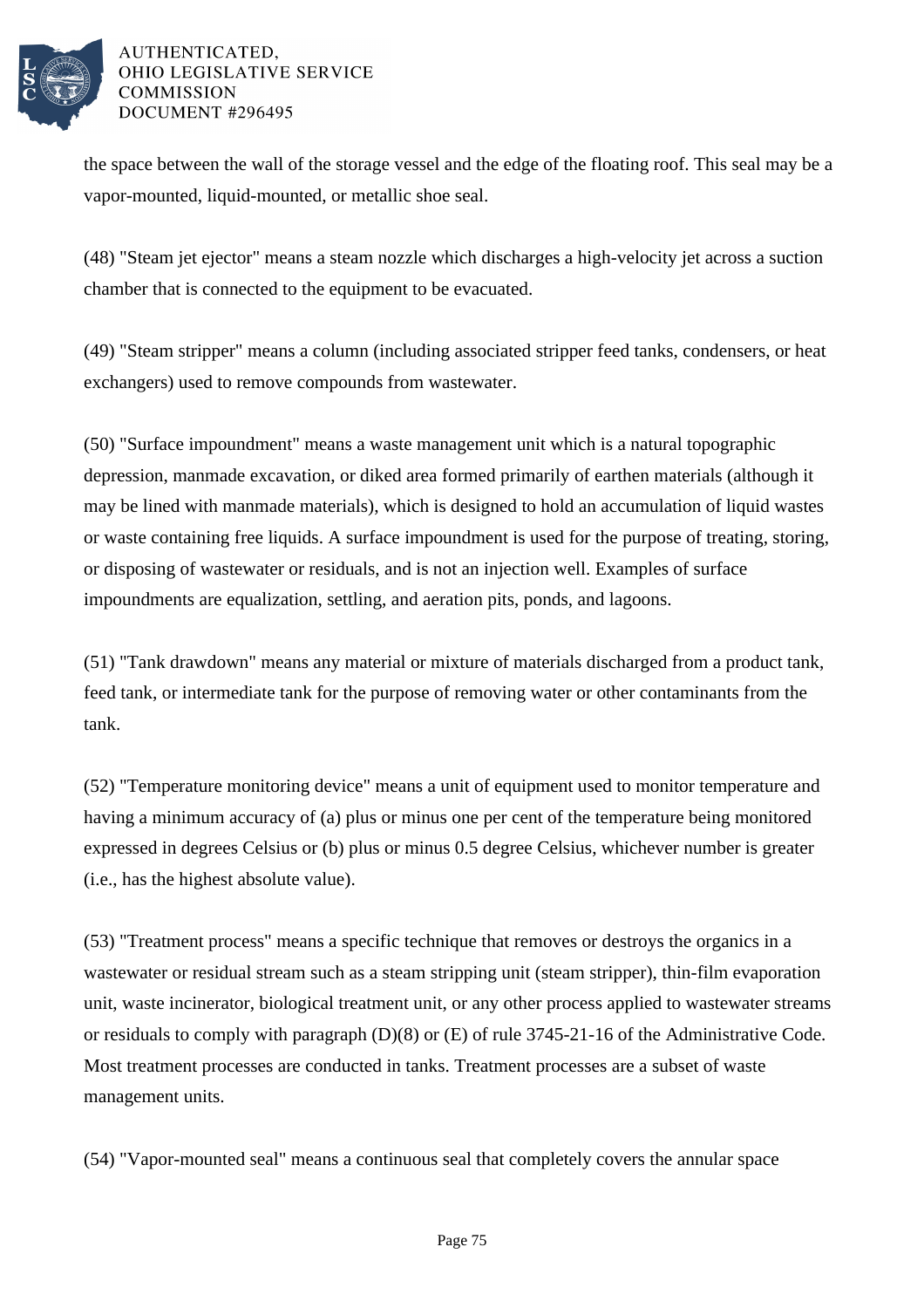the space between the wall of the storage vessel and the edge of the floating roof. This seal may be a vapor-mounted, liquid-mounted, or metallic shoe seal.

(48) "Steam jet ejector" means a steam nozzle which discharges a high-velocity jet across a suction chamber that is connected to the equipment to be evacuated.

(49) "Steam stripper" means a column (including associated stripper feed tanks, condensers, or heat exchangers) used to remove compounds from wastewater.

(50) "Surface impoundment" means a waste management unit which is a natural topographic depression, manmade excavation, or diked area formed primarily of earthen materials (although it may be lined with manmade materials), which is designed to hold an accumulation of liquid wastes or waste containing free liquids. A surface impoundment is used for the purpose of treating, storing, or disposing of wastewater or residuals, and is not an injection well. Examples of surface impoundments are equalization, settling, and aeration pits, ponds, and lagoons.

(51) "Tank drawdown" means any material or mixture of materials discharged from a product tank, feed tank, or intermediate tank for the purpose of removing water or other contaminants from the tank.

(52) "Temperature monitoring device" means a unit of equipment used to monitor temperature and having a minimum accuracy of (a) plus or minus one per cent of the temperature being monitored expressed in degrees Celsius or (b) plus or minus 0.5 degree Celsius, whichever number is greater (i.e., has the highest absolute value).

(53) "Treatment process" means a specific technique that removes or destroys the organics in a wastewater or residual stream such as a steam stripping unit (steam stripper), thin-film evaporation unit, waste incinerator, biological treatment unit, or any other process applied to wastewater streams or residuals to comply with paragraph (D)(8) or (E) of rule 3745-21-16 of the Administrative Code. Most treatment processes are conducted in tanks. Treatment processes are a subset of waste management units.

(54) "Vapor-mounted seal" means a continuous seal that completely covers the annular space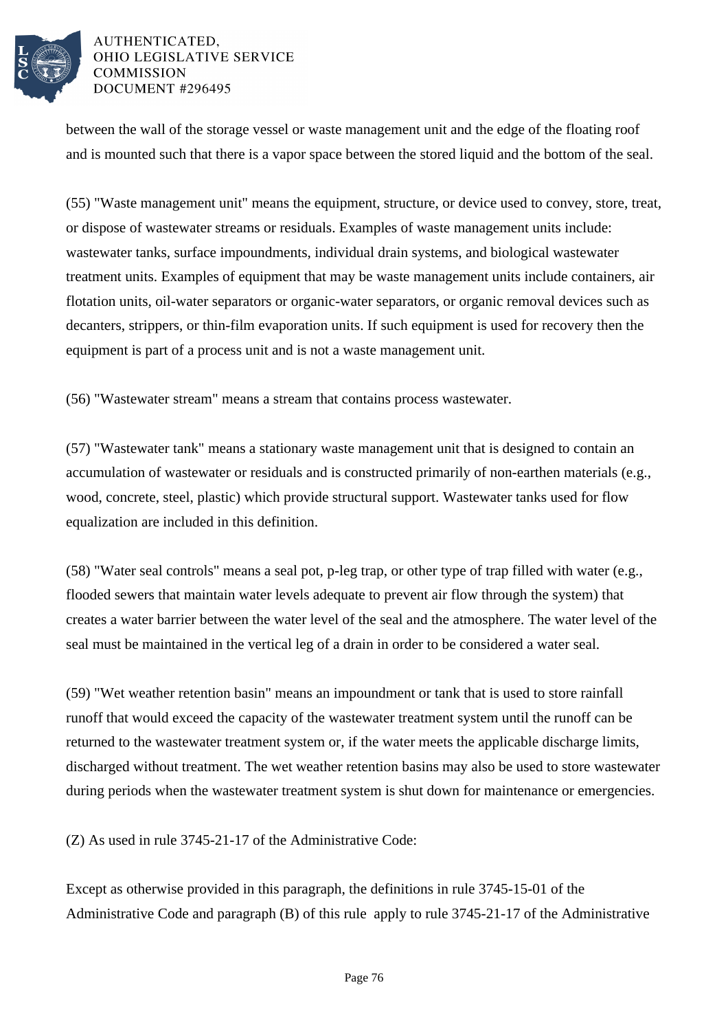between the wall of the storage vessel or waste management unit and the edge of the floating roof and is mounted such that there is a vapor space between the stored liquid and the bottom of the seal.

(55) "Waste management unit" means the equipment, structure, or device used to convey, store, treat, or dispose of wastewater streams or residuals. Examples of waste management units include: wastewater tanks, surface impoundments, individual drain systems, and biological wastewater treatment units. Examples of equipment that may be waste management units include containers, air flotation units, oil-water separators or organic-water separators, or organic removal devices such as decanters, strippers, or thin-film evaporation units. If such equipment is used for recovery then the equipment is part of a process unit and is not a waste management unit.

(56) "Wastewater stream" means a stream that contains process wastewater.

(57) "Wastewater tank" means a stationary waste management unit that is designed to contain an accumulation of wastewater or residuals and is constructed primarily of non-earthen materials (e.g., wood, concrete, steel, plastic) which provide structural support. Wastewater tanks used for flow equalization are included in this definition.

(58) "Water seal controls" means a seal pot, p-leg trap, or other type of trap filled with water (e.g., flooded sewers that maintain water levels adequate to prevent air flow through the system) that creates a water barrier between the water level of the seal and the atmosphere. The water level of the seal must be maintained in the vertical leg of a drain in order to be considered a water seal.

(59) "Wet weather retention basin" means an impoundment or tank that is used to store rainfall runoff that would exceed the capacity of the wastewater treatment system until the runoff can be returned to the wastewater treatment system or, if the water meets the applicable discharge limits, discharged without treatment. The wet weather retention basins may also be used to store wastewater during periods when the wastewater treatment system is shut down for maintenance or emergencies.

(Z) As used in rule 3745-21-17 of the Administrative Code:

Except as otherwise provided in this paragraph, the definitions in rule 3745-15-01 of the Administrative Code and paragraph (B) of this rule apply to rule 3745-21-17 of the Administrative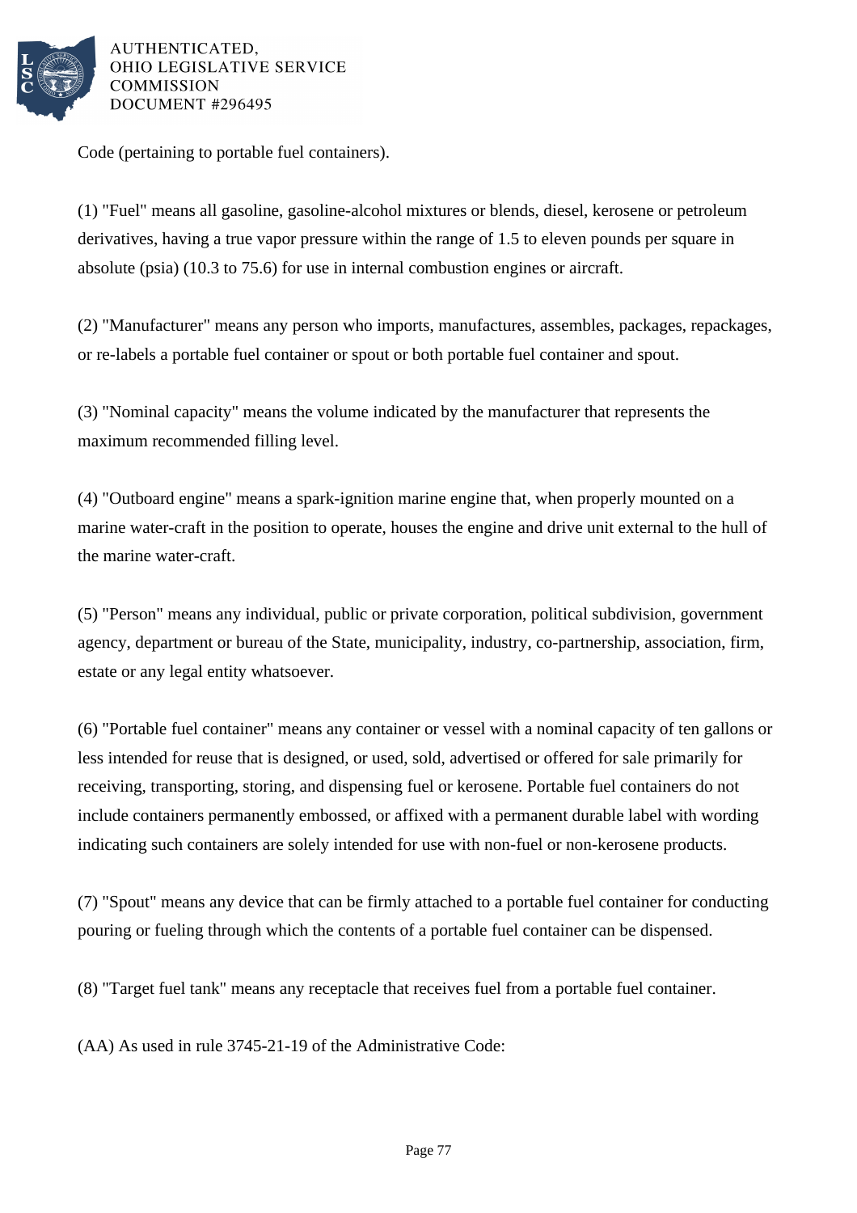Code (pertaining to portable fuel containers).

(1) "Fuel" means all gasoline, gasoline-alcohol mixtures or blends, diesel, kerosene or petroleum derivatives, having a true vapor pressure within the range of 1.5 to eleven pounds per square in absolute (psia) (10.3 to 75.6) for use in internal combustion engines or aircraft.

(2) "Manufacturer" means any person who imports, manufactures, assembles, packages, repackages, or re-labels a portable fuel container or spout or both portable fuel container and spout.

(3) "Nominal capacity" means the volume indicated by the manufacturer that represents the maximum recommended filling level.

(4) "Outboard engine" means a spark-ignition marine engine that, when properly mounted on a marine water-craft in the position to operate, houses the engine and drive unit external to the hull of the marine water-craft.

(5) "Person" means any individual, public or private corporation, political subdivision, government agency, department or bureau of the State, municipality, industry, co-partnership, association, firm, estate or any legal entity whatsoever.

(6) "Portable fuel container" means any container or vessel with a nominal capacity of ten gallons or less intended for reuse that is designed, or used, sold, advertised or offered for sale primarily for receiving, transporting, storing, and dispensing fuel or kerosene. Portable fuel containers do not include containers permanently embossed, or affixed with a permanent durable label with wording indicating such containers are solely intended for use with non-fuel or non-kerosene products.

(7) "Spout" means any device that can be firmly attached to a portable fuel container for conducting pouring or fueling through which the contents of a portable fuel container can be dispensed.

(8) "Target fuel tank" means any receptacle that receives fuel from a portable fuel container.

(AA) As used in rule 3745-21-19 of the Administrative Code: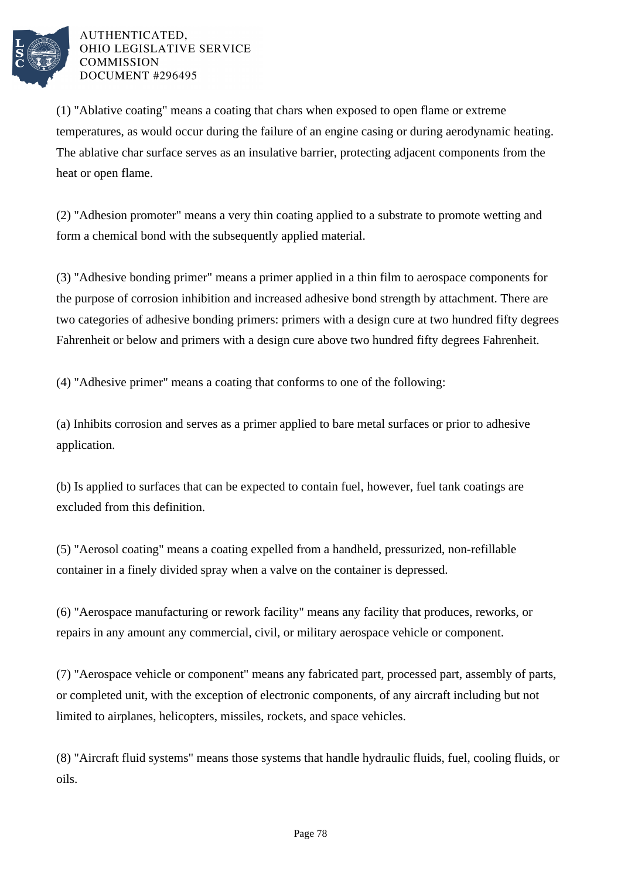(1) "Ablative coating" means a coating that chars when exposed to open flame or extreme temperatures, as would occur during the failure of an engine casing or during aerodynamic heating. The ablative char surface serves as an insulative barrier, protecting adjacent components from the heat or open flame.

(2) "Adhesion promoter" means a very thin coating applied to a substrate to promote wetting and form a chemical bond with the subsequently applied material.

(3) "Adhesive bonding primer" means a primer applied in a thin film to aerospace components for the purpose of corrosion inhibition and increased adhesive bond strength by attachment. There are two categories of adhesive bonding primers: primers with a design cure at two hundred fifty degrees Fahrenheit or below and primers with a design cure above two hundred fifty degrees Fahrenheit.

(4) "Adhesive primer" means a coating that conforms to one of the following:

(a) Inhibits corrosion and serves as a primer applied to bare metal surfaces or prior to adhesive application.

(b) Is applied to surfaces that can be expected to contain fuel, however, fuel tank coatings are excluded from this definition.

(5) "Aerosol coating" means a coating expelled from a handheld, pressurized, non-refillable container in a finely divided spray when a valve on the container is depressed.

(6) "Aerospace manufacturing or rework facility" means any facility that produces, reworks, or repairs in any amount any commercial, civil, or military aerospace vehicle or component.

(7) "Aerospace vehicle or component" means any fabricated part, processed part, assembly of parts, or completed unit, with the exception of electronic components, of any aircraft including but not limited to airplanes, helicopters, missiles, rockets, and space vehicles.

(8) "Aircraft fluid systems" means those systems that handle hydraulic fluids, fuel, cooling fluids, or oils.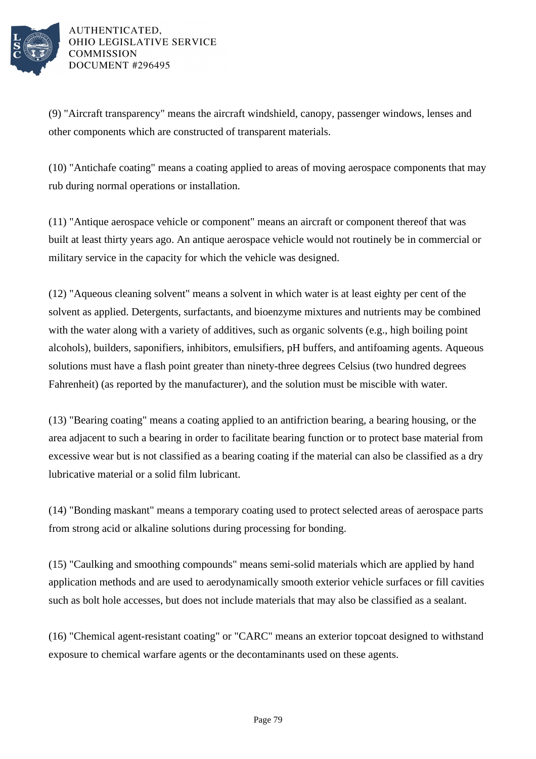(9) "Aircraft transparency" means the aircraft windshield, canopy, passenger windows, lenses and other components which are constructed of transparent materials.

(10) "Antichafe coating" means a coating applied to areas of moving aerospace components that may rub during normal operations or installation.

(11) "Antique aerospace vehicle or component" means an aircraft or component thereof that was built at least thirty years ago. An antique aerospace vehicle would not routinely be in commercial or military service in the capacity for which the vehicle was designed.

(12) "Aqueous cleaning solvent" means a solvent in which water is at least eighty per cent of the solvent as applied. Detergents, surfactants, and bioenzyme mixtures and nutrients may be combined with the water along with a variety of additives, such as organic solvents (e.g., high boiling point alcohols), builders, saponifiers, inhibitors, emulsifiers, pH buffers, and antifoaming agents. Aqueous solutions must have a flash point greater than ninety-three degrees Celsius (two hundred degrees Fahrenheit) (as reported by the manufacturer), and the solution must be miscible with water.

(13) "Bearing coating" means a coating applied to an antifriction bearing, a bearing housing, or the area adjacent to such a bearing in order to facilitate bearing function or to protect base material from excessive wear but is not classified as a bearing coating if the material can also be classified as a dry lubricative material or a solid film lubricant.

(14) "Bonding maskant" means a temporary coating used to protect selected areas of aerospace parts from strong acid or alkaline solutions during processing for bonding.

(15) "Caulking and smoothing compounds" means semi-solid materials which are applied by hand application methods and are used to aerodynamically smooth exterior vehicle surfaces or fill cavities such as bolt hole accesses, but does not include materials that may also be classified as a sealant.

(16) "Chemical agent-resistant coating" or "CARC" means an exterior topcoat designed to withstand exposure to chemical warfare agents or the decontaminants used on these agents.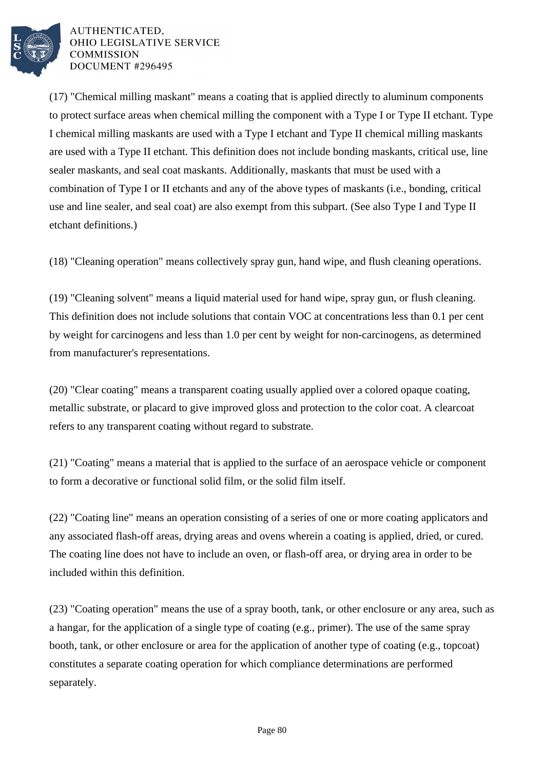(17) "Chemical milling maskant" means a coating that is applied directly to aluminum components to protect surface areas when chemical milling the component with a Type I or Type II etchant. Type I chemical milling maskants are used with a Type I etchant and Type II chemical milling maskants are used with a Type II etchant. This definition does not include bonding maskants, critical use, line sealer maskants, and seal coat maskants. Additionally, maskants that must be used with a combination of Type I or II etchants and any of the above types of maskants (i.e., bonding, critical use and line sealer, and seal coat) are also exempt from this subpart. (See also Type I and Type II etchant definitions.)

(18) "Cleaning operation" means collectively spray gun, hand wipe, and flush cleaning operations.

(19) "Cleaning solvent" means a liquid material used for hand wipe, spray gun, or flush cleaning. This definition does not include solutions that contain VOC at concentrations less than 0.1 per cent by weight for carcinogens and less than 1.0 per cent by weight for non-carcinogens, as determined from manufacturer's representations.

(20) "Clear coating" means a transparent coating usually applied over a colored opaque coating, metallic substrate, or placard to give improved gloss and protection to the color coat. A clearcoat refers to any transparent coating without regard to substrate.

(21) "Coating" means a material that is applied to the surface of an aerospace vehicle or component to form a decorative or functional solid film, or the solid film itself.

(22) "Coating line" means an operation consisting of a series of one or more coating applicators and any associated flash-off areas, drying areas and ovens wherein a coating is applied, dried, or cured. The coating line does not have to include an oven, or flash-off area, or drying area in order to be included within this definition.

(23) "Coating operation" means the use of a spray booth, tank, or other enclosure or any area, such as a hangar, for the application of a single type of coating (e.g., primer). The use of the same spray booth, tank, or other enclosure or area for the application of another type of coating (e.g., topcoat) constitutes a separate coating operation for which compliance determinations are performed separately.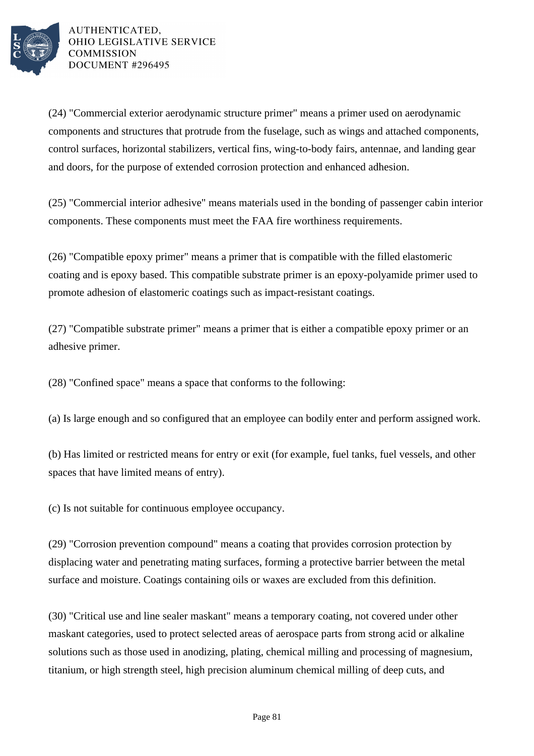(24) "Commercial exterior aerodynamic structure primer" means a primer used on aerodynamic components and structures that protrude from the fuselage, such as wings and attached components, control surfaces, horizontal stabilizers, vertical fins, wing-to-body fairs, antennae, and landing gear and doors, for the purpose of extended corrosion protection and enhanced adhesion.

(25) "Commercial interior adhesive" means materials used in the bonding of passenger cabin interior components. These components must meet the FAA fire worthiness requirements.

(26) "Compatible epoxy primer" means a primer that is compatible with the filled elastomeric coating and is epoxy based. This compatible substrate primer is an epoxy-polyamide primer used to promote adhesion of elastomeric coatings such as impact-resistant coatings.

(27) "Compatible substrate primer" means a primer that is either a compatible epoxy primer or an adhesive primer.

(28) "Confined space" means a space that conforms to the following:

(a) Is large enough and so configured that an employee can bodily enter and perform assigned work.

(b) Has limited or restricted means for entry or exit (for example, fuel tanks, fuel vessels, and other spaces that have limited means of entry).

(c) Is not suitable for continuous employee occupancy.

(29) "Corrosion prevention compound" means a coating that provides corrosion protection by displacing water and penetrating mating surfaces, forming a protective barrier between the metal surface and moisture. Coatings containing oils or waxes are excluded from this definition.

(30) "Critical use and line sealer maskant" means a temporary coating, not covered under other maskant categories, used to protect selected areas of aerospace parts from strong acid or alkaline solutions such as those used in anodizing, plating, chemical milling and processing of magnesium, titanium, or high strength steel, high precision aluminum chemical milling of deep cuts, and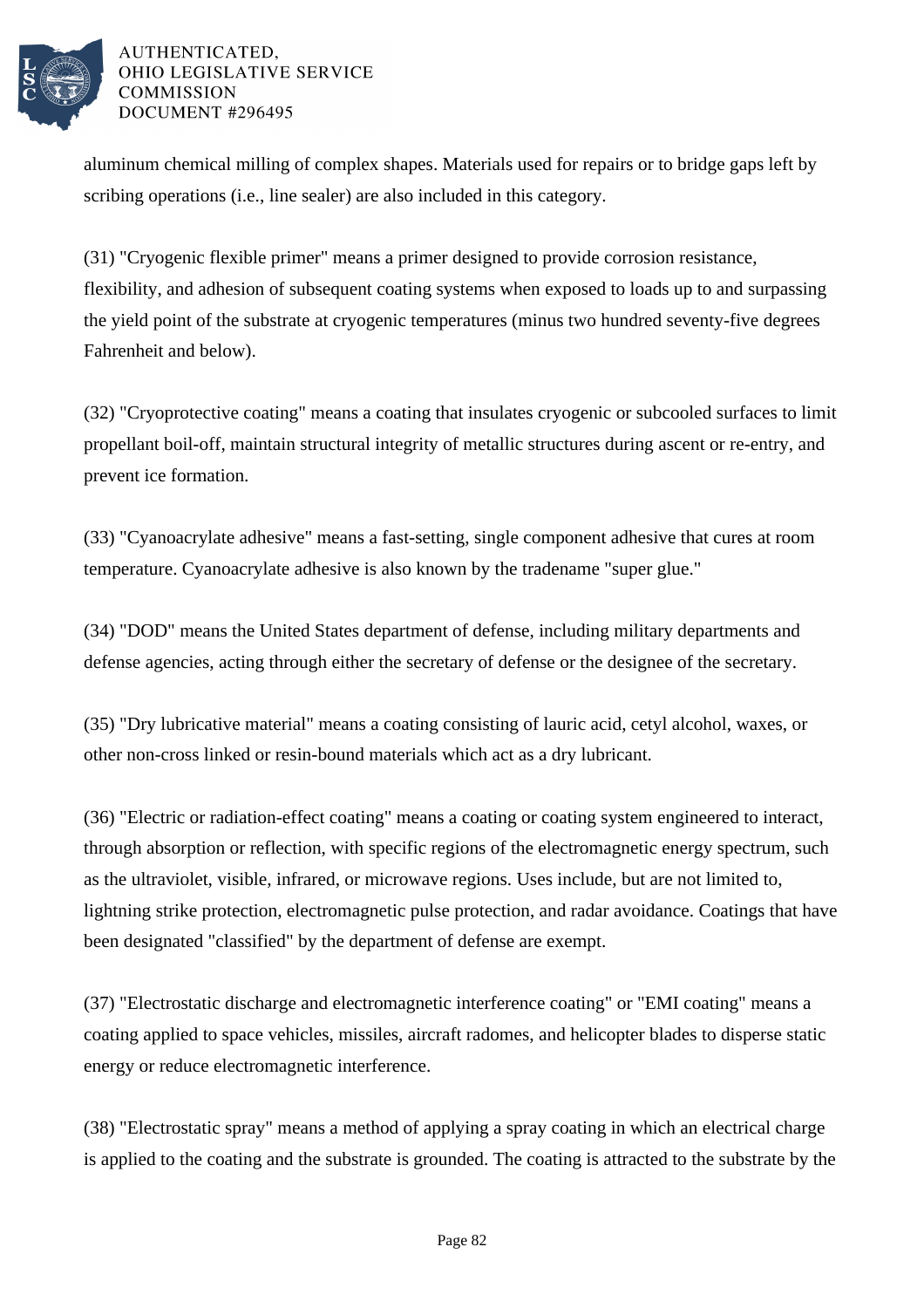aluminum chemical milling of complex shapes. Materials used for repairs or to bridge gaps left by scribing operations (i.e., line sealer) are also included in this category.

(31) "Cryogenic flexible primer" means a primer designed to provide corrosion resistance, flexibility, and adhesion of subsequent coating systems when exposed to loads up to and surpassing the yield point of the substrate at cryogenic temperatures (minus two hundred seventy-five degrees Fahrenheit and below).

(32) "Cryoprotective coating" means a coating that insulates cryogenic or subcooled surfaces to limit propellant boil-off, maintain structural integrity of metallic structures during ascent or re-entry, and prevent ice formation.

(33) "Cyanoacrylate adhesive" means a fast-setting, single component adhesive that cures at room temperature. Cyanoacrylate adhesive is also known by the tradename "super glue."

(34) "DOD" means the United States department of defense, including military departments and defense agencies, acting through either the secretary of defense or the designee of the secretary.

(35) "Dry lubricative material" means a coating consisting of lauric acid, cetyl alcohol, waxes, or other non-cross linked or resin-bound materials which act as a dry lubricant.

(36) "Electric or radiation-effect coating" means a coating or coating system engineered to interact, through absorption or reflection, with specific regions of the electromagnetic energy spectrum, such as the ultraviolet, visible, infrared, or microwave regions. Uses include, but are not limited to, lightning strike protection, electromagnetic pulse protection, and radar avoidance. Coatings that have been designated "classified" by the department of defense are exempt.

(37) "Electrostatic discharge and electromagnetic interference coating" or "EMI coating" means a coating applied to space vehicles, missiles, aircraft radomes, and helicopter blades to disperse static energy or reduce electromagnetic interference.

(38) "Electrostatic spray" means a method of applying a spray coating in which an electrical charge is applied to the coating and the substrate is grounded. The coating is attracted to the substrate by the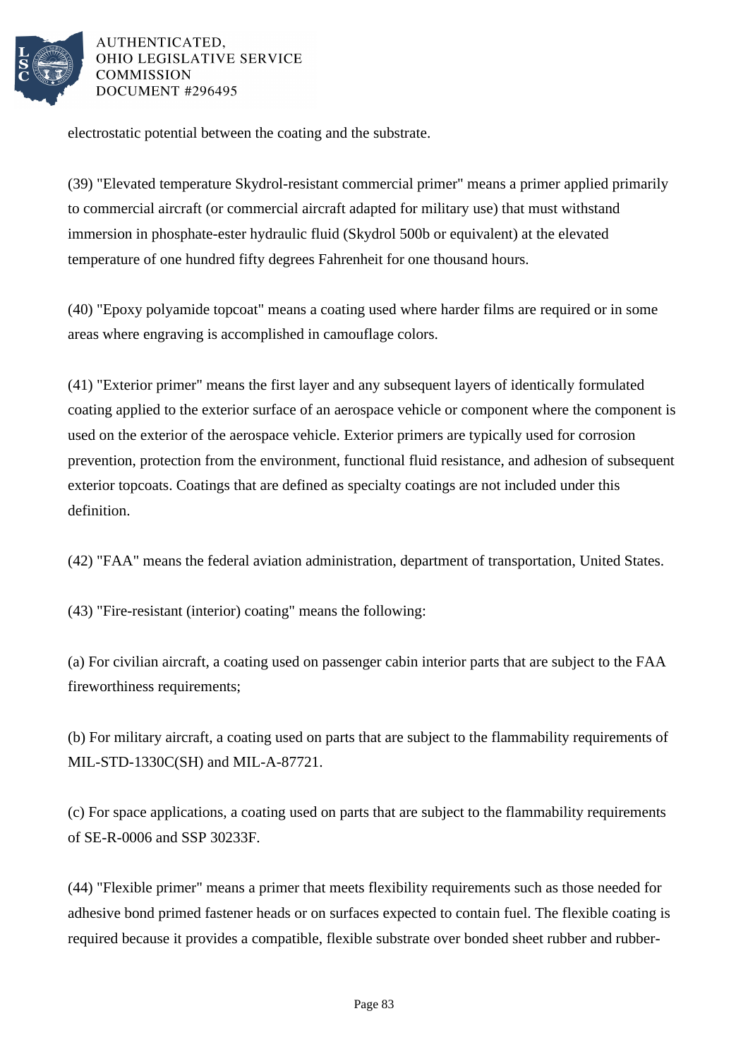electrostatic potential between the coating and the substrate.

(39) "Elevated temperature Skydrol-resistant commercial primer" means a primer applied primarily to commercial aircraft (or commercial aircraft adapted for military use) that must withstand immersion in phosphate-ester hydraulic fluid (Skydrol 500b or equivalent) at the elevated temperature of one hundred fifty degrees Fahrenheit for one thousand hours.

(40) "Epoxy polyamide topcoat" means a coating used where harder films are required or in some areas where engraving is accomplished in camouflage colors.

(41) "Exterior primer" means the first layer and any subsequent layers of identically formulated coating applied to the exterior surface of an aerospace vehicle or component where the component is used on the exterior of the aerospace vehicle. Exterior primers are typically used for corrosion prevention, protection from the environment, functional fluid resistance, and adhesion of subsequent exterior topcoats. Coatings that are defined as specialty coatings are not included under this definition.

(42) "FAA" means the federal aviation administration, department of transportation, United States.

(43) "Fire-resistant (interior) coating" means the following:

(a) For civilian aircraft, a coating used on passenger cabin interior parts that are subject to the FAA fireworthiness requirements;

(b) For military aircraft, a coating used on parts that are subject to the flammability requirements of MIL-STD-1330C(SH) and MIL-A-87721.

(c) For space applications, a coating used on parts that are subject to the flammability requirements of SE-R-0006 and SSP 30233F.

(44) "Flexible primer" means a primer that meets flexibility requirements such as those needed for adhesive bond primed fastener heads or on surfaces expected to contain fuel. The flexible coating is required because it provides a compatible, flexible substrate over bonded sheet rubber and rubber-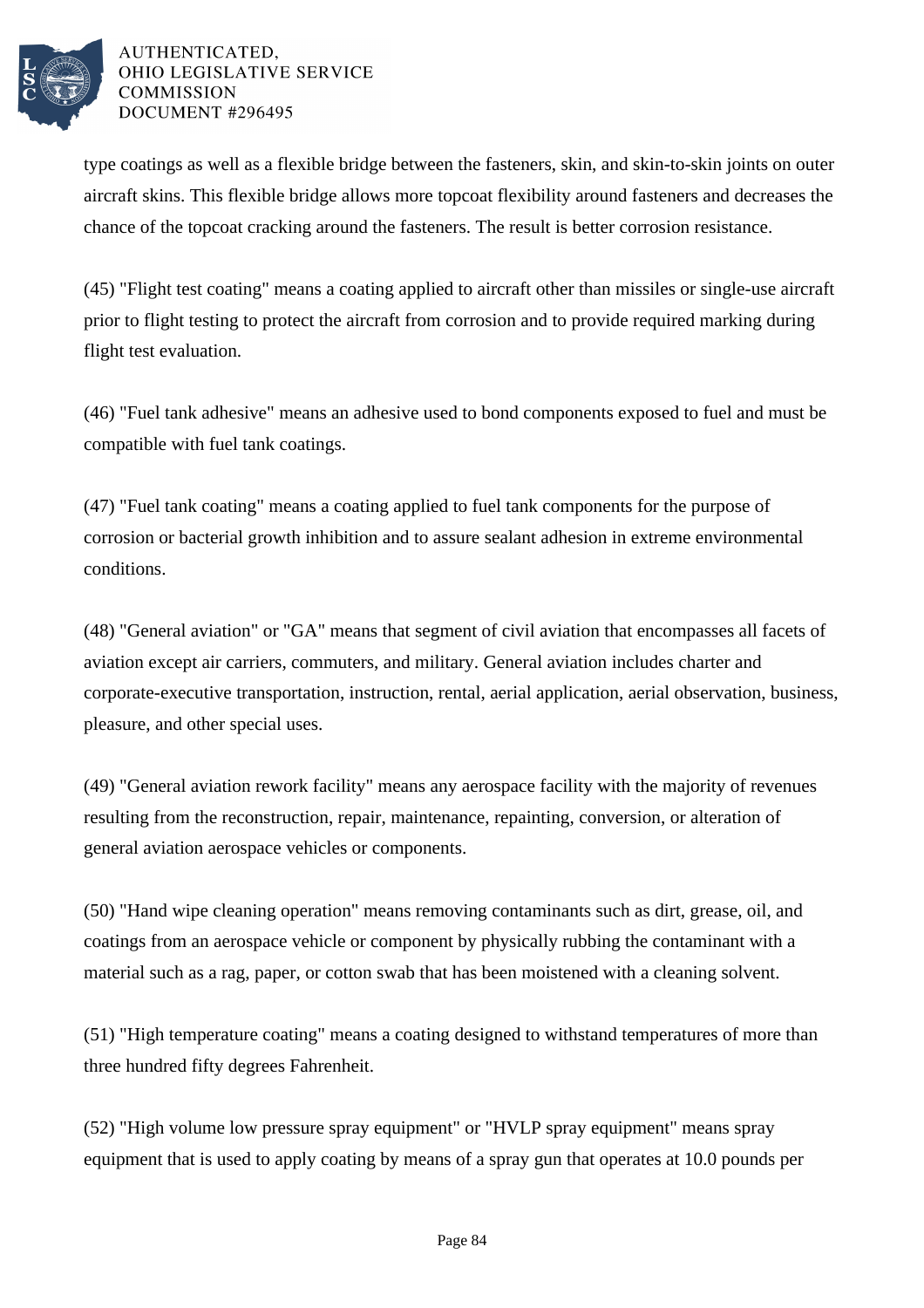type coatings as well as a flexible bridge between the fasteners, skin, and skin-to-skin joints on outer aircraft skins. This flexible bridge allows more topcoat flexibility around fasteners and decreases the chance of the topcoat cracking around the fasteners. The result is better corrosion resistance.

(45) "Flight test coating" means a coating applied to aircraft other than missiles or single-use aircraft prior to flight testing to protect the aircraft from corrosion and to provide required marking during flight test evaluation.

(46) "Fuel tank adhesive" means an adhesive used to bond components exposed to fuel and must be compatible with fuel tank coatings.

(47) "Fuel tank coating" means a coating applied to fuel tank components for the purpose of corrosion or bacterial growth inhibition and to assure sealant adhesion in extreme environmental conditions.

(48) "General aviation" or "GA" means that segment of civil aviation that encompasses all facets of aviation except air carriers, commuters, and military. General aviation includes charter and corporate-executive transportation, instruction, rental, aerial application, aerial observation, business, pleasure, and other special uses.

(49) "General aviation rework facility" means any aerospace facility with the majority of revenues resulting from the reconstruction, repair, maintenance, repainting, conversion, or alteration of general aviation aerospace vehicles or components.

(50) "Hand wipe cleaning operation" means removing contaminants such as dirt, grease, oil, and coatings from an aerospace vehicle or component by physically rubbing the contaminant with a material such as a rag, paper, or cotton swab that has been moistened with a cleaning solvent.

(51) "High temperature coating" means a coating designed to withstand temperatures of more than three hundred fifty degrees Fahrenheit.

(52) "High volume low pressure spray equipment" or "HVLP spray equipment" means spray equipment that is used to apply coating by means of a spray gun that operates at 10.0 pounds per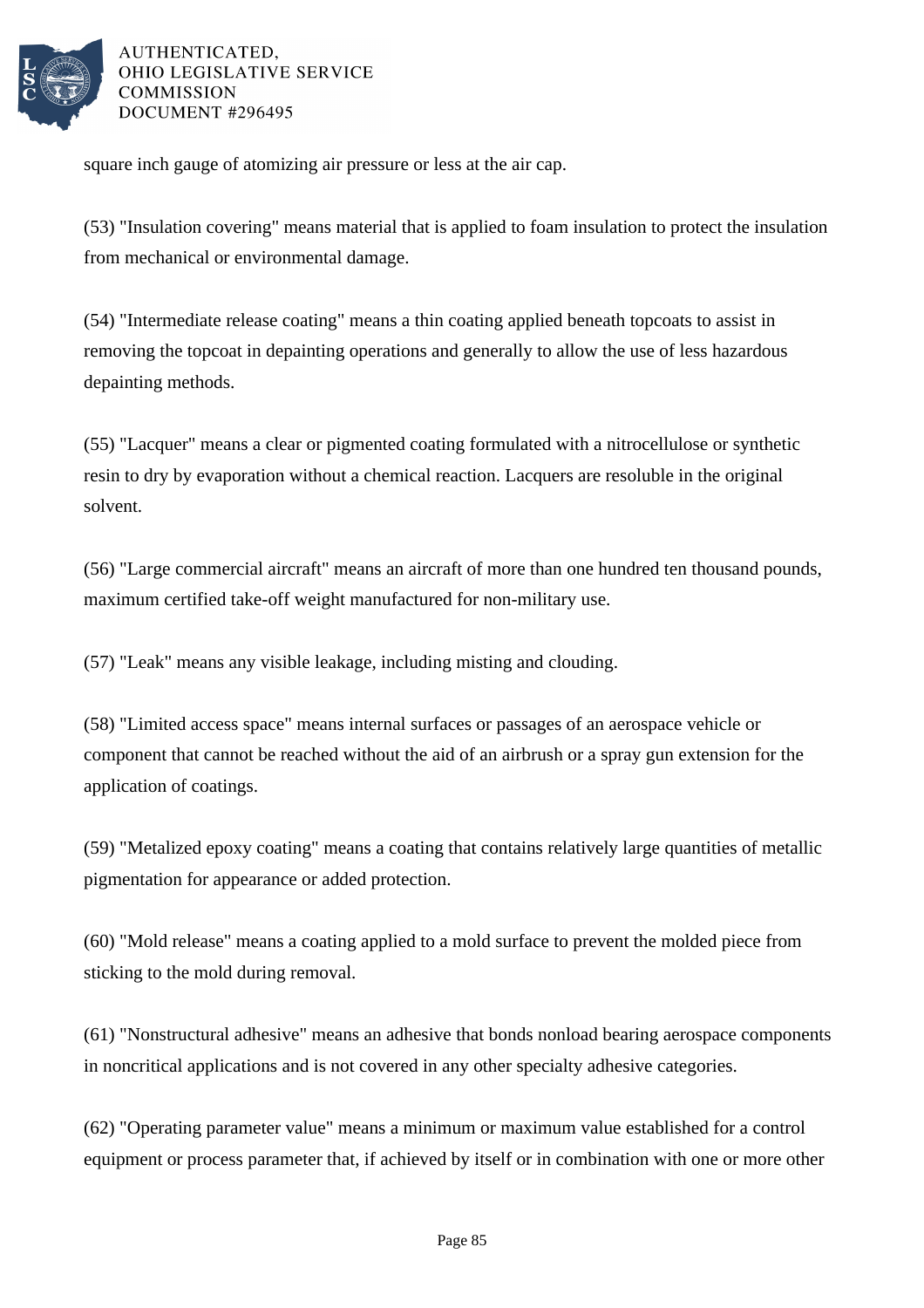square inch gauge of atomizing air pressure or less at the air cap.

(53) "Insulation covering" means material that is applied to foam insulation to protect the insulation from mechanical or environmental damage.

(54) "Intermediate release coating" means a thin coating applied beneath topcoats to assist in removing the topcoat in depainting operations and generally to allow the use of less hazardous depainting methods.

(55) "Lacquer" means a clear or pigmented coating formulated with a nitrocellulose or synthetic resin to dry by evaporation without a chemical reaction. Lacquers are resoluble in the original solvent.

(56) "Large commercial aircraft" means an aircraft of more than one hundred ten thousand pounds, maximum certified take-off weight manufactured for non-military use.

(57) "Leak" means any visible leakage, including misting and clouding.

(58) "Limited access space" means internal surfaces or passages of an aerospace vehicle or component that cannot be reached without the aid of an airbrush or a spray gun extension for the application of coatings.

(59) "Metalized epoxy coating" means a coating that contains relatively large quantities of metallic pigmentation for appearance or added protection.

(60) "Mold release" means a coating applied to a mold surface to prevent the molded piece from sticking to the mold during removal.

(61) "Nonstructural adhesive" means an adhesive that bonds nonload bearing aerospace components in noncritical applications and is not covered in any other specialty adhesive categories.

(62) "Operating parameter value" means a minimum or maximum value established for a control equipment or process parameter that, if achieved by itself or in combination with one or more other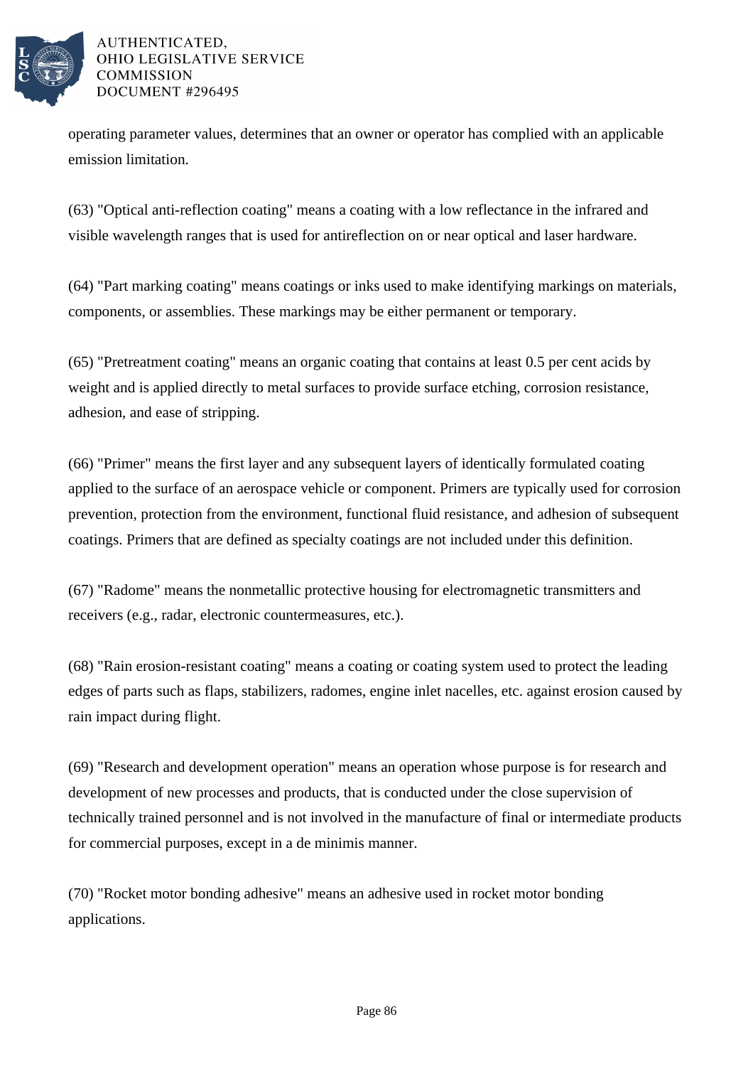operating parameter values, determines that an owner or operator has complied with an applicable emission limitation.

(63) "Optical anti-reflection coating" means a coating with a low reflectance in the infrared and visible wavelength ranges that is used for antireflection on or near optical and laser hardware.

(64) "Part marking coating" means coatings or inks used to make identifying markings on materials, components, or assemblies. These markings may be either permanent or temporary.

(65) "Pretreatment coating" means an organic coating that contains at least 0.5 per cent acids by weight and is applied directly to metal surfaces to provide surface etching, corrosion resistance, adhesion, and ease of stripping.

(66) "Primer" means the first layer and any subsequent layers of identically formulated coating applied to the surface of an aerospace vehicle or component. Primers are typically used for corrosion prevention, protection from the environment, functional fluid resistance, and adhesion of subsequent coatings. Primers that are defined as specialty coatings are not included under this definition.

(67) "Radome" means the nonmetallic protective housing for electromagnetic transmitters and receivers (e.g., radar, electronic countermeasures, etc.).

(68) "Rain erosion-resistant coating" means a coating or coating system used to protect the leading edges of parts such as flaps, stabilizers, radomes, engine inlet nacelles, etc. against erosion caused by rain impact during flight.

(69) "Research and development operation" means an operation whose purpose is for research and development of new processes and products, that is conducted under the close supervision of technically trained personnel and is not involved in the manufacture of final or intermediate products for commercial purposes, except in a de minimis manner.

(70) "Rocket motor bonding adhesive" means an adhesive used in rocket motor bonding applications.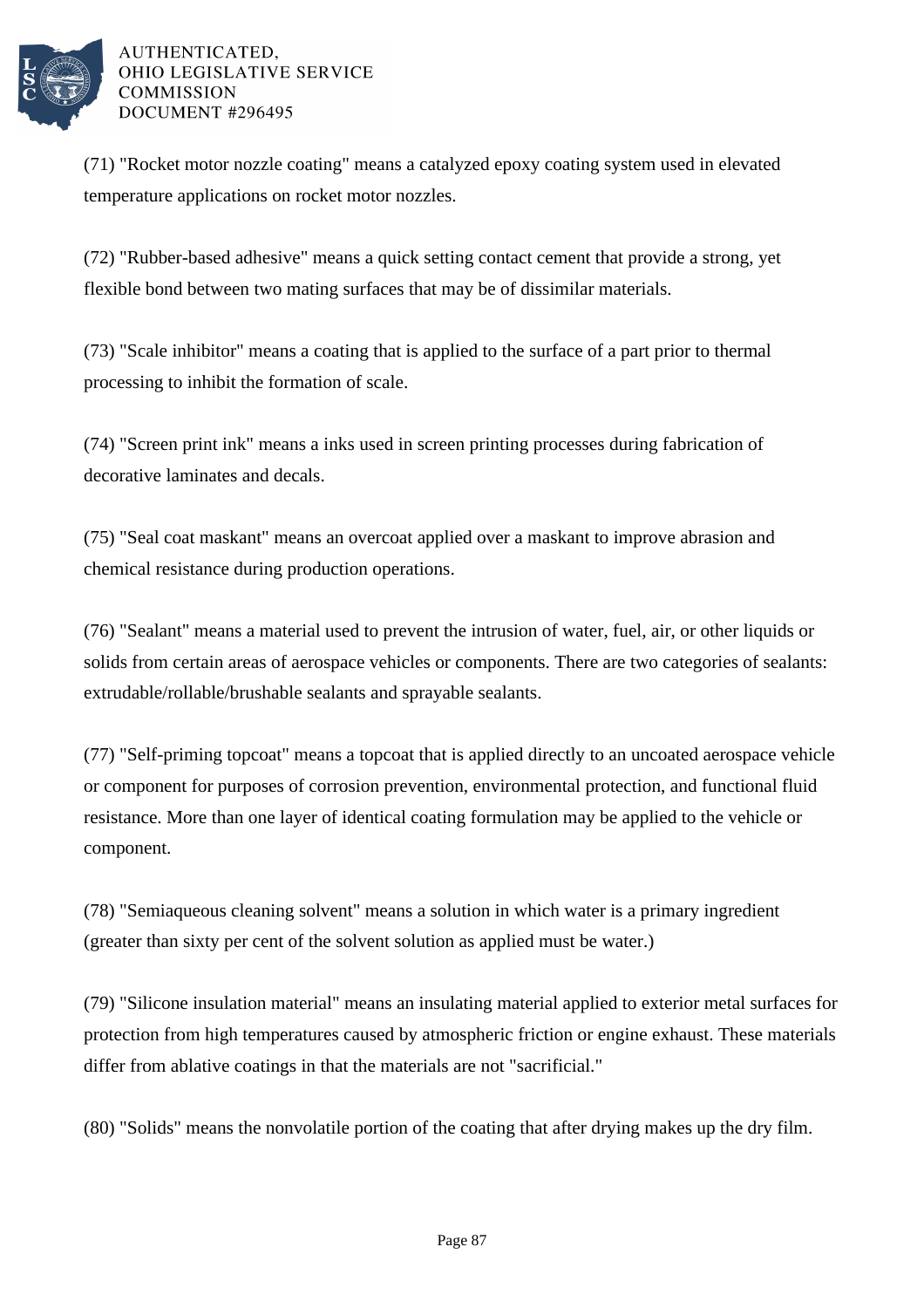(71) "Rocket motor nozzle coating" means a catalyzed epoxy coating system used in elevated temperature applications on rocket motor nozzles.

(72) "Rubber-based adhesive" means a quick setting contact cement that provide a strong, yet flexible bond between two mating surfaces that may be of dissimilar materials.

(73) "Scale inhibitor" means a coating that is applied to the surface of a part prior to thermal processing to inhibit the formation of scale.

(74) "Screen print ink" means a inks used in screen printing processes during fabrication of decorative laminates and decals.

(75) "Seal coat maskant" means an overcoat applied over a maskant to improve abrasion and chemical resistance during production operations.

(76) "Sealant" means a material used to prevent the intrusion of water, fuel, air, or other liquids or solids from certain areas of aerospace vehicles or components. There are two categories of sealants: extrudable/rollable/brushable sealants and sprayable sealants.

(77) "Self-priming topcoat" means a topcoat that is applied directly to an uncoated aerospace vehicle or component for purposes of corrosion prevention, environmental protection, and functional fluid resistance. More than one layer of identical coating formulation may be applied to the vehicle or component.

(78) "Semiaqueous cleaning solvent" means a solution in which water is a primary ingredient (greater than sixty per cent of the solvent solution as applied must be water.)

(79) "Silicone insulation material" means an insulating material applied to exterior metal surfaces for protection from high temperatures caused by atmospheric friction or engine exhaust. These materials differ from ablative coatings in that the materials are not "sacrificial."

(80) "Solids" means the nonvolatile portion of the coating that after drying makes up the dry film.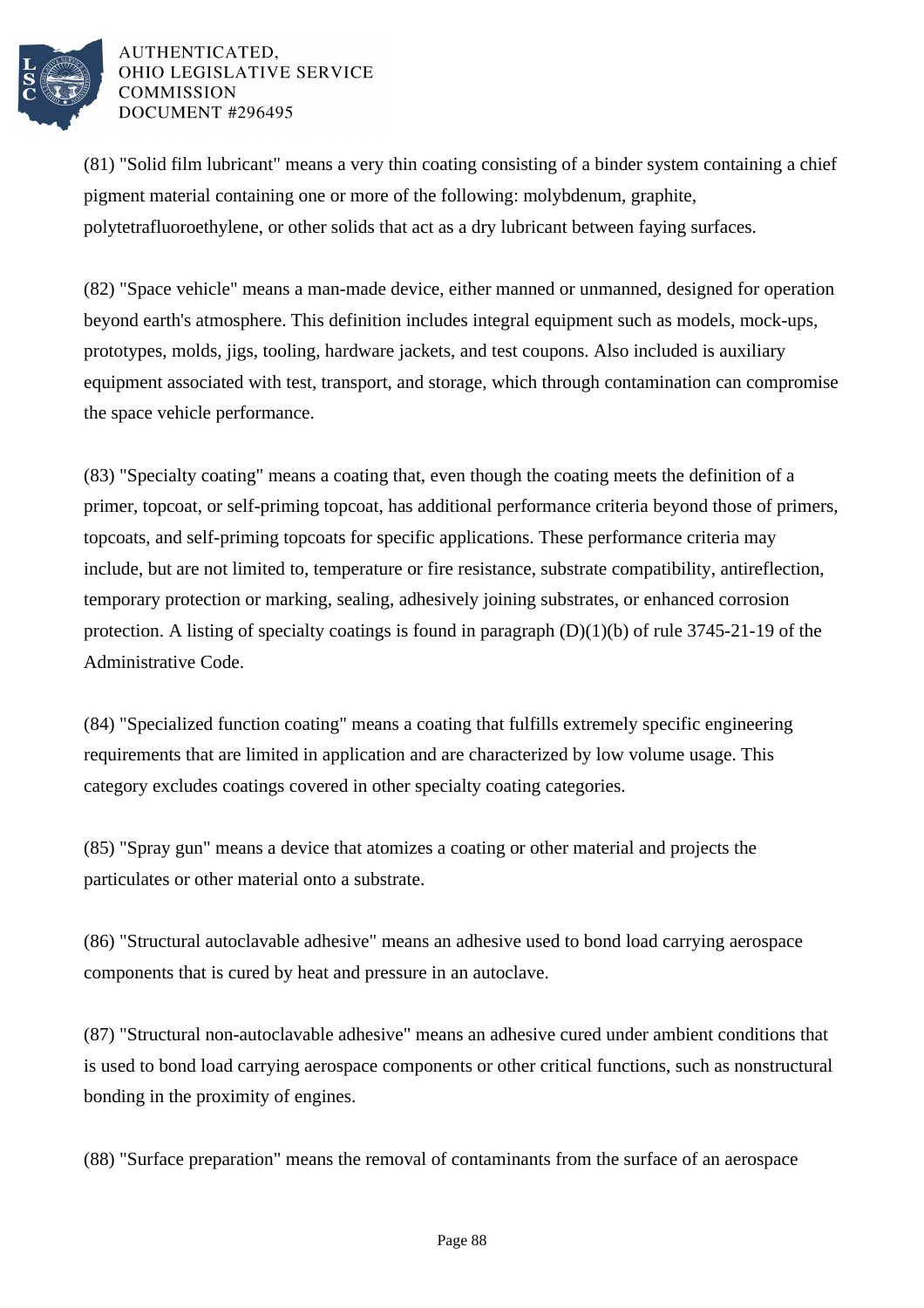(81) "Solid film lubricant" means a very thin coating consisting of a binder system containing a chief pigment material containing one or more of the following: molybdenum, graphite, polytetrafluoroethylene, or other solids that act as a dry lubricant between faying surfaces.

(82) "Space vehicle" means a man-made device, either manned or unmanned, designed for operation beyond earth's atmosphere. This definition includes integral equipment such as models, mock-ups, prototypes, molds, jigs, tooling, hardware jackets, and test coupons. Also included is auxiliary equipment associated with test, transport, and storage, which through contamination can compromise the space vehicle performance.

(83) "Specialty coating" means a coating that, even though the coating meets the definition of a primer, topcoat, or self-priming topcoat, has additional performance criteria beyond those of primers, topcoats, and self-priming topcoats for specific applications. These performance criteria may include, but are not limited to, temperature or fire resistance, substrate compatibility, antireflection, temporary protection or marking, sealing, adhesively joining substrates, or enhanced corrosion protection. A listing of specialty coatings is found in paragraph (D)(1)(b) of rule 3745-21-19 of the Administrative Code.

(84) "Specialized function coating" means a coating that fulfills extremely specific engineering requirements that are limited in application and are characterized by low volume usage. This category excludes coatings covered in other specialty coating categories.

(85) "Spray gun" means a device that atomizes a coating or other material and projects the particulates or other material onto a substrate.

(86) "Structural autoclavable adhesive" means an adhesive used to bond load carrying aerospace components that is cured by heat and pressure in an autoclave.

(87) "Structural non-autoclavable adhesive" means an adhesive cured under ambient conditions that is used to bond load carrying aerospace components or other critical functions, such as nonstructural bonding in the proximity of engines.

(88) "Surface preparation" means the removal of contaminants from the surface of an aerospace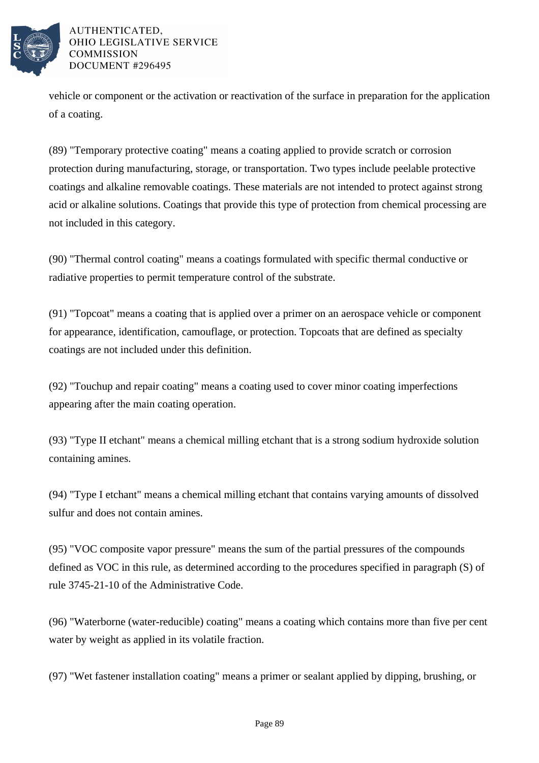vehicle or component or the activation or reactivation of the surface in preparation for the application of a coating.

(89) "Temporary protective coating" means a coating applied to provide scratch or corrosion protection during manufacturing, storage, or transportation. Two types include peelable protective coatings and alkaline removable coatings. These materials are not intended to protect against strong acid or alkaline solutions. Coatings that provide this type of protection from chemical processing are not included in this category.

(90) "Thermal control coating" means a coatings formulated with specific thermal conductive or radiative properties to permit temperature control of the substrate.

(91) "Topcoat" means a coating that is applied over a primer on an aerospace vehicle or component for appearance, identification, camouflage, or protection. Topcoats that are defined as specialty coatings are not included under this definition.

(92) "Touchup and repair coating" means a coating used to cover minor coating imperfections appearing after the main coating operation.

(93) "Type II etchant" means a chemical milling etchant that is a strong sodium hydroxide solution containing amines.

(94) "Type I etchant" means a chemical milling etchant that contains varying amounts of dissolved sulfur and does not contain amines.

(95) "VOC composite vapor pressure" means the sum of the partial pressures of the compounds defined as VOC in this rule, as determined according to the procedures specified in paragraph (S) of rule 3745-21-10 of the Administrative Code.

(96) "Waterborne (water-reducible) coating" means a coating which contains more than five per cent water by weight as applied in its volatile fraction.

(97) "Wet fastener installation coating" means a primer or sealant applied by dipping, brushing, or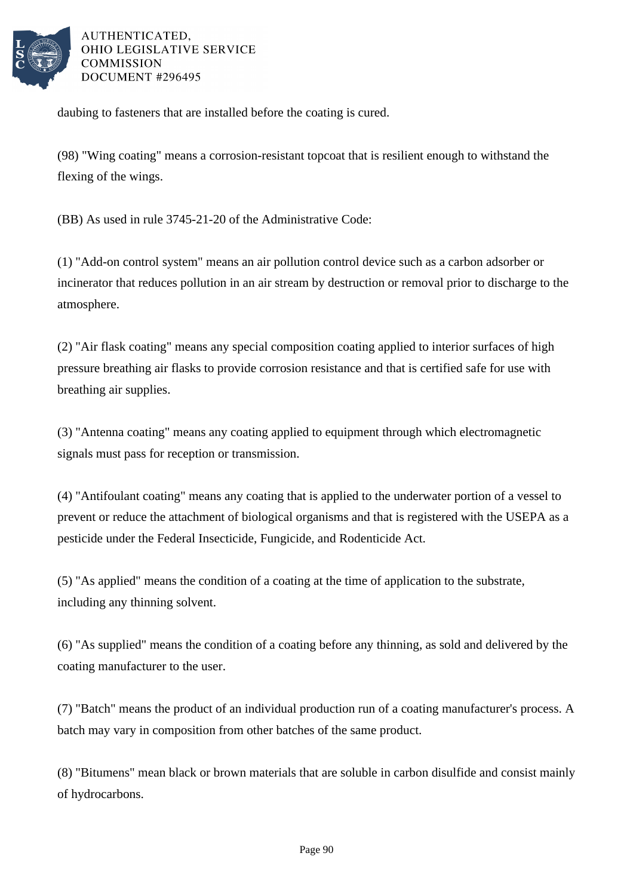daubing to fasteners that are installed before the coating is cured.

(98) "Wing coating" means a corrosion-resistant topcoat that is resilient enough to withstand the flexing of the wings.

(BB) As used in rule 3745-21-20 of the Administrative Code:

(1) "Add-on control system" means an air pollution control device such as a carbon adsorber or incinerator that reduces pollution in an air stream by destruction or removal prior to discharge to the atmosphere.

(2) "Air flask coating" means any special composition coating applied to interior surfaces of high pressure breathing air flasks to provide corrosion resistance and that is certified safe for use with breathing air supplies.

(3) "Antenna coating" means any coating applied to equipment through which electromagnetic signals must pass for reception or transmission.

(4) "Antifoulant coating" means any coating that is applied to the underwater portion of a vessel to prevent or reduce the attachment of biological organisms and that is registered with the USEPA as a pesticide under the Federal Insecticide, Fungicide, and Rodenticide Act.

(5) "As applied" means the condition of a coating at the time of application to the substrate, including any thinning solvent.

(6) "As supplied" means the condition of a coating before any thinning, as sold and delivered by the coating manufacturer to the user.

(7) "Batch" means the product of an individual production run of a coating manufacturer's process. A batch may vary in composition from other batches of the same product.

(8) "Bitumens" mean black or brown materials that are soluble in carbon disulfide and consist mainly of hydrocarbons.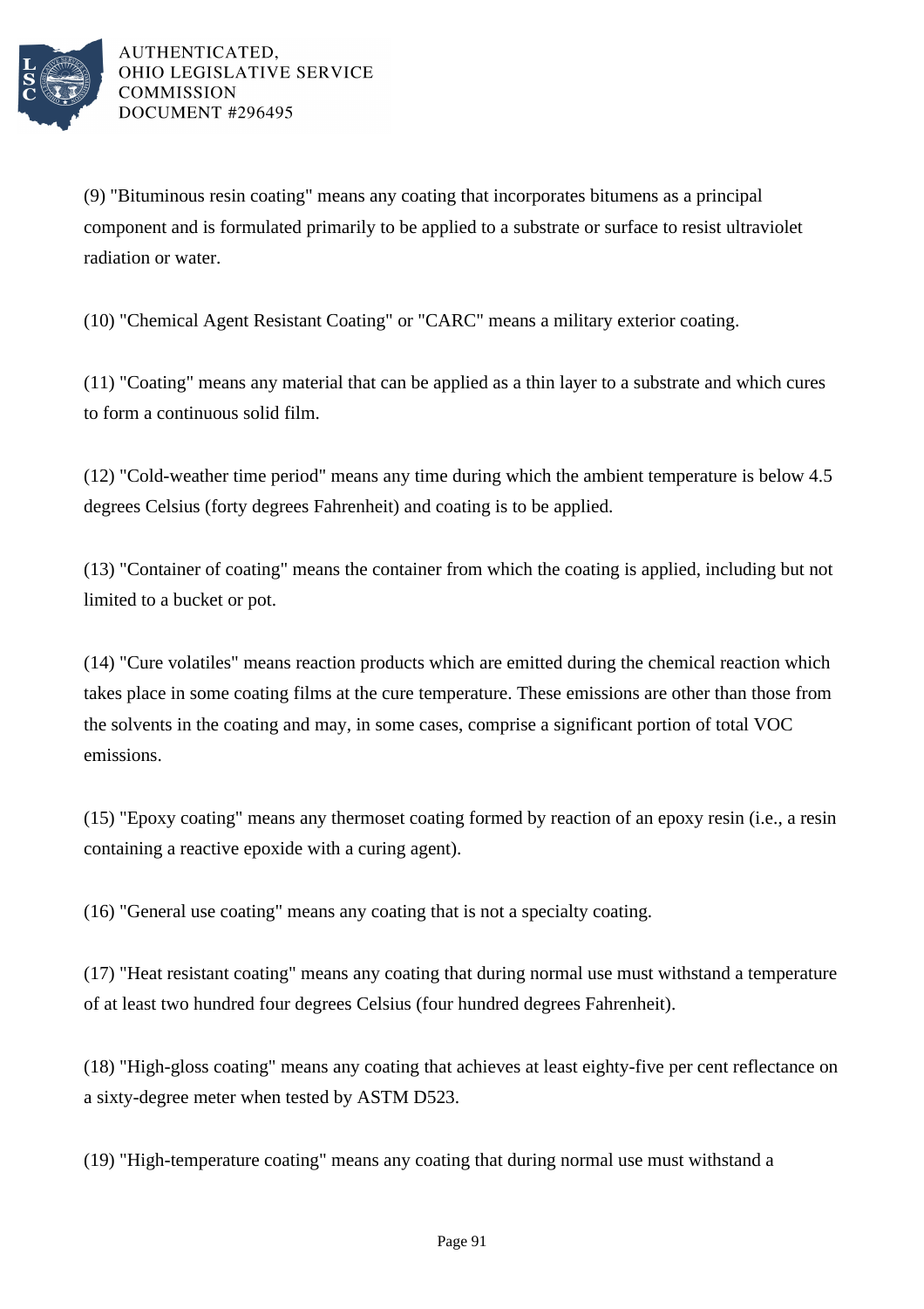(9) "Bituminous resin coating" means any coating that incorporates bitumens as a principal component and is formulated primarily to be applied to a substrate or surface to resist ultraviolet radiation or water.

(10) "Chemical Agent Resistant Coating" or "CARC" means a military exterior coating.

(11) "Coating" means any material that can be applied as a thin layer to a substrate and which cures to form a continuous solid film.

(12) "Cold-weather time period" means any time during which the ambient temperature is below 4.5 degrees Celsius (forty degrees Fahrenheit) and coating is to be applied.

(13) "Container of coating" means the container from which the coating is applied, including but not limited to a bucket or pot.

(14) "Cure volatiles" means reaction products which are emitted during the chemical reaction which takes place in some coating films at the cure temperature. These emissions are other than those from the solvents in the coating and may, in some cases, comprise a significant portion of total VOC emissions.

(15) "Epoxy coating" means any thermoset coating formed by reaction of an epoxy resin (i.e., a resin containing a reactive epoxide with a curing agent).

(16) "General use coating" means any coating that is not a specialty coating.

(17) "Heat resistant coating" means any coating that during normal use must withstand a temperature of at least two hundred four degrees Celsius (four hundred degrees Fahrenheit).

(18) "High-gloss coating" means any coating that achieves at least eighty-five per cent reflectance on a sixty-degree meter when tested by ASTM D523.

(19) "High-temperature coating" means any coating that during normal use must withstand a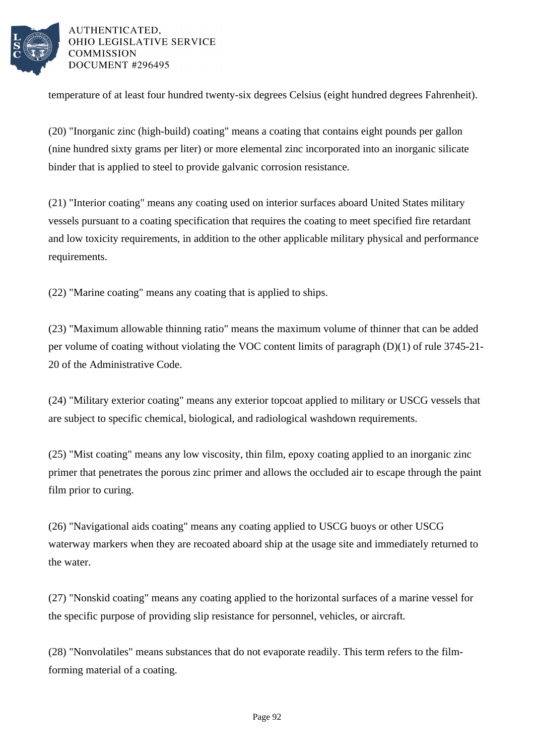temperature of at least four hundred twenty-six degrees Celsius (eight hundred degrees Fahrenheit).

(20) "Inorganic zinc (high-build) coating" means a coating that contains eight pounds per gallon (nine hundred sixty grams per liter) or more elemental zinc incorporated into an inorganic silicate binder that is applied to steel to provide galvanic corrosion resistance.

(21) "Interior coating" means any coating used on interior surfaces aboard United States military vessels pursuant to a coating specification that requires the coating to meet specified fire retardant and low toxicity requirements, in addition to the other applicable military physical and performance requirements.

(22) "Marine coating" means any coating that is applied to ships.

(23) "Maximum allowable thinning ratio" means the maximum volume of thinner that can be added per volume of coating without violating the VOC content limits of paragraph (D)(1) of rule 3745-21-20 of the Administrative Code.

(24) "Military exterior coating" means any exterior topcoat applied to military or USCG vessels that are subject to specific chemical, biological, and radiological washdown requirements.

(25) "Mist coating" means any low viscosity, thin film, epoxy coating applied to an inorganic zinc primer that penetrates the porous zinc primer and allows the occluded air to escape through the paint film prior to curing.

(26) "Navigational aids coating" means any coating applied to USCG buoys or other USCG waterway markers when they are recoated aboard ship at the usage site and immediately returned to the water.

(27) "Nonskid coating" means any coating applied to the horizontal surfaces of a marine vessel for the specific purpose of providing slip resistance for personnel, vehicles, or aircraft.

(28) "Nonvolatiles" means substances that do not evaporate readily. This term refers to the film-forming material of a coating.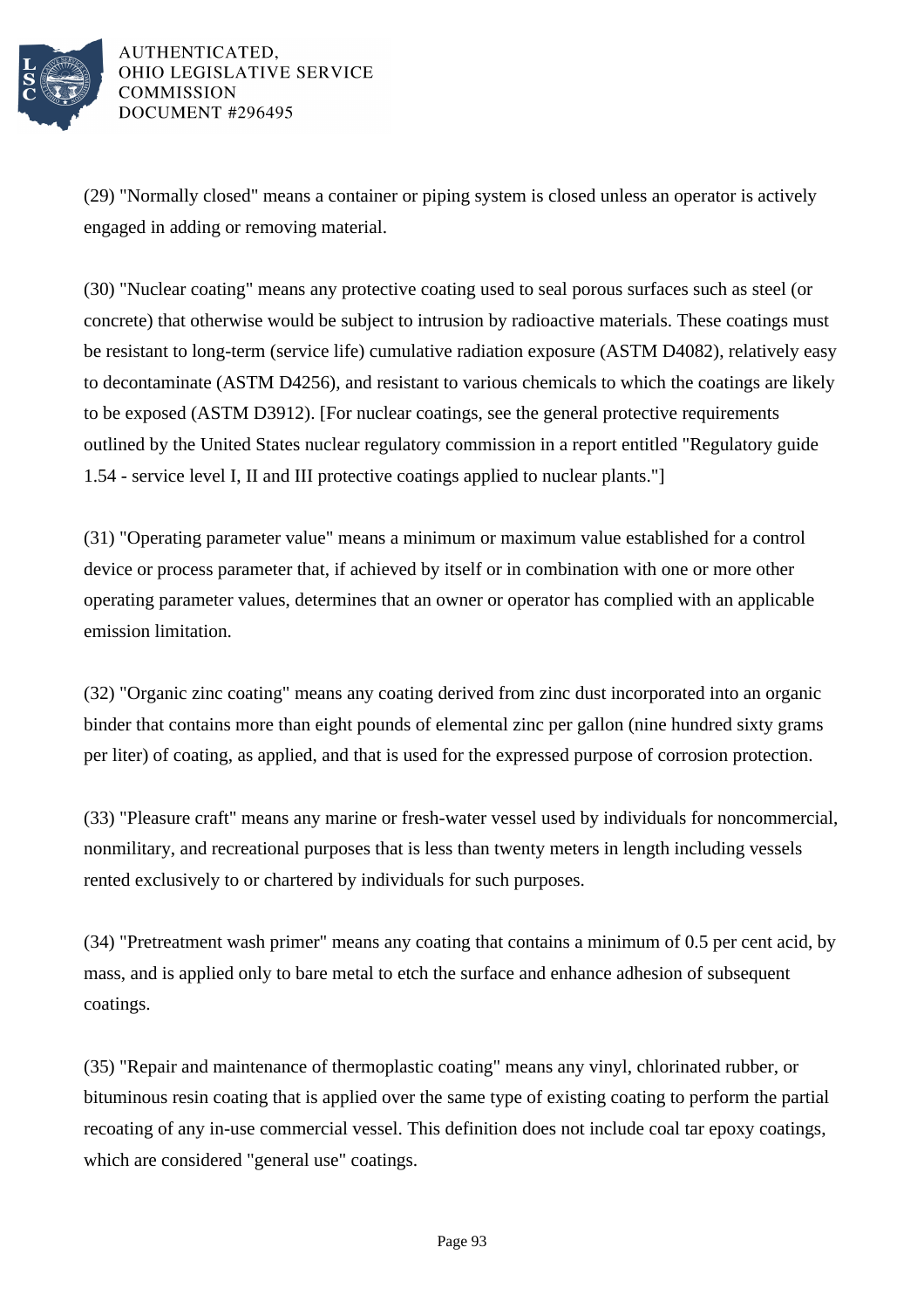(29) "Normally closed" means a container or piping system is closed unless an operator is actively engaged in adding or removing material.

(30) "Nuclear coating" means any protective coating used to seal porous surfaces such as steel (or concrete) that otherwise would be subject to intrusion by radioactive materials. These coatings must be resistant to long-term (service life) cumulative radiation exposure (ASTM D4082), relatively easy to decontaminate (ASTM D4256), and resistant to various chemicals to which the coatings are likely to be exposed (ASTM D3912). [For nuclear coatings, see the general protective requirements outlined by the United States nuclear regulatory commission in a report entitled "Regulatory guide 1.54 - service level I, II and III protective coatings applied to nuclear plants."]

(31) "Operating parameter value" means a minimum or maximum value established for a control device or process parameter that, if achieved by itself or in combination with one or more other operating parameter values, determines that an owner or operator has complied with an applicable emission limitation.

(32) "Organic zinc coating" means any coating derived from zinc dust incorporated into an organic binder that contains more than eight pounds of elemental zinc per gallon (nine hundred sixty grams per liter) of coating, as applied, and that is used for the expressed purpose of corrosion protection.

(33) "Pleasure craft" means any marine or fresh-water vessel used by individuals for noncommercial, nonmilitary, and recreational purposes that is less than twenty meters in length including vessels rented exclusively to or chartered by individuals for such purposes.

(34) "Pretreatment wash primer" means any coating that contains a minimum of 0.5 per cent acid, by mass, and is applied only to bare metal to etch the surface and enhance adhesion of subsequent coatings.

(35) "Repair and maintenance of thermoplastic coating" means any vinyl, chlorinated rubber, or bituminous resin coating that is applied over the same type of existing coating to perform the partial recoating of any in-use commercial vessel. This definition does not include coal tar epoxy coatings, which are considered "general use" coatings.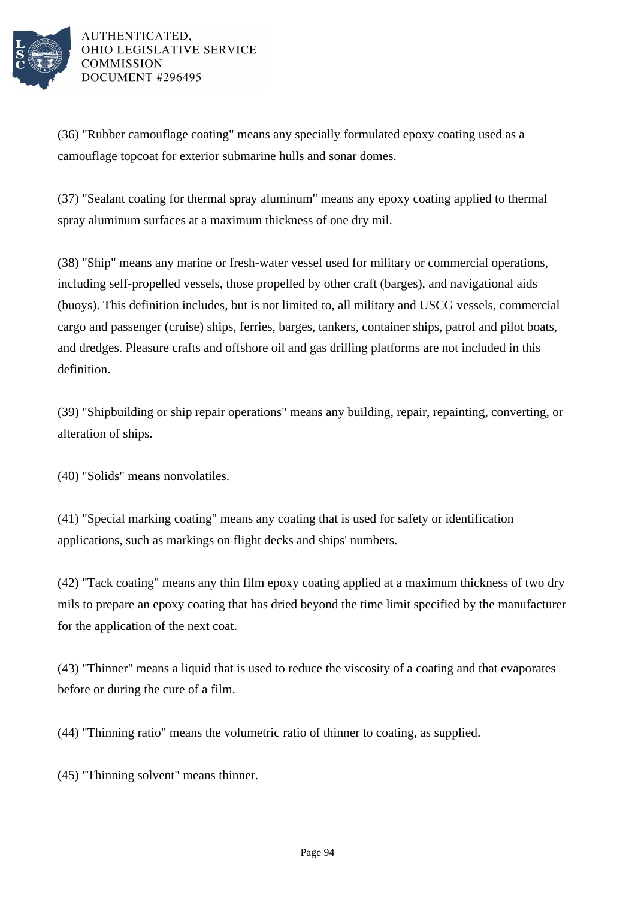(36) "Rubber camouflage coating" means any specially formulated epoxy coating used as a camouflage topcoat for exterior submarine hulls and sonar domes.

(37) "Sealant coating for thermal spray aluminum" means any epoxy coating applied to thermal spray aluminum surfaces at a maximum thickness of one dry mil.

(38) "Ship" means any marine or fresh-water vessel used for military or commercial operations, including self-propelled vessels, those propelled by other craft (barges), and navigational aids (buoys). This definition includes, but is not limited to, all military and USCG vessels, commercial cargo and passenger (cruise) ships, ferries, barges, tankers, container ships, patrol and pilot boats, and dredges. Pleasure crafts and offshore oil and gas drilling platforms are not included in this definition.

(39) "Shipbuilding or ship repair operations" means any building, repair, repainting, converting, or alteration of ships.

(40) "Solids" means nonvolatiles.

(41) "Special marking coating" means any coating that is used for safety or identification applications, such as markings on flight decks and ships' numbers.

(42) "Tack coating" means any thin film epoxy coating applied at a maximum thickness of two dry mils to prepare an epoxy coating that has dried beyond the time limit specified by the manufacturer for the application of the next coat.

(43) "Thinner" means a liquid that is used to reduce the viscosity of a coating and that evaporates before or during the cure of a film.

(44) "Thinning ratio" means the volumetric ratio of thinner to coating, as supplied.

(45) "Thinning solvent" means thinner.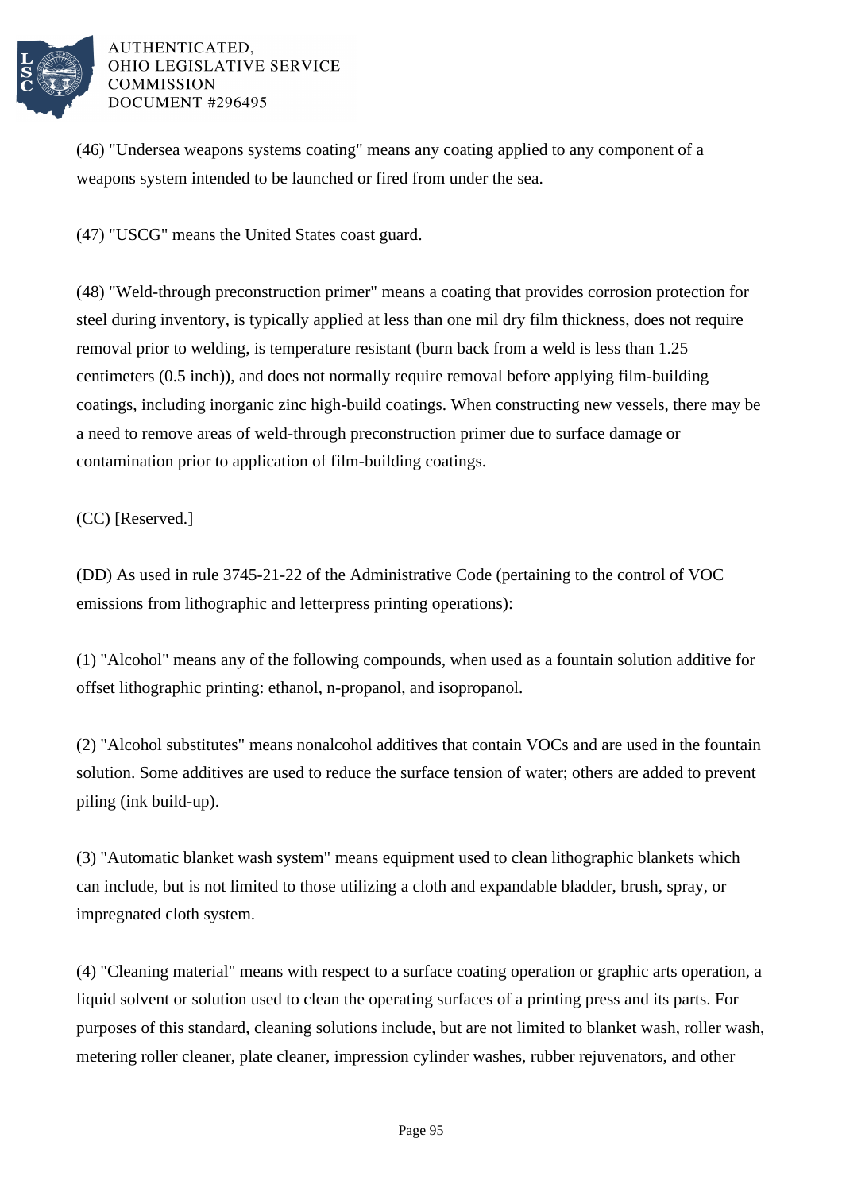(46) "Undersea weapons systems coating" means any coating applied to any component of a weapons system intended to be launched or fired from under the sea.

(47) "USCG" means the United States coast guard.

(48) "Weld-through preconstruction primer" means a coating that provides corrosion protection for steel during inventory, is typically applied at less than one mil dry film thickness, does not require removal prior to welding, is temperature resistant (burn back from a weld is less than 1.25 centimeters (0.5 inch)), and does not normally require removal before applying film-building coatings, including inorganic zinc high-build coatings. When constructing new vessels, there may be a need to remove areas of weld-through preconstruction primer due to surface damage or contamination prior to application of film-building coatings.

(CC) [Reserved.]

(DD) As used in rule 3745-21-22 of the Administrative Code (pertaining to the control of VOC emissions from lithographic and letterpress printing operations):

(1) "Alcohol" means any of the following compounds, when used as a fountain solution additive for offset lithographic printing: ethanol, n-propanol, and isopropanol.

(2) "Alcohol substitutes" means nonalcohol additives that contain VOCs and are used in the fountain solution. Some additives are used to reduce the surface tension of water; others are added to prevent piling (ink build-up).

(3) "Automatic blanket wash system" means equipment used to clean lithographic blankets which can include, but is not limited to those utilizing a cloth and expandable bladder, brush, spray, or impregnated cloth system.

(4) "Cleaning material" means with respect to a surface coating operation or graphic arts operation, a liquid solvent or solution used to clean the operating surfaces of a printing press and its parts. For purposes of this standard, cleaning solutions include, but are not limited to blanket wash, roller wash, metering roller cleaner, plate cleaner, impression cylinder washes, rubber rejuvenators, and other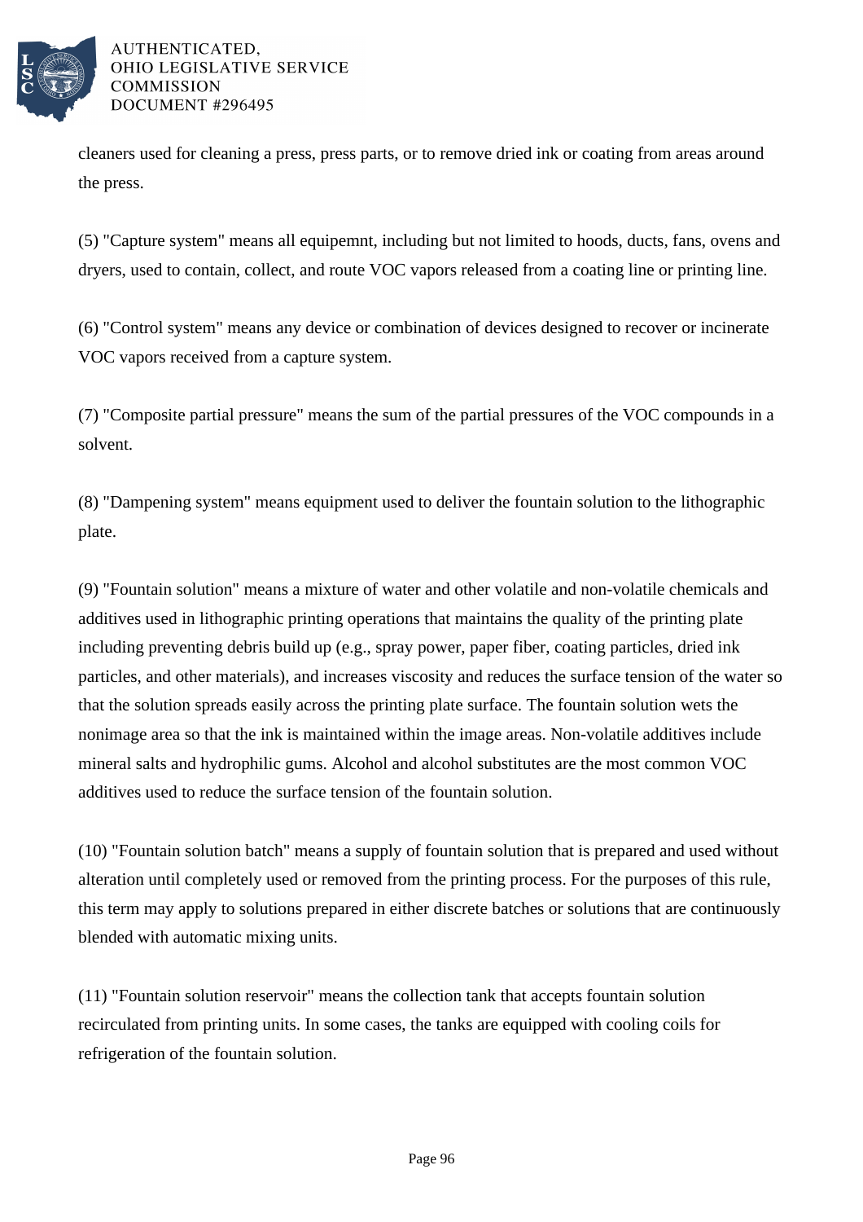cleaners used for cleaning a press, press parts, or to remove dried ink or coating from areas around the press.

(5) "Capture system" means all equipemnt, including but not limited to hoods, ducts, fans, ovens and dryers, used to contain, collect, and route VOC vapors released from a coating line or printing line.

(6) "Control system" means any device or combination of devices designed to recover or incinerate VOC vapors received from a capture system.

(7) "Composite partial pressure" means the sum of the partial pressures of the VOC compounds in a solvent.

(8) "Dampening system" means equipment used to deliver the fountain solution to the lithographic plate.

(9) "Fountain solution" means a mixture of water and other volatile and non-volatile chemicals and additives used in lithographic printing operations that maintains the quality of the printing plate including preventing debris build up (e.g., spray power, paper fiber, coating particles, dried ink particles, and other materials), and increases viscosity and reduces the surface tension of the water so that the solution spreads easily across the printing plate surface. The fountain solution wets the nonimage area so that the ink is maintained within the image areas. Non-volatile additives include mineral salts and hydrophilic gums. Alcohol and alcohol substitutes are the most common VOC additives used to reduce the surface tension of the fountain solution.

(10) "Fountain solution batch" means a supply of fountain solution that is prepared and used without alteration until completely used or removed from the printing process. For the purposes of this rule, this term may apply to solutions prepared in either discrete batches or solutions that are continuously blended with automatic mixing units.

(11) "Fountain solution reservoir" means the collection tank that accepts fountain solution recirculated from printing units. In some cases, the tanks are equipped with cooling coils for refrigeration of the fountain solution.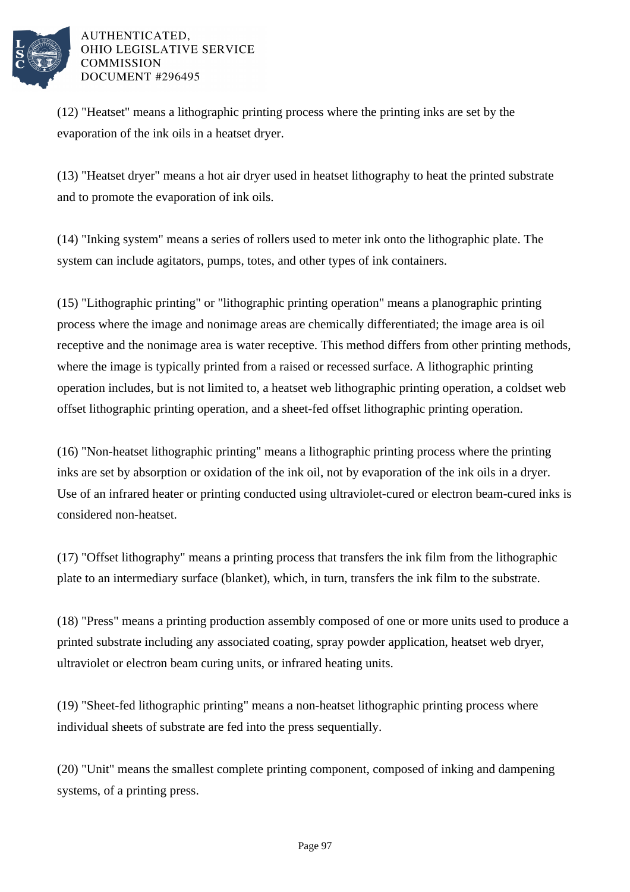(12) "Heatset" means a lithographic printing process where the printing inks are set by the evaporation of the ink oils in a heatset dryer.

(13) "Heatset dryer" means a hot air dryer used in heatset lithography to heat the printed substrate and to promote the evaporation of ink oils.

(14) "Inking system" means a series of rollers used to meter ink onto the lithographic plate. The system can include agitators, pumps, totes, and other types of ink containers.

(15) "Lithographic printing" or "lithographic printing operation" means a planographic printing process where the image and nonimage areas are chemically differentiated; the image area is oil receptive and the nonimage area is water receptive. This method differs from other printing methods, where the image is typically printed from a raised or recessed surface. A lithographic printing operation includes, but is not limited to, a heatset web lithographic printing operation, a coldset web offset lithographic printing operation, and a sheet-fed offset lithographic printing operation.

(16) "Non-heatset lithographic printing" means a lithographic printing process where the printing inks are set by absorption or oxidation of the ink oil, not by evaporation of the ink oils in a dryer. Use of an infrared heater or printing conducted using ultraviolet-cured or electron beam-cured inks is considered non-heatset.

(17) "Offset lithography" means a printing process that transfers the ink film from the lithographic plate to an intermediary surface (blanket), which, in turn, transfers the ink film to the substrate.

(18) "Press" means a printing production assembly composed of one or more units used to produce a printed substrate including any associated coating, spray powder application, heatset web dryer, ultraviolet or electron beam curing units, or infrared heating units.

(19) "Sheet-fed lithographic printing" means a non-heatset lithographic printing process where individual sheets of substrate are fed into the press sequentially.

(20) "Unit" means the smallest complete printing component, composed of inking and dampening systems, of a printing press.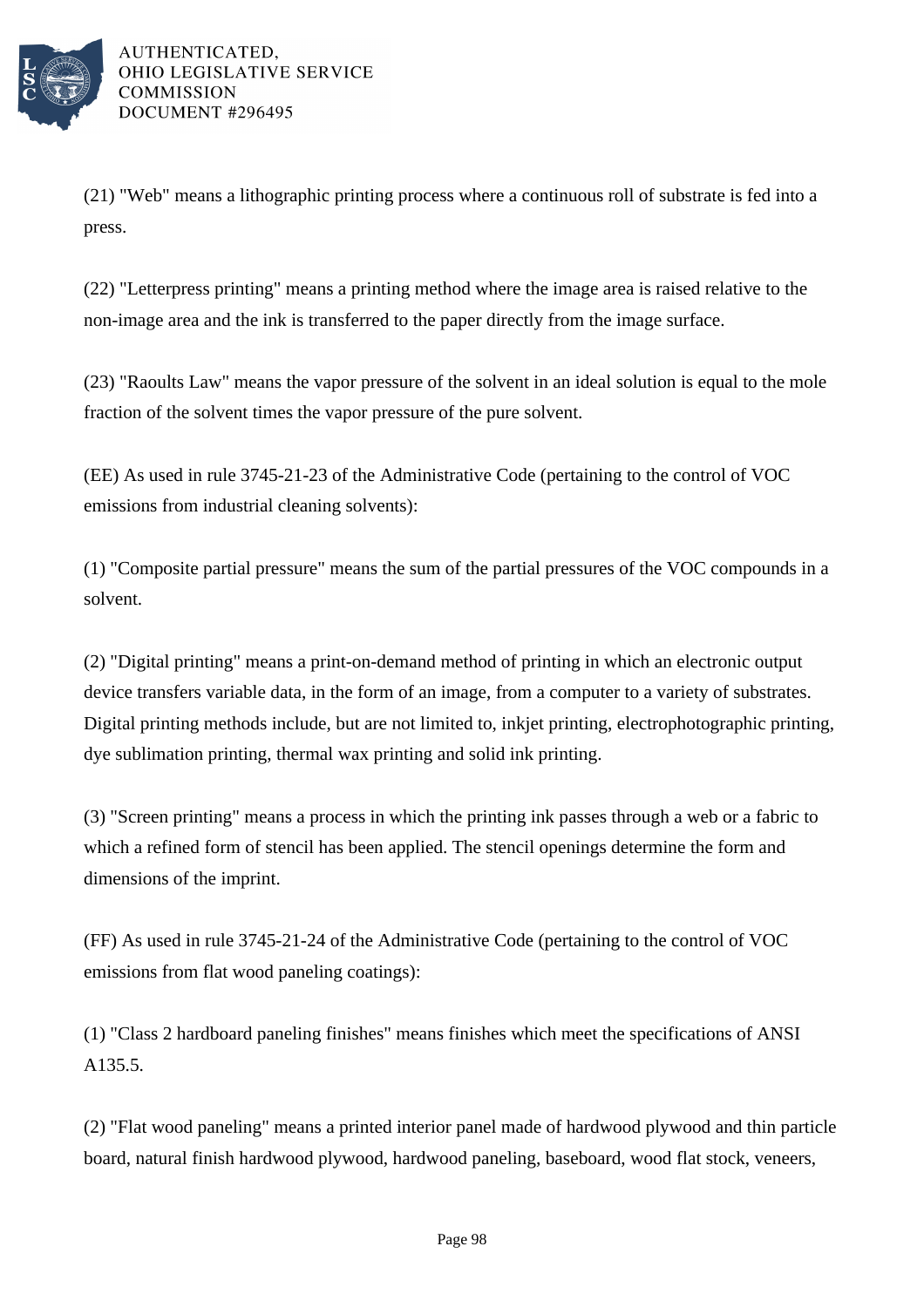(21) "Web" means a lithographic printing process where a continuous roll of substrate is fed into a press.

(22) "Letterpress printing" means a printing method where the image area is raised relative to the non-image area and the ink is transferred to the paper directly from the image surface.

(23) "Raoults Law" means the vapor pressure of the solvent in an ideal solution is equal to the mole fraction of the solvent times the vapor pressure of the pure solvent.

(EE) As used in rule 3745-21-23 of the Administrative Code (pertaining to the control of VOC emissions from industrial cleaning solvents):

(1) "Composite partial pressure" means the sum of the partial pressures of the VOC compounds in a solvent.

(2) "Digital printing" means a print-on-demand method of printing in which an electronic output device transfers variable data, in the form of an image, from a computer to a variety of substrates. Digital printing methods include, but are not limited to, inkjet printing, electrophotographic printing, dye sublimation printing, thermal wax printing and solid ink printing.

(3) "Screen printing" means a process in which the printing ink passes through a web or a fabric to which a refined form of stencil has been applied. The stencil openings determine the form and dimensions of the imprint.

(FF) As used in rule 3745-21-24 of the Administrative Code (pertaining to the control of VOC emissions from flat wood paneling coatings):

(1) "Class 2 hardboard paneling finishes" means finishes which meet the specifications of ANSI A135.5.

(2) "Flat wood paneling" means a printed interior panel made of hardwood plywood and thin particle board, natural finish hardwood plywood, hardwood paneling, baseboard, wood flat stock, veneers,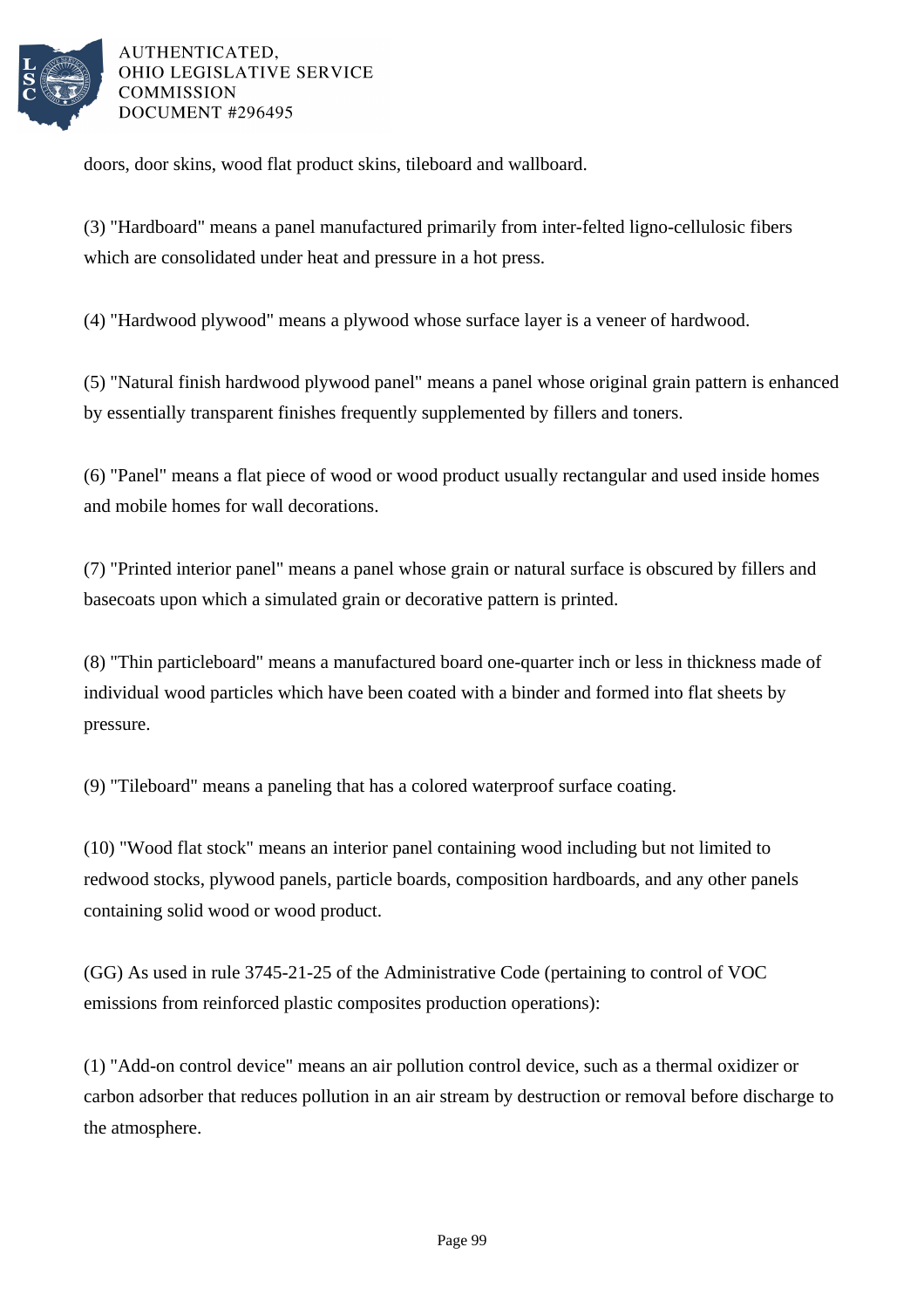doors, door skins, wood flat product skins, tileboard and wallboard.

(3) "Hardboard" means a panel manufactured primarily from inter-felted ligno-cellulosic fibers which are consolidated under heat and pressure in a hot press.

(4) "Hardwood plywood" means a plywood whose surface layer is a veneer of hardwood.

(5) "Natural finish hardwood plywood panel" means a panel whose original grain pattern is enhanced by essentially transparent finishes frequently supplemented by fillers and toners.

(6) "Panel" means a flat piece of wood or wood product usually rectangular and used inside homes and mobile homes for wall decorations.

(7) "Printed interior panel" means a panel whose grain or natural surface is obscured by fillers and basecoats upon which a simulated grain or decorative pattern is printed.

(8) "Thin particleboard" means a manufactured board one-quarter inch or less in thickness made of individual wood particles which have been coated with a binder and formed into flat sheets by pressure.

(9) "Tileboard" means a paneling that has a colored waterproof surface coating.

(10) "Wood flat stock" means an interior panel containing wood including but not limited to redwood stocks, plywood panels, particle boards, composition hardboards, and any other panels containing solid wood or wood product.

(GG) As used in rule 3745-21-25 of the Administrative Code (pertaining to control of VOC emissions from reinforced plastic composites production operations):

(1) "Add-on control device" means an air pollution control device, such as a thermal oxidizer or carbon adsorber that reduces pollution in an air stream by destruction or removal before discharge to the atmosphere.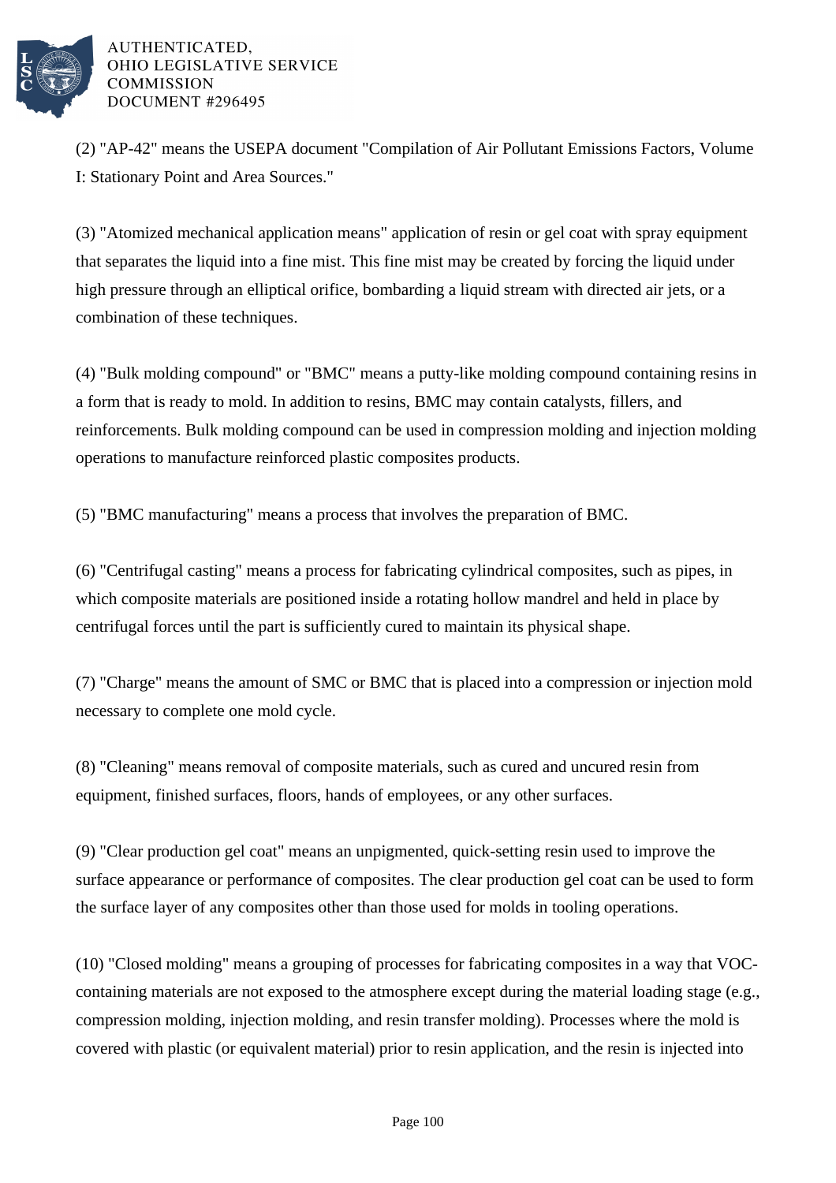(2) "AP-42" means the USEPA document "Compilation of Air Pollutant Emissions Factors, Volume I: Stationary Point and Area Sources."

(3) "Atomized mechanical application means" application of resin or gel coat with spray equipment that separates the liquid into a fine mist. This fine mist may be created by forcing the liquid under high pressure through an elliptical orifice, bombarding a liquid stream with directed air jets, or a combination of these techniques.

(4) "Bulk molding compound" or "BMC" means a putty-like molding compound containing resins in a form that is ready to mold. In addition to resins, BMC may contain catalysts, fillers, and reinforcements. Bulk molding compound can be used in compression molding and injection molding operations to manufacture reinforced plastic composites products.

(5) "BMC manufacturing" means a process that involves the preparation of BMC.

(6) "Centrifugal casting" means a process for fabricating cylindrical composites, such as pipes, in which composite materials are positioned inside a rotating hollow mandrel and held in place by centrifugal forces until the part is sufficiently cured to maintain its physical shape.

(7) "Charge" means the amount of SMC or BMC that is placed into a compression or injection mold necessary to complete one mold cycle.

(8) "Cleaning" means removal of composite materials, such as cured and uncured resin from equipment, finished surfaces, floors, hands of employees, or any other surfaces.

(9) "Clear production gel coat" means an unpigmented, quick-setting resin used to improve the surface appearance or performance of composites. The clear production gel coat can be used to form the surface layer of any composites other than those used for molds in tooling operations.

(10) "Closed molding" means a grouping of processes for fabricating composites in a way that VOC-containing materials are not exposed to the atmosphere except during the material loading stage (e.g., compression molding, injection molding, and resin transfer molding). Processes where the mold is covered with plastic (or equivalent material) prior to resin application, and the resin is injected into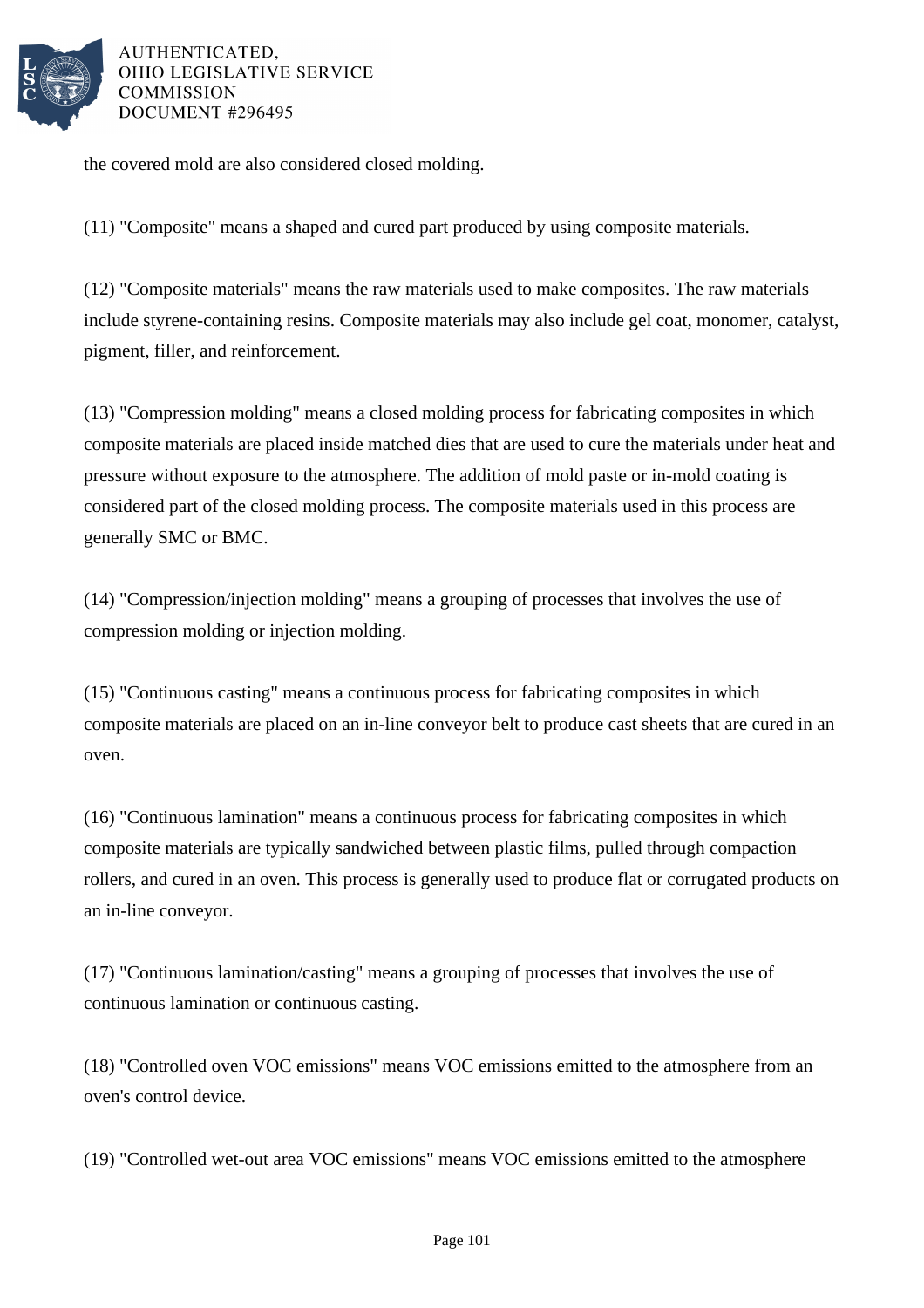the covered mold are also considered closed molding.

(11) "Composite" means a shaped and cured part produced by using composite materials.

(12) "Composite materials" means the raw materials used to make composites. The raw materials include styrene-containing resins. Composite materials may also include gel coat, monomer, catalyst, pigment, filler, and reinforcement.

(13) "Compression molding" means a closed molding process for fabricating composites in which composite materials are placed inside matched dies that are used to cure the materials under heat and pressure without exposure to the atmosphere. The addition of mold paste or in-mold coating is considered part of the closed molding process. The composite materials used in this process are generally SMC or BMC.

(14) "Compression/injection molding" means a grouping of processes that involves the use of compression molding or injection molding.

(15) "Continuous casting" means a continuous process for fabricating composites in which composite materials are placed on an in-line conveyor belt to produce cast sheets that are cured in an oven.

(16) "Continuous lamination" means a continuous process for fabricating composites in which composite materials are typically sandwiched between plastic films, pulled through compaction rollers, and cured in an oven. This process is generally used to produce flat or corrugated products on an in-line conveyor.

(17) "Continuous lamination/casting" means a grouping of processes that involves the use of continuous lamination or continuous casting.

(18) "Controlled oven VOC emissions" means VOC emissions emitted to the atmosphere from an oven's control device.

(19) "Controlled wet-out area VOC emissions" means VOC emissions emitted to the atmosphere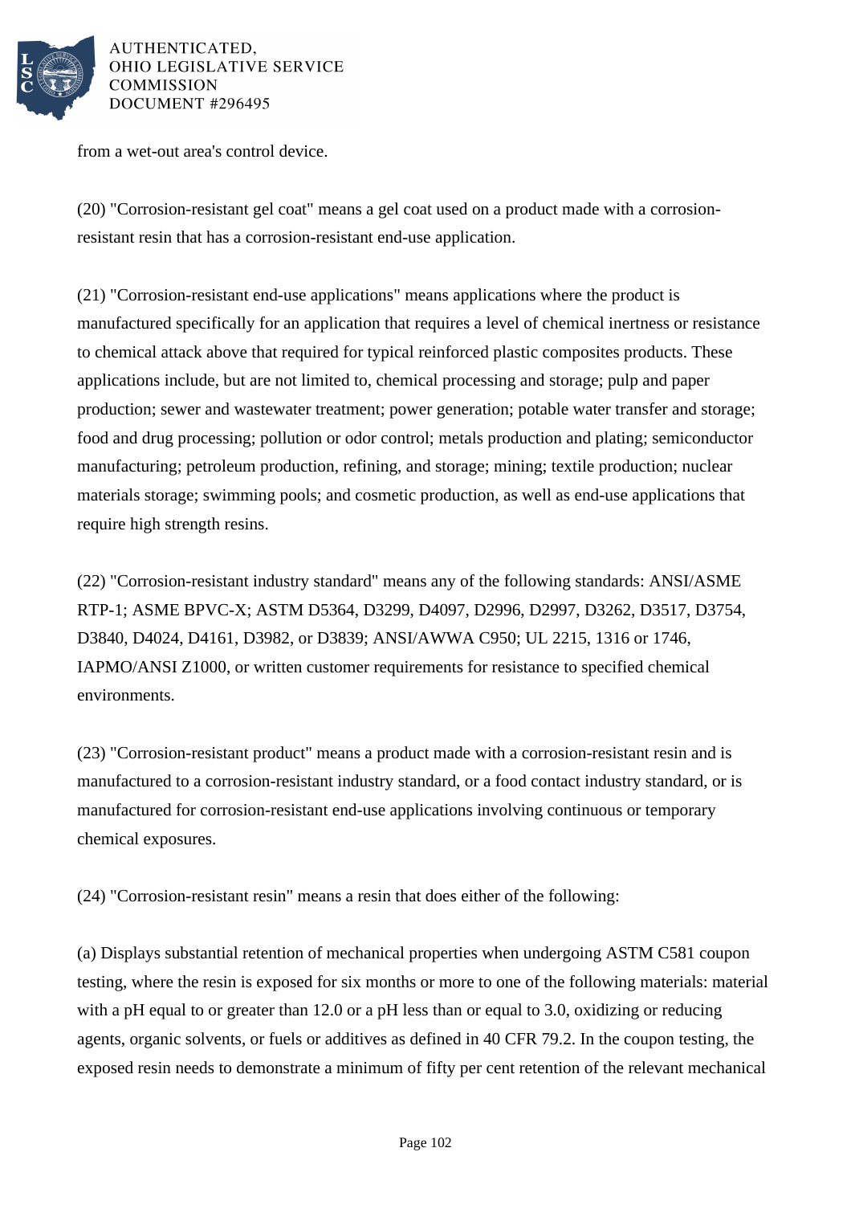from a wet-out area's control device.

(20) "Corrosion-resistant gel coat" means a gel coat used on a product made with a corrosion-resistant resin that has a corrosion-resistant end-use application.

(21) "Corrosion-resistant end-use applications" means applications where the product is manufactured specifically for an application that requires a level of chemical inertness or resistance to chemical attack above that required for typical reinforced plastic composites products. These applications include, but are not limited to, chemical processing and storage; pulp and paper production; sewer and wastewater treatment; power generation; potable water transfer and storage; food and drug processing; pollution or odor control; metals production and plating; semiconductor manufacturing; petroleum production, refining, and storage; mining; textile production; nuclear materials storage; swimming pools; and cosmetic production, as well as end-use applications that require high strength resins.

(22) "Corrosion-resistant industry standard" means any of the following standards: ANSI/ASME RTP-1; ASME BPVC-X; ASTM D5364, D3299, D4097, D2996, D2997, D3262, D3517, D3754, D3840, D4024, D4161, D3982, or D3839; ANSI/AWWA C950; UL 2215, 1316 or 1746, IAPMO/ANSI Z1000, or written customer requirements for resistance to specified chemical environments.

(23) "Corrosion-resistant product" means a product made with a corrosion-resistant resin and is manufactured to a corrosion-resistant industry standard, or a food contact industry standard, or is manufactured for corrosion-resistant end-use applications involving continuous or temporary chemical exposures.

(24) "Corrosion-resistant resin" means a resin that does either of the following:

(a) Displays substantial retention of mechanical properties when undergoing ASTM C581 coupon testing, where the resin is exposed for six months or more to one of the following materials: material with a pH equal to or greater than 12.0 or a pH less than or equal to 3.0, oxidizing or reducing agents, organic solvents, or fuels or additives as defined in 40 CFR 79.2. In the coupon testing, the exposed resin needs to demonstrate a minimum of fifty per cent retention of the relevant mechanical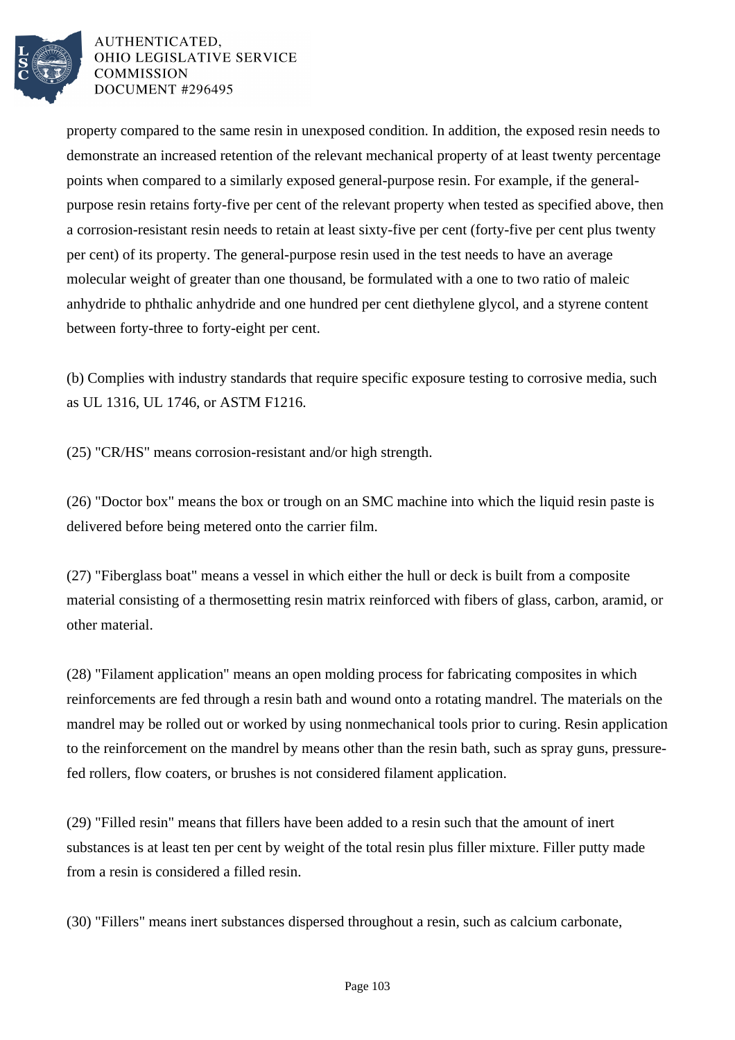property compared to the same resin in unexposed condition. In addition, the exposed resin needs to demonstrate an increased retention of the relevant mechanical property of at least twenty percentage points when compared to a similarly exposed general-purpose resin. For example, if the general-purpose resin retains forty-five per cent of the relevant property when tested as specified above, then a corrosion-resistant resin needs to retain at least sixty-five per cent (forty-five per cent plus twenty per cent) of its property. The general-purpose resin used in the test needs to have an average molecular weight of greater than one thousand, be formulated with a one to two ratio of maleic anhydride to phthalic anhydride and one hundred per cent diethylene glycol, and a styrene content between forty-three to forty-eight per cent.

(b) Complies with industry standards that require specific exposure testing to corrosive media, such as UL 1316, UL 1746, or ASTM F1216.

(25) "CR/HS" means corrosion-resistant and/or high strength.

(26) "Doctor box" means the box or trough on an SMC machine into which the liquid resin paste is delivered before being metered onto the carrier film.

(27) "Fiberglass boat" means a vessel in which either the hull or deck is built from a composite material consisting of a thermosetting resin matrix reinforced with fibers of glass, carbon, aramid, or other material.

(28) "Filament application" means an open molding process for fabricating composites in which reinforcements are fed through a resin bath and wound onto a rotating mandrel. The materials on the mandrel may be rolled out or worked by using nonmechanical tools prior to curing. Resin application to the reinforcement on the mandrel by means other than the resin bath, such as spray guns, pressure-fed rollers, flow coaters, or brushes is not considered filament application.

(29) "Filled resin" means that fillers have been added to a resin such that the amount of inert substances is at least ten per cent by weight of the total resin plus filler mixture. Filler putty made from a resin is considered a filled resin.

(30) "Fillers" means inert substances dispersed throughout a resin, such as calcium carbonate,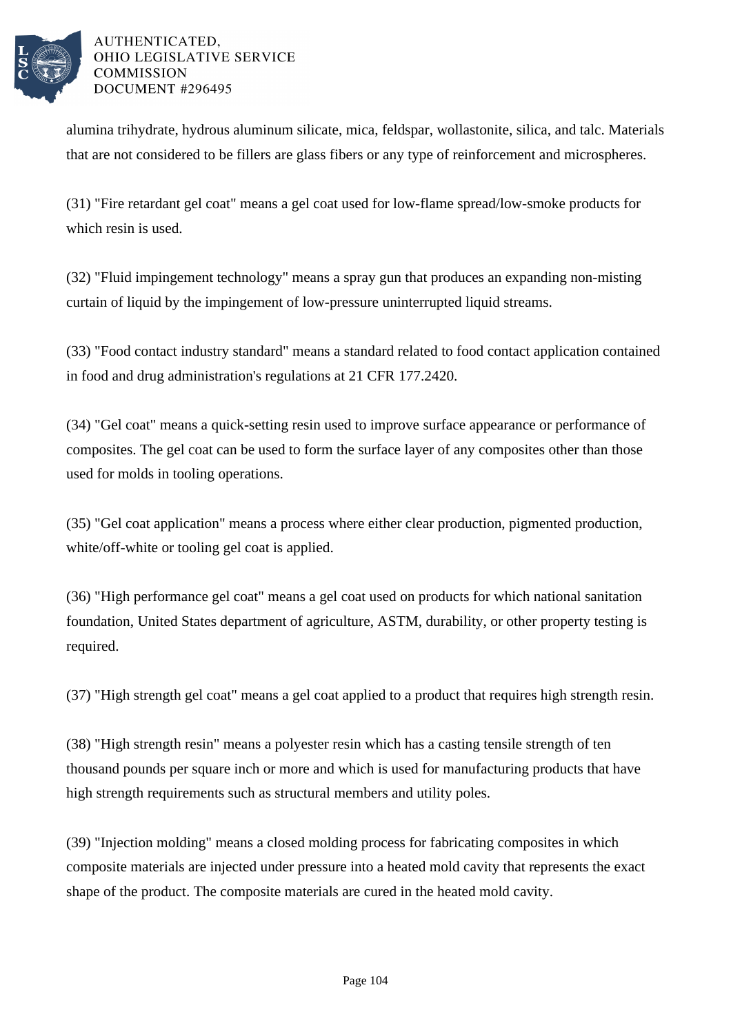alumina trihydrate, hydrous aluminum silicate, mica, feldspar, wollastonite, silica, and talc. Materials that are not considered to be fillers are glass fibers or any type of reinforcement and microspheres.

(31) "Fire retardant gel coat" means a gel coat used for low-flame spread/low-smoke products for which resin is used.

(32) "Fluid impingement technology" means a spray gun that produces an expanding non-misting curtain of liquid by the impingement of low-pressure uninterrupted liquid streams.

(33) "Food contact industry standard" means a standard related to food contact application contained in food and drug administration's regulations at 21 CFR 177.2420.

(34) "Gel coat" means a quick-setting resin used to improve surface appearance or performance of composites. The gel coat can be used to form the surface layer of any composites other than those used for molds in tooling operations.

(35) "Gel coat application" means a process where either clear production, pigmented production, white/off-white or tooling gel coat is applied.

(36) "High performance gel coat" means a gel coat used on products for which national sanitation foundation, United States department of agriculture, ASTM, durability, or other property testing is required.

(37) "High strength gel coat" means a gel coat applied to a product that requires high strength resin.

(38) "High strength resin" means a polyester resin which has a casting tensile strength of ten thousand pounds per square inch or more and which is used for manufacturing products that have high strength requirements such as structural members and utility poles.

(39) "Injection molding" means a closed molding process for fabricating composites in which composite materials are injected under pressure into a heated mold cavity that represents the exact shape of the product. The composite materials are cured in the heated mold cavity.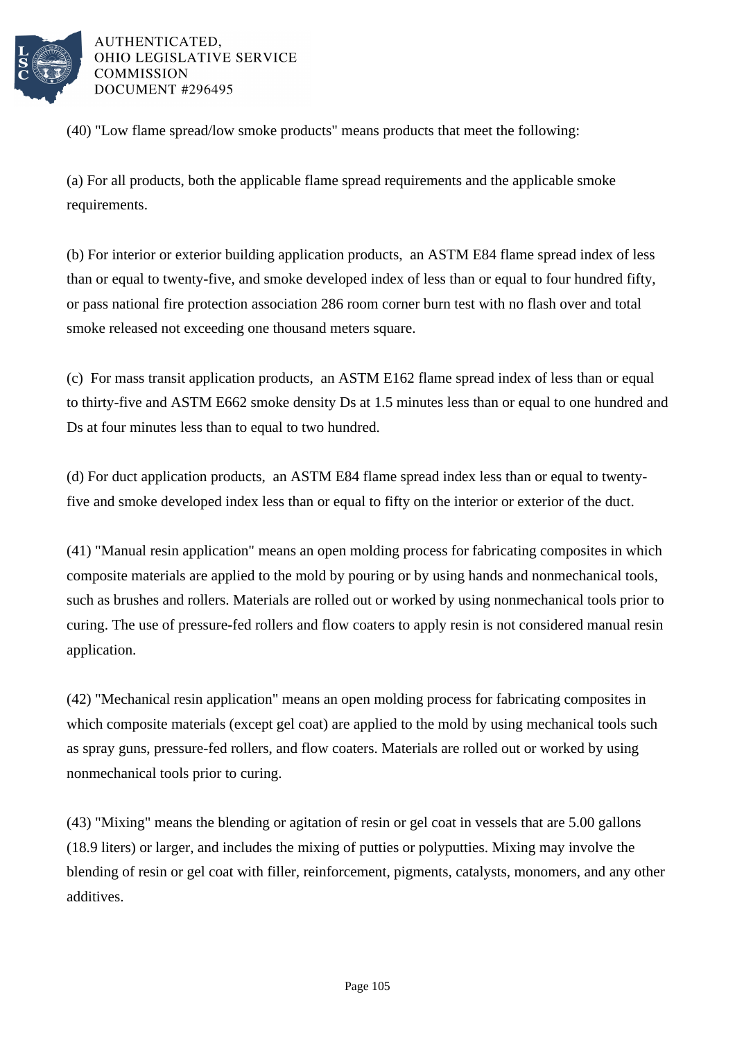(40) "Low flame spread/low smoke products" means products that meet the following:

(a) For all products, both the applicable flame spread requirements and the applicable smoke requirements.

(b) For interior or exterior building application products, an ASTM E84 flame spread index of less than or equal to twenty-five, and smoke developed index of less than or equal to four hundred fifty, or pass national fire protection association 286 room corner burn test with no flash over and total smoke released not exceeding one thousand meters square.

(c) For mass transit application products, an ASTM E162 flame spread index of less than or equal to thirty-five and ASTM E662 smoke density Ds at 1.5 minutes less than or equal to one hundred and Ds at four minutes less than to equal to two hundred.

(d) For duct application products, an ASTM E84 flame spread index less than or equal to twenty-five and smoke developed index less than or equal to fifty on the interior or exterior of the duct.

(41) "Manual resin application" means an open molding process for fabricating composites in which composite materials are applied to the mold by pouring or by using hands and nonmechanical tools, such as brushes and rollers. Materials are rolled out or worked by using nonmechanical tools prior to curing. The use of pressure-fed rollers and flow coaters to apply resin is not considered manual resin application.

(42) "Mechanical resin application" means an open molding process for fabricating composites in which composite materials (except gel coat) are applied to the mold by using mechanical tools such as spray guns, pressure-fed rollers, and flow coaters. Materials are rolled out or worked by using nonmechanical tools prior to curing.

(43) "Mixing" means the blending or agitation of resin or gel coat in vessels that are 5.00 gallons (18.9 liters) or larger, and includes the mixing of putties or polyputties. Mixing may involve the blending of resin or gel coat with filler, reinforcement, pigments, catalysts, monomers, and any other additives.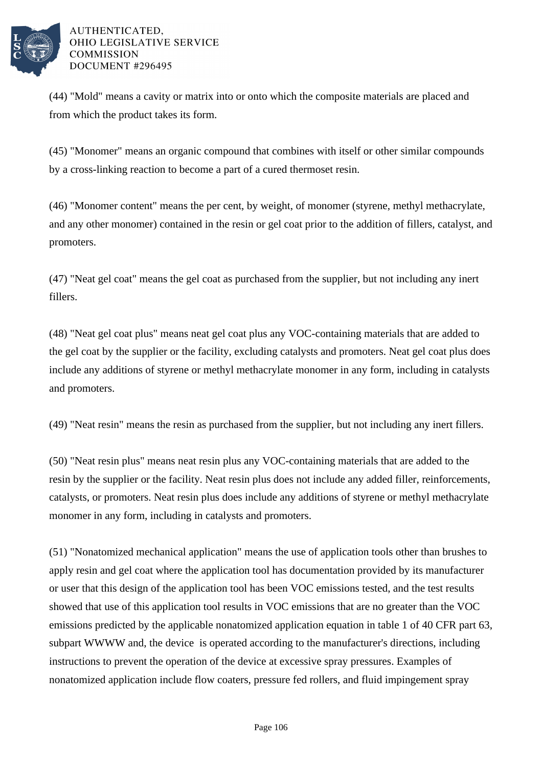(44) "Mold" means a cavity or matrix into or onto which the composite materials are placed and from which the product takes its form.

(45) "Monomer" means an organic compound that combines with itself or other similar compounds by a cross-linking reaction to become a part of a cured thermoset resin.

(46) "Monomer content" means the per cent, by weight, of monomer (styrene, methyl methacrylate, and any other monomer) contained in the resin or gel coat prior to the addition of fillers, catalyst, and promoters.

(47) "Neat gel coat" means the gel coat as purchased from the supplier, but not including any inert fillers.

(48) "Neat gel coat plus" means neat gel coat plus any VOC-containing materials that are added to the gel coat by the supplier or the facility, excluding catalysts and promoters. Neat gel coat plus does include any additions of styrene or methyl methacrylate monomer in any form, including in catalysts and promoters.

(49) "Neat resin" means the resin as purchased from the supplier, but not including any inert fillers.

(50) "Neat resin plus" means neat resin plus any VOC-containing materials that are added to the resin by the supplier or the facility. Neat resin plus does not include any added filler, reinforcements, catalysts, or promoters. Neat resin plus does include any additions of styrene or methyl methacrylate monomer in any form, including in catalysts and promoters.

(51) "Nonatomized mechanical application" means the use of application tools other than brushes to apply resin and gel coat where the application tool has documentation provided by its manufacturer or user that this design of the application tool has been VOC emissions tested, and the test results showed that use of this application tool results in VOC emissions that are no greater than the VOC emissions predicted by the applicable nonatomized application equation in table 1 of 40 CFR part 63, subpart WWWW and, the device is operated according to the manufacturer's directions, including instructions to prevent the operation of the device at excessive spray pressures. Examples of nonatomized application include flow coaters, pressure fed rollers, and fluid impingement spray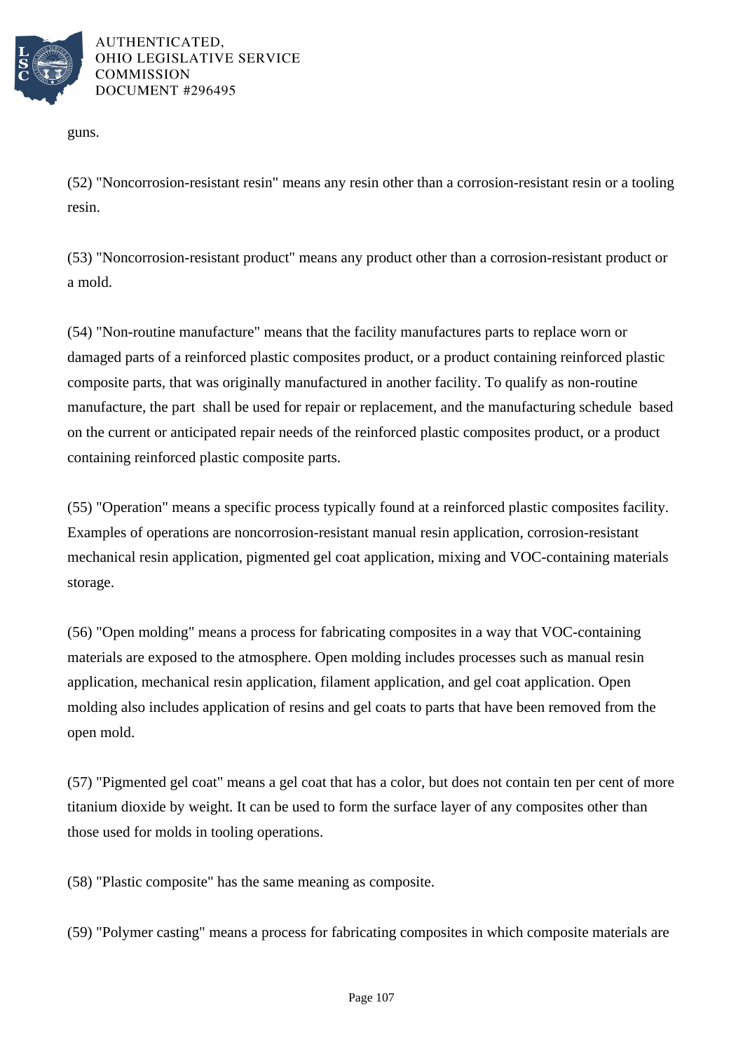guns.

(52) "Noncorrosion-resistant resin" means any resin other than a corrosion-resistant resin or a tooling resin.

(53) "Noncorrosion-resistant product" means any product other than a corrosion-resistant product or a mold.

(54) "Non-routine manufacture" means that the facility manufactures parts to replace worn or damaged parts of a reinforced plastic composites product, or a product containing reinforced plastic composite parts, that was originally manufactured in another facility. To qualify as non-routine manufacture, the part shall be used for repair or replacement, and the manufacturing schedule based on the current or anticipated repair needs of the reinforced plastic composites product, or a product containing reinforced plastic composite parts.

(55) "Operation" means a specific process typically found at a reinforced plastic composites facility. Examples of operations are noncorrosion-resistant manual resin application, corrosion-resistant mechanical resin application, pigmented gel coat application, mixing and VOC-containing materials storage.

(56) "Open molding" means a process for fabricating composites in a way that VOC-containing materials are exposed to the atmosphere. Open molding includes processes such as manual resin application, mechanical resin application, filament application, and gel coat application. Open molding also includes application of resins and gel coats to parts that have been removed from the open mold.

(57) "Pigmented gel coat" means a gel coat that has a color, but does not contain ten per cent of more titanium dioxide by weight. It can be used to form the surface layer of any composites other than those used for molds in tooling operations.

(58) "Plastic composite" has the same meaning as composite.

(59) "Polymer casting" means a process for fabricating composites in which composite materials are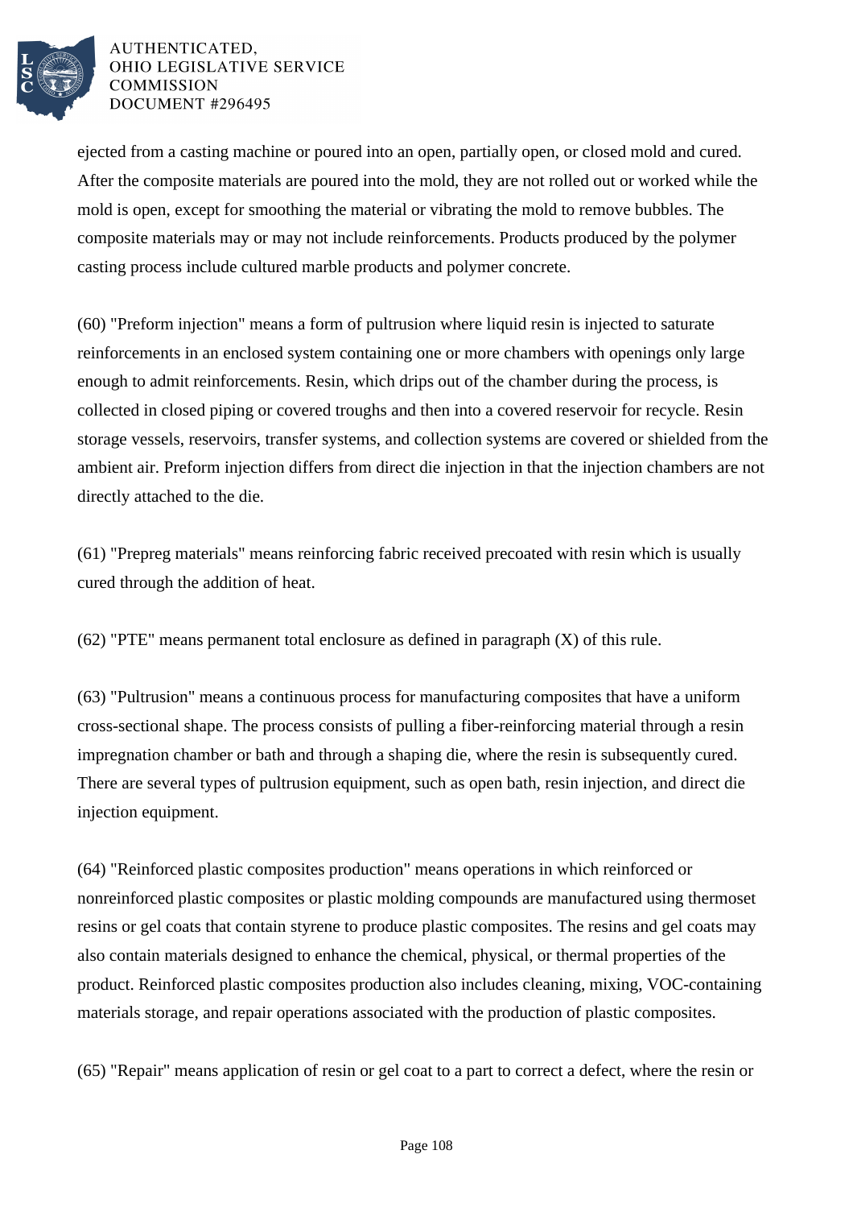ejected from a casting machine or poured into an open, partially open, or closed mold and cured. After the composite materials are poured into the mold, they are not rolled out or worked while the mold is open, except for smoothing the material or vibrating the mold to remove bubbles. The composite materials may or may not include reinforcements. Products produced by the polymer casting process include cultured marble products and polymer concrete.

(60) "Preform injection" means a form of pultrusion where liquid resin is injected to saturate reinforcements in an enclosed system containing one or more chambers with openings only large enough to admit reinforcements. Resin, which drips out of the chamber during the process, is collected in closed piping or covered troughs and then into a covered reservoir for recycle. Resin storage vessels, reservoirs, transfer systems, and collection systems are covered or shielded from the ambient air. Preform injection differs from direct die injection in that the injection chambers are not directly attached to the die.

(61) "Prepreg materials" means reinforcing fabric received precoated with resin which is usually cured through the addition of heat.

(62) "PTE" means permanent total enclosure as defined in paragraph (X) of this rule.

(63) "Pultrusion" means a continuous process for manufacturing composites that have a uniform cross-sectional shape. The process consists of pulling a fiber-reinforcing material through a resin impregnation chamber or bath and through a shaping die, where the resin is subsequently cured. There are several types of pultrusion equipment, such as open bath, resin injection, and direct die injection equipment.

(64) "Reinforced plastic composites production" means operations in which reinforced or nonreinforced plastic composites or plastic molding compounds are manufactured using thermoset resins or gel coats that contain styrene to produce plastic composites. The resins and gel coats may also contain materials designed to enhance the chemical, physical, or thermal properties of the product. Reinforced plastic composites production also includes cleaning, mixing, VOC-containing materials storage, and repair operations associated with the production of plastic composites.

(65) "Repair" means application of resin or gel coat to a part to correct a defect, where the resin or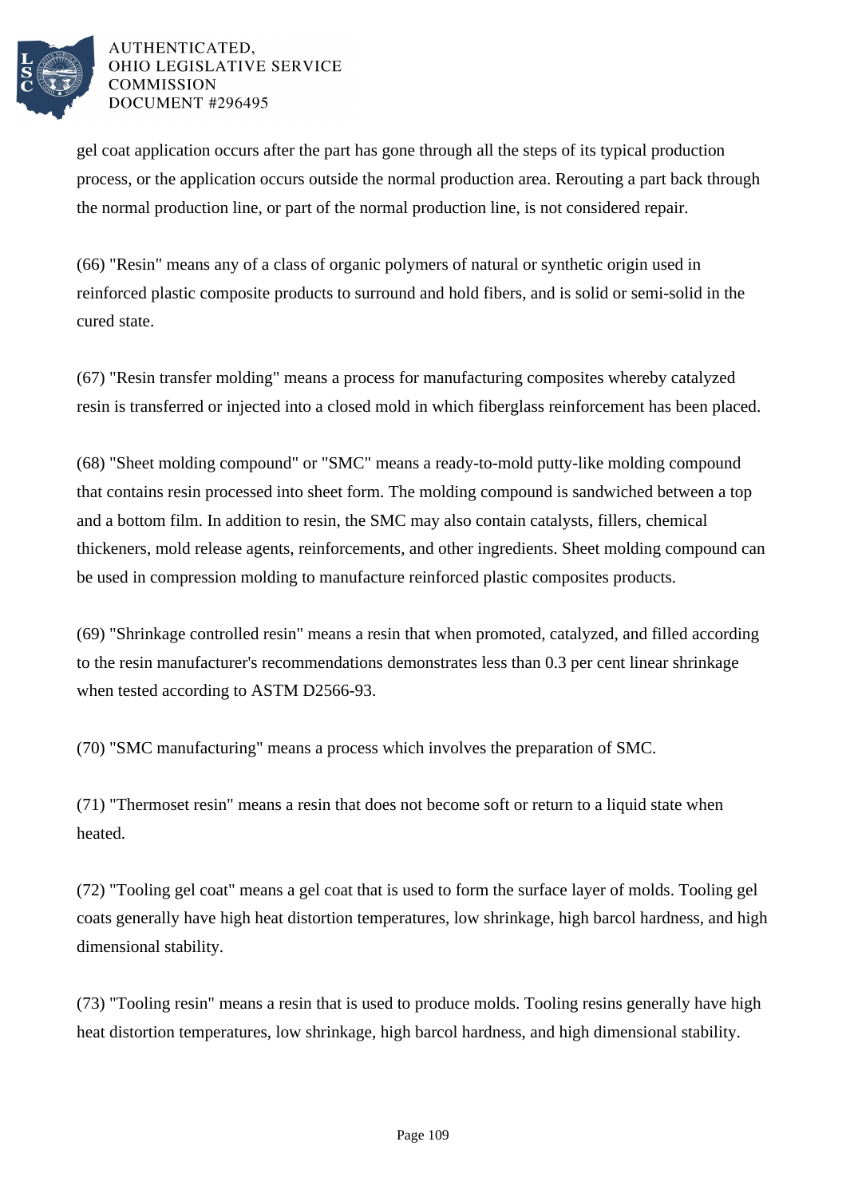gel coat application occurs after the part has gone through all the steps of its typical production process, or the application occurs outside the normal production area. Rerouting a part back through the normal production line, or part of the normal production line, is not considered repair.

(66) "Resin" means any of a class of organic polymers of natural or synthetic origin used in reinforced plastic composite products to surround and hold fibers, and is solid or semi-solid in the cured state.

(67) "Resin transfer molding" means a process for manufacturing composites whereby catalyzed resin is transferred or injected into a closed mold in which fiberglass reinforcement has been placed.

(68) "Sheet molding compound" or "SMC" means a ready-to-mold putty-like molding compound that contains resin processed into sheet form. The molding compound is sandwiched between a top and a bottom film. In addition to resin, the SMC may also contain catalysts, fillers, chemical thickeners, mold release agents, reinforcements, and other ingredients. Sheet molding compound can be used in compression molding to manufacture reinforced plastic composites products.

(69) "Shrinkage controlled resin" means a resin that when promoted, catalyzed, and filled according to the resin manufacturer's recommendations demonstrates less than 0.3 per cent linear shrinkage when tested according to ASTM D2566-93.

(70) "SMC manufacturing" means a process which involves the preparation of SMC.

(71) "Thermoset resin" means a resin that does not become soft or return to a liquid state when heated.

(72) "Tooling gel coat" means a gel coat that is used to form the surface layer of molds. Tooling gel coats generally have high heat distortion temperatures, low shrinkage, high barcol hardness, and high dimensional stability.

(73) "Tooling resin" means a resin that is used to produce molds. Tooling resins generally have high heat distortion temperatures, low shrinkage, high barcol hardness, and high dimensional stability.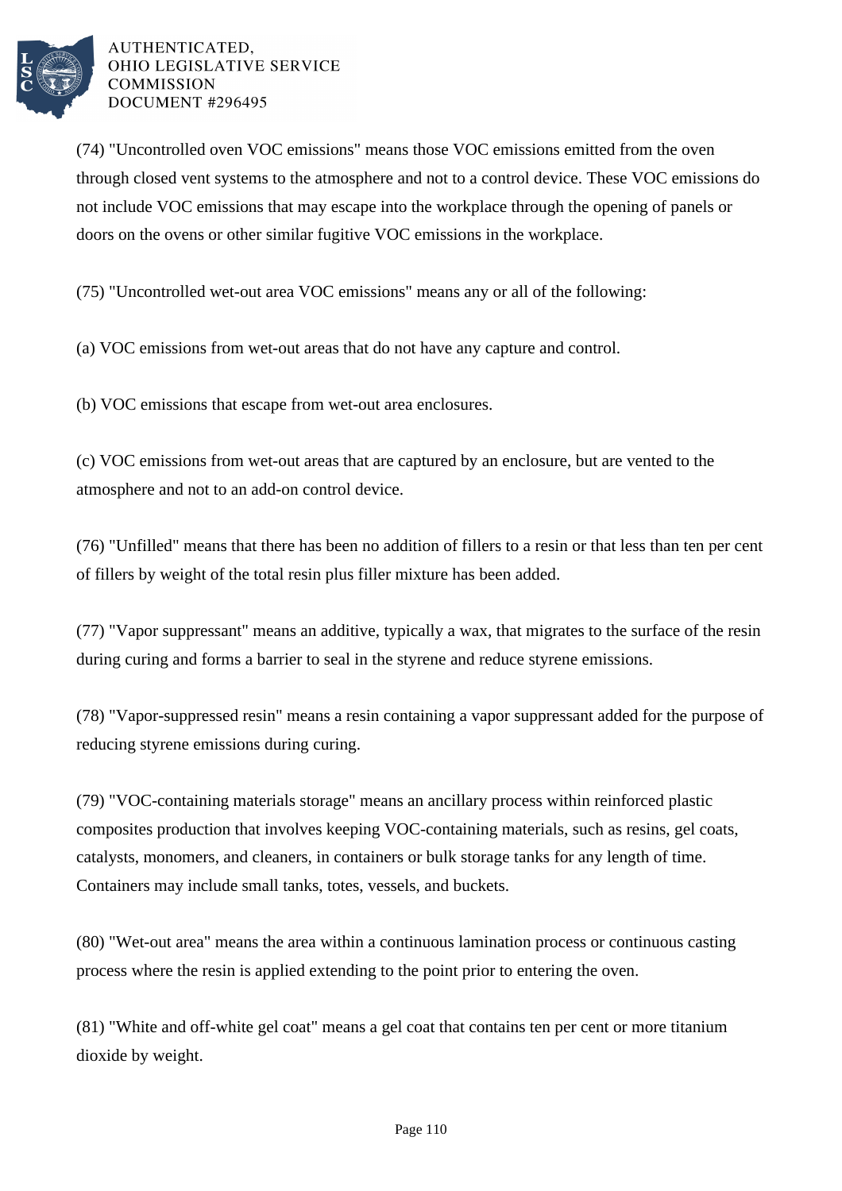(74) "Uncontrolled oven VOC emissions" means those VOC emissions emitted from the oven through closed vent systems to the atmosphere and not to a control device. These VOC emissions do not include VOC emissions that may escape into the workplace through the opening of panels or doors on the ovens or other similar fugitive VOC emissions in the workplace.

(75) "Uncontrolled wet-out area VOC emissions" means any or all of the following:

(a) VOC emissions from wet-out areas that do not have any capture and control.

(b) VOC emissions that escape from wet-out area enclosures.

(c) VOC emissions from wet-out areas that are captured by an enclosure, but are vented to the atmosphere and not to an add-on control device.

(76) "Unfilled" means that there has been no addition of fillers to a resin or that less than ten per cent of fillers by weight of the total resin plus filler mixture has been added.

(77) "Vapor suppressant" means an additive, typically a wax, that migrates to the surface of the resin during curing and forms a barrier to seal in the styrene and reduce styrene emissions.

(78) "Vapor-suppressed resin" means a resin containing a vapor suppressant added for the purpose of reducing styrene emissions during curing.

(79) "VOC-containing materials storage" means an ancillary process within reinforced plastic composites production that involves keeping VOC-containing materials, such as resins, gel coats, catalysts, monomers, and cleaners, in containers or bulk storage tanks for any length of time. Containers may include small tanks, totes, vessels, and buckets.

(80) "Wet-out area" means the area within a continuous lamination process or continuous casting process where the resin is applied extending to the point prior to entering the oven.

(81) "White and off-white gel coat" means a gel coat that contains ten per cent or more titanium dioxide by weight.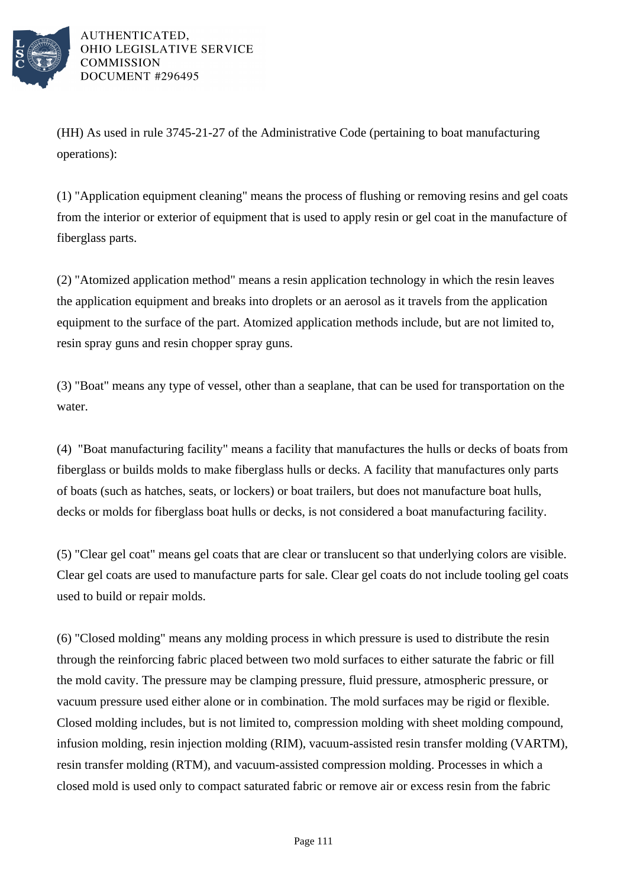(HH) As used in rule 3745-21-27 of the Administrative Code (pertaining to boat manufacturing operations):

(1) "Application equipment cleaning" means the process of flushing or removing resins and gel coats from the interior or exterior of equipment that is used to apply resin or gel coat in the manufacture of fiberglass parts.

(2) "Atomized application method" means a resin application technology in which the resin leaves the application equipment and breaks into droplets or an aerosol as it travels from the application equipment to the surface of the part. Atomized application methods include, but are not limited to, resin spray guns and resin chopper spray guns.

(3) "Boat" means any type of vessel, other than a seaplane, that can be used for transportation on the water.

(4) "Boat manufacturing facility" means a facility that manufactures the hulls or decks of boats from fiberglass or builds molds to make fiberglass hulls or decks. A facility that manufactures only parts of boats (such as hatches, seats, or lockers) or boat trailers, but does not manufacture boat hulls, decks or molds for fiberglass boat hulls or decks, is not considered a boat manufacturing facility.

(5) "Clear gel coat" means gel coats that are clear or translucent so that underlying colors are visible. Clear gel coats are used to manufacture parts for sale. Clear gel coats do not include tooling gel coats used to build or repair molds.

(6) "Closed molding" means any molding process in which pressure is used to distribute the resin through the reinforcing fabric placed between two mold surfaces to either saturate the fabric or fill the mold cavity. The pressure may be clamping pressure, fluid pressure, atmospheric pressure, or vacuum pressure used either alone or in combination. The mold surfaces may be rigid or flexible. Closed molding includes, but is not limited to, compression molding with sheet molding compound, infusion molding, resin injection molding (RIM), vacuum-assisted resin transfer molding (VARTM), resin transfer molding (RTM), and vacuum-assisted compression molding. Processes in which a closed mold is used only to compact saturated fabric or remove air or excess resin from the fabric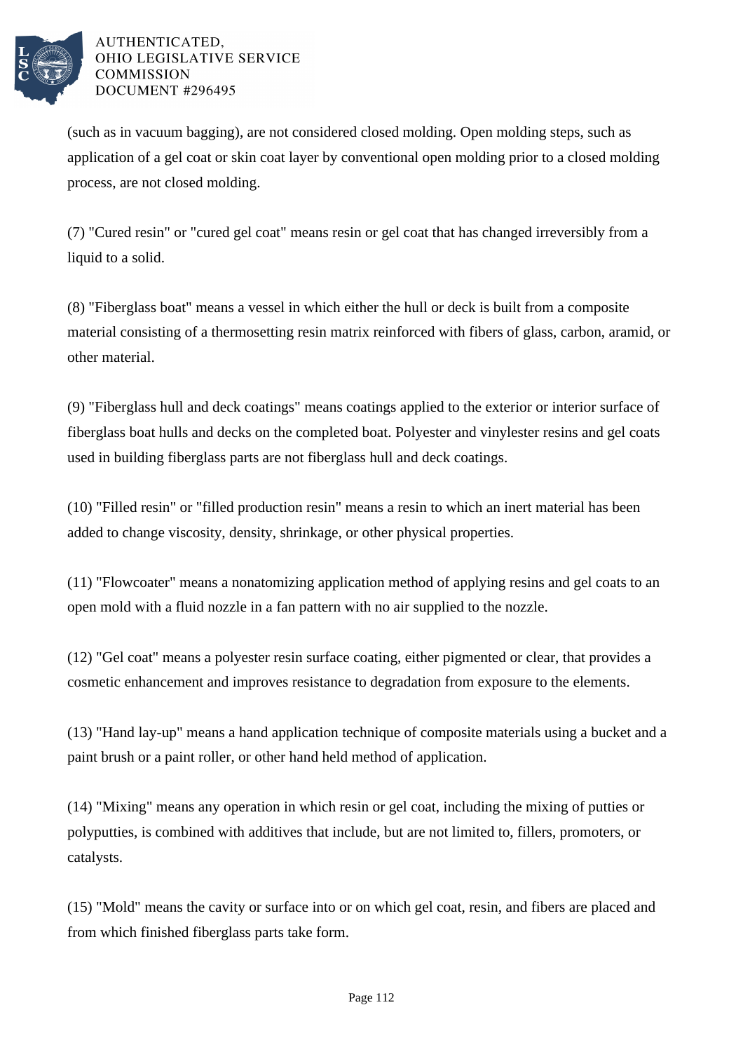(such as in vacuum bagging), are not considered closed molding. Open molding steps, such as application of a gel coat or skin coat layer by conventional open molding prior to a closed molding process, are not closed molding.

(7) "Cured resin" or "cured gel coat" means resin or gel coat that has changed irreversibly from a liquid to a solid.

(8) "Fiberglass boat" means a vessel in which either the hull or deck is built from a composite material consisting of a thermosetting resin matrix reinforced with fibers of glass, carbon, aramid, or other material.

(9) "Fiberglass hull and deck coatings" means coatings applied to the exterior or interior surface of fiberglass boat hulls and decks on the completed boat. Polyester and vinylester resins and gel coats used in building fiberglass parts are not fiberglass hull and deck coatings.

(10) "Filled resin" or "filled production resin" means a resin to which an inert material has been added to change viscosity, density, shrinkage, or other physical properties.

(11) "Flowcoater" means a nonatomizing application method of applying resins and gel coats to an open mold with a fluid nozzle in a fan pattern with no air supplied to the nozzle.

(12) "Gel coat" means a polyester resin surface coating, either pigmented or clear, that provides a cosmetic enhancement and improves resistance to degradation from exposure to the elements.

(13) "Hand lay-up" means a hand application technique of composite materials using a bucket and a paint brush or a paint roller, or other hand held method of application.

(14) "Mixing" means any operation in which resin or gel coat, including the mixing of putties or polyputties, is combined with additives that include, but are not limited to, fillers, promoters, or catalysts.

(15) "Mold" means the cavity or surface into or on which gel coat, resin, and fibers are placed and from which finished fiberglass parts take form.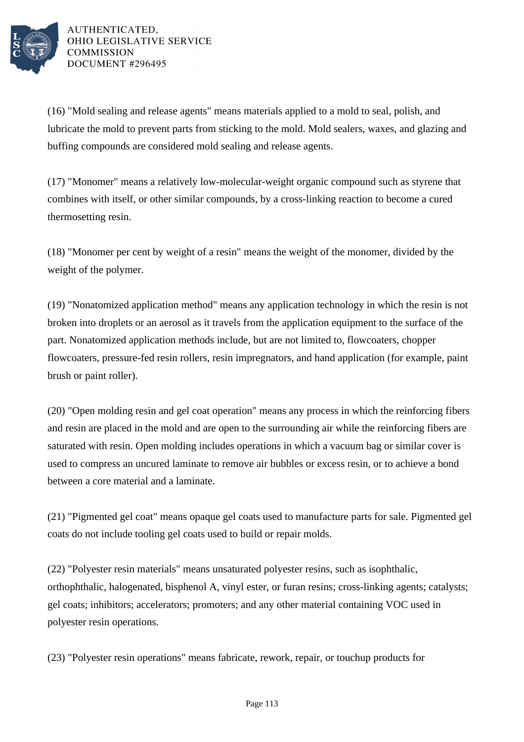(16) "Mold sealing and release agents" means materials applied to a mold to seal, polish, and lubricate the mold to prevent parts from sticking to the mold. Mold sealers, waxes, and glazing and buffing compounds are considered mold sealing and release agents.

(17) "Monomer" means a relatively low-molecular-weight organic compound such as styrene that combines with itself, or other similar compounds, by a cross-linking reaction to become a cured thermosetting resin.

(18) "Monomer per cent by weight of a resin" means the weight of the monomer, divided by the weight of the polymer.

(19) "Nonatomized application method" means any application technology in which the resin is not broken into droplets or an aerosol as it travels from the application equipment to the surface of the part. Nonatomized application methods include, but are not limited to, flowcoaters, chopper flowcoaters, pressure-fed resin rollers, resin impregnators, and hand application (for example, paint brush or paint roller).

(20) "Open molding resin and gel coat operation" means any process in which the reinforcing fibers and resin are placed in the mold and are open to the surrounding air while the reinforcing fibers are saturated with resin. Open molding includes operations in which a vacuum bag or similar cover is used to compress an uncured laminate to remove air bubbles or excess resin, or to achieve a bond between a core material and a laminate.

(21) "Pigmented gel coat" means opaque gel coats used to manufacture parts for sale. Pigmented gel coats do not include tooling gel coats used to build or repair molds.

(22) "Polyester resin materials" means unsaturated polyester resins, such as isophthalic, orthophthalic, halogenated, bisphenol A, vinyl ester, or furan resins; cross-linking agents; catalysts; gel coats; inhibitors; accelerators; promoters; and any other material containing VOC used in polyester resin operations.

(23) "Polyester resin operations" means fabricate, rework, repair, or touchup products for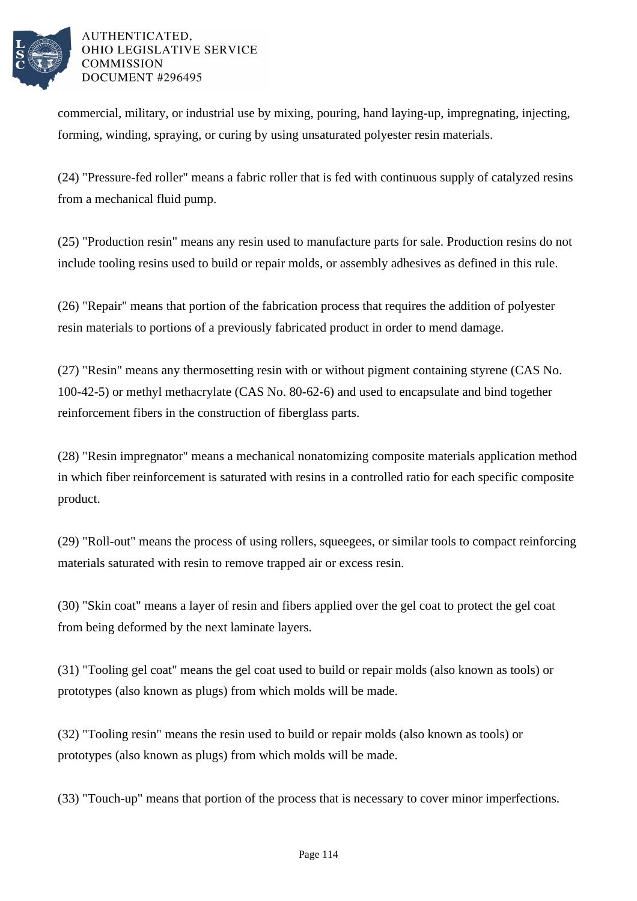commercial, military, or industrial use by mixing, pouring, hand laying-up, impregnating, injecting, forming, winding, spraying, or curing by using unsaturated polyester resin materials.

(24) "Pressure-fed roller" means a fabric roller that is fed with continuous supply of catalyzed resins from a mechanical fluid pump.

(25) "Production resin" means any resin used to manufacture parts for sale. Production resins do not include tooling resins used to build or repair molds, or assembly adhesives as defined in this rule.

(26) "Repair" means that portion of the fabrication process that requires the addition of polyester resin materials to portions of a previously fabricated product in order to mend damage.

(27) "Resin" means any thermosetting resin with or without pigment containing styrene (CAS No. 100-42-5) or methyl methacrylate (CAS No. 80-62-6) and used to encapsulate and bind together reinforcement fibers in the construction of fiberglass parts.

(28) "Resin impregnator" means a mechanical nonatomizing composite materials application method in which fiber reinforcement is saturated with resins in a controlled ratio for each specific composite product.

(29) "Roll-out" means the process of using rollers, squeegees, or similar tools to compact reinforcing materials saturated with resin to remove trapped air or excess resin.

(30) "Skin coat" means a layer of resin and fibers applied over the gel coat to protect the gel coat from being deformed by the next laminate layers.

(31) "Tooling gel coat" means the gel coat used to build or repair molds (also known as tools) or prototypes (also known as plugs) from which molds will be made.

(32) "Tooling resin" means the resin used to build or repair molds (also known as tools) or prototypes (also known as plugs) from which molds will be made.

(33) "Touch-up" means that portion of the process that is necessary to cover minor imperfections.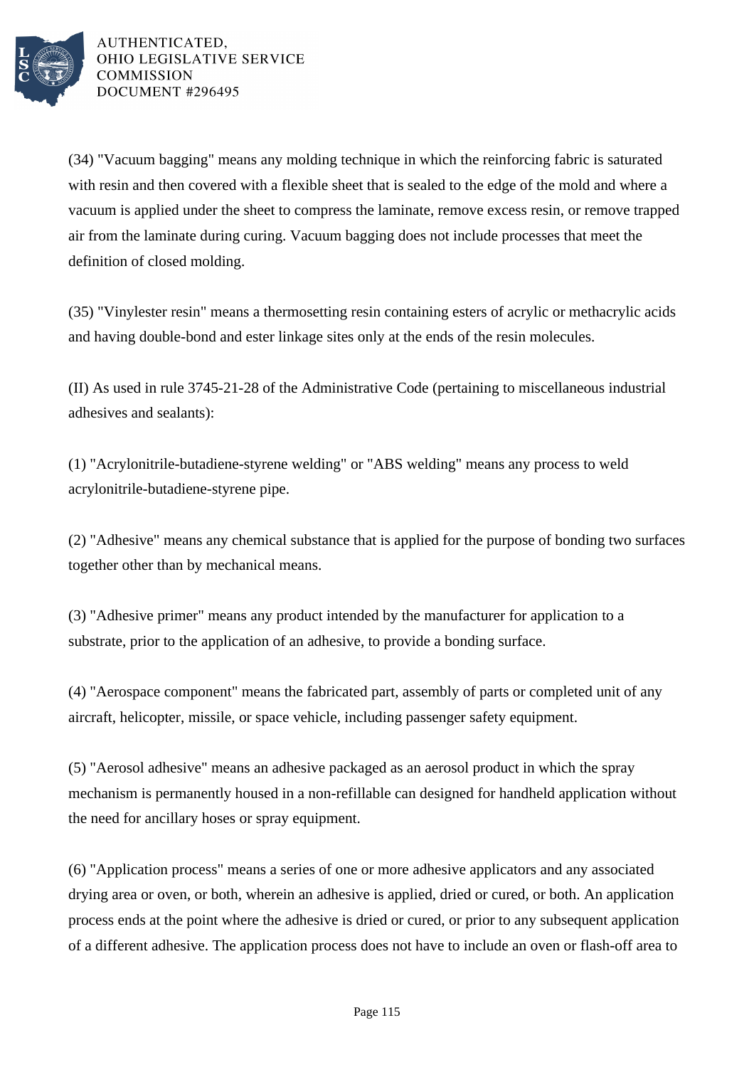(34) "Vacuum bagging" means any molding technique in which the reinforcing fabric is saturated with resin and then covered with a flexible sheet that is sealed to the edge of the mold and where a vacuum is applied under the sheet to compress the laminate, remove excess resin, or remove trapped air from the laminate during curing. Vacuum bagging does not include processes that meet the definition of closed molding.

(35) "Vinylester resin" means a thermosetting resin containing esters of acrylic or methacrylic acids and having double-bond and ester linkage sites only at the ends of the resin molecules.

(II) As used in rule 3745-21-28 of the Administrative Code (pertaining to miscellaneous industrial adhesives and sealants):

(1) "Acrylonitrile-butadiene-styrene welding" or "ABS welding" means any process to weld acrylonitrile-butadiene-styrene pipe.

(2) "Adhesive" means any chemical substance that is applied for the purpose of bonding two surfaces together other than by mechanical means.

(3) "Adhesive primer" means any product intended by the manufacturer for application to a substrate, prior to the application of an adhesive, to provide a bonding surface.

(4) "Aerospace component" means the fabricated part, assembly of parts or completed unit of any aircraft, helicopter, missile, or space vehicle, including passenger safety equipment.

(5) "Aerosol adhesive" means an adhesive packaged as an aerosol product in which the spray mechanism is permanently housed in a non-refillable can designed for handheld application without the need for ancillary hoses or spray equipment.

(6) "Application process" means a series of one or more adhesive applicators and any associated drying area or oven, or both, wherein an adhesive is applied, dried or cured, or both. An application process ends at the point where the adhesive is dried or cured, or prior to any subsequent application of a different adhesive. The application process does not have to include an oven or flash-off area to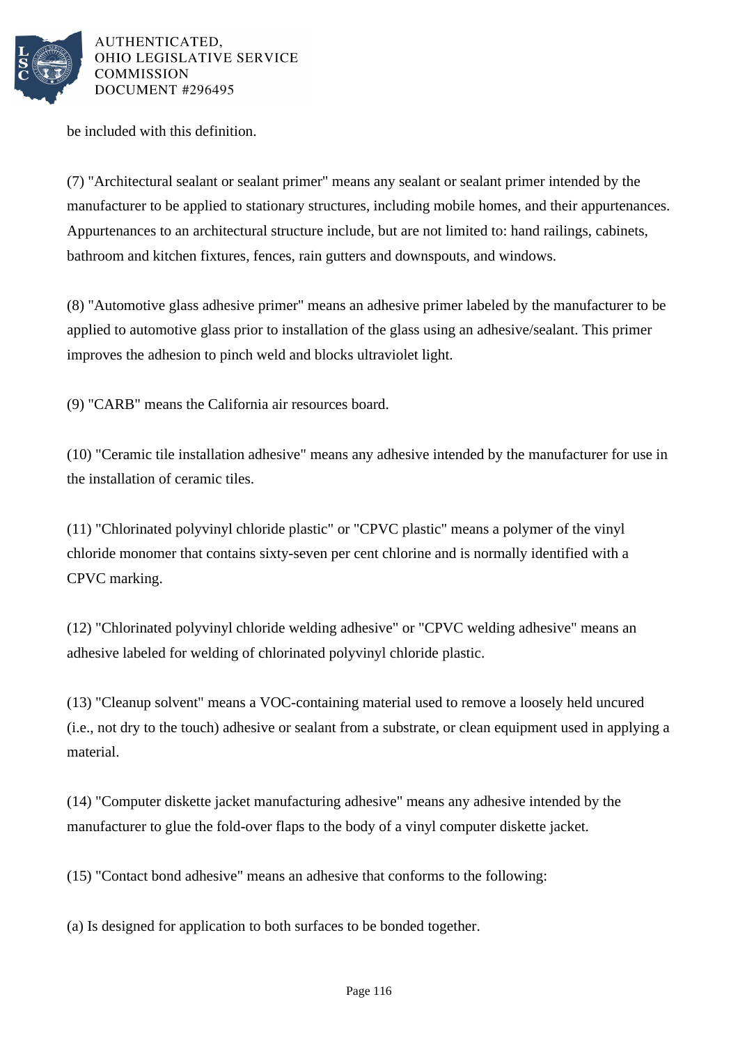be included with this definition.

(7) "Architectural sealant or sealant primer" means any sealant or sealant primer intended by the manufacturer to be applied to stationary structures, including mobile homes, and their appurtenances. Appurtenances to an architectural structure include, but are not limited to: hand railings, cabinets, bathroom and kitchen fixtures, fences, rain gutters and downspouts, and windows.

(8) "Automotive glass adhesive primer" means an adhesive primer labeled by the manufacturer to be applied to automotive glass prior to installation of the glass using an adhesive/sealant. This primer improves the adhesion to pinch weld and blocks ultraviolet light.

(9) "CARB" means the California air resources board.

(10) "Ceramic tile installation adhesive" means any adhesive intended by the manufacturer for use in the installation of ceramic tiles.

(11) "Chlorinated polyvinyl chloride plastic" or "CPVC plastic" means a polymer of the vinyl chloride monomer that contains sixty-seven per cent chlorine and is normally identified with a CPVC marking.

(12) "Chlorinated polyvinyl chloride welding adhesive" or "CPVC welding adhesive" means an adhesive labeled for welding of chlorinated polyvinyl chloride plastic.

(13) "Cleanup solvent" means a VOC-containing material used to remove a loosely held uncured (i.e., not dry to the touch) adhesive or sealant from a substrate, or clean equipment used in applying a material.

(14) "Computer diskette jacket manufacturing adhesive" means any adhesive intended by the manufacturer to glue the fold-over flaps to the body of a vinyl computer diskette jacket.

(15) "Contact bond adhesive" means an adhesive that conforms to the following:

(a) Is designed for application to both surfaces to be bonded together.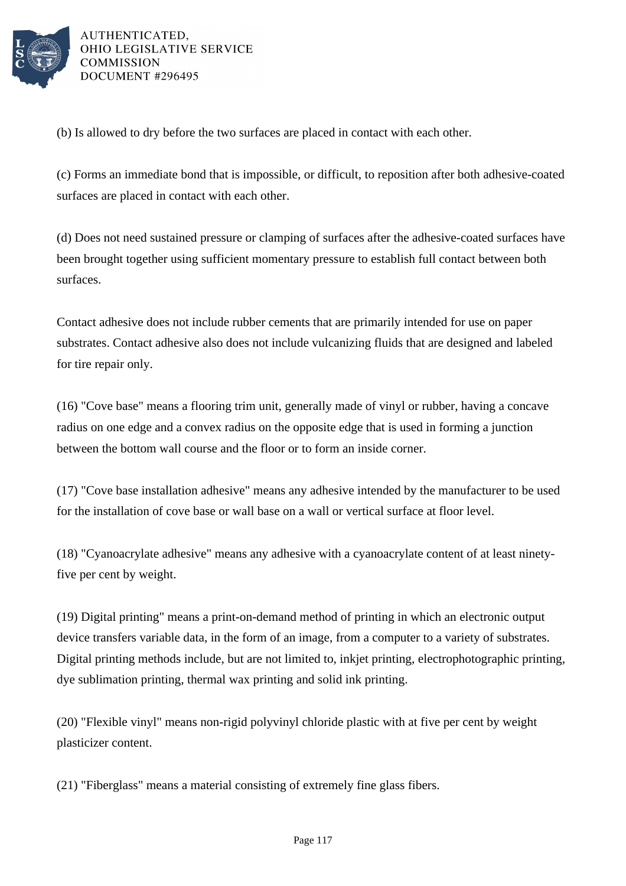(b) Is allowed to dry before the two surfaces are placed in contact with each other.

(c) Forms an immediate bond that is impossible, or difficult, to reposition after both adhesive-coated surfaces are placed in contact with each other.

(d) Does not need sustained pressure or clamping of surfaces after the adhesive-coated surfaces have been brought together using sufficient momentary pressure to establish full contact between both surfaces.

Contact adhesive does not include rubber cements that are primarily intended for use on paper substrates. Contact adhesive also does not include vulcanizing fluids that are designed and labeled for tire repair only.

(16) "Cove base" means a flooring trim unit, generally made of vinyl or rubber, having a concave radius on one edge and a convex radius on the opposite edge that is used in forming a junction between the bottom wall course and the floor or to form an inside corner.

(17) "Cove base installation adhesive" means any adhesive intended by the manufacturer to be used for the installation of cove base or wall base on a wall or vertical surface at floor level.

(18) "Cyanoacrylate adhesive" means any adhesive with a cyanoacrylate content of at least ninety-five per cent by weight.

(19) Digital printing" means a print-on-demand method of printing in which an electronic output device transfers variable data, in the form of an image, from a computer to a variety of substrates. Digital printing methods include, but are not limited to, inkjet printing, electrophotographic printing, dye sublimation printing, thermal wax printing and solid ink printing.

(20) "Flexible vinyl" means non-rigid polyvinyl chloride plastic with at five per cent by weight plasticizer content.

(21) "Fiberglass" means a material consisting of extremely fine glass fibers.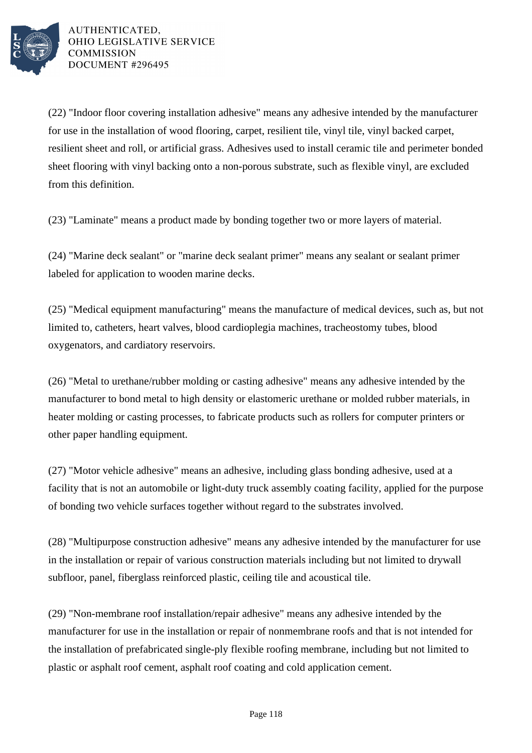(22) "Indoor floor covering installation adhesive" means any adhesive intended by the manufacturer for use in the installation of wood flooring, carpet, resilient tile, vinyl tile, vinyl backed carpet, resilient sheet and roll, or artificial grass. Adhesives used to install ceramic tile and perimeter bonded sheet flooring with vinyl backing onto a non-porous substrate, such as flexible vinyl, are excluded from this definition.

(23) "Laminate" means a product made by bonding together two or more layers of material.

(24) "Marine deck sealant" or "marine deck sealant primer" means any sealant or sealant primer labeled for application to wooden marine decks.

(25) "Medical equipment manufacturing" means the manufacture of medical devices, such as, but not limited to, catheters, heart valves, blood cardioplegia machines, tracheostomy tubes, blood oxygenators, and cardiatory reservoirs.

(26) "Metal to urethane/rubber molding or casting adhesive" means any adhesive intended by the manufacturer to bond metal to high density or elastomeric urethane or molded rubber materials, in heater molding or casting processes, to fabricate products such as rollers for computer printers or other paper handling equipment.

(27) "Motor vehicle adhesive" means an adhesive, including glass bonding adhesive, used at a facility that is not an automobile or light-duty truck assembly coating facility, applied for the purpose of bonding two vehicle surfaces together without regard to the substrates involved.

(28) "Multipurpose construction adhesive" means any adhesive intended by the manufacturer for use in the installation or repair of various construction materials including but not limited to drywall subfloor, panel, fiberglass reinforced plastic, ceiling tile and acoustical tile.

(29) "Non-membrane roof installation/repair adhesive" means any adhesive intended by the manufacturer for use in the installation or repair of nonmembrane roofs and that is not intended for the installation of prefabricated single-ply flexible roofing membrane, including but not limited to plastic or asphalt roof cement, asphalt roof coating and cold application cement.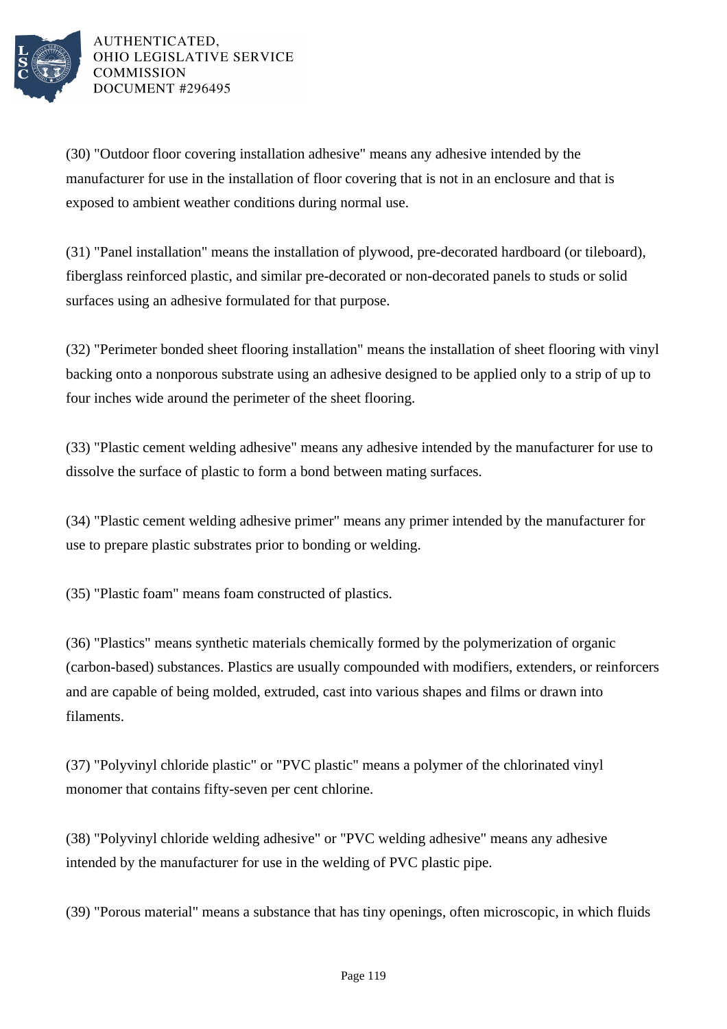(30) "Outdoor floor covering installation adhesive" means any adhesive intended by the manufacturer for use in the installation of floor covering that is not in an enclosure and that is exposed to ambient weather conditions during normal use.

(31) "Panel installation" means the installation of plywood, pre-decorated hardboard (or tileboard), fiberglass reinforced plastic, and similar pre-decorated or non-decorated panels to studs or solid surfaces using an adhesive formulated for that purpose.

(32) "Perimeter bonded sheet flooring installation" means the installation of sheet flooring with vinyl backing onto a nonporous substrate using an adhesive designed to be applied only to a strip of up to four inches wide around the perimeter of the sheet flooring.

(33) "Plastic cement welding adhesive" means any adhesive intended by the manufacturer for use to dissolve the surface of plastic to form a bond between mating surfaces.

(34) "Plastic cement welding adhesive primer" means any primer intended by the manufacturer for use to prepare plastic substrates prior to bonding or welding.

(35) "Plastic foam" means foam constructed of plastics.

(36) "Plastics" means synthetic materials chemically formed by the polymerization of organic (carbon-based) substances. Plastics are usually compounded with modifiers, extenders, or reinforcers and are capable of being molded, extruded, cast into various shapes and films or drawn into filaments.

(37) "Polyvinyl chloride plastic" or "PVC plastic" means a polymer of the chlorinated vinyl monomer that contains fifty-seven per cent chlorine.

(38) "Polyvinyl chloride welding adhesive" or "PVC welding adhesive" means any adhesive intended by the manufacturer for use in the welding of PVC plastic pipe.

(39) "Porous material" means a substance that has tiny openings, often microscopic, in which fluids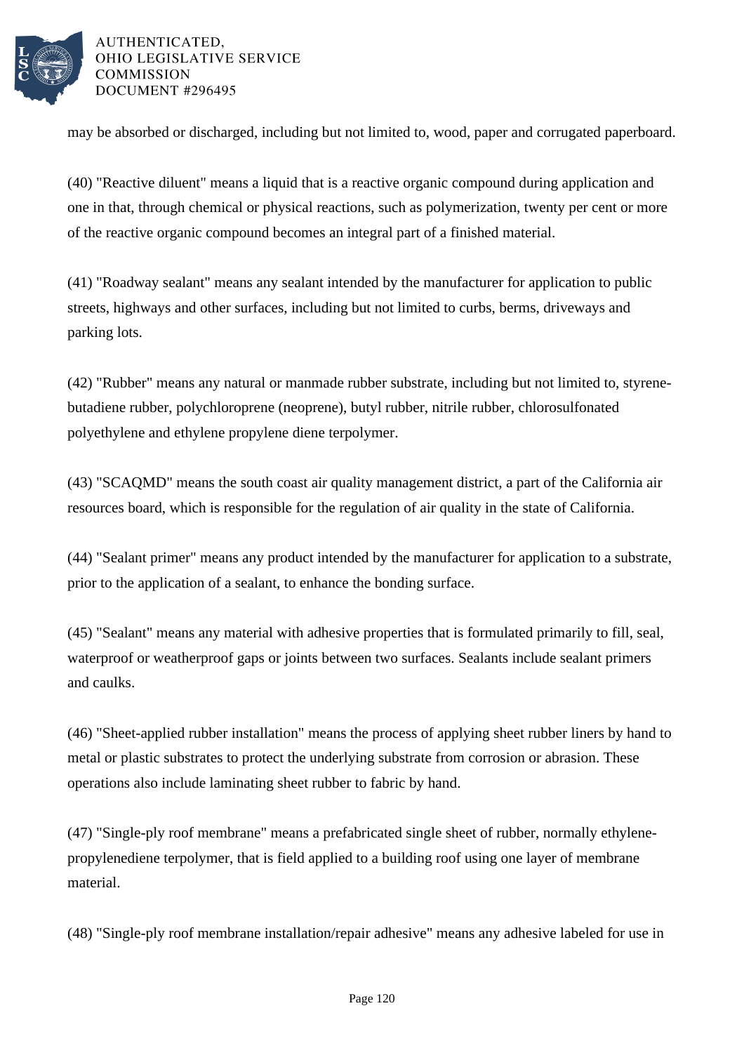may be absorbed or discharged, including but not limited to, wood, paper and corrugated paperboard.

(40) "Reactive diluent" means a liquid that is a reactive organic compound during application and one in that, through chemical or physical reactions, such as polymerization, twenty per cent or more of the reactive organic compound becomes an integral part of a finished material.

(41) "Roadway sealant" means any sealant intended by the manufacturer for application to public streets, highways and other surfaces, including but not limited to curbs, berms, driveways and parking lots.

(42) "Rubber" means any natural or manmade rubber substrate, including but not limited to, styrene-butadiene rubber, polychloroprene (neoprene), butyl rubber, nitrile rubber, chlorosulfonated polyethylene and ethylene propylene diene terpolymer.

(43) "SCAQMD" means the south coast air quality management district, a part of the California air resources board, which is responsible for the regulation of air quality in the state of California.

(44) "Sealant primer" means any product intended by the manufacturer for application to a substrate, prior to the application of a sealant, to enhance the bonding surface.

(45) "Sealant" means any material with adhesive properties that is formulated primarily to fill, seal, waterproof or weatherproof gaps or joints between two surfaces. Sealants include sealant primers and caulks.

(46) "Sheet-applied rubber installation" means the process of applying sheet rubber liners by hand to metal or plastic substrates to protect the underlying substrate from corrosion or abrasion. These operations also include laminating sheet rubber to fabric by hand.

(47) "Single-ply roof membrane" means a prefabricated single sheet of rubber, normally ethylene-propylenediene terpolymer, that is field applied to a building roof using one layer of membrane material.

(48) "Single-ply roof membrane installation/repair adhesive" means any adhesive labeled for use in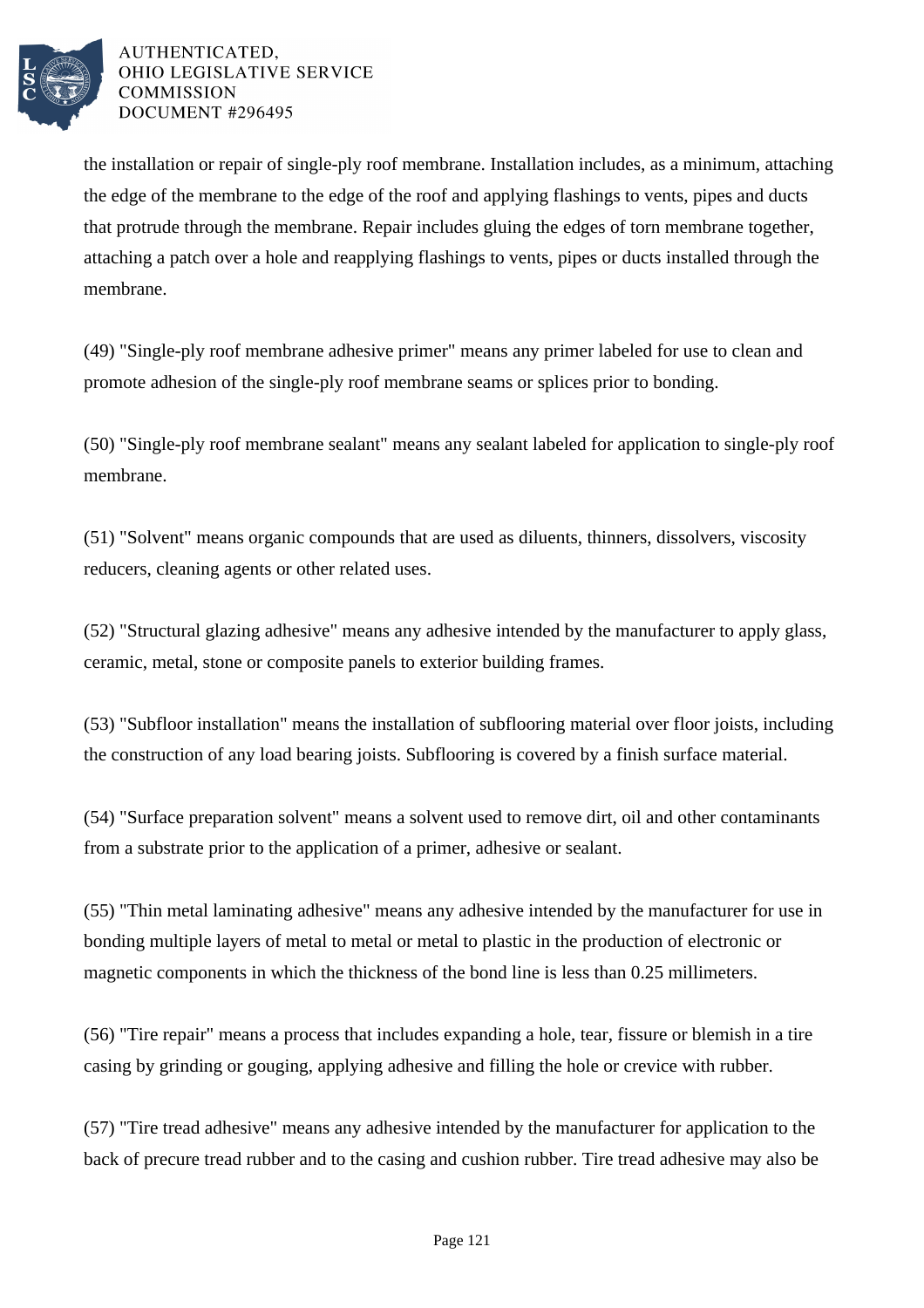the installation or repair of single-ply roof membrane. Installation includes, as a minimum, attaching the edge of the membrane to the edge of the roof and applying flashings to vents, pipes and ducts that protrude through the membrane. Repair includes gluing the edges of torn membrane together, attaching a patch over a hole and reapplying flashings to vents, pipes or ducts installed through the membrane.

(49) "Single-ply roof membrane adhesive primer" means any primer labeled for use to clean and promote adhesion of the single-ply roof membrane seams or splices prior to bonding.

(50) "Single-ply roof membrane sealant" means any sealant labeled for application to single-ply roof membrane.

(51) "Solvent" means organic compounds that are used as diluents, thinners, dissolvers, viscosity reducers, cleaning agents or other related uses.

(52) "Structural glazing adhesive" means any adhesive intended by the manufacturer to apply glass, ceramic, metal, stone or composite panels to exterior building frames.

(53) "Subfloor installation" means the installation of subflooring material over floor joists, including the construction of any load bearing joists. Subflooring is covered by a finish surface material.

(54) "Surface preparation solvent" means a solvent used to remove dirt, oil and other contaminants from a substrate prior to the application of a primer, adhesive or sealant.

(55) "Thin metal laminating adhesive" means any adhesive intended by the manufacturer for use in bonding multiple layers of metal to metal or metal to plastic in the production of electronic or magnetic components in which the thickness of the bond line is less than 0.25 millimeters.

(56) "Tire repair" means a process that includes expanding a hole, tear, fissure or blemish in a tire casing by grinding or gouging, applying adhesive and filling the hole or crevice with rubber.

(57) "Tire tread adhesive" means any adhesive intended by the manufacturer for application to the back of precure tread rubber and to the casing and cushion rubber. Tire tread adhesive may also be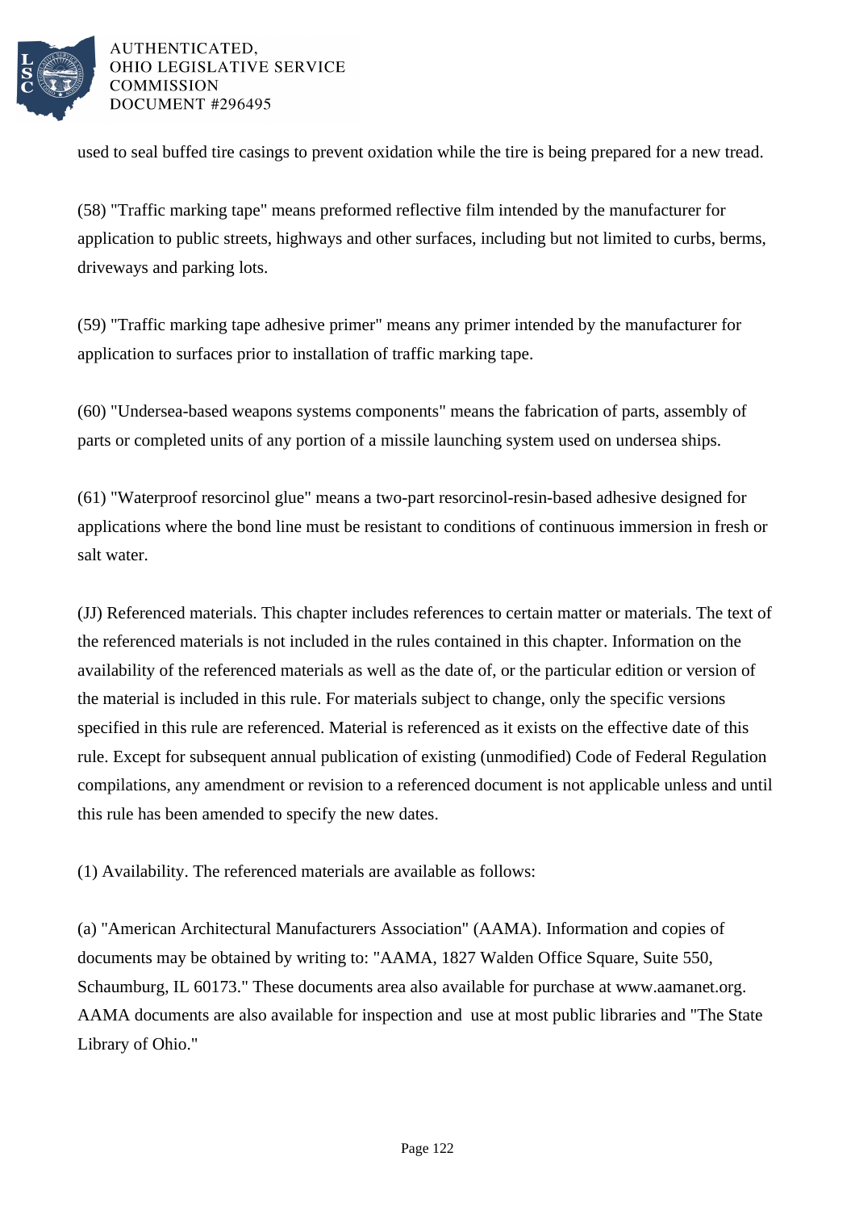used to seal buffed tire casings to prevent oxidation while the tire is being prepared for a new tread.

(58) "Traffic marking tape" means preformed reflective film intended by the manufacturer for application to public streets, highways and other surfaces, including but not limited to curbs, berms, driveways and parking lots.

(59) "Traffic marking tape adhesive primer" means any primer intended by the manufacturer for application to surfaces prior to installation of traffic marking tape.

(60) "Undersea-based weapons systems components" means the fabrication of parts, assembly of parts or completed units of any portion of a missile launching system used on undersea ships.

(61) "Waterproof resorcinol glue" means a two-part resorcinol-resin-based adhesive designed for applications where the bond line must be resistant to conditions of continuous immersion in fresh or salt water.

(JJ) Referenced materials. This chapter includes references to certain matter or materials. The text of the referenced materials is not included in the rules contained in this chapter. Information on the availability of the referenced materials as well as the date of, or the particular edition or version of the material is included in this rule. For materials subject to change, only the specific versions specified in this rule are referenced. Material is referenced as it exists on the effective date of this rule. Except for subsequent annual publication of existing (unmodified) Code of Federal Regulation compilations, any amendment or revision to a referenced document is not applicable unless and until this rule has been amended to specify the new dates.

(1) Availability. The referenced materials are available as follows:

(a) "American Architectural Manufacturers Association" (AAMA). Information and copies of documents may be obtained by writing to: "AAMA, 1827 Walden Office Square, Suite 550, Schaumburg, IL 60173." These documents area also available for purchase at www.aamanet.org. AAMA documents are also available for inspection and use at most public libraries and "The State Library of Ohio."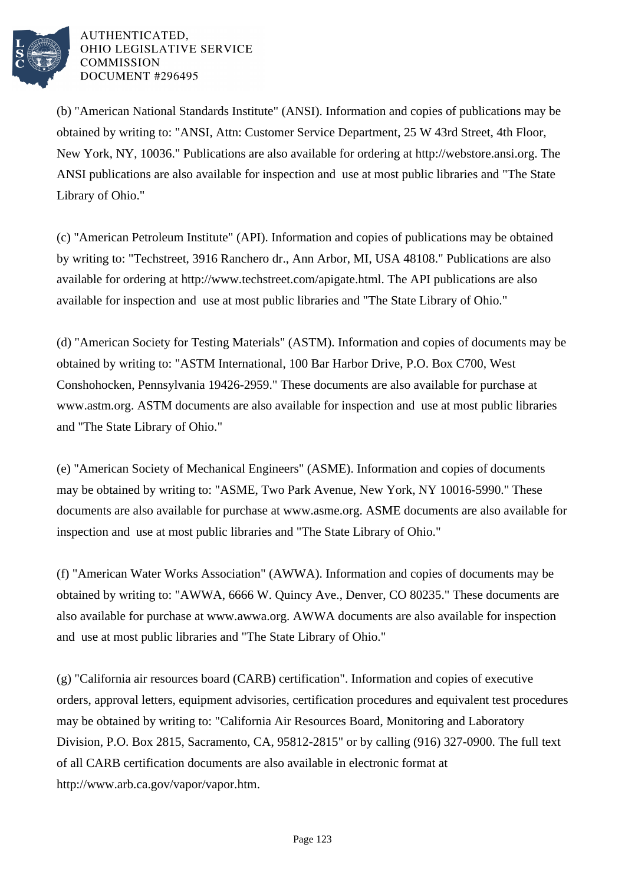(b) "American National Standards Institute" (ANSI). Information and copies of publications may be obtained by writing to: "ANSI, Attn: Customer Service Department, 25 W 43rd Street, 4th Floor, New York, NY, 10036." Publications are also available for ordering at http://webstore.ansi.org. The ANSI publications are also available for inspection and use at most public libraries and "The State Library of Ohio."

(c) "American Petroleum Institute" (API). Information and copies of publications may be obtained by writing to: "Techstreet, 3916 Ranchero dr., Ann Arbor, MI, USA 48108." Publications are also available for ordering at http://www.techstreet.com/apigate.html. The API publications are also available for inspection and use at most public libraries and "The State Library of Ohio."

(d) "American Society for Testing Materials" (ASTM). Information and copies of documents may be obtained by writing to: "ASTM International, 100 Bar Harbor Drive, P.O. Box C700, West Conshohocken, Pennsylvania 19426-2959." These documents are also available for purchase at www.astm.org. ASTM documents are also available for inspection and use at most public libraries and "The State Library of Ohio."

(e) "American Society of Mechanical Engineers" (ASME). Information and copies of documents may be obtained by writing to: "ASME, Two Park Avenue, New York, NY 10016-5990." These documents are also available for purchase at www.asme.org. ASME documents are also available for inspection and use at most public libraries and "The State Library of Ohio."

(f) "American Water Works Association" (AWWA). Information and copies of documents may be obtained by writing to: "AWWA, 6666 W. Quincy Ave., Denver, CO 80235." These documents are also available for purchase at www.awwa.org. AWWA documents are also available for inspection and use at most public libraries and "The State Library of Ohio."

(g) "California air resources board (CARB) certification". Information and copies of executive orders, approval letters, equipment advisories, certification procedures and equivalent test procedures may be obtained by writing to: "California Air Resources Board, Monitoring and Laboratory Division, P.O. Box 2815, Sacramento, CA, 95812-2815" or by calling (916) 327-0900. The full text of all CARB certification documents are also available in electronic format at http://www.arb.ca.gov/vapor/vapor.htm.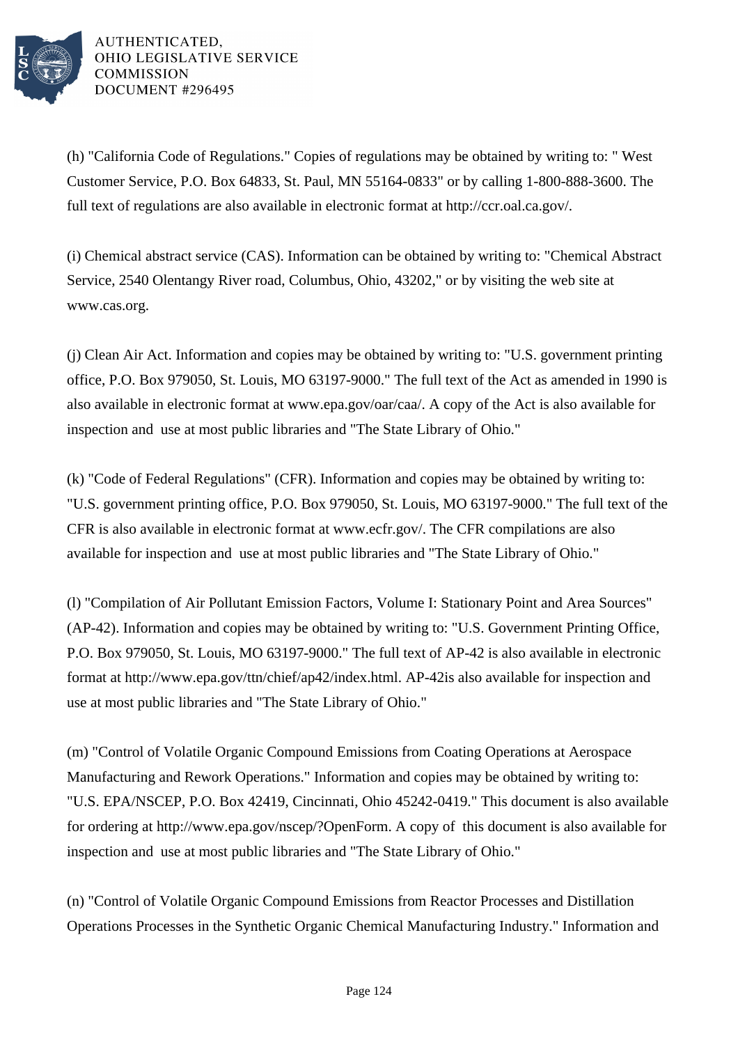(h) "California Code of Regulations." Copies of regulations may be obtained by writing to: " West Customer Service, P.O. Box 64833, St. Paul, MN 55164-0833" or by calling 1-800-888-3600. The full text of regulations are also available in electronic format at http://ccr.oal.ca.gov/.

(i) Chemical abstract service (CAS). Information can be obtained by writing to: "Chemical Abstract Service, 2540 Olentangy River road, Columbus, Ohio, 43202," or by visiting the web site at www.cas.org.

(j) Clean Air Act. Information and copies may be obtained by writing to: "U.S. government printing office, P.O. Box 979050, St. Louis, MO 63197-9000." The full text of the Act as amended in 1990 is also available in electronic format at www.epa.gov/oar/caa/. A copy of the Act is also available for inspection and use at most public libraries and "The State Library of Ohio."

(k) "Code of Federal Regulations" (CFR). Information and copies may be obtained by writing to: "U.S. government printing office, P.O. Box 979050, St. Louis, MO 63197-9000." The full text of the CFR is also available in electronic format at www.ecfr.gov/. The CFR compilations are also available for inspection and use at most public libraries and "The State Library of Ohio."

(l) "Compilation of Air Pollutant Emission Factors, Volume I: Stationary Point and Area Sources" (AP-42). Information and copies may be obtained by writing to: "U.S. Government Printing Office, P.O. Box 979050, St. Louis, MO 63197-9000." The full text of AP-42 is also available in electronic format at http://www.epa.gov/ttn/chief/ap42/index.html. AP-42is also available for inspection and use at most public libraries and "The State Library of Ohio."

(m) "Control of Volatile Organic Compound Emissions from Coating Operations at Aerospace Manufacturing and Rework Operations." Information and copies may be obtained by writing to: "U.S. EPA/NSCEP, P.O. Box 42419, Cincinnati, Ohio 45242-0419." This document is also available for ordering at http://www.epa.gov/nscep/?OpenForm. A copy of this document is also available for inspection and use at most public libraries and "The State Library of Ohio."

(n) "Control of Volatile Organic Compound Emissions from Reactor Processes and Distillation Operations Processes in the Synthetic Organic Chemical Manufacturing Industry." Information and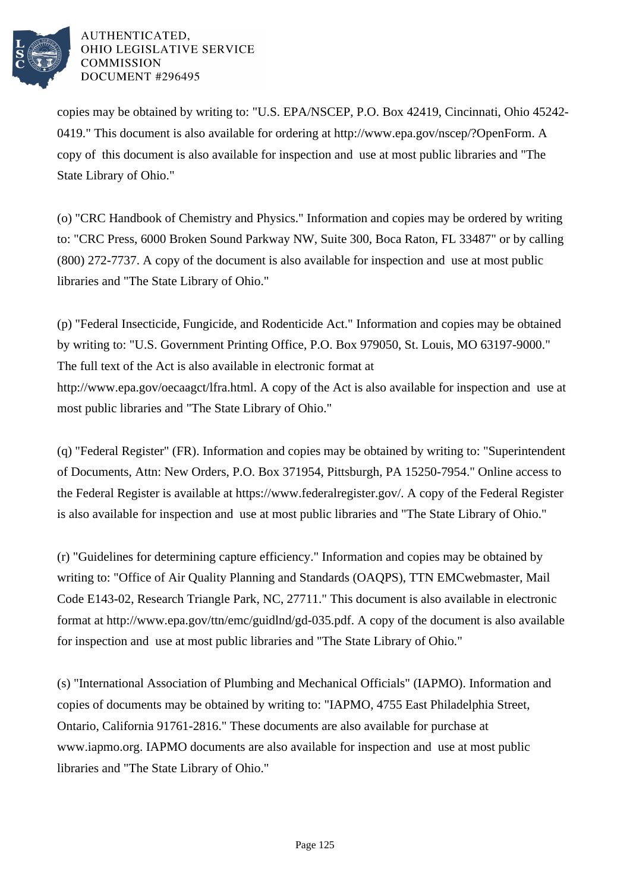copies may be obtained by writing to: "U.S. EPA/NSCEP, P.O. Box 42419, Cincinnati, Ohio 45242-0419." This document is also available for ordering at http://www.epa.gov/nscep/?OpenForm. A copy of this document is also available for inspection and use at most public libraries and "The State Library of Ohio."

(o) "CRC Handbook of Chemistry and Physics." Information and copies may be ordered by writing to: "CRC Press, 6000 Broken Sound Parkway NW, Suite 300, Boca Raton, FL 33487" or by calling (800) 272-7737. A copy of the document is also available for inspection and use at most public libraries and "The State Library of Ohio."

(p) "Federal Insecticide, Fungicide, and Rodenticide Act." Information and copies may be obtained by writing to: "U.S. Government Printing Office, P.O. Box 979050, St. Louis, MO 63197-9000." The full text of the Act is also available in electronic format at http://www.epa.gov/oecaagct/lfra.html. A copy of the Act is also available for inspection and use at most public libraries and "The State Library of Ohio."

(q) "Federal Register" (FR). Information and copies may be obtained by writing to: "Superintendent of Documents, Attn: New Orders, P.O. Box 371954, Pittsburgh, PA 15250-7954." Online access to the Federal Register is available at https://www.federalregister.gov/. A copy of the Federal Register is also available for inspection and use at most public libraries and "The State Library of Ohio."

(r) "Guidelines for determining capture efficiency." Information and copies may be obtained by writing to: "Office of Air Quality Planning and Standards (OAQPS), TTN EMCwebmaster, Mail Code E143-02, Research Triangle Park, NC, 27711." This document is also available in electronic format at http://www.epa.gov/ttn/emc/guidlnd/gd-035.pdf. A copy of the document is also available for inspection and use at most public libraries and "The State Library of Ohio."

(s) "International Association of Plumbing and Mechanical Officials" (IAPMO). Information and copies of documents may be obtained by writing to: "IAPMO, 4755 East Philadelphia Street, Ontario, California 91761-2816." These documents are also available for purchase at www.iapmo.org. IAPMO documents are also available for inspection and use at most public libraries and "The State Library of Ohio."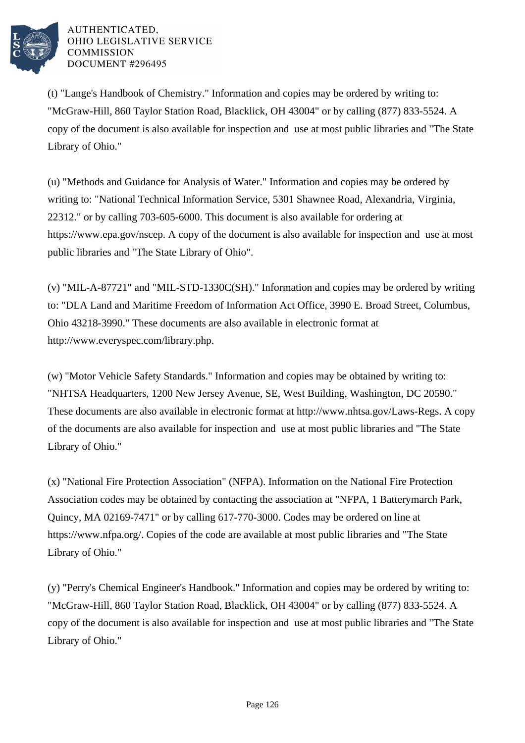(t) "Lange's Handbook of Chemistry." Information and copies may be ordered by writing to: "McGraw-Hill, 860 Taylor Station Road, Blacklick, OH 43004" or by calling (877) 833-5524. A copy of the document is also available for inspection and use at most public libraries and "The State Library of Ohio."

(u) "Methods and Guidance for Analysis of Water." Information and copies may be ordered by writing to: "National Technical Information Service, 5301 Shawnee Road, Alexandria, Virginia, 22312." or by calling 703-605-6000. This document is also available for ordering at https://www.epa.gov/nscep. A copy of the document is also available for inspection and use at most public libraries and "The State Library of Ohio".

(v) "MIL-A-87721" and "MIL-STD-1330C(SH)." Information and copies may be ordered by writing to: "DLA Land and Maritime Freedom of Information Act Office, 3990 E. Broad Street, Columbus, Ohio 43218-3990." These documents are also available in electronic format at http://www.everyspec.com/library.php.

(w) "Motor Vehicle Safety Standards." Information and copies may be obtained by writing to: "NHTSA Headquarters, 1200 New Jersey Avenue, SE, West Building, Washington, DC 20590." These documents are also available in electronic format at http://www.nhtsa.gov/Laws-Regs. A copy of the documents are also available for inspection and use at most public libraries and "The State Library of Ohio."

(x) "National Fire Protection Association" (NFPA). Information on the National Fire Protection Association codes may be obtained by contacting the association at "NFPA, 1 Batterymarch Park, Quincy, MA 02169-7471" or by calling 617-770-3000. Codes may be ordered on line at https://www.nfpa.org/. Copies of the code are available at most public libraries and "The State Library of Ohio."

(y) "Perry's Chemical Engineer's Handbook." Information and copies may be ordered by writing to: "McGraw-Hill, 860 Taylor Station Road, Blacklick, OH 43004" or by calling (877) 833-5524. A copy of the document is also available for inspection and use at most public libraries and "The State Library of Ohio."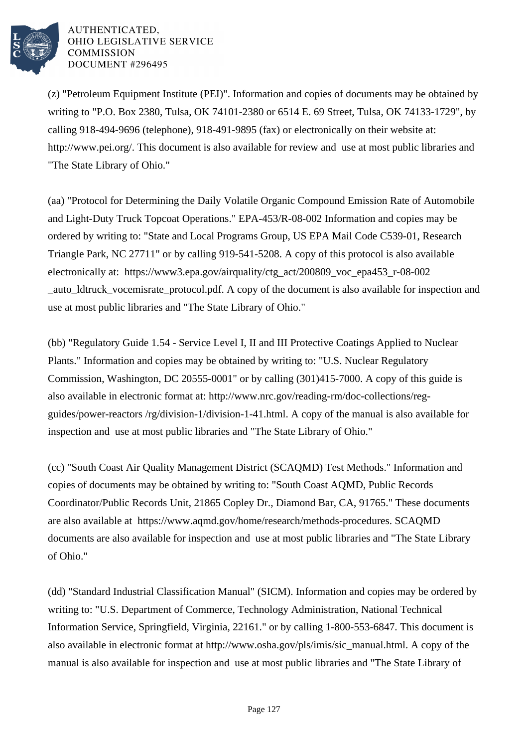(z) "Petroleum Equipment Institute (PEI)". Information and copies of documents may be obtained by writing to "P.O. Box 2380, Tulsa, OK 74101-2380 or 6514 E. 69 Street, Tulsa, OK 74133-1729", by calling 918-494-9696 (telephone), 918-491-9895 (fax) or electronically on their website at: http://www.pei.org/. This document is also available for review and use at most public libraries and "The State Library of Ohio."

(aa) "Protocol for Determining the Daily Volatile Organic Compound Emission Rate of Automobile and Light-Duty Truck Topcoat Operations." EPA-453/R-08-002 Information and copies may be ordered by writing to: "State and Local Programs Group, US EPA Mail Code C539-01, Research Triangle Park, NC 27711" or by calling 919-541-5208. A copy of this protocol is also available electronically at: https://www3.epa.gov/airquality/ctg_act/200809_voc_epa453_r-08-002 _auto_ldtruck_vocemisrate_protocol.pdf. A copy of the document is also available for inspection and use at most public libraries and "The State Library of Ohio."

(bb) "Regulatory Guide 1.54 - Service Level I, II and III Protective Coatings Applied to Nuclear Plants." Information and copies may be obtained by writing to: "U.S. Nuclear Regulatory Commission, Washington, DC 20555-0001" or by calling (301)415-7000. A copy of this guide is also available in electronic format at: http://www.nrc.gov/reading-rm/doc-collections/reg-guides/power-reactors /rg/division-1/division-1-41.html. A copy of the manual is also available for inspection and use at most public libraries and "The State Library of Ohio."

(cc) "South Coast Air Quality Management District (SCAQMD) Test Methods." Information and copies of documents may be obtained by writing to: "South Coast AQMD, Public Records Coordinator/Public Records Unit, 21865 Copley Dr., Diamond Bar, CA, 91765." These documents are also available at https://www.aqmd.gov/home/research/methods-procedures. SCAQMD documents are also available for inspection and use at most public libraries and "The State Library of Ohio."

(dd) "Standard Industrial Classification Manual" (SICM). Information and copies may be ordered by writing to: "U.S. Department of Commerce, Technology Administration, National Technical Information Service, Springfield, Virginia, 22161." or by calling 1-800-553-6847. This document is also available in electronic format at http://www.osha.gov/pls/imis/sic_manual.html. A copy of the manual is also available for inspection and use at most public libraries and "The State Library of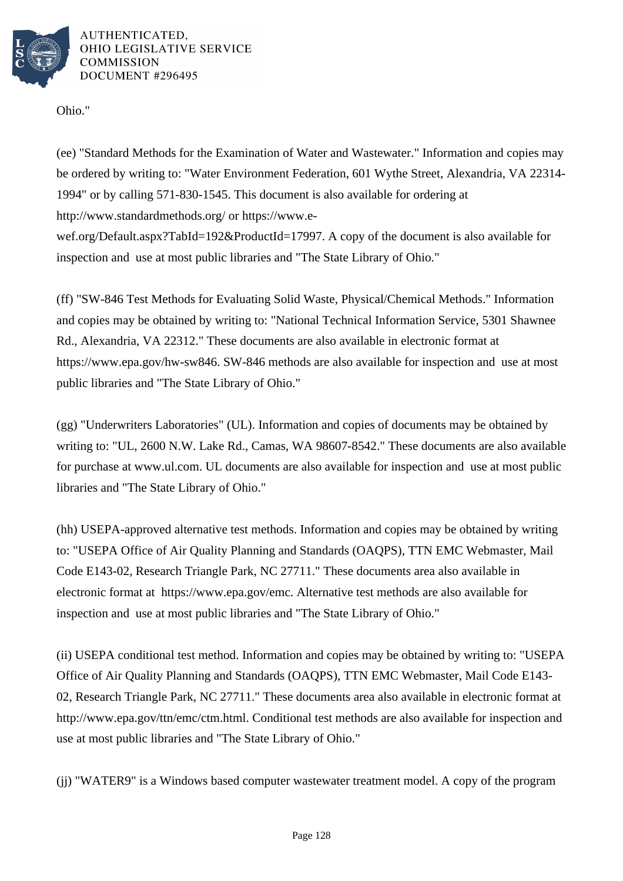Ohio."

(ee) "Standard Methods for the Examination of Water and Wastewater." Information and copies may be ordered by writing to: "Water Environment Federation, 601 Wythe Street, Alexandria, VA 22314-1994" or by calling 571-830-1545. This document is also available for ordering at http://www.standardmethods.org/ or https://www.e-wef.org/Default.aspx?TabId=192&ProductId=17997. A copy of the document is also available for inspection and use at most public libraries and "The State Library of Ohio."

(ff) "SW-846 Test Methods for Evaluating Solid Waste, Physical/Chemical Methods." Information and copies may be obtained by writing to: "National Technical Information Service, 5301 Shawnee Rd., Alexandria, VA 22312." These documents are also available in electronic format at https://www.epa.gov/hw-sw846. SW-846 methods are also available for inspection and use at most public libraries and "The State Library of Ohio."

(gg) "Underwriters Laboratories" (UL). Information and copies of documents may be obtained by writing to: "UL, 2600 N.W. Lake Rd., Camas, WA 98607-8542." These documents are also available for purchase at www.ul.com. UL documents are also available for inspection and use at most public libraries and "The State Library of Ohio."

(hh) USEPA-approved alternative test methods. Information and copies may be obtained by writing to: "USEPA Office of Air Quality Planning and Standards (OAQPS), TTN EMC Webmaster, Mail Code E143-02, Research Triangle Park, NC 27711." These documents area also available in electronic format at https://www.epa.gov/emc. Alternative test methods are also available for inspection and use at most public libraries and "The State Library of Ohio."

(ii) USEPA conditional test method. Information and copies may be obtained by writing to: "USEPA Office of Air Quality Planning and Standards (OAQPS), TTN EMC Webmaster, Mail Code E143-02, Research Triangle Park, NC 27711." These documents area also available in electronic format at http://www.epa.gov/ttn/emc/ctm.html. Conditional test methods are also available for inspection and use at most public libraries and "The State Library of Ohio."

(jj) "WATER9" is a Windows based computer wastewater treatment model. A copy of the program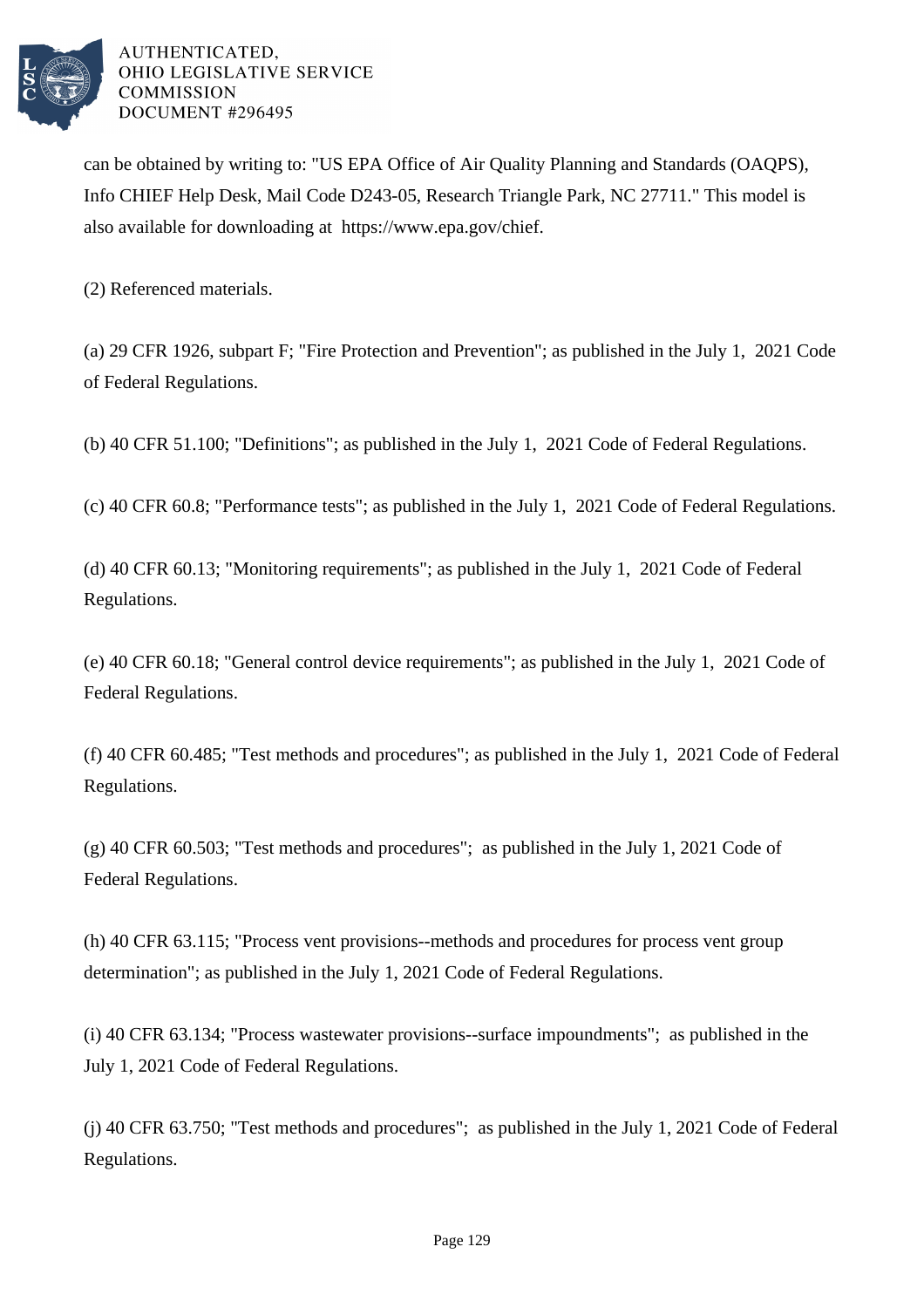can be obtained by writing to: "US EPA Office of Air Quality Planning and Standards (OAQPS), Info CHIEF Help Desk, Mail Code D243-05, Research Triangle Park, NC 27711." This model is also available for downloading at https://www.epa.gov/chief.

(2) Referenced materials.

(a) 29 CFR 1926, subpart F; "Fire Protection and Prevention"; as published in the July 1, 2021 Code of Federal Regulations.

(b) 40 CFR 51.100; "Definitions"; as published in the July 1, 2021 Code of Federal Regulations.

(c) 40 CFR 60.8; "Performance tests"; as published in the July 1, 2021 Code of Federal Regulations.

(d) 40 CFR 60.13; "Monitoring requirements"; as published in the July 1, 2021 Code of Federal Regulations.

(e) 40 CFR 60.18; "General control device requirements"; as published in the July 1, 2021 Code of Federal Regulations.

(f) 40 CFR 60.485; "Test methods and procedures"; as published in the July 1, 2021 Code of Federal Regulations.

(g) 40 CFR 60.503; "Test methods and procedures"; as published in the July 1, 2021 Code of Federal Regulations.

(h) 40 CFR 63.115; "Process vent provisions--methods and procedures for process vent group determination"; as published in the July 1, 2021 Code of Federal Regulations.

(i) 40 CFR 63.134; "Process wastewater provisions--surface impoundments"; as published in the July 1, 2021 Code of Federal Regulations.

(j) 40 CFR 63.750; "Test methods and procedures"; as published in the July 1, 2021 Code of Federal Regulations.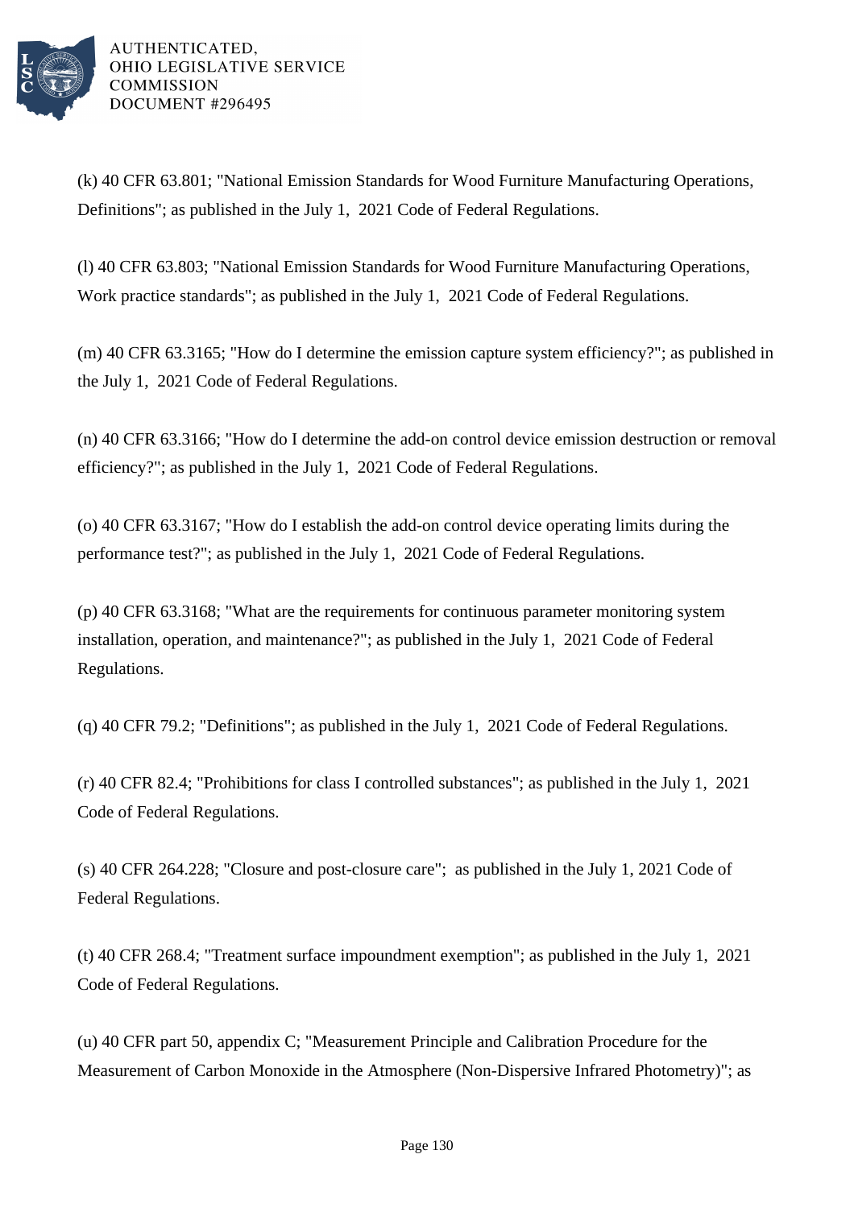(k) 40 CFR 63.801; "National Emission Standards for Wood Furniture Manufacturing Operations, Definitions"; as published in the July 1, 2021 Code of Federal Regulations.

(l) 40 CFR 63.803; "National Emission Standards for Wood Furniture Manufacturing Operations, Work practice standards"; as published in the July 1, 2021 Code of Federal Regulations.

(m) 40 CFR 63.3165; "How do I determine the emission capture system efficiency?"; as published in the July 1, 2021 Code of Federal Regulations.

(n) 40 CFR 63.3166; "How do I determine the add-on control device emission destruction or removal efficiency?"; as published in the July 1, 2021 Code of Federal Regulations.

(o) 40 CFR 63.3167; "How do I establish the add-on control device operating limits during the performance test?"; as published in the July 1, 2021 Code of Federal Regulations.

(p) 40 CFR 63.3168; "What are the requirements for continuous parameter monitoring system installation, operation, and maintenance?"; as published in the July 1, 2021 Code of Federal Regulations.

(q) 40 CFR 79.2; "Definitions"; as published in the July 1, 2021 Code of Federal Regulations.

(r) 40 CFR 82.4; "Prohibitions for class I controlled substances"; as published in the July 1, 2021 Code of Federal Regulations.

(s) 40 CFR 264.228; "Closure and post-closure care"; as published in the July 1, 2021 Code of Federal Regulations.

(t) 40 CFR 268.4; "Treatment surface impoundment exemption"; as published in the July 1, 2021 Code of Federal Regulations.

(u) 40 CFR part 50, appendix C; "Measurement Principle and Calibration Procedure for the Measurement of Carbon Monoxide in the Atmosphere (Non-Dispersive Infrared Photometry)"; as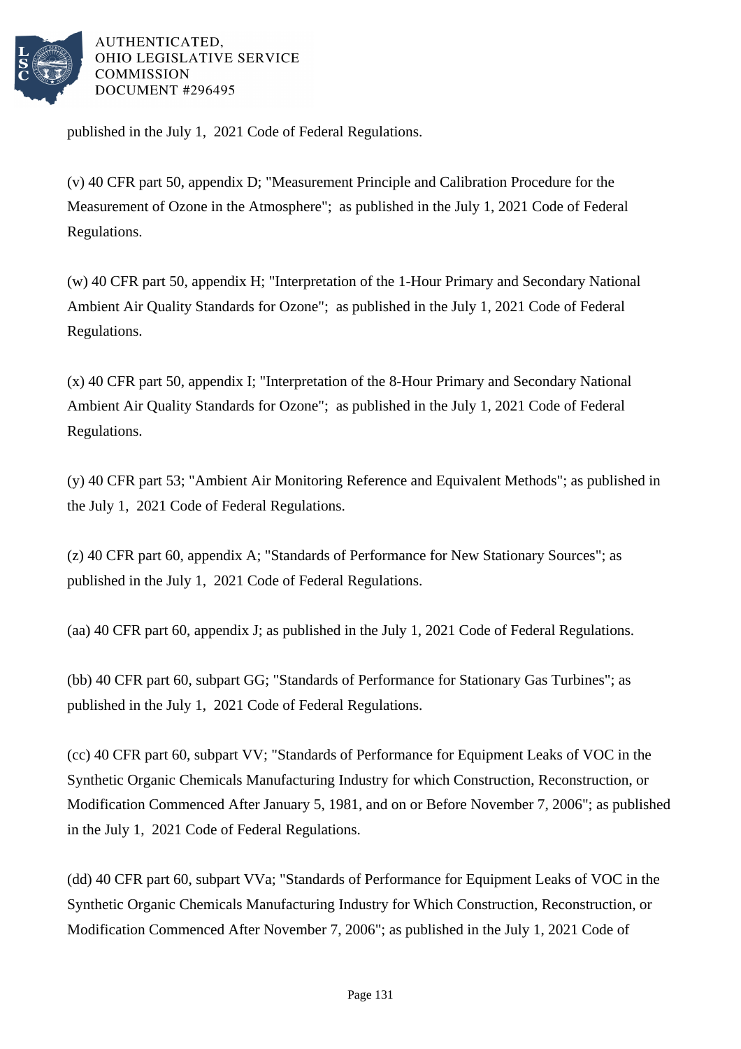published in the July 1, 2021 Code of Federal Regulations.

(v) 40 CFR part 50, appendix D; "Measurement Principle and Calibration Procedure for the Measurement of Ozone in the Atmosphere"; as published in the July 1, 2021 Code of Federal Regulations.

(w) 40 CFR part 50, appendix H; "Interpretation of the 1-Hour Primary and Secondary National Ambient Air Quality Standards for Ozone"; as published in the July 1, 2021 Code of Federal Regulations.

(x) 40 CFR part 50, appendix I; "Interpretation of the 8-Hour Primary and Secondary National Ambient Air Quality Standards for Ozone"; as published in the July 1, 2021 Code of Federal Regulations.

(y) 40 CFR part 53; "Ambient Air Monitoring Reference and Equivalent Methods"; as published in the July 1, 2021 Code of Federal Regulations.

(z) 40 CFR part 60, appendix A; "Standards of Performance for New Stationary Sources"; as published in the July 1, 2021 Code of Federal Regulations.

(aa) 40 CFR part 60, appendix J; as published in the July 1, 2021 Code of Federal Regulations.

(bb) 40 CFR part 60, subpart GG; "Standards of Performance for Stationary Gas Turbines"; as published in the July 1, 2021 Code of Federal Regulations.

(cc) 40 CFR part 60, subpart VV; "Standards of Performance for Equipment Leaks of VOC in the Synthetic Organic Chemicals Manufacturing Industry for which Construction, Reconstruction, or Modification Commenced After January 5, 1981, and on or Before November 7, 2006"; as published in the July 1, 2021 Code of Federal Regulations.

(dd) 40 CFR part 60, subpart VVa; "Standards of Performance for Equipment Leaks of VOC in the Synthetic Organic Chemicals Manufacturing Industry for Which Construction, Reconstruction, or Modification Commenced After November 7, 2006"; as published in the July 1, 2021 Code of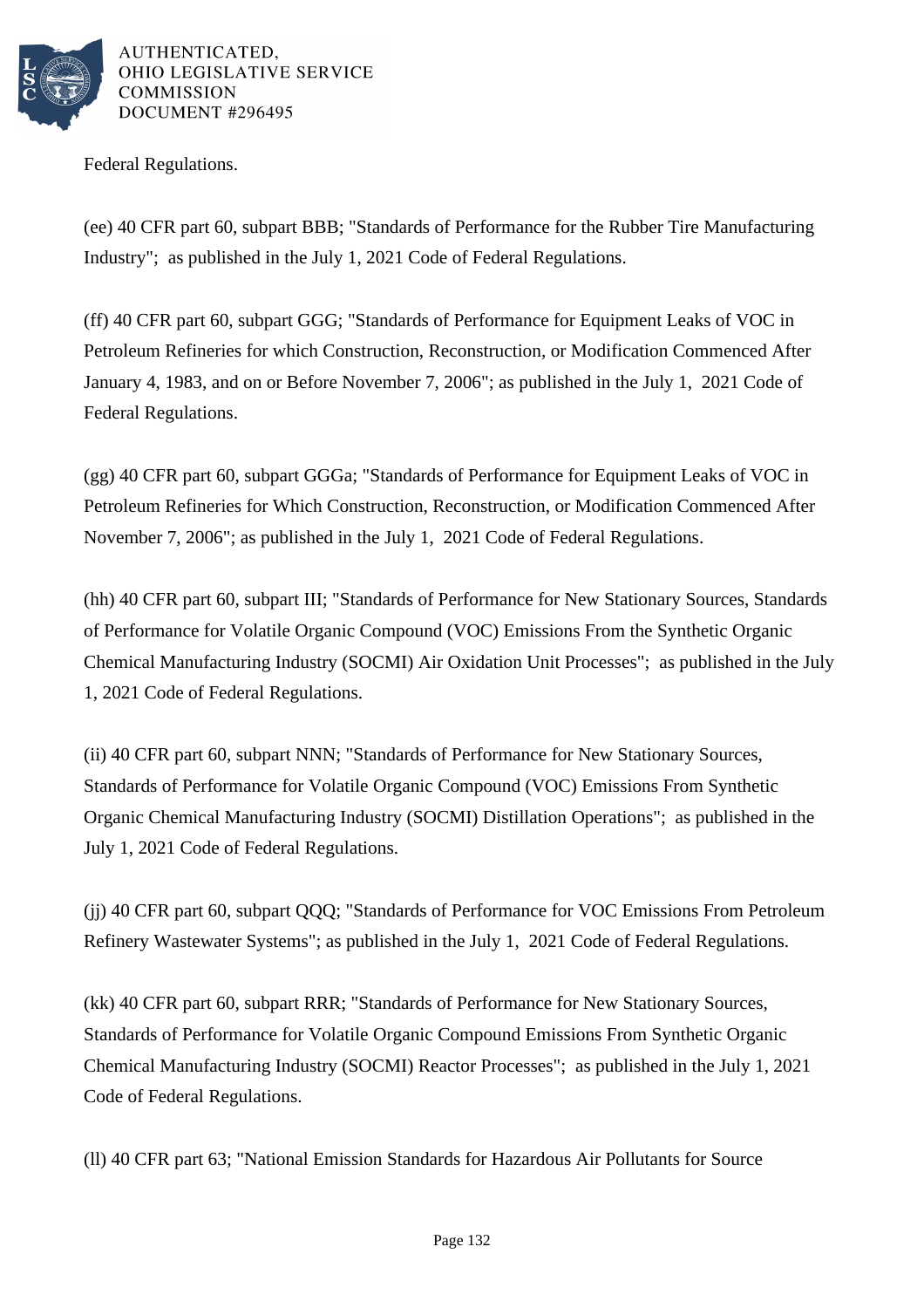Federal Regulations.

(ee) 40 CFR part 60, subpart BBB; "Standards of Performance for the Rubber Tire Manufacturing Industry"; as published in the July 1, 2021 Code of Federal Regulations.

(ff) 40 CFR part 60, subpart GGG; "Standards of Performance for Equipment Leaks of VOC in Petroleum Refineries for which Construction, Reconstruction, or Modification Commenced After January 4, 1983, and on or Before November 7, 2006"; as published in the July 1, 2021 Code of Federal Regulations.

(gg) 40 CFR part 60, subpart GGGa; "Standards of Performance for Equipment Leaks of VOC in Petroleum Refineries for Which Construction, Reconstruction, or Modification Commenced After November 7, 2006"; as published in the July 1, 2021 Code of Federal Regulations.

(hh) 40 CFR part 60, subpart III; "Standards of Performance for New Stationary Sources, Standards of Performance for Volatile Organic Compound (VOC) Emissions From the Synthetic Organic Chemical Manufacturing Industry (SOCMI) Air Oxidation Unit Processes"; as published in the July 1, 2021 Code of Federal Regulations.

(ii) 40 CFR part 60, subpart NNN; "Standards of Performance for New Stationary Sources, Standards of Performance for Volatile Organic Compound (VOC) Emissions From Synthetic Organic Chemical Manufacturing Industry (SOCMI) Distillation Operations"; as published in the July 1, 2021 Code of Federal Regulations.

(jj) 40 CFR part 60, subpart QQQ; "Standards of Performance for VOC Emissions From Petroleum Refinery Wastewater Systems"; as published in the July 1, 2021 Code of Federal Regulations.

(kk) 40 CFR part 60, subpart RRR; "Standards of Performance for New Stationary Sources, Standards of Performance for Volatile Organic Compound Emissions From Synthetic Organic Chemical Manufacturing Industry (SOCMI) Reactor Processes"; as published in the July 1, 2021 Code of Federal Regulations.

(ll) 40 CFR part 63; "National Emission Standards for Hazardous Air Pollutants for Source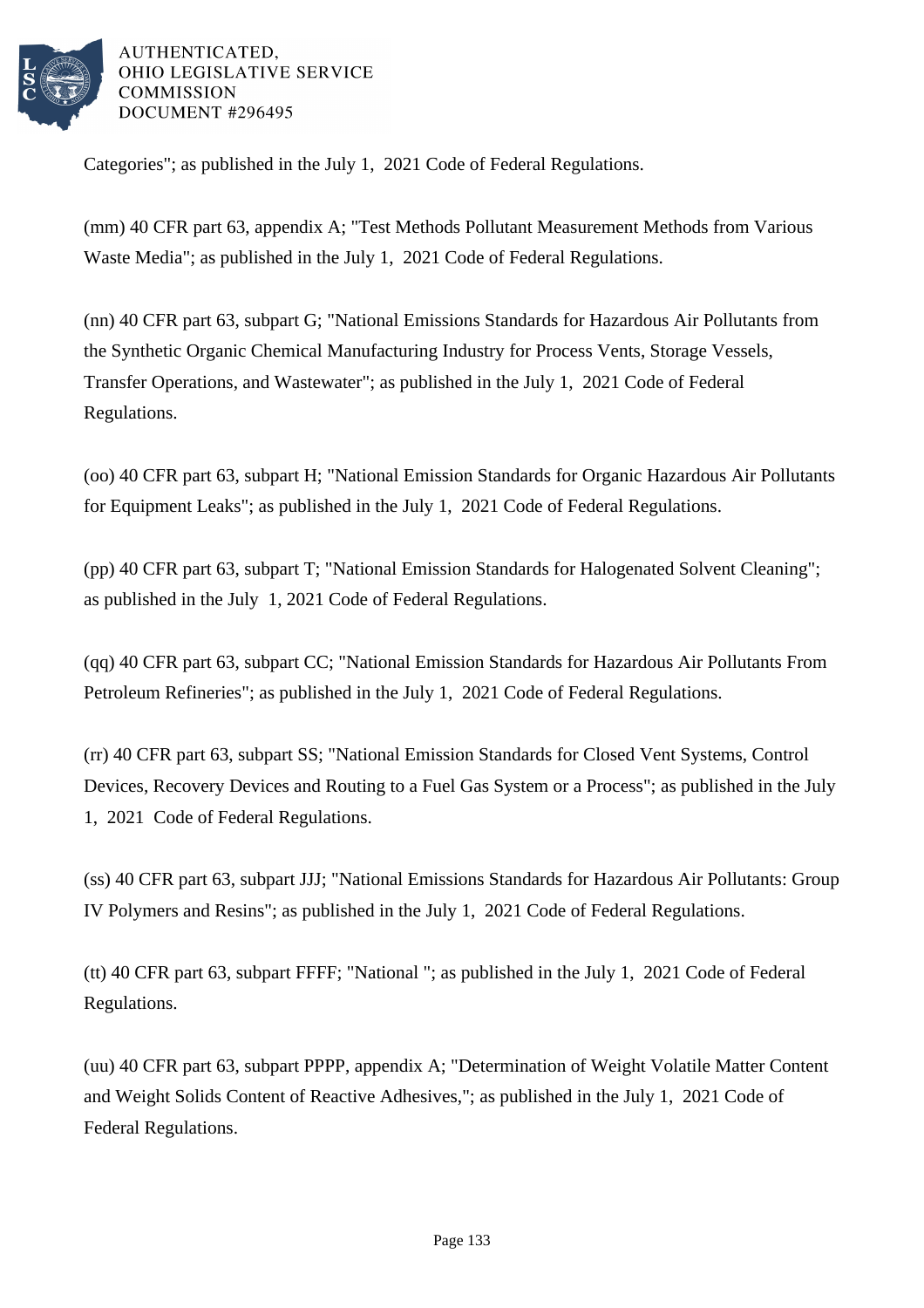Categories"; as published in the July 1, 2021 Code of Federal Regulations.

(mm) 40 CFR part 63, appendix A; "Test Methods Pollutant Measurement Methods from Various Waste Media"; as published in the July 1, 2021 Code of Federal Regulations.

(nn) 40 CFR part 63, subpart G; "National Emissions Standards for Hazardous Air Pollutants from the Synthetic Organic Chemical Manufacturing Industry for Process Vents, Storage Vessels, Transfer Operations, and Wastewater"; as published in the July 1, 2021 Code of Federal Regulations.

(oo) 40 CFR part 63, subpart H; "National Emission Standards for Organic Hazardous Air Pollutants for Equipment Leaks"; as published in the July 1, 2021 Code of Federal Regulations.

(pp) 40 CFR part 63, subpart T; "National Emission Standards for Halogenated Solvent Cleaning"; as published in the July 1, 2021 Code of Federal Regulations.

(qq) 40 CFR part 63, subpart CC; "National Emission Standards for Hazardous Air Pollutants From Petroleum Refineries"; as published in the July 1, 2021 Code of Federal Regulations.

(rr) 40 CFR part 63, subpart SS; "National Emission Standards for Closed Vent Systems, Control Devices, Recovery Devices and Routing to a Fuel Gas System or a Process"; as published in the July 1, 2021 Code of Federal Regulations.

(ss) 40 CFR part 63, subpart JJJ; "National Emissions Standards for Hazardous Air Pollutants: Group IV Polymers and Resins"; as published in the July 1, 2021 Code of Federal Regulations.

(tt) 40 CFR part 63, subpart FFFF; "National "; as published in the July 1, 2021 Code of Federal Regulations.

(uu) 40 CFR part 63, subpart PPPP, appendix A; "Determination of Weight Volatile Matter Content and Weight Solids Content of Reactive Adhesives,"; as published in the July 1, 2021 Code of Federal Regulations.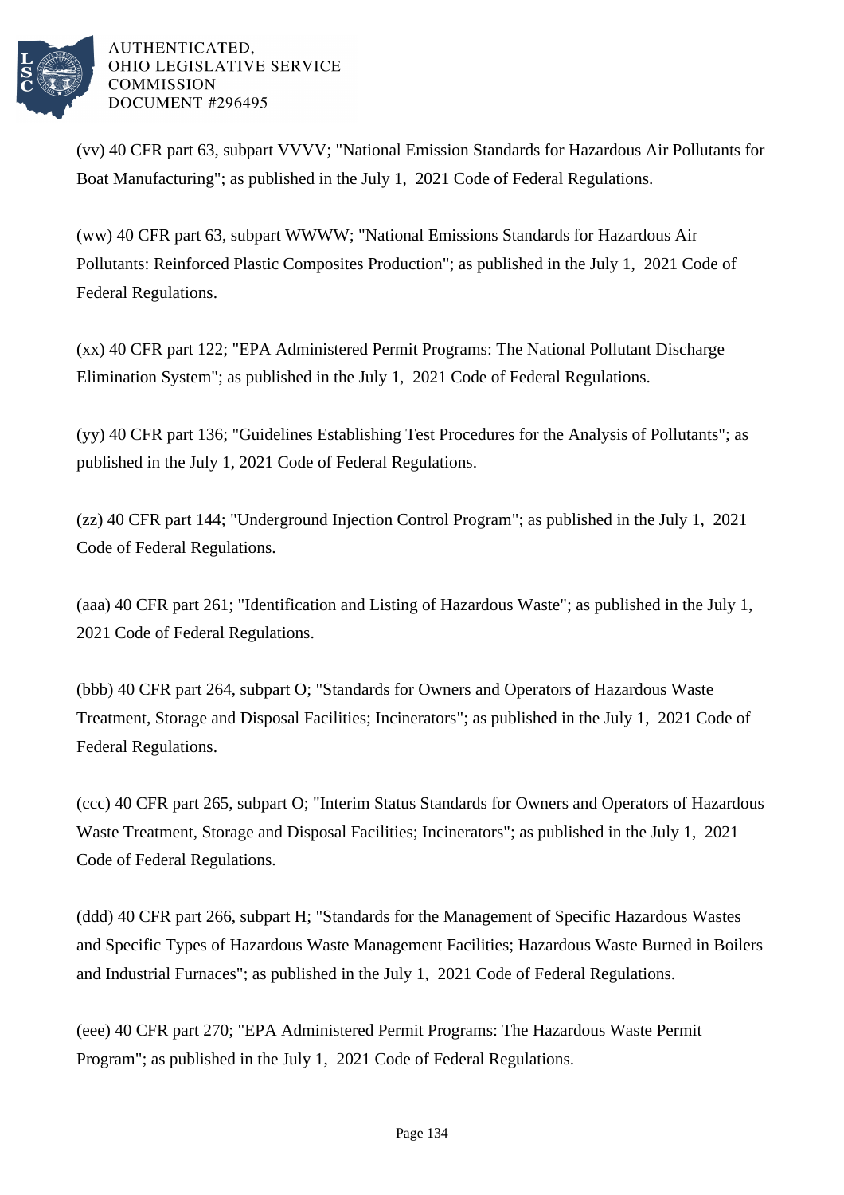(vv) 40 CFR part 63, subpart VVVV; "National Emission Standards for Hazardous Air Pollutants for Boat Manufacturing"; as published in the July 1, 2021 Code of Federal Regulations.

(ww) 40 CFR part 63, subpart WWWW; "National Emissions Standards for Hazardous Air Pollutants: Reinforced Plastic Composites Production"; as published in the July 1, 2021 Code of Federal Regulations.

(xx) 40 CFR part 122; "EPA Administered Permit Programs: The National Pollutant Discharge Elimination System"; as published in the July 1, 2021 Code of Federal Regulations.

(yy) 40 CFR part 136; "Guidelines Establishing Test Procedures for the Analysis of Pollutants"; as published in the July 1, 2021 Code of Federal Regulations.

(zz) 40 CFR part 144; "Underground Injection Control Program"; as published in the July 1, 2021 Code of Federal Regulations.

(aaa) 40 CFR part 261; "Identification and Listing of Hazardous Waste"; as published in the July 1, 2021 Code of Federal Regulations.

(bbb) 40 CFR part 264, subpart O; "Standards for Owners and Operators of Hazardous Waste Treatment, Storage and Disposal Facilities; Incinerators"; as published in the July 1, 2021 Code of Federal Regulations.

(ccc) 40 CFR part 265, subpart O; "Interim Status Standards for Owners and Operators of Hazardous Waste Treatment, Storage and Disposal Facilities; Incinerators"; as published in the July 1, 2021 Code of Federal Regulations.

(ddd) 40 CFR part 266, subpart H; "Standards for the Management of Specific Hazardous Wastes and Specific Types of Hazardous Waste Management Facilities; Hazardous Waste Burned in Boilers and Industrial Furnaces"; as published in the July 1, 2021 Code of Federal Regulations.

(eee) 40 CFR part 270; "EPA Administered Permit Programs: The Hazardous Waste Permit Program"; as published in the July 1, 2021 Code of Federal Regulations.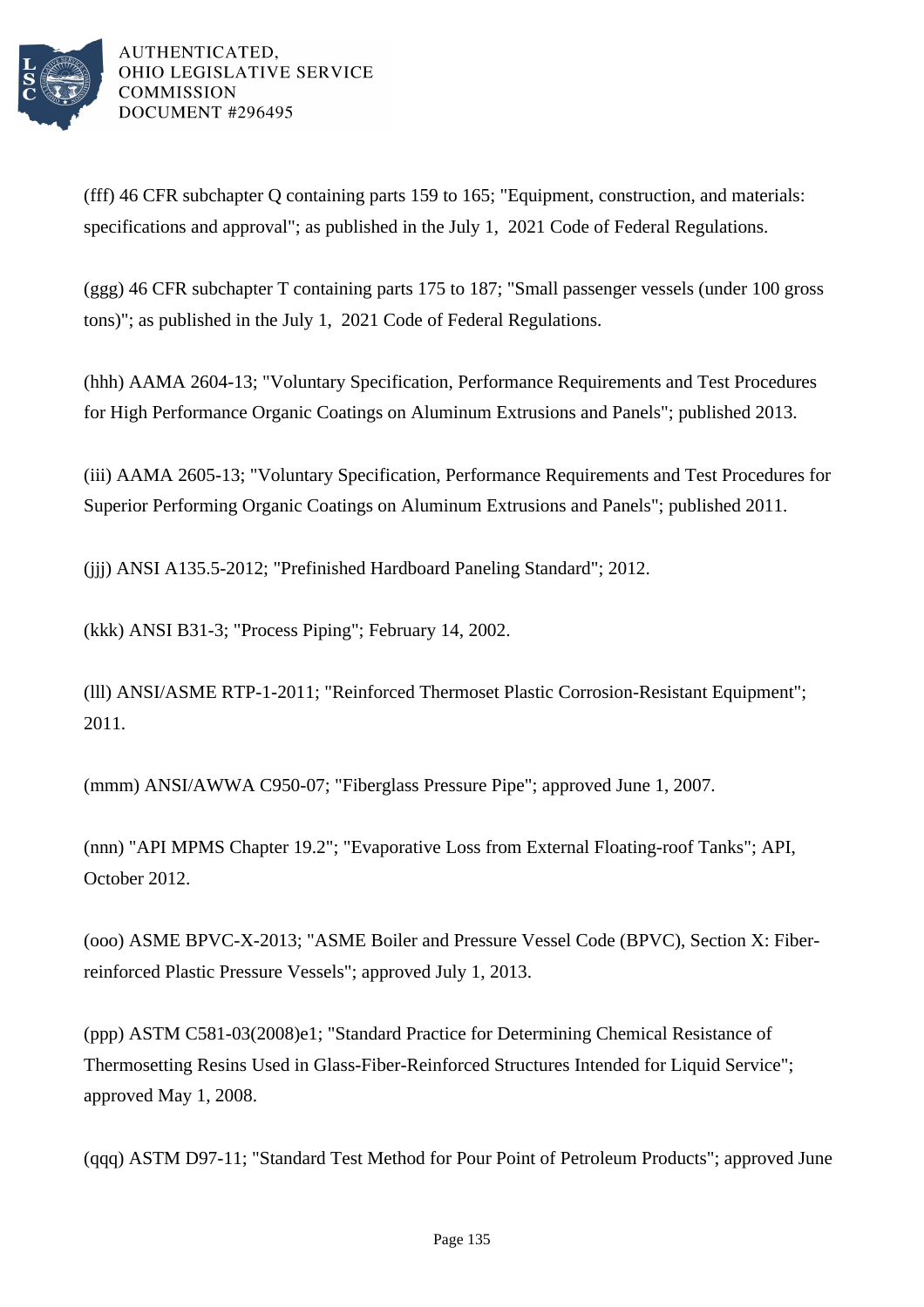(fff) 46 CFR subchapter Q containing parts 159 to 165; "Equipment, construction, and materials: specifications and approval"; as published in the July 1, 2021 Code of Federal Regulations.

(ggg) 46 CFR subchapter T containing parts 175 to 187; "Small passenger vessels (under 100 gross tons)"; as published in the July 1, 2021 Code of Federal Regulations.

(hhh) AAMA 2604-13; "Voluntary Specification, Performance Requirements and Test Procedures for High Performance Organic Coatings on Aluminum Extrusions and Panels"; published 2013.

(iii) AAMA 2605-13; "Voluntary Specification, Performance Requirements and Test Procedures for Superior Performing Organic Coatings on Aluminum Extrusions and Panels"; published 2011.

(jjj) ANSI A135.5-2012; "Prefinished Hardboard Paneling Standard"; 2012.

(kkk) ANSI B31-3; "Process Piping"; February 14, 2002.

(lll) ANSI/ASME RTP-1-2011; "Reinforced Thermoset Plastic Corrosion-Resistant Equipment"; 2011.

(mmm) ANSI/AWWA C950-07; "Fiberglass Pressure Pipe"; approved June 1, 2007.

(nnn) "API MPMS Chapter 19.2"; "Evaporative Loss from External Floating-roof Tanks"; API, October 2012.

(ooo) ASME BPVC-X-2013; "ASME Boiler and Pressure Vessel Code (BPVC), Section X: Fiber-reinforced Plastic Pressure Vessels"; approved July 1, 2013.

(ppp) ASTM C581-03(2008)e1; "Standard Practice for Determining Chemical Resistance of Thermosetting Resins Used in Glass-Fiber-Reinforced Structures Intended for Liquid Service"; approved May 1, 2008.

(qqq) ASTM D97-11; "Standard Test Method for Pour Point of Petroleum Products"; approved June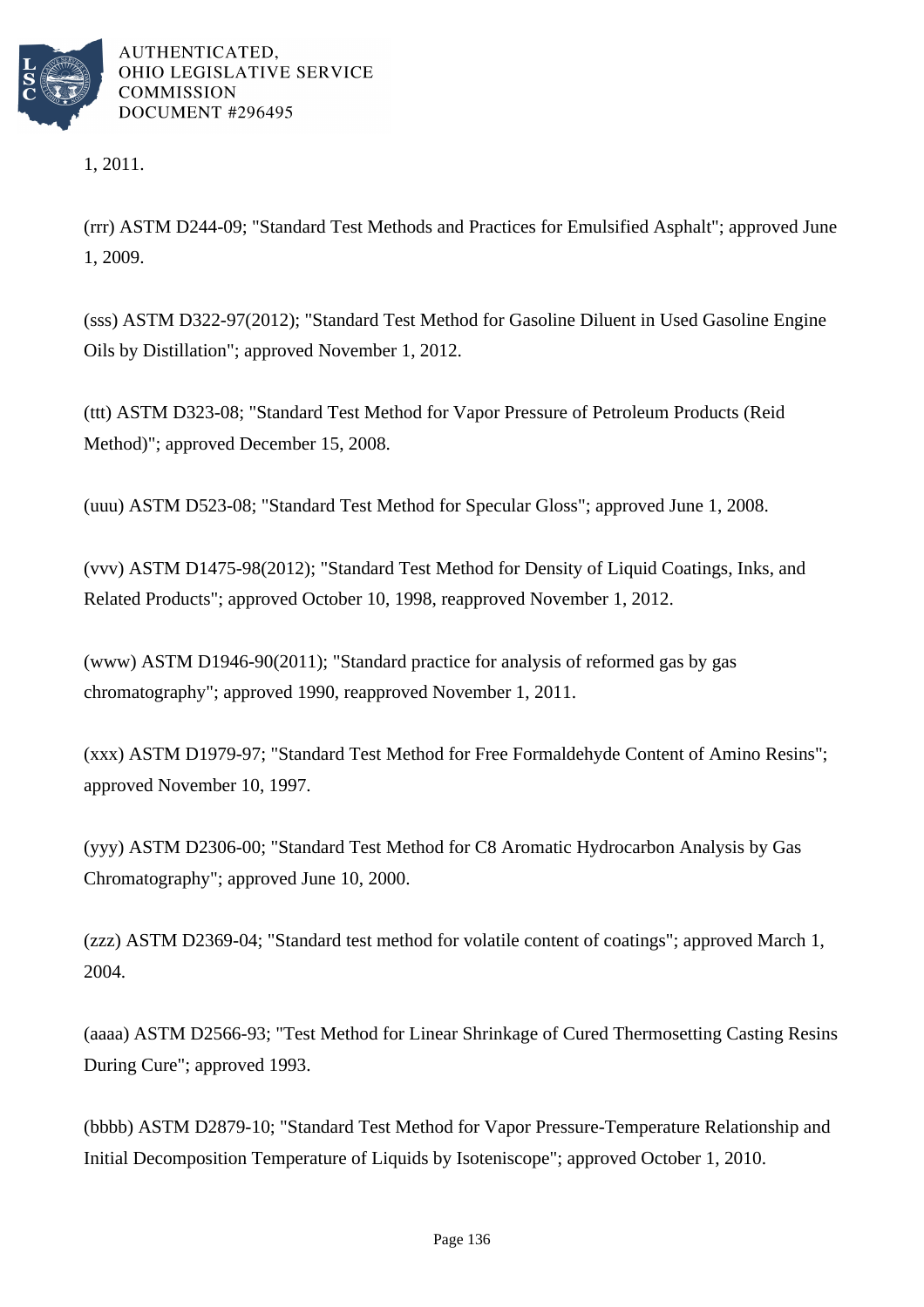1, 2011.

(rrr) ASTM D244-09; "Standard Test Methods and Practices for Emulsified Asphalt"; approved June 1, 2009.

(sss) ASTM D322-97(2012); "Standard Test Method for Gasoline Diluent in Used Gasoline Engine Oils by Distillation"; approved November 1, 2012.

(ttt) ASTM D323-08; "Standard Test Method for Vapor Pressure of Petroleum Products (Reid Method)"; approved December 15, 2008.

(uuu) ASTM D523-08; "Standard Test Method for Specular Gloss"; approved June 1, 2008.

(vvv) ASTM D1475-98(2012); "Standard Test Method for Density of Liquid Coatings, Inks, and Related Products"; approved October 10, 1998, reapproved November 1, 2012.

(www) ASTM D1946-90(2011); "Standard practice for analysis of reformed gas by gas chromatography"; approved 1990, reapproved November 1, 2011.

(xxx) ASTM D1979-97; "Standard Test Method for Free Formaldehyde Content of Amino Resins"; approved November 10, 1997.

(yyy) ASTM D2306-00; "Standard Test Method for C8 Aromatic Hydrocarbon Analysis by Gas Chromatography"; approved June 10, 2000.

(zzz) ASTM D2369-04; "Standard test method for volatile content of coatings"; approved March 1, 2004.

(aaaa) ASTM D2566-93; "Test Method for Linear Shrinkage of Cured Thermosetting Casting Resins During Cure"; approved 1993.

(bbbb) ASTM D2879-10; "Standard Test Method for Vapor Pressure-Temperature Relationship and Initial Decomposition Temperature of Liquids by Isoteniscope"; approved October 1, 2010.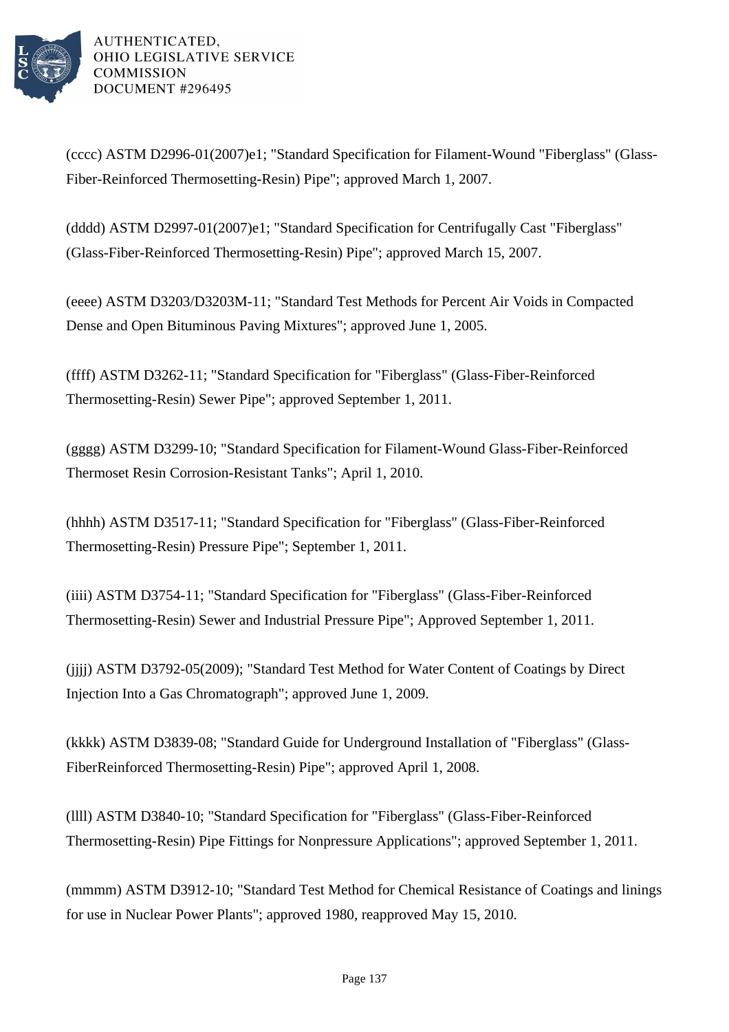(cccc) ASTM D2996-01(2007)e1; "Standard Specification for Filament-Wound "Fiberglass" (Glass-Fiber-Reinforced Thermosetting-Resin) Pipe"; approved March 1, 2007.

(dddd) ASTM D2997-01(2007)e1; "Standard Specification for Centrifugally Cast "Fiberglass" (Glass-Fiber-Reinforced Thermosetting-Resin) Pipe"; approved March 15, 2007.

(eeee) ASTM D3203/D3203M-11; "Standard Test Methods for Percent Air Voids in Compacted Dense and Open Bituminous Paving Mixtures"; approved June 1, 2005.

(ffff) ASTM D3262-11; "Standard Specification for "Fiberglass" (Glass-Fiber-Reinforced Thermosetting-Resin) Sewer Pipe"; approved September 1, 2011.

(gggg) ASTM D3299-10; "Standard Specification for Filament-Wound Glass-Fiber-Reinforced Thermoset Resin Corrosion-Resistant Tanks"; April 1, 2010.

(hhhh) ASTM D3517-11; "Standard Specification for "Fiberglass" (Glass-Fiber-Reinforced Thermosetting-Resin) Pressure Pipe"; September 1, 2011.

(iiii) ASTM D3754-11; "Standard Specification for "Fiberglass" (Glass-Fiber-Reinforced Thermosetting-Resin) Sewer and Industrial Pressure Pipe"; Approved September 1, 2011.

(jjjj) ASTM D3792-05(2009); "Standard Test Method for Water Content of Coatings by Direct Injection Into a Gas Chromatograph"; approved June 1, 2009.

(kkkk) ASTM D3839-08; "Standard Guide for Underground Installation of "Fiberglass" (Glass-FiberReinforced Thermosetting-Resin) Pipe"; approved April 1, 2008.

(llll) ASTM D3840-10; "Standard Specification for "Fiberglass" (Glass-Fiber-Reinforced Thermosetting-Resin) Pipe Fittings for Nonpressure Applications"; approved September 1, 2011.

(mmmm) ASTM D3912-10; "Standard Test Method for Chemical Resistance of Coatings and linings for use in Nuclear Power Plants"; approved 1980, reapproved May 15, 2010.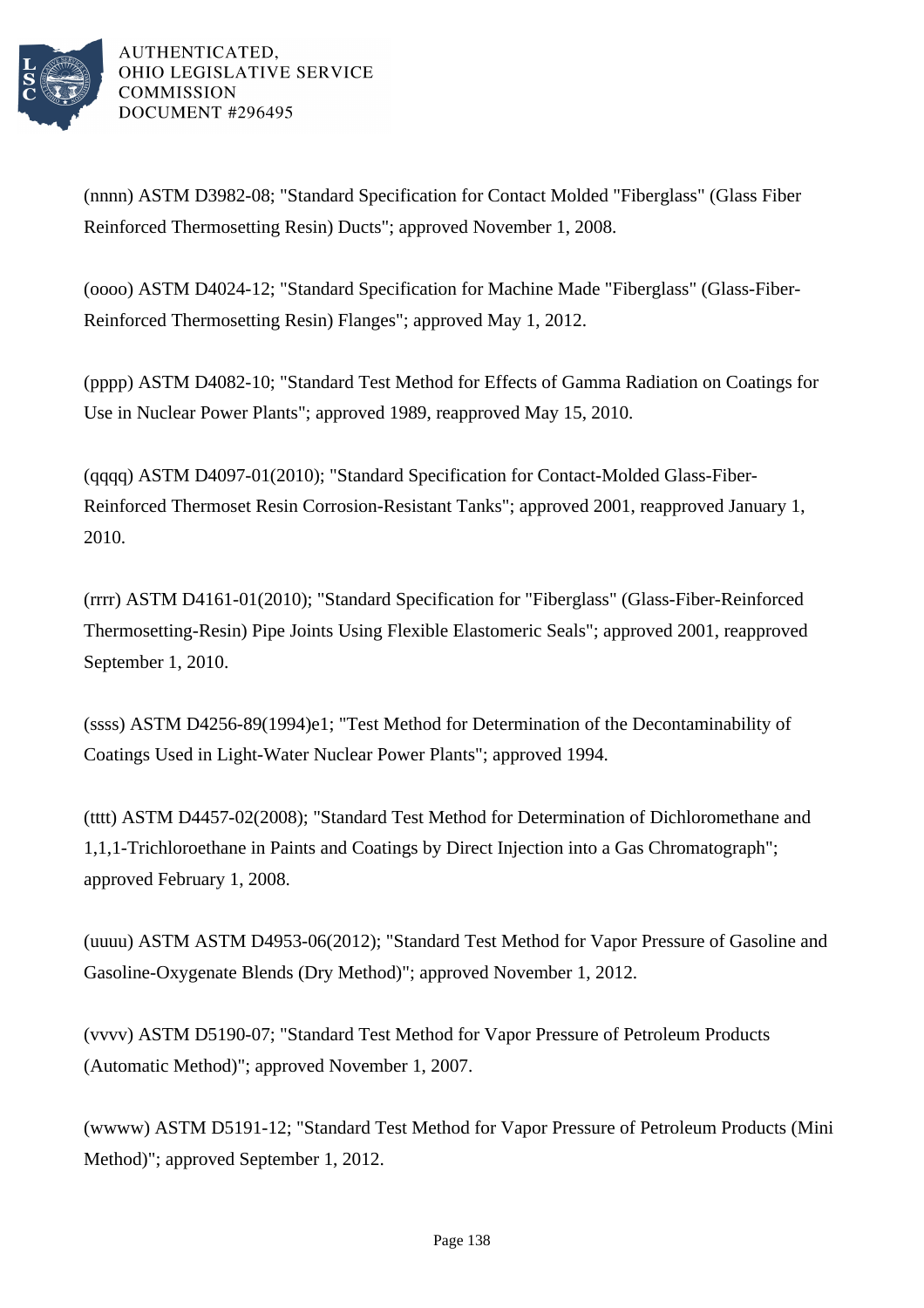(nnnn) ASTM D3982-08; "Standard Specification for Contact Molded "Fiberglass" (Glass Fiber Reinforced Thermosetting Resin) Ducts"; approved November 1, 2008.

(oooo) ASTM D4024-12; "Standard Specification for Machine Made "Fiberglass" (Glass-Fiber-Reinforced Thermosetting Resin) Flanges"; approved May 1, 2012.

(pppp) ASTM D4082-10; "Standard Test Method for Effects of Gamma Radiation on Coatings for Use in Nuclear Power Plants"; approved 1989, reapproved May 15, 2010.

(qqqq) ASTM D4097-01(2010); "Standard Specification for Contact-Molded Glass-Fiber-Reinforced Thermoset Resin Corrosion-Resistant Tanks"; approved 2001, reapproved January 1, 2010.

(rrrr) ASTM D4161-01(2010); "Standard Specification for "Fiberglass" (Glass-Fiber-Reinforced Thermosetting-Resin) Pipe Joints Using Flexible Elastomeric Seals"; approved 2001, reapproved September 1, 2010.

(ssss) ASTM D4256-89(1994)e1; "Test Method for Determination of the Decontaminability of Coatings Used in Light-Water Nuclear Power Plants"; approved 1994.

(tttt) ASTM D4457-02(2008); "Standard Test Method for Determination of Dichloromethane and 1,1,1-Trichloroethane in Paints and Coatings by Direct Injection into a Gas Chromatograph"; approved February 1, 2008.

(uuuu) ASTM ASTM D4953-06(2012); "Standard Test Method for Vapor Pressure of Gasoline and Gasoline-Oxygenate Blends (Dry Method)"; approved November 1, 2012.

(vvvv) ASTM D5190-07; "Standard Test Method for Vapor Pressure of Petroleum Products (Automatic Method)"; approved November 1, 2007.

(wwww) ASTM D5191-12; "Standard Test Method for Vapor Pressure of Petroleum Products (Mini Method)"; approved September 1, 2012.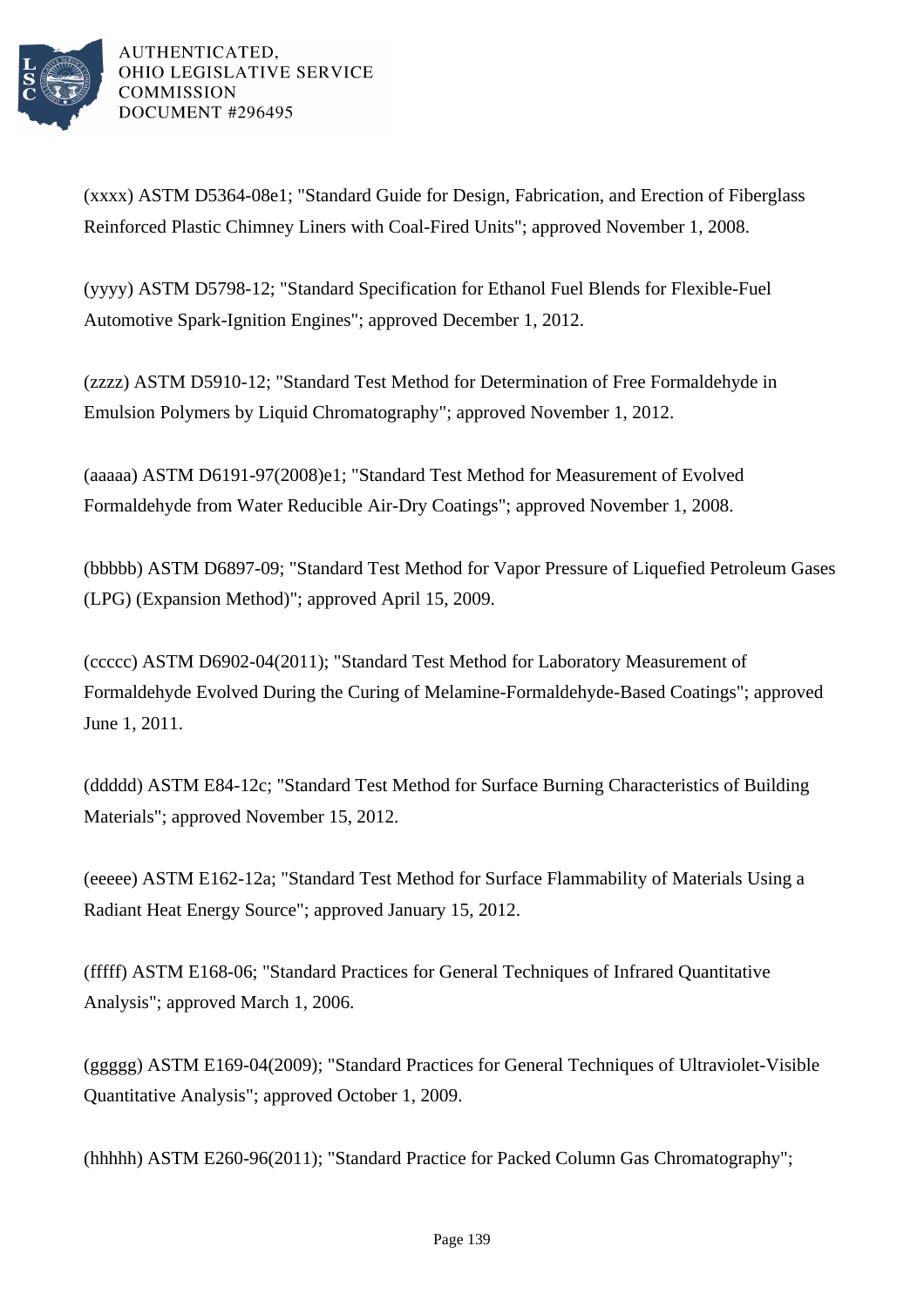(xxxx) ASTM D5364-08e1; "Standard Guide for Design, Fabrication, and Erection of Fiberglass Reinforced Plastic Chimney Liners with Coal-Fired Units"; approved November 1, 2008.

(yyyy) ASTM D5798-12; "Standard Specification for Ethanol Fuel Blends for Flexible-Fuel Automotive Spark-Ignition Engines"; approved December 1, 2012.

(zzzz) ASTM D5910-12; "Standard Test Method for Determination of Free Formaldehyde in Emulsion Polymers by Liquid Chromatography"; approved November 1, 2012.

(aaaaa) ASTM D6191-97(2008)e1; "Standard Test Method for Measurement of Evolved Formaldehyde from Water Reducible Air-Dry Coatings"; approved November 1, 2008.

(bbbbb) ASTM D6897-09; "Standard Test Method for Vapor Pressure of Liquefied Petroleum Gases (LPG) (Expansion Method)"; approved April 15, 2009.

(ccccc) ASTM D6902-04(2011); "Standard Test Method for Laboratory Measurement of Formaldehyde Evolved During the Curing of Melamine-Formaldehyde-Based Coatings"; approved June 1, 2011.

(ddddd) ASTM E84-12c; "Standard Test Method for Surface Burning Characteristics of Building Materials"; approved November 15, 2012.

(eeeee) ASTM E162-12a; "Standard Test Method for Surface Flammability of Materials Using a Radiant Heat Energy Source"; approved January 15, 2012.

(fffff) ASTM E168-06; "Standard Practices for General Techniques of Infrared Quantitative Analysis"; approved March 1, 2006.

(ggggg) ASTM E169-04(2009); "Standard Practices for General Techniques of Ultraviolet-Visible Quantitative Analysis"; approved October 1, 2009.

(hhhhh) ASTM E260-96(2011); "Standard Practice for Packed Column Gas Chromatography";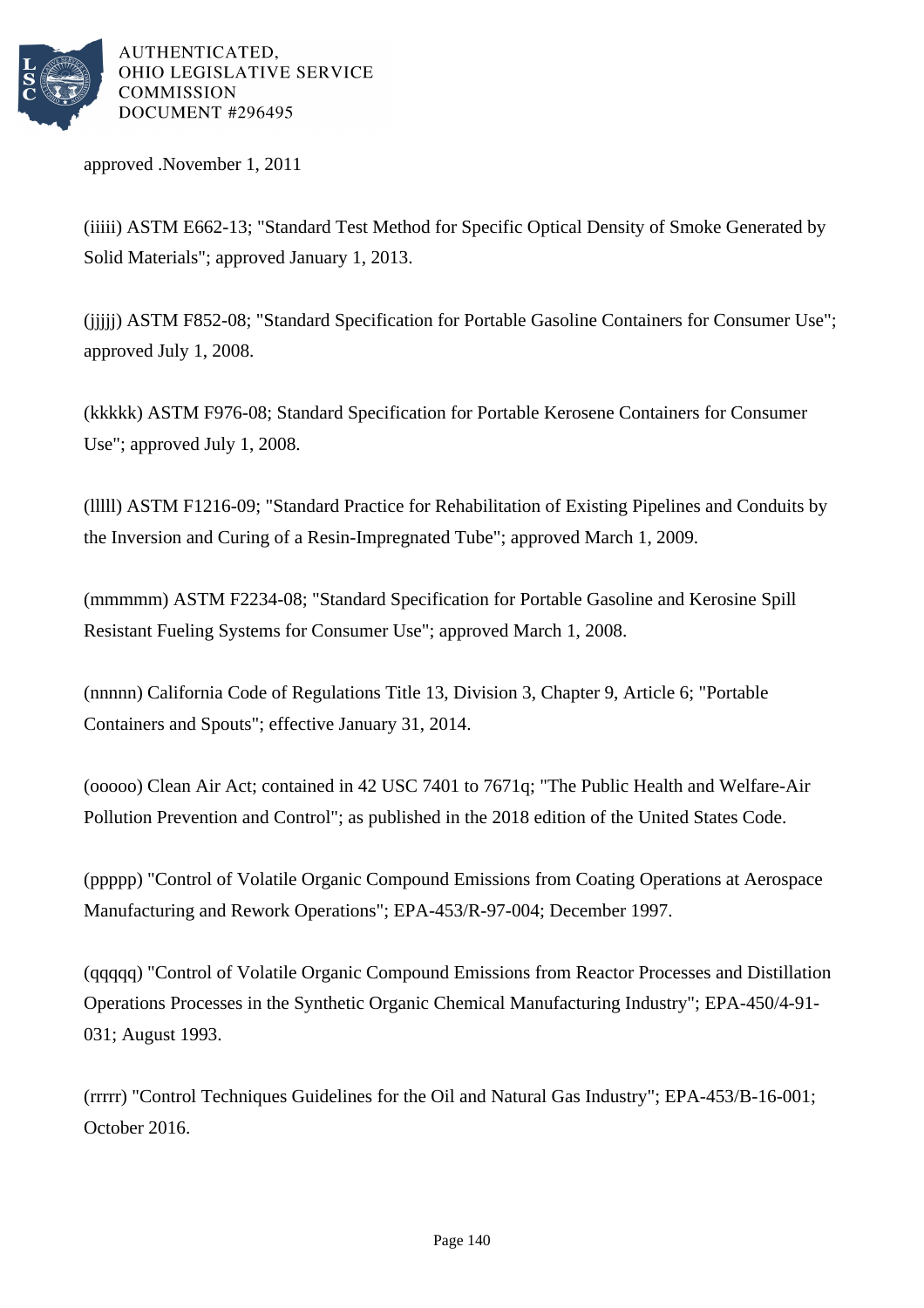approved .November 1, 2011

(iiiii) ASTM E662-13; "Standard Test Method for Specific Optical Density of Smoke Generated by Solid Materials"; approved January 1, 2013.

(jjjjj) ASTM F852-08; "Standard Specification for Portable Gasoline Containers for Consumer Use"; approved July 1, 2008.

(kkkkk) ASTM F976-08; Standard Specification for Portable Kerosene Containers for Consumer Use"; approved July 1, 2008.

(lllll) ASTM F1216-09; "Standard Practice for Rehabilitation of Existing Pipelines and Conduits by the Inversion and Curing of a Resin-Impregnated Tube"; approved March 1, 2009.

(mmmmm) ASTM F2234-08; "Standard Specification for Portable Gasoline and Kerosine Spill Resistant Fueling Systems for Consumer Use"; approved March 1, 2008.

(nnnnn) California Code of Regulations Title 13, Division 3, Chapter 9, Article 6; "Portable Containers and Spouts"; effective January 31, 2014.

(ooooo) Clean Air Act; contained in 42 USC 7401 to 7671q; "The Public Health and Welfare-Air Pollution Prevention and Control"; as published in the 2018 edition of the United States Code.

(ppppp) "Control of Volatile Organic Compound Emissions from Coating Operations at Aerospace Manufacturing and Rework Operations"; EPA-453/R-97-004; December 1997.

(qqqqq) "Control of Volatile Organic Compound Emissions from Reactor Processes and Distillation Operations Processes in the Synthetic Organic Chemical Manufacturing Industry"; EPA-450/4-91-031; August 1993.

(rrrrr) "Control Techniques Guidelines for the Oil and Natural Gas Industry"; EPA-453/B-16-001; October 2016.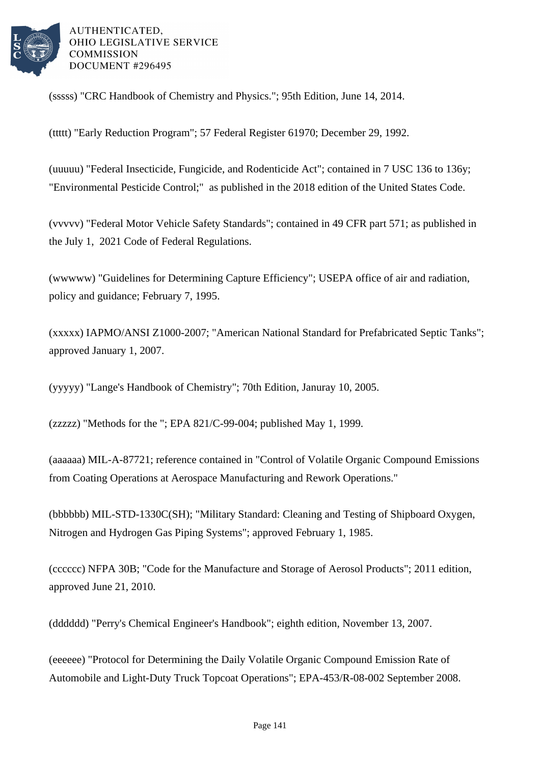(sssss) "CRC Handbook of Chemistry and Physics."; 95th Edition, June 14, 2014.

(ttttt) "Early Reduction Program"; 57 Federal Register 61970; December 29, 1992.

(uuuuu) "Federal Insecticide, Fungicide, and Rodenticide Act"; contained in 7 USC 136 to 136y; "Environmental Pesticide Control;" as published in the 2018 edition of the United States Code.

(vvvvv) "Federal Motor Vehicle Safety Standards"; contained in 49 CFR part 571; as published in the July 1, 2021 Code of Federal Regulations.

(wwwww) "Guidelines for Determining Capture Efficiency"; USEPA office of air and radiation, policy and guidance; February 7, 1995.

(xxxxx) IAPMO/ANSI Z1000-2007; "American National Standard for Prefabricated Septic Tanks"; approved January 1, 2007.

(yyyyy) "Lange's Handbook of Chemistry"; 70th Edition, Januray 10, 2005.

(zzzzz) "Methods for the "; EPA 821/C-99-004; published May 1, 1999.

(aaaaaa) MIL-A-87721; reference contained in "Control of Volatile Organic Compound Emissions from Coating Operations at Aerospace Manufacturing and Rework Operations."

(bbbbbb) MIL-STD-1330C(SH); "Military Standard: Cleaning and Testing of Shipboard Oxygen, Nitrogen and Hydrogen Gas Piping Systems"; approved February 1, 1985.

(cccccc) NFPA 30B; "Code for the Manufacture and Storage of Aerosol Products"; 2011 edition, approved June 21, 2010.

(dddddd) "Perry's Chemical Engineer's Handbook"; eighth edition, November 13, 2007.

(eeeeee) "Protocol for Determining the Daily Volatile Organic Compound Emission Rate of Automobile and Light-Duty Truck Topcoat Operations"; EPA-453/R-08-002 September 2008.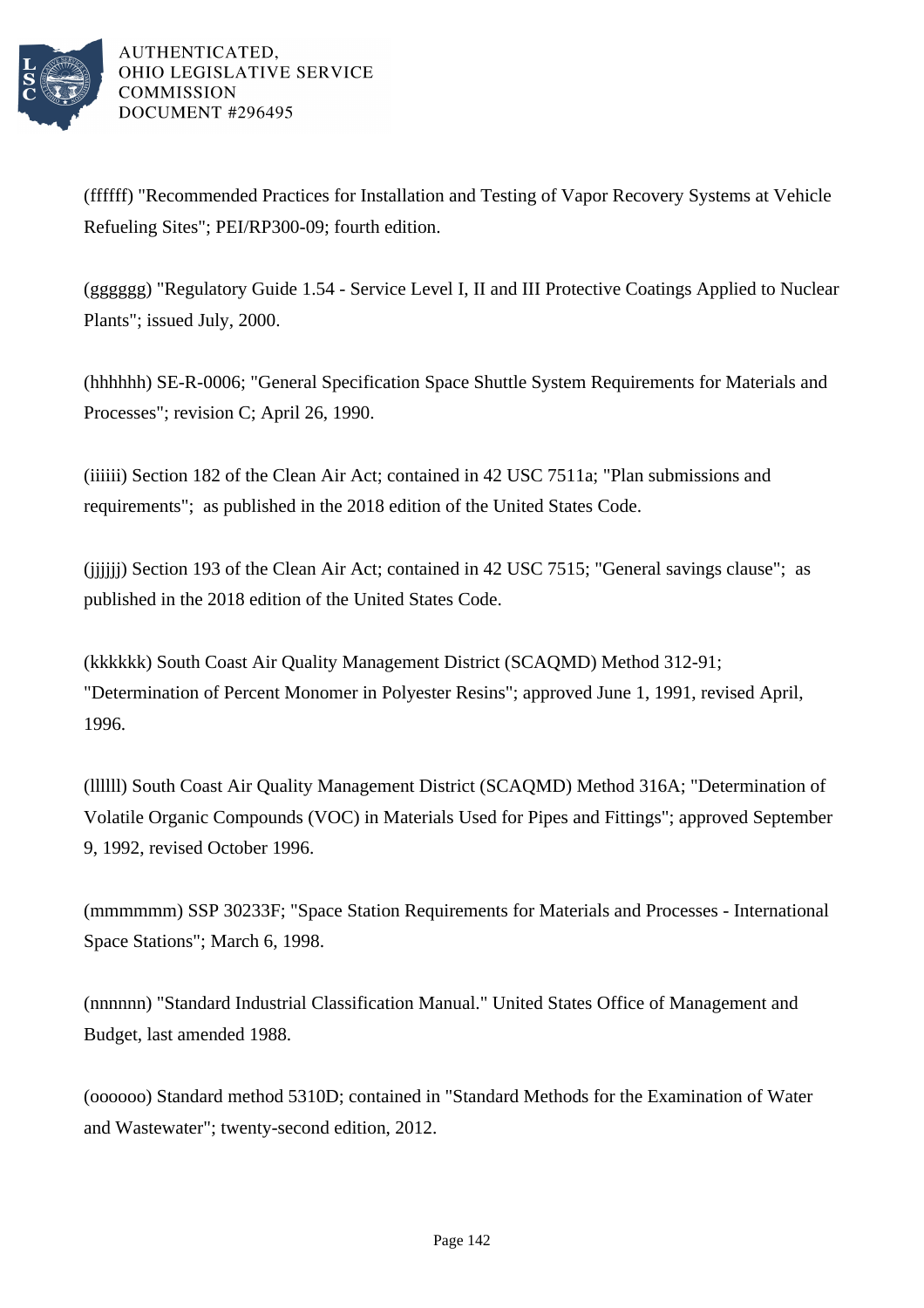(ffffff) "Recommended Practices for Installation and Testing of Vapor Recovery Systems at Vehicle Refueling Sites"; PEI/RP300-09; fourth edition.

(gggggg) "Regulatory Guide 1.54 - Service Level I, II and III Protective Coatings Applied to Nuclear Plants"; issued July, 2000.

(hhhhhh) SE-R-0006; "General Specification Space Shuttle System Requirements for Materials and Processes"; revision C; April 26, 1990.

(iiiiii) Section 182 of the Clean Air Act; contained in 42 USC 7511a; "Plan submissions and requirements"; as published in the 2018 edition of the United States Code.

(jjjjjj) Section 193 of the Clean Air Act; contained in 42 USC 7515; "General savings clause"; as published in the 2018 edition of the United States Code.

(kkkkkk) South Coast Air Quality Management District (SCAQMD) Method 312-91; "Determination of Percent Monomer in Polyester Resins"; approved June 1, 1991, revised April, 1996.

(llllll) South Coast Air Quality Management District (SCAQMD) Method 316A; "Determination of Volatile Organic Compounds (VOC) in Materials Used for Pipes and Fittings"; approved September 9, 1992, revised October 1996.

(mmmmmm) SSP 30233F; "Space Station Requirements for Materials and Processes - International Space Stations"; March 6, 1998.

(nnnnnn) "Standard Industrial Classification Manual." United States Office of Management and Budget, last amended 1988.

(oooooo) Standard method 5310D; contained in "Standard Methods for the Examination of Water and Wastewater"; twenty-second edition, 2012.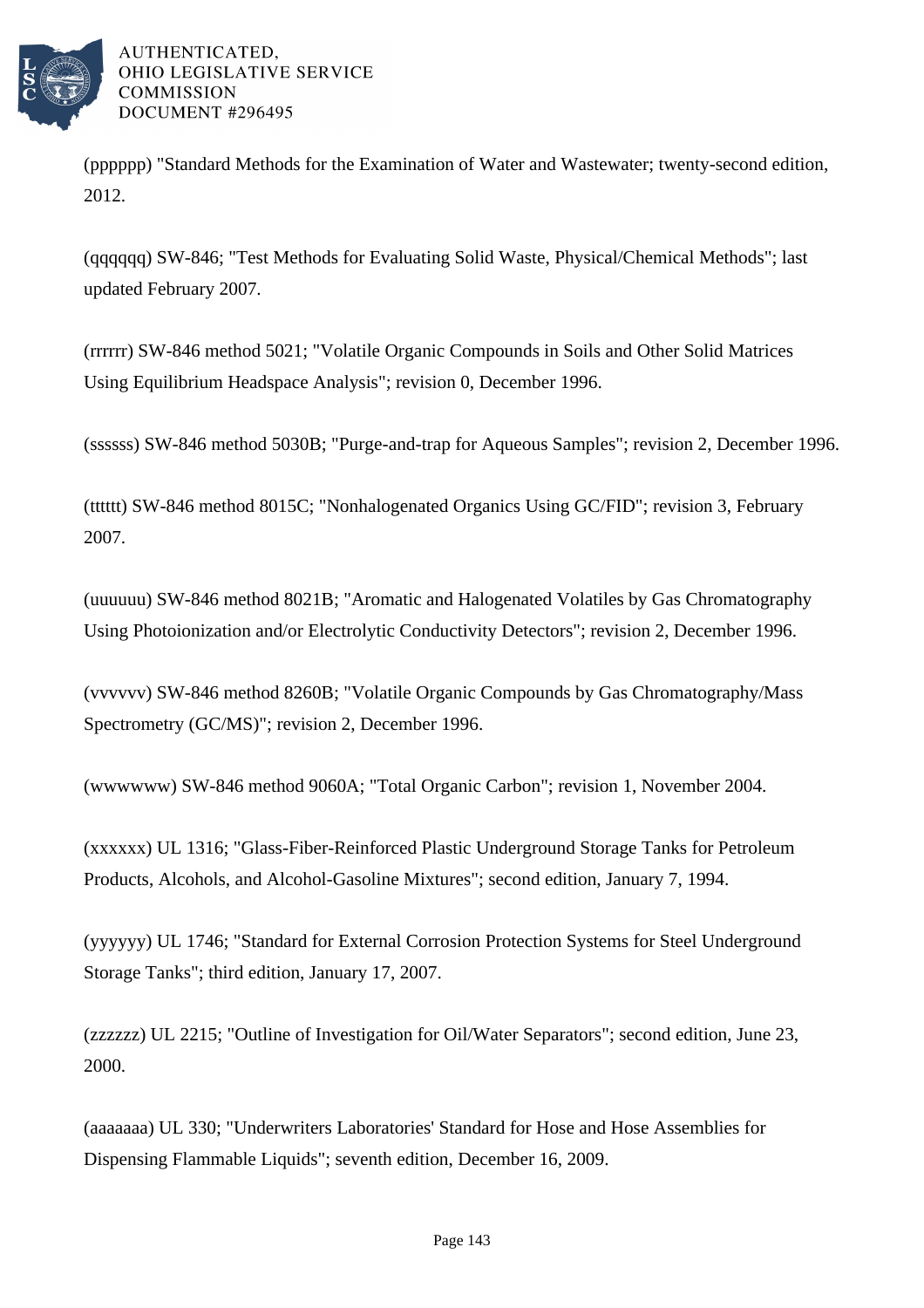(pppppp) "Standard Methods for the Examination of Water and Wastewater; twenty-second edition, 2012.

(qqqqqq) SW-846; "Test Methods for Evaluating Solid Waste, Physical/Chemical Methods"; last updated February 2007.

(rrrrrr) SW-846 method 5021; "Volatile Organic Compounds in Soils and Other Solid Matrices Using Equilibrium Headspace Analysis"; revision 0, December 1996.

(ssssss) SW-846 method 5030B; "Purge-and-trap for Aqueous Samples"; revision 2, December 1996.

(tttttt) SW-846 method 8015C; "Nonhalogenated Organics Using GC/FID"; revision 3, February 2007.

(uuuuuu) SW-846 method 8021B; "Aromatic and Halogenated Volatiles by Gas Chromatography Using Photoionization and/or Electrolytic Conductivity Detectors"; revision 2, December 1996.

(vvvvvv) SW-846 method 8260B; "Volatile Organic Compounds by Gas Chromatography/Mass Spectrometry (GC/MS)"; revision 2, December 1996.

(wwwwww) SW-846 method 9060A; "Total Organic Carbon"; revision 1, November 2004.

(xxxxxx) UL 1316; "Glass-Fiber-Reinforced Plastic Underground Storage Tanks for Petroleum Products, Alcohols, and Alcohol-Gasoline Mixtures"; second edition, January 7, 1994.

(yyyyyy) UL 1746; "Standard for External Corrosion Protection Systems for Steel Underground Storage Tanks"; third edition, January 17, 2007.

(zzzzzz) UL 2215; "Outline of Investigation for Oil/Water Separators"; second edition, June 23, 2000.

(aaaaaaa) UL 330; "Underwriters Laboratories' Standard for Hose and Hose Assemblies for Dispensing Flammable Liquids"; seventh edition, December 16, 2009.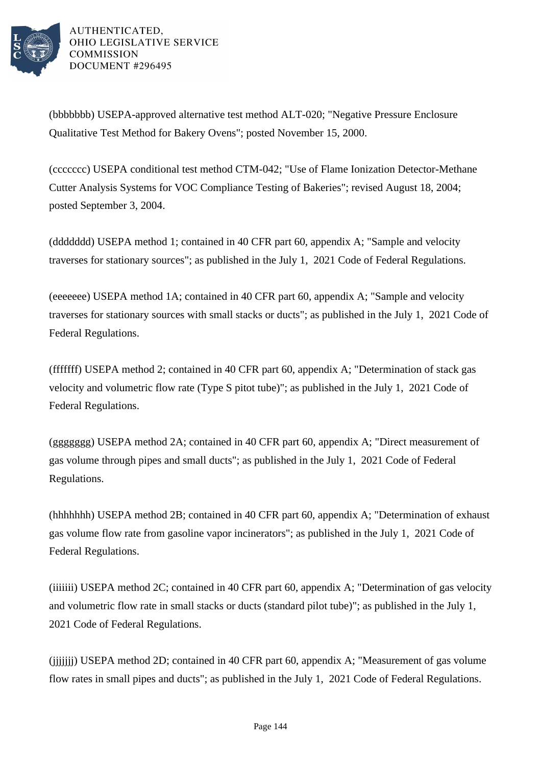(bbbbbbb) USEPA-approved alternative test method ALT-020; "Negative Pressure Enclosure Qualitative Test Method for Bakery Ovens"; posted November 15, 2000.

(ccccccc) USEPA conditional test method CTM-042; "Use of Flame Ionization Detector-Methane Cutter Analysis Systems for VOC Compliance Testing of Bakeries"; revised August 18, 2004; posted September 3, 2004.

(ddddddd) USEPA method 1; contained in 40 CFR part 60, appendix A; "Sample and velocity traverses for stationary sources"; as published in the July 1, 2021 Code of Federal Regulations.

(eeeeeee) USEPA method 1A; contained in 40 CFR part 60, appendix A; "Sample and velocity traverses for stationary sources with small stacks or ducts"; as published in the July 1, 2021 Code of Federal Regulations.

(fffffff) USEPA method 2; contained in 40 CFR part 60, appendix A; "Determination of stack gas velocity and volumetric flow rate (Type S pitot tube)"; as published in the July 1, 2021 Code of Federal Regulations.

(ggggggg) USEPA method 2A; contained in 40 CFR part 60, appendix A; "Direct measurement of gas volume through pipes and small ducts"; as published in the July 1, 2021 Code of Federal Regulations.

(hhhhhhh) USEPA method 2B; contained in 40 CFR part 60, appendix A; "Determination of exhaust gas volume flow rate from gasoline vapor incinerators"; as published in the July 1, 2021 Code of Federal Regulations.

(iiiiiii) USEPA method 2C; contained in 40 CFR part 60, appendix A; "Determination of gas velocity and volumetric flow rate in small stacks or ducts (standard pilot tube)"; as published in the July 1, 2021 Code of Federal Regulations.

(jjjjjjj) USEPA method 2D; contained in 40 CFR part 60, appendix A; "Measurement of gas volume flow rates in small pipes and ducts"; as published in the July 1, 2021 Code of Federal Regulations.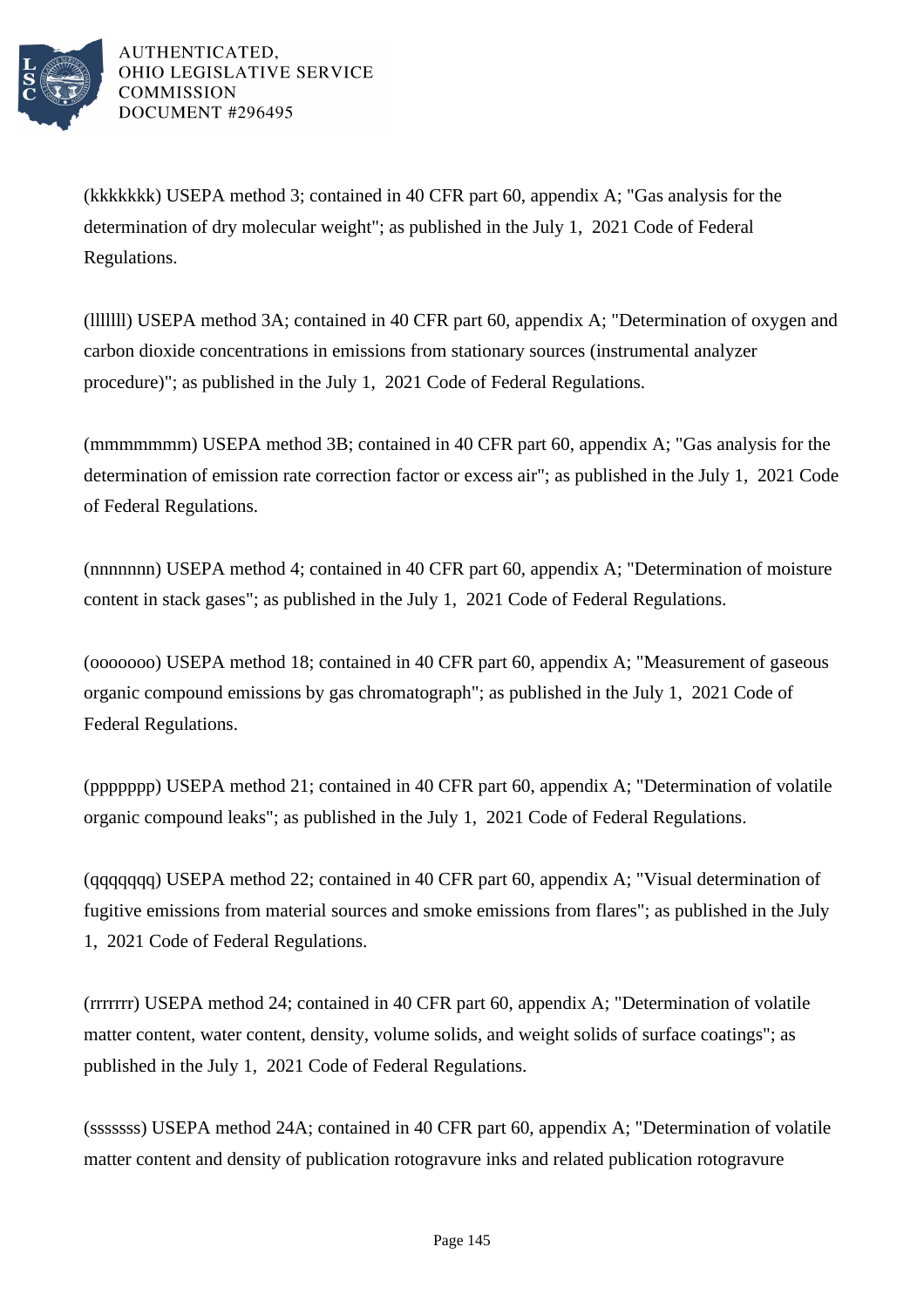(kkkkkkk) USEPA method 3; contained in 40 CFR part 60, appendix A; "Gas analysis for the determination of dry molecular weight"; as published in the July 1, 2021 Code of Federal Regulations.

(lllllll) USEPA method 3A; contained in 40 CFR part 60, appendix A; "Determination of oxygen and carbon dioxide concentrations in emissions from stationary sources (instrumental analyzer procedure)"; as published in the July 1, 2021 Code of Federal Regulations.

(mmmmmmm) USEPA method 3B; contained in 40 CFR part 60, appendix A; "Gas analysis for the determination of emission rate correction factor or excess air"; as published in the July 1, 2021 Code of Federal Regulations.

(nnnnnnn) USEPA method 4; contained in 40 CFR part 60, appendix A; "Determination of moisture content in stack gases"; as published in the July 1, 2021 Code of Federal Regulations.

(ooooooo) USEPA method 18; contained in 40 CFR part 60, appendix A; "Measurement of gaseous organic compound emissions by gas chromatograph"; as published in the July 1, 2021 Code of Federal Regulations.

(ppppppp) USEPA method 21; contained in 40 CFR part 60, appendix A; "Determination of volatile organic compound leaks"; as published in the July 1, 2021 Code of Federal Regulations.

(qqqqqqq) USEPA method 22; contained in 40 CFR part 60, appendix A; "Visual determination of fugitive emissions from material sources and smoke emissions from flares"; as published in the July 1, 2021 Code of Federal Regulations.

(rrrrrrr) USEPA method 24; contained in 40 CFR part 60, appendix A; "Determination of volatile matter content, water content, density, volume solids, and weight solids of surface coatings"; as published in the July 1, 2021 Code of Federal Regulations.

(sssssss) USEPA method 24A; contained in 40 CFR part 60, appendix A; "Determination of volatile matter content and density of publication rotogravure inks and related publication rotogravure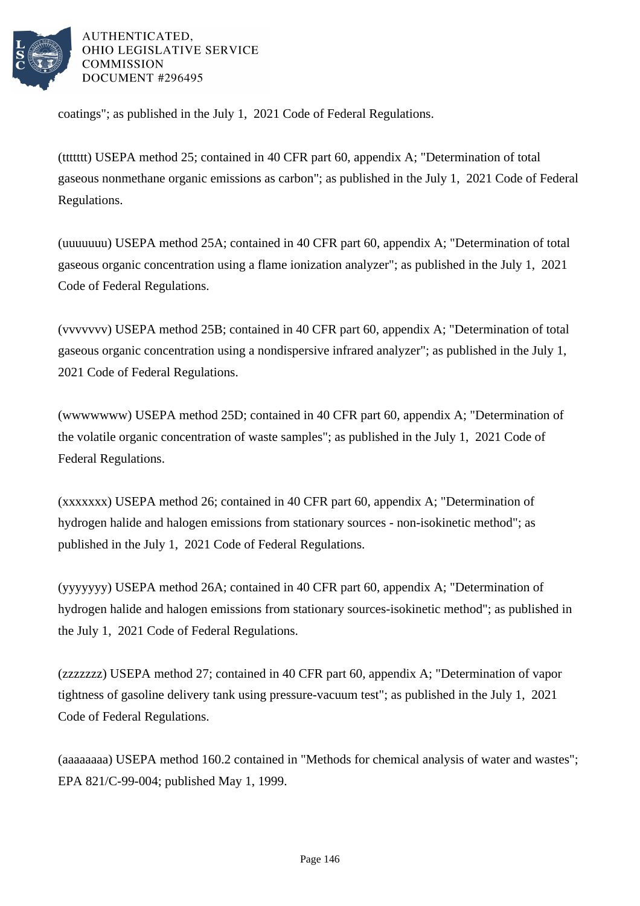coatings"; as published in the July 1, 2021 Code of Federal Regulations.

(ttttttt) USEPA method 25; contained in 40 CFR part 60, appendix A; "Determination of total gaseous nonmethane organic emissions as carbon"; as published in the July 1, 2021 Code of Federal Regulations.

(uuuuuuu) USEPA method 25A; contained in 40 CFR part 60, appendix A; "Determination of total gaseous organic concentration using a flame ionization analyzer"; as published in the July 1, 2021 Code of Federal Regulations.

(vvvvvvv) USEPA method 25B; contained in 40 CFR part 60, appendix A; "Determination of total gaseous organic concentration using a nondispersive infrared analyzer"; as published in the July 1, 2021 Code of Federal Regulations.

(wwwwwww) USEPA method 25D; contained in 40 CFR part 60, appendix A; "Determination of the volatile organic concentration of waste samples"; as published in the July 1, 2021 Code of Federal Regulations.

(xxxxxxx) USEPA method 26; contained in 40 CFR part 60, appendix A; "Determination of hydrogen halide and halogen emissions from stationary sources - non-isokinetic method"; as published in the July 1, 2021 Code of Federal Regulations.

(yyyyyyy) USEPA method 26A; contained in 40 CFR part 60, appendix A; "Determination of hydrogen halide and halogen emissions from stationary sources-isokinetic method"; as published in the July 1, 2021 Code of Federal Regulations.

(zzzzzzz) USEPA method 27; contained in 40 CFR part 60, appendix A; "Determination of vapor tightness of gasoline delivery tank using pressure-vacuum test"; as published in the July 1, 2021 Code of Federal Regulations.

(aaaaaaaa) USEPA method 160.2 contained in "Methods for chemical analysis of water and wastes"; EPA 821/C-99-004; published May 1, 1999.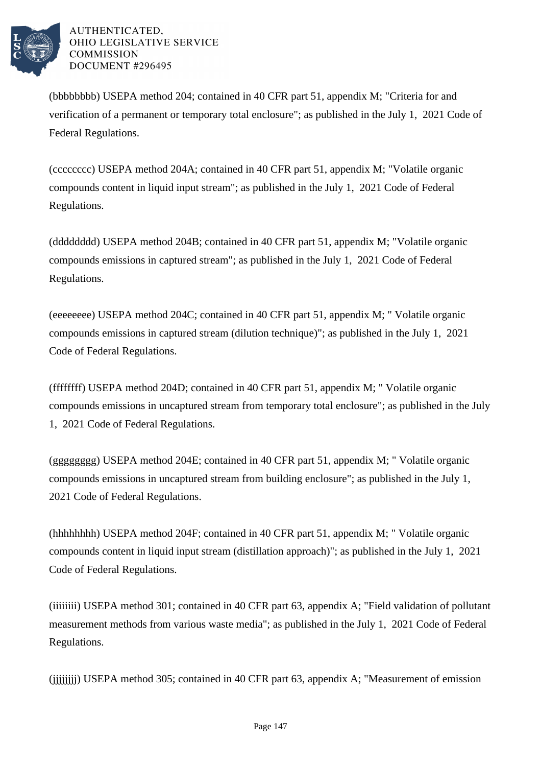(bbbbbbbb) USEPA method 204; contained in 40 CFR part 51, appendix M; "Criteria for and verification of a permanent or temporary total enclosure"; as published in the July 1, 2021 Code of Federal Regulations.

(cccccccc) USEPA method 204A; contained in 40 CFR part 51, appendix M; "Volatile organic compounds content in liquid input stream"; as published in the July 1, 2021 Code of Federal Regulations.

(dddddddd) USEPA method 204B; contained in 40 CFR part 51, appendix M; "Volatile organic compounds emissions in captured stream"; as published in the July 1, 2021 Code of Federal Regulations.

(eeeeeeee) USEPA method 204C; contained in 40 CFR part 51, appendix M; " Volatile organic compounds emissions in captured stream (dilution technique)"; as published in the July 1, 2021 Code of Federal Regulations.

(ffffffff) USEPA method 204D; contained in 40 CFR part 51, appendix M; " Volatile organic compounds emissions in uncaptured stream from temporary total enclosure"; as published in the July 1, 2021 Code of Federal Regulations.

(gggggggg) USEPA method 204E; contained in 40 CFR part 51, appendix M; " Volatile organic compounds emissions in uncaptured stream from building enclosure"; as published in the July 1, 2021 Code of Federal Regulations.

(hhhhhhhh) USEPA method 204F; contained in 40 CFR part 51, appendix M; " Volatile organic compounds content in liquid input stream (distillation approach)"; as published in the July 1, 2021 Code of Federal Regulations.

(iiiiiiii) USEPA method 301; contained in 40 CFR part 63, appendix A; "Field validation of pollutant measurement methods from various waste media"; as published in the July 1, 2021 Code of Federal Regulations.

(jjjjjjjj) USEPA method 305; contained in 40 CFR part 63, appendix A; "Measurement of emission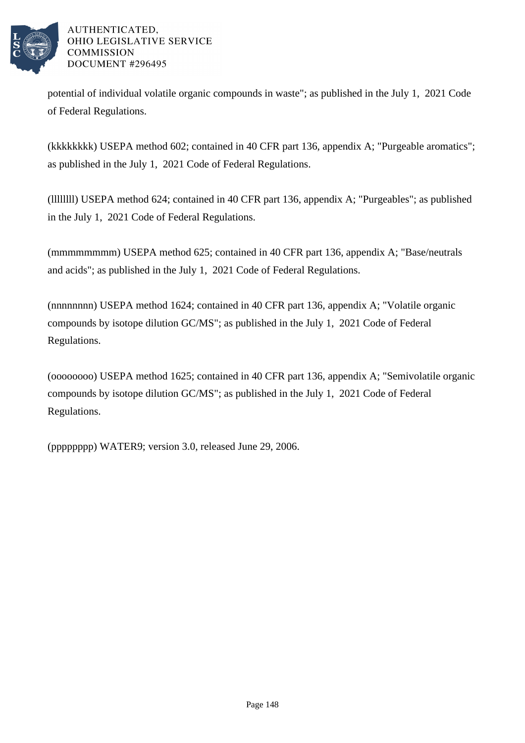potential of individual volatile organic compounds in waste"; as published in the July 1, 2021 Code of Federal Regulations.

(kkkkkkkk) USEPA method 602; contained in 40 CFR part 136, appendix A; "Purgeable aromatics"; as published in the July 1, 2021 Code of Federal Regulations.

(llllllll) USEPA method 624; contained in 40 CFR part 136, appendix A; "Purgeables"; as published in the July 1, 2021 Code of Federal Regulations.

(mmmmmmmm) USEPA method 625; contained in 40 CFR part 136, appendix A; "Base/neutrals and acids"; as published in the July 1, 2021 Code of Federal Regulations.

(nnnnnnnn) USEPA method 1624; contained in 40 CFR part 136, appendix A; "Volatile organic compounds by isotope dilution GC/MS"; as published in the July 1, 2021 Code of Federal Regulations.

(oooooooo) USEPA method 1625; contained in 40 CFR part 136, appendix A; "Semivolatile organic compounds by isotope dilution GC/MS"; as published in the July 1, 2021 Code of Federal Regulations.

(pppppppp) WATER9; version 3.0, released June 29, 2006.